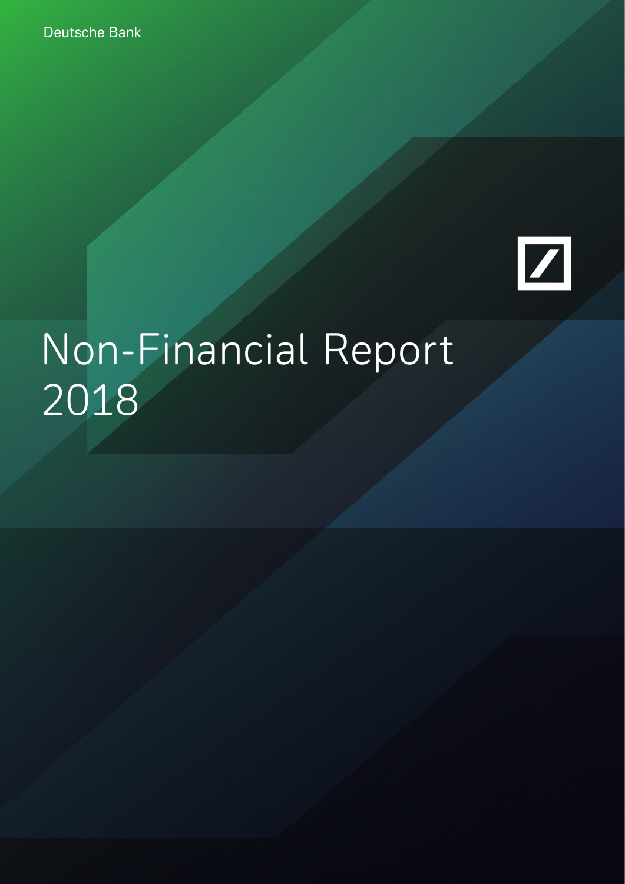Deutsche Bank

# Non-Financial Report 2018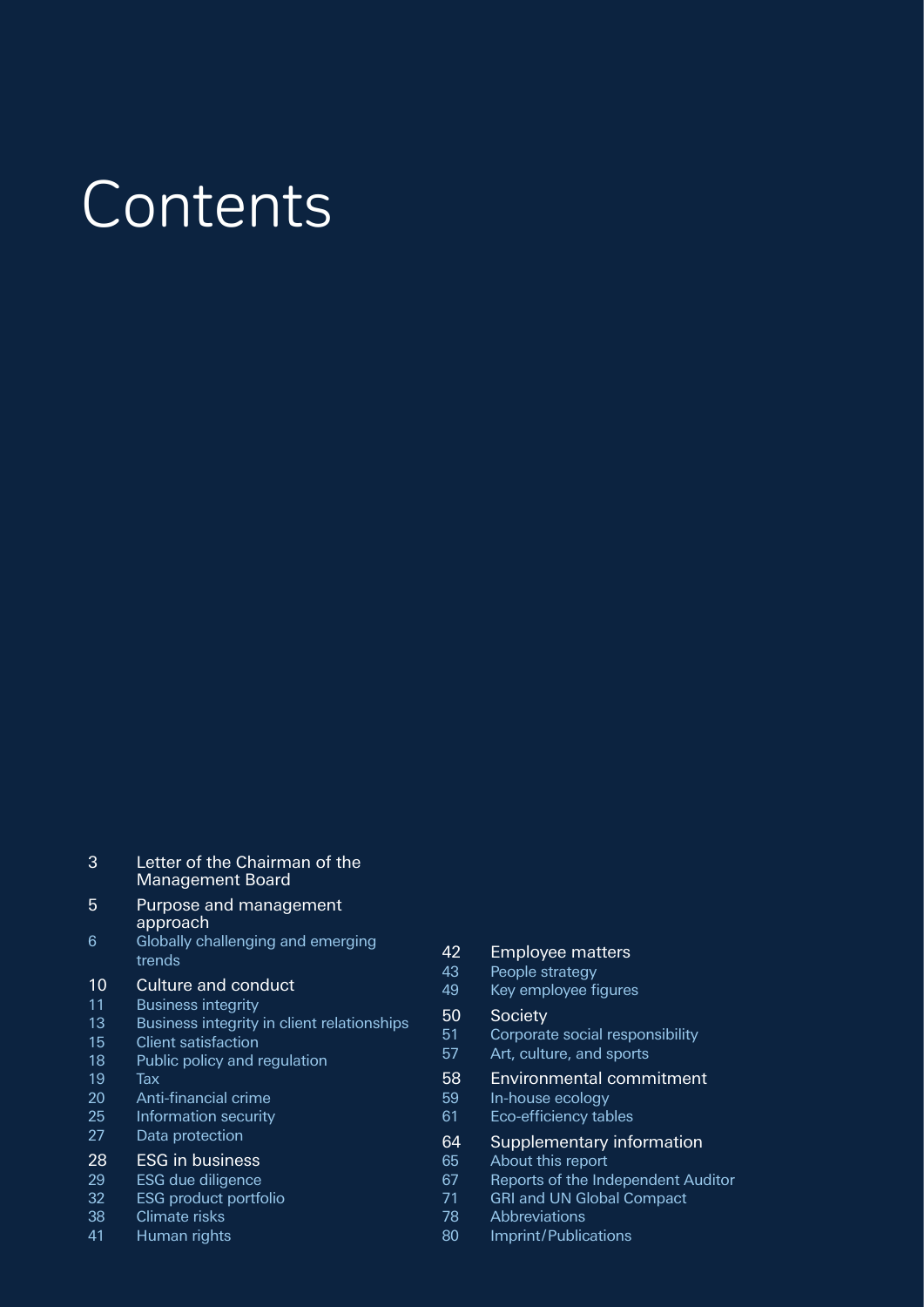# Contents

3 Letter of the Chairman of the Management Board

5 Purpose and management approach
6 Globally challenging and emerging trends

10 Culture and conduct
11 Business integrity
13 Business integrity in client relationships
15 Client satisfaction
18 Public policy and regulation
19 Tax
20 Anti-financial crime
25 Information security
27 Data protection

28 ESG in business
29 ESG due diligence
32 ESG product portfolio
38 Climate risks
41 Human rights

42 Employee matters
43 People strategy
49 Key employee figures

50 Society
51 Corporate social responsibility
57 Art, culture, and sports

58 Environmental commitment
59 In-house ecology
61 Eco-efficiency tables

64 Supplementary information
65 About this report
67 Reports of the Independent Auditor
71 GRI and UN Global Compact
78 Abbreviations
80 Imprint/Publications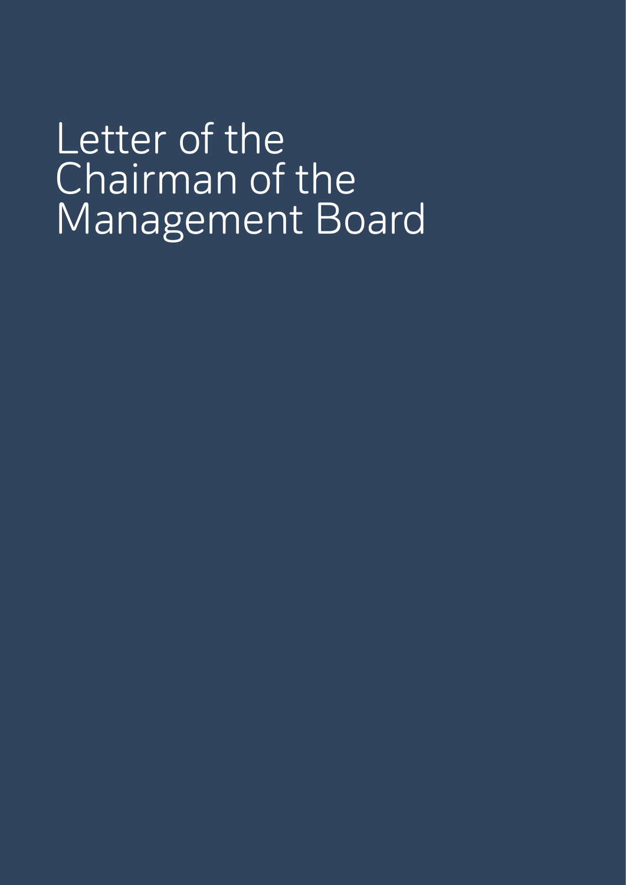# Letter of the Chairman of the Management Board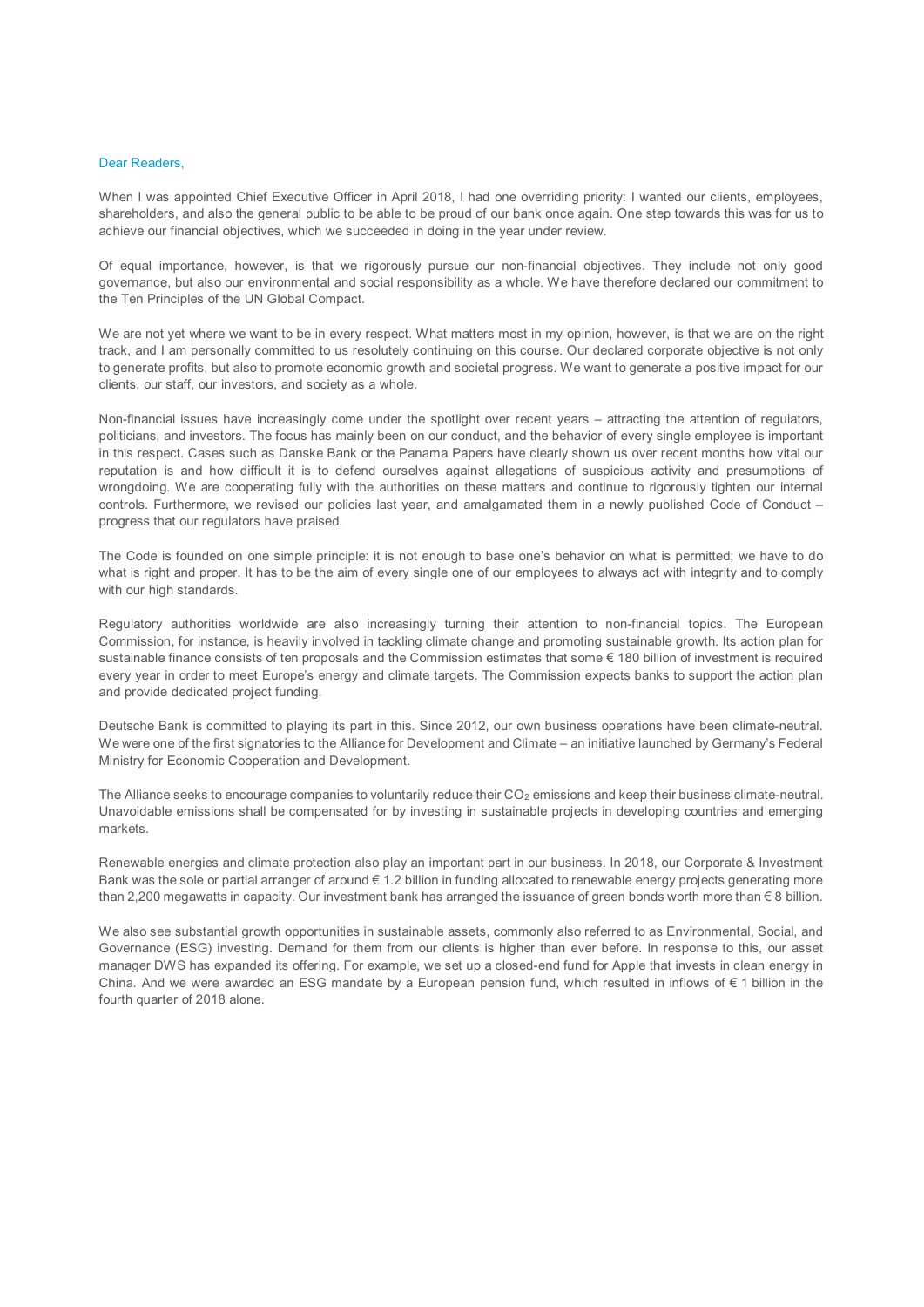Dear Readers,

When I was appointed Chief Executive Officer in April 2018, I had one overriding priority: I wanted our clients, employees, shareholders, and also the general public to be able to be proud of our bank once again. One step towards this was for us to achieve our financial objectives, which we succeeded in doing in the year under review.

Of equal importance, however, is that we rigorously pursue our non-financial objectives. They include not only good governance, but also our environmental and social responsibility as a whole. We have therefore declared our commitment to the Ten Principles of the UN Global Compact.

We are not yet where we want to be in every respect. What matters most in my opinion, however, is that we are on the right track, and I am personally committed to us resolutely continuing on this course. Our declared corporate objective is not only to generate profits, but also to promote economic growth and societal progress. We want to generate a positive impact for our clients, our staff, our investors, and society as a whole.

Non-financial issues have increasingly come under the spotlight over recent years – attracting the attention of regulators, politicians, and investors. The focus has mainly been on our conduct, and the behavior of every single employee is important in this respect. Cases such as Danske Bank or the Panama Papers have clearly shown us over recent months how vital our reputation is and how difficult it is to defend ourselves against allegations of suspicious activity and presumptions of wrongdoing. We are cooperating fully with the authorities on these matters and continue to rigorously tighten our internal controls. Furthermore, we revised our policies last year, and amalgamated them in a newly published Code of Conduct – progress that our regulators have praised.

The Code is founded on one simple principle: it is not enough to base one's behavior on what is permitted; we have to do what is right and proper. It has to be the aim of every single one of our employees to always act with integrity and to comply with our high standards.

Regulatory authorities worldwide are also increasingly turning their attention to non-financial topics. The European Commission, for instance, is heavily involved in tackling climate change and promoting sustainable growth. Its action plan for sustainable finance consists of ten proposals and the Commission estimates that some € 180 billion of investment is required every year in order to meet Europe's energy and climate targets. The Commission expects banks to support the action plan and provide dedicated project funding.

Deutsche Bank is committed to playing its part in this. Since 2012, our own business operations have been climate-neutral. We were one of the first signatories to the Alliance for Development and Climate – an initiative launched by Germany's Federal Ministry for Economic Cooperation and Development.

The Alliance seeks to encourage companies to voluntarily reduce their $CO_2$ emissions and keep their business climate-neutral. Unavoidable emissions shall be compensated for by investing in sustainable projects in developing countries and emerging markets.

Renewable energies and climate protection also play an important part in our business. In 2018, our Corporate & Investment Bank was the sole or partial arranger of around € 1.2 billion in funding allocated to renewable energy projects generating more than 2,200 megawatts in capacity. Our investment bank has arranged the issuance of green bonds worth more than € 8 billion.

We also see substantial growth opportunities in sustainable assets, commonly also referred to as Environmental, Social, and Governance (ESG) investing. Demand for them from our clients is higher than ever before. In response to this, our asset manager DWS has expanded its offering. For example, we set up a closed-end fund for Apple that invests in clean energy in China. And we were awarded an ESG mandate by a European pension fund, which resulted in inflows of € 1 billion in the fourth quarter of 2018 alone.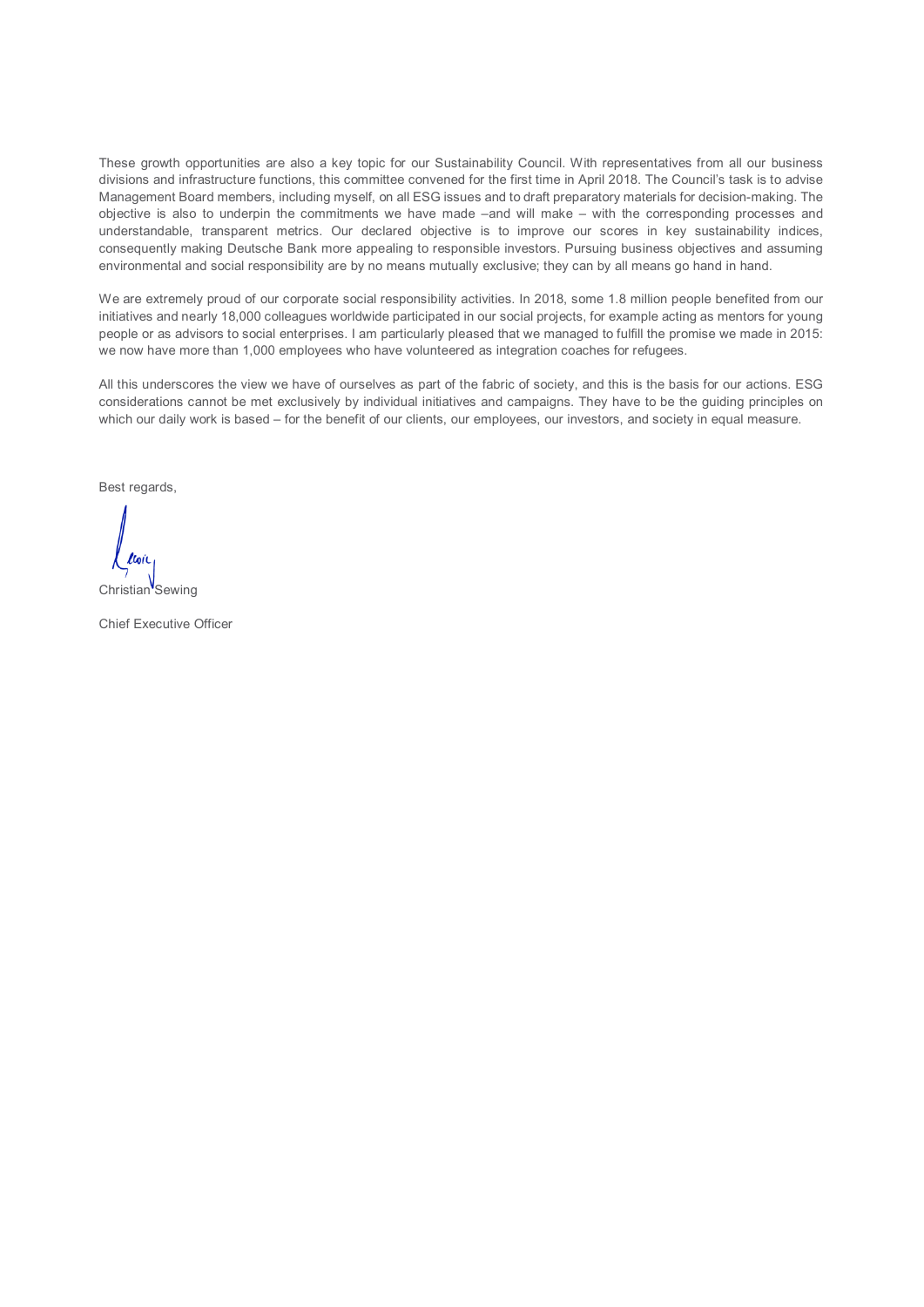These growth opportunities are also a key topic for our Sustainability Council. With representatives from all our business divisions and infrastructure functions, this committee convened for the first time in April 2018. The Council's task is to advise Management Board members, including myself, on all ESG issues and to draft preparatory materials for decision-making. The objective is also to underpin the commitments we have made –and will make – with the corresponding processes and understandable, transparent metrics. Our declared objective is to improve our scores in key sustainability indices, consequently making Deutsche Bank more appealing to responsible investors. Pursuing business objectives and assuming environmental and social responsibility are by no means mutually exclusive; they can by all means go hand in hand.

We are extremely proud of our corporate social responsibility activities. In 2018, some 1.8 million people benefited from our initiatives and nearly 18,000 colleagues worldwide participated in our social projects, for example acting as mentors for young people or as advisors to social enterprises. I am particularly pleased that we managed to fulfill the promise we made in 2015: we now have more than 1,000 employees who have volunteered as integration coaches for refugees.

All this underscores the view we have of ourselves as part of the fabric of society, and this is the basis for our actions. ESG considerations cannot be met exclusively by individual initiatives and campaigns. They have to be the guiding principles on which our daily work is based – for the benefit of our clients, our employees, our investors, and society in equal measure.

Best regards,

Christian Sewing

Chief Executive Officer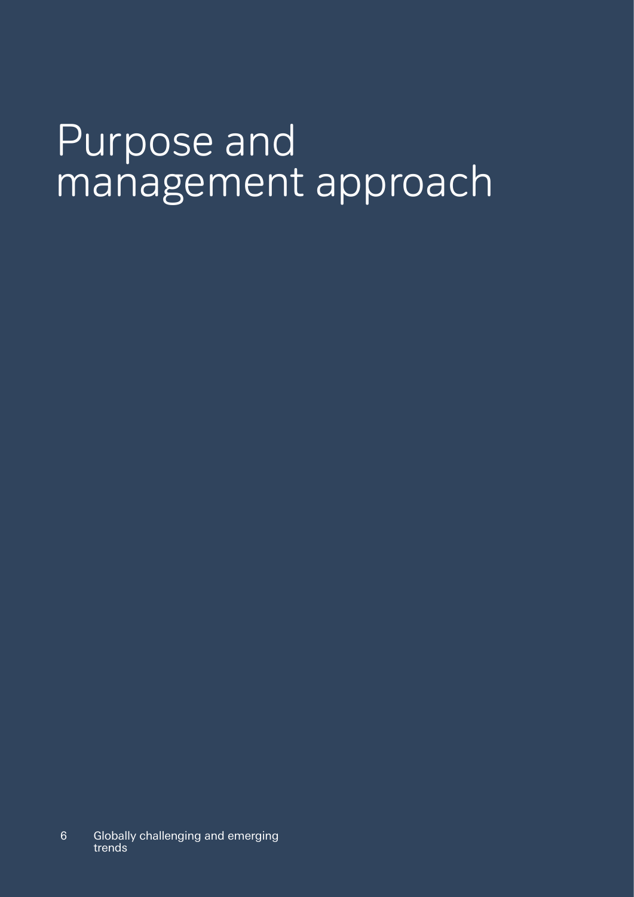# Purpose and management approach

6 Globally challenging and emerging trends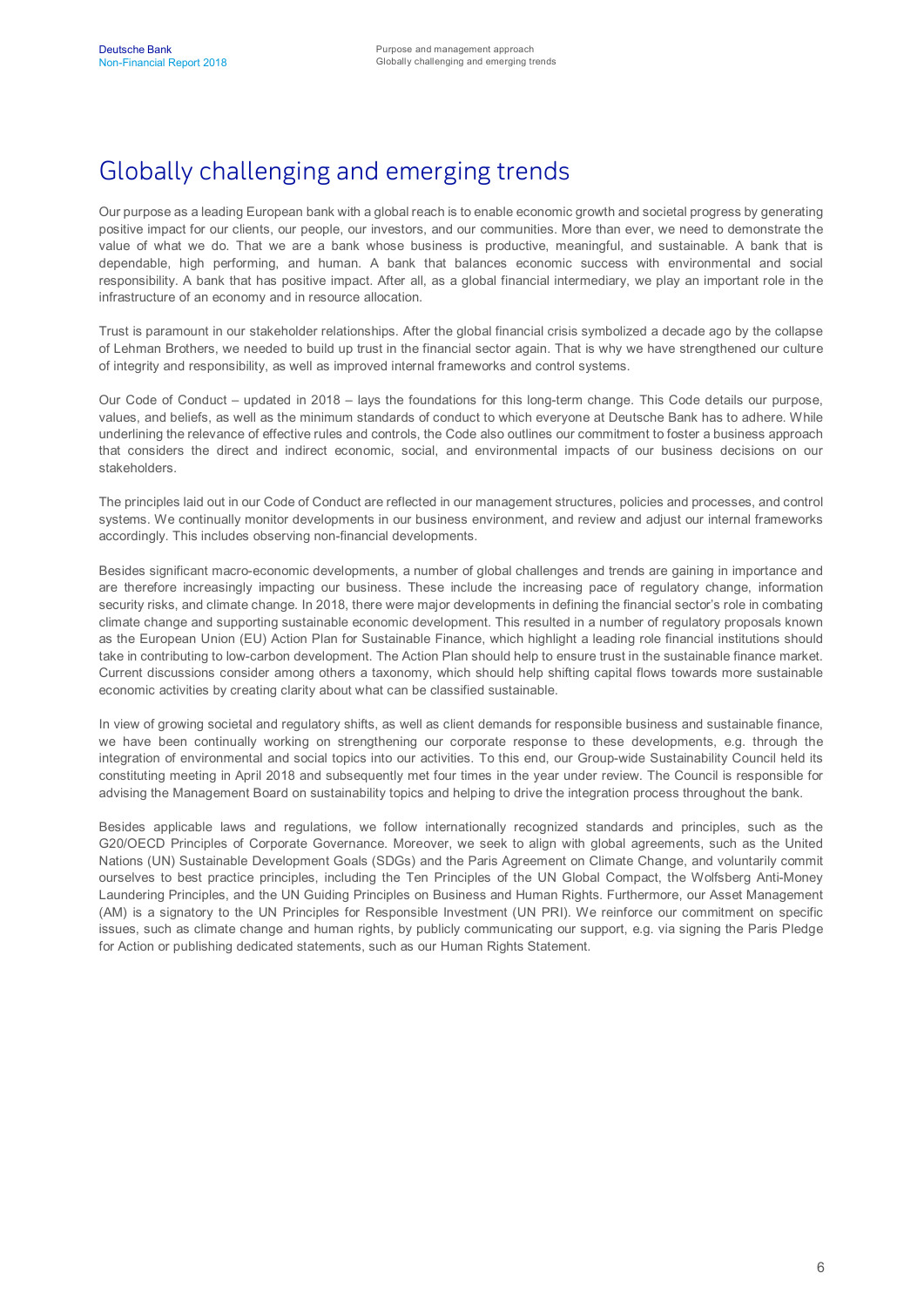# Globally challenging and emerging trends

Our purpose as a leading European bank with a global reach is to enable economic growth and societal progress by generating positive impact for our clients, our people, our investors, and our communities. More than ever, we need to demonstrate the value of what we do. That we are a bank whose business is productive, meaningful, and sustainable. A bank that is dependable, high performing, and human. A bank that balances economic success with environmental and social responsibility. A bank that has positive impact. After all, as a global financial intermediary, we play an important role in the infrastructure of an economy and in resource allocation.

Trust is paramount in our stakeholder relationships. After the global financial crisis symbolized a decade ago by the collapse of Lehman Brothers, we needed to build up trust in the financial sector again. That is why we have strengthened our culture of integrity and responsibility, as well as improved internal frameworks and control systems.

Our Code of Conduct – updated in 2018 – lays the foundations for this long-term change. This Code details our purpose, values, and beliefs, as well as the minimum standards of conduct to which everyone at Deutsche Bank has to adhere. While underlining the relevance of effective rules and controls, the Code also outlines our commitment to foster a business approach that considers the direct and indirect economic, social, and environmental impacts of our business decisions on our stakeholders.

The principles laid out in our Code of Conduct are reflected in our management structures, policies and processes, and control systems. We continually monitor developments in our business environment, and review and adjust our internal frameworks accordingly. This includes observing non-financial developments.

Besides significant macro-economic developments, a number of global challenges and trends are gaining in importance and are therefore increasingly impacting our business. These include the increasing pace of regulatory change, information security risks, and climate change. In 2018, there were major developments in defining the financial sector's role in combating climate change and supporting sustainable economic development. This resulted in a number of regulatory proposals known as the European Union (EU) Action Plan for Sustainable Finance, which highlight a leading role financial institutions should take in contributing to low-carbon development. The Action Plan should help to ensure trust in the sustainable finance market. Current discussions consider among others a taxonomy, which should help shifting capital flows towards more sustainable economic activities by creating clarity about what can be classified sustainable.

In view of growing societal and regulatory shifts, as well as client demands for responsible business and sustainable finance, we have been continually working on strengthening our corporate response to these developments, e.g. through the integration of environmental and social topics into our activities. To this end, our Group-wide Sustainability Council held its constituting meeting in April 2018 and subsequently met four times in the year under review. The Council is responsible for advising the Management Board on sustainability topics and helping to drive the integration process throughout the bank.

Besides applicable laws and regulations, we follow internationally recognized standards and principles, such as the G20/OECD Principles of Corporate Governance. Moreover, we seek to align with global agreements, such as the United Nations (UN) Sustainable Development Goals (SDGs) and the Paris Agreement on Climate Change, and voluntarily commit ourselves to best practice principles, including the Ten Principles of the UN Global Compact, the Wolfsberg Anti-Money Laundering Principles, and the UN Guiding Principles on Business and Human Rights. Furthermore, our Asset Management (AM) is a signatory to the UN Principles for Responsible Investment (UN PRI). We reinforce our commitment on specific issues, such as climate change and human rights, by publicly communicating our support, e.g. via signing the Paris Pledge for Action or publishing dedicated statements, such as our Human Rights Statement.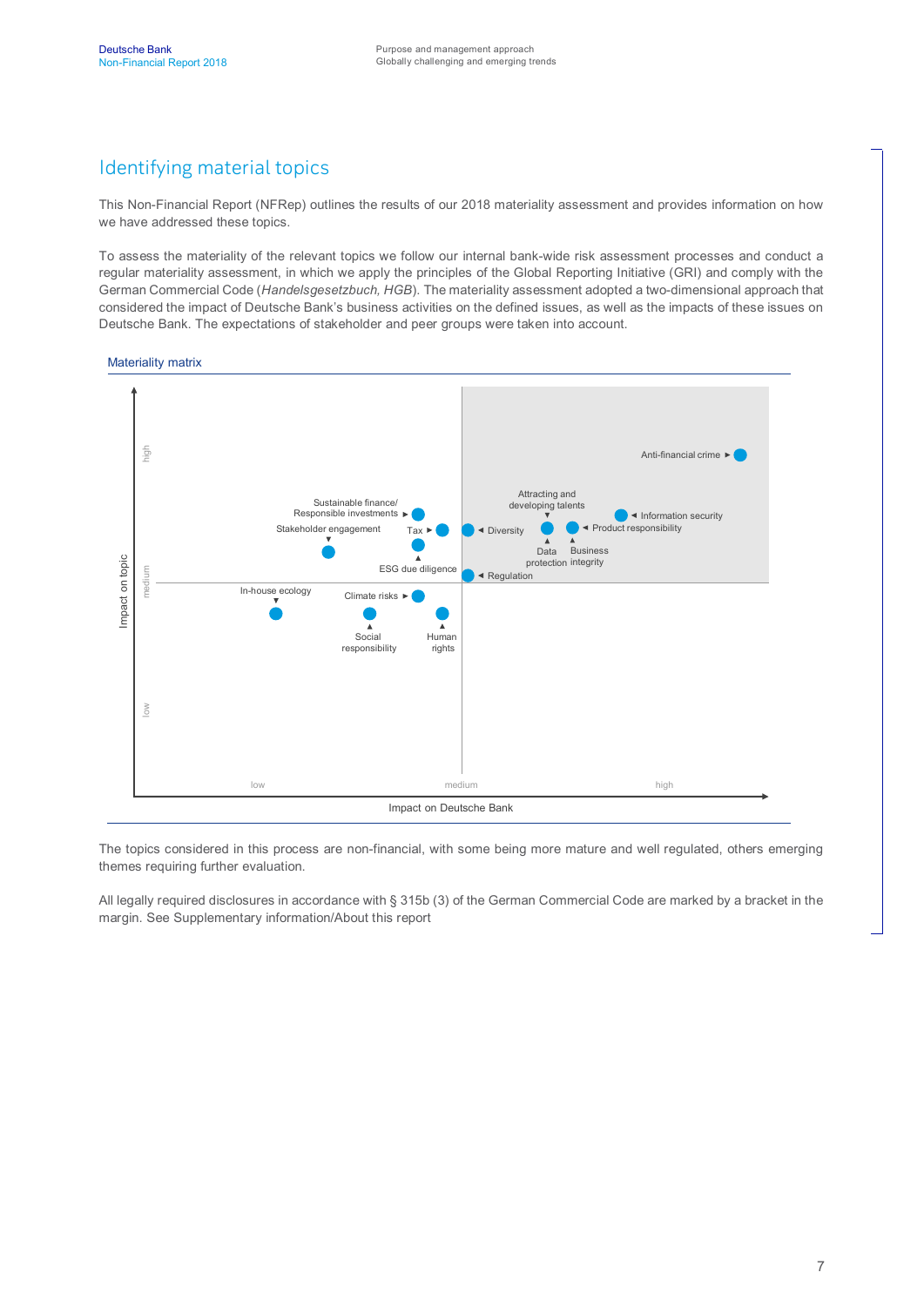## Identifying material topics

This Non-Financial Report (NFRep) outlines the results of our 2018 materiality assessment and provides information on how we have addressed these topics.

To assess the materiality of the relevant topics we follow our internal bank-wide risk assessment processes and conduct a regular materiality assessment, in which we apply the principles of the Global Reporting Initiative (GRI) and comply with the German Commercial Code (*Handelsgesetzbuch, HGB*). The materiality assessment adopted a two-dimensional approach that considered the impact of Deutsche Bank's business activities on the defined issues, as well as the impacts of these issues on Deutsche Bank. The expectations of stakeholder and peer groups were taken into account.

Materiality matrix

Impact on topic (vertical axis: low, medium, high)

Impact on Deutsche Bank (horizontal axis: low, medium, high)

Anti-financial crime

Attracting and developing talents

Information security

Product responsibility

Diversity

Data protection

Business integrity

Regulation

Sustainable finance/ Responsible investments

Tax

Stakeholder engagement

ESG due diligence

In-house ecology

Climate risks

Social responsibility

Human rights

The topics considered in this process are non-financial, with some being more mature and well regulated, others emerging themes requiring further evaluation.

All legally required disclosures in accordance with § 315b (3) of the German Commercial Code are marked by a bracket in the margin. See Supplementary information/About this report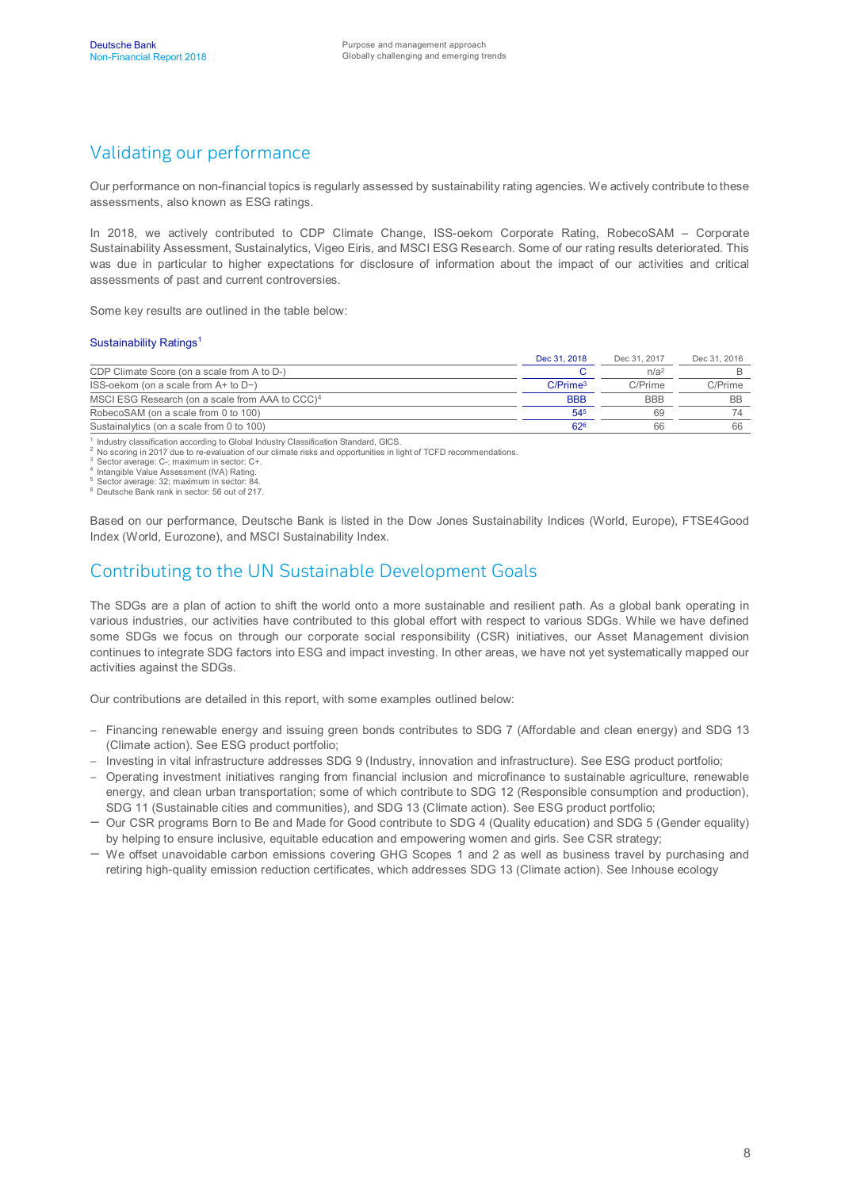## Validating our performance

Our performance on non-financial topics is regularly assessed by sustainability rating agencies. We actively contribute to these assessments, also known as ESG ratings.

In 2018, we actively contributed to CDP Climate Change, ISS-oekom Corporate Rating, RobecoSAM – Corporate Sustainability Assessment, Sustainalytics, Vigeo Eiris, and MSCI ESG Research. Some of our rating results deteriorated. This was due in particular to higher expectations for disclosure of information about the impact of our activities and critical assessments of past and current controversies.

Some key results are outlined in the table below:

Sustainability Ratings[1]

| | Dec 31, 2018 | Dec 31, 2017 | Dec 31, 2016 |
|---|---|---|---|
| CDP Climate Score (on a scale from A to D-) | C | n/a[2] | B |
| ISS-oekom (on a scale from A+ to D−) | C/Prime[3] | C/Prime | C/Prime |
| MSCI ESG Research (on a scale from AAA to CCC)[4] | BBB | BBB | BB |
| RobecoSAM (on a scale from 0 to 100) | 54[5] | 69 | 74 |
| Sustainalytics (on a scale from 0 to 100) | 62[6] | 66 | 66 |

[1] Industry classification according to Global Industry Classification Standard, GICS.
[2] No scoring in 2017 due to re-evaluation of our climate risks and opportunities in light of TCFD recommendations.
[3] Sector average: C-; maximum in sector: C+.
[4] Intangible Value Assessment (IVA) Rating.
[5] Sector average: 32; maximum in sector: 84.
[6] Deutsche Bank rank in sector: 56 out of 217.

Based on our performance, Deutsche Bank is listed in the Dow Jones Sustainability Indices (World, Europe), FTSE4Good Index (World, Eurozone), and MSCI Sustainability Index.

## Contributing to the UN Sustainable Development Goals

The SDGs are a plan of action to shift the world onto a more sustainable and resilient path. As a global bank operating in various industries, our activities have contributed to this global effort with respect to various SDGs. While we have defined some SDGs we focus on through our corporate social responsibility (CSR) initiatives, our Asset Management division continues to integrate SDG factors into ESG and impact investing. In other areas, we have not yet systematically mapped our activities against the SDGs.

Our contributions are detailed in this report, with some examples outlined below:

- Financing renewable energy and issuing green bonds contributes to SDG 7 (Affordable and clean energy) and SDG 13 (Climate action). See ESG product portfolio;
- Investing in vital infrastructure addresses SDG 9 (Industry, innovation and infrastructure). See ESG product portfolio;
- Operating investment initiatives ranging from financial inclusion and microfinance to sustainable agriculture, renewable energy, and clean urban transportation; some of which contribute to SDG 12 (Responsible consumption and production), SDG 11 (Sustainable cities and communities), and SDG 13 (Climate action). See ESG product portfolio;
- Our CSR programs Born to Be and Made for Good contribute to SDG 4 (Quality education) and SDG 5 (Gender equality) by helping to ensure inclusive, equitable education and empowering women and girls. See CSR strategy;
- We offset unavoidable carbon emissions covering GHG Scopes 1 and 2 as well as business travel by purchasing and retiring high-quality emission reduction certificates, which addresses SDG 13 (Climate action). See Inhouse ecology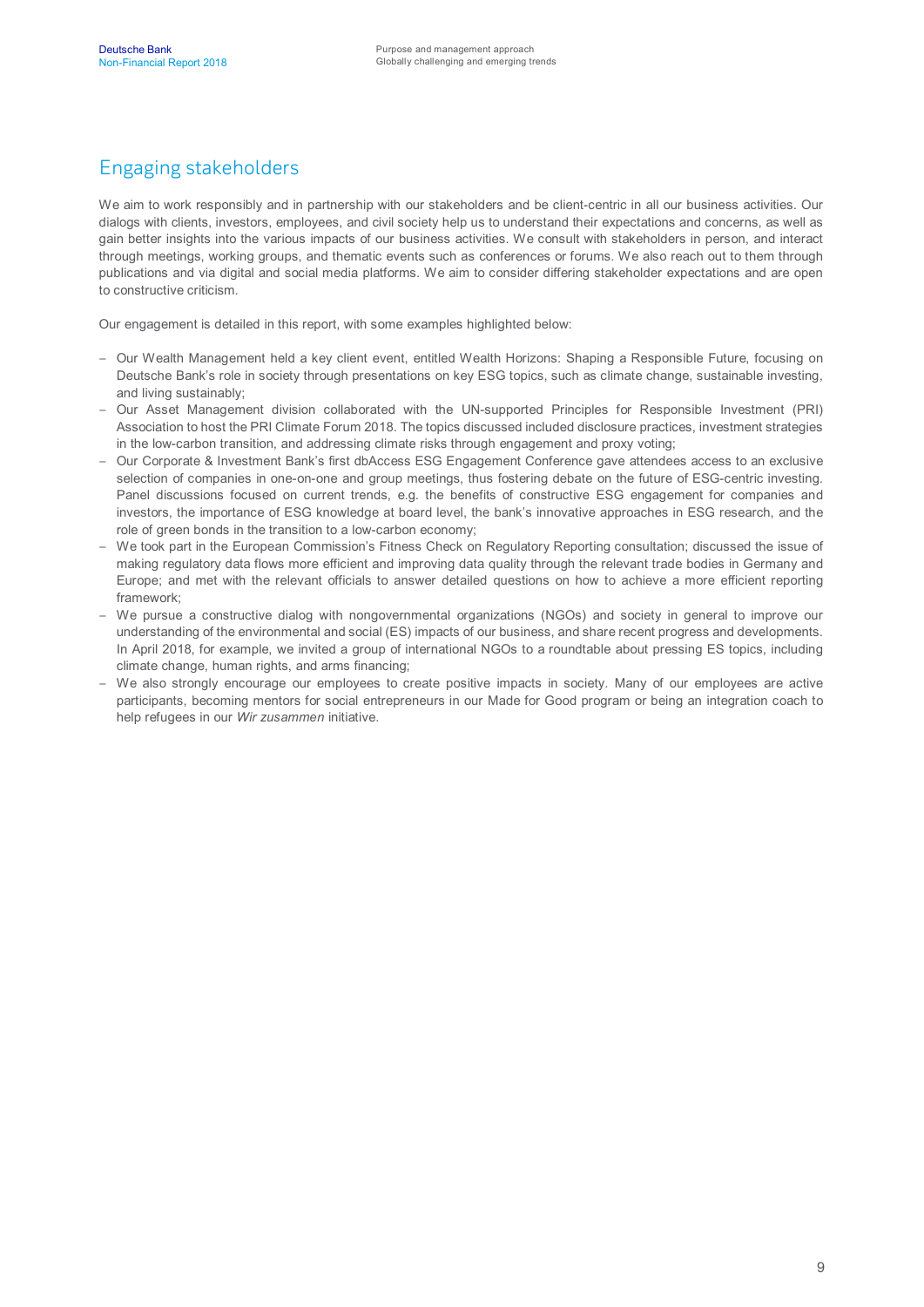## Engaging stakeholders

We aim to work responsibly and in partnership with our stakeholders and be client-centric in all our business activities. Our dialogs with clients, investors, employees, and civil society help us to understand their expectations and concerns, as well as gain better insights into the various impacts of our business activities. We consult with stakeholders in person, and interact through meetings, working groups, and thematic events such as conferences or forums. We also reach out to them through publications and via digital and social media platforms. We aim to consider differing stakeholder expectations and are open to constructive criticism.

Our engagement is detailed in this report, with some examples highlighted below:

- Our Wealth Management held a key client event, entitled Wealth Horizons: Shaping a Responsible Future, focusing on Deutsche Bank's role in society through presentations on key ESG topics, such as climate change, sustainable investing, and living sustainably;
- Our Asset Management division collaborated with the UN-supported Principles for Responsible Investment (PRI) Association to host the PRI Climate Forum 2018. The topics discussed included disclosure practices, investment strategies in the low-carbon transition, and addressing climate risks through engagement and proxy voting;
- Our Corporate & Investment Bank's first dbAccess ESG Engagement Conference gave attendees access to an exclusive selection of companies in one-on-one and group meetings, thus fostering debate on the future of ESG-centric investing. Panel discussions focused on current trends, e.g. the benefits of constructive ESG engagement for companies and investors, the importance of ESG knowledge at board level, the bank's innovative approaches in ESG research, and the role of green bonds in the transition to a low-carbon economy;
- We took part in the European Commission's Fitness Check on Regulatory Reporting consultation; discussed the issue of making regulatory data flows more efficient and improving data quality through the relevant trade bodies in Germany and Europe; and met with the relevant officials to answer detailed questions on how to achieve a more efficient reporting framework;
- We pursue a constructive dialog with nongovernmental organizations (NGOs) and society in general to improve our understanding of the environmental and social (ES) impacts of our business, and share recent progress and developments. In April 2018, for example, we invited a group of international NGOs to a roundtable about pressing ES topics, including climate change, human rights, and arms financing;
- We also strongly encourage our employees to create positive impacts in society. Many of our employees are active participants, becoming mentors for social entrepreneurs in our Made for Good program or being an integration coach to help refugees in our *Wir zusammen* initiative.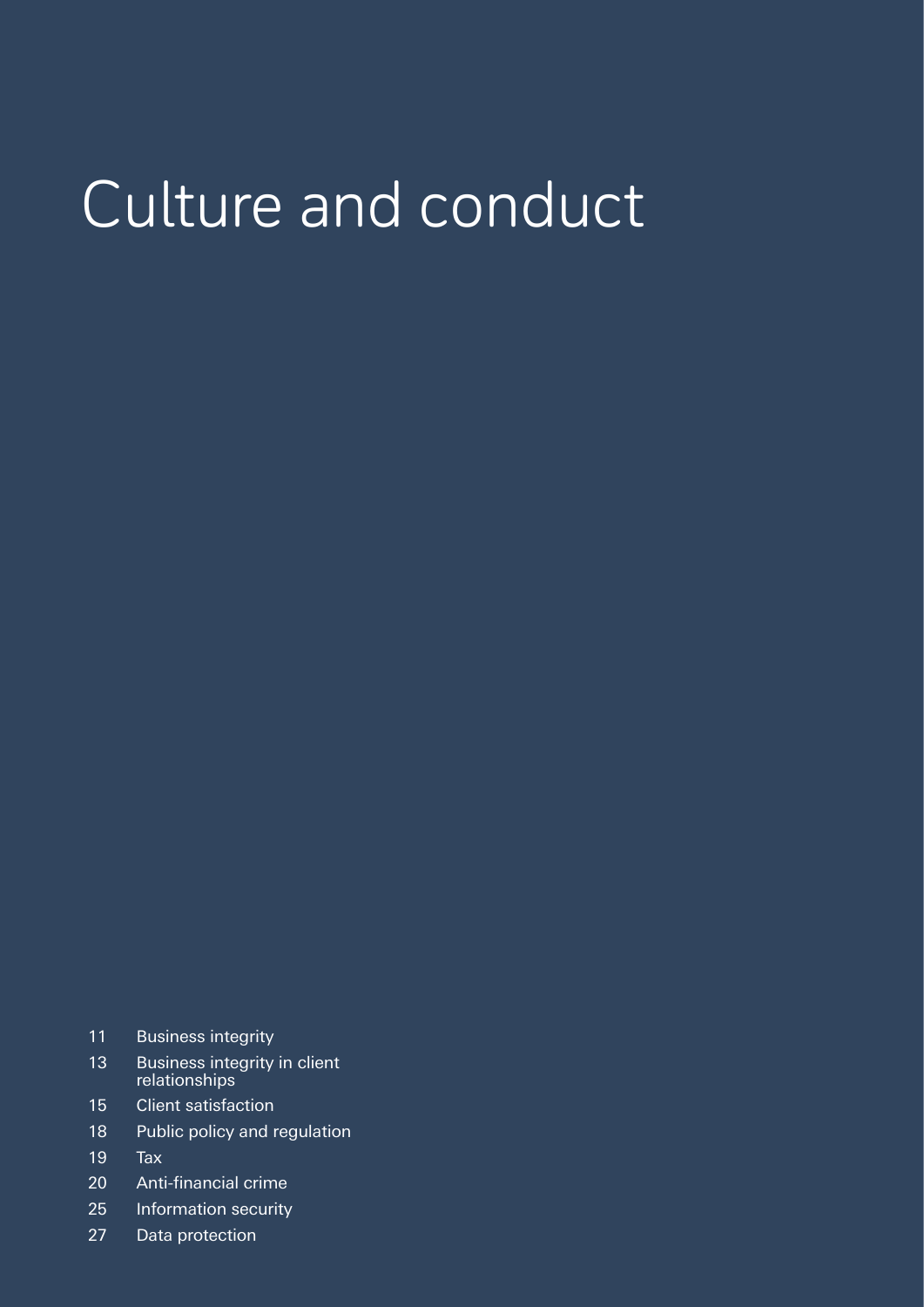# Culture and conduct

- 11 Business integrity
- 13 Business integrity in client relationships
- 15 Client satisfaction
- 18 Public policy and regulation
- 19 Tax
- 20 Anti-financial crime
- 25 Information security
- 27 Data protection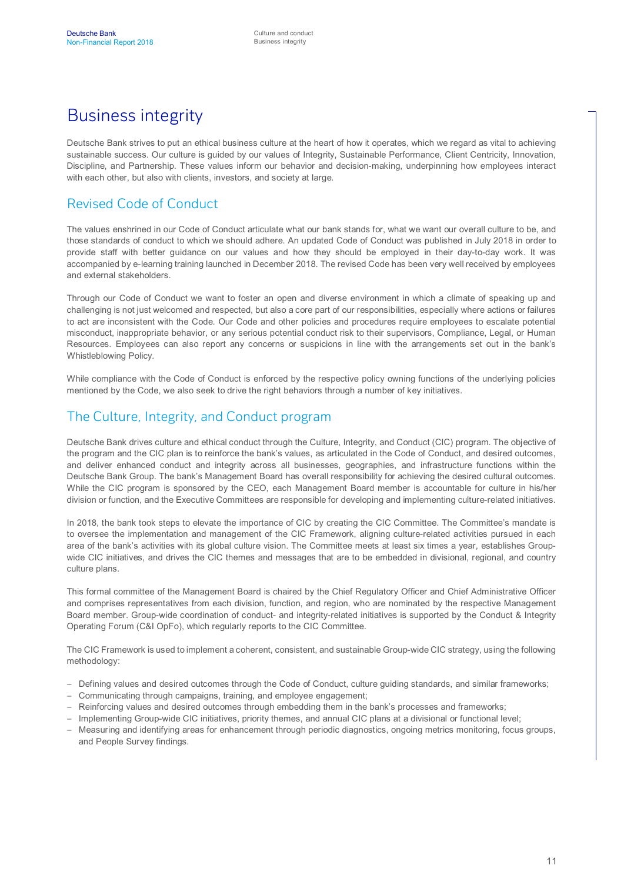# Business integrity

Deutsche Bank strives to put an ethical business culture at the heart of how it operates, which we regard as vital to achieving sustainable success. Our culture is guided by our values of Integrity, Sustainable Performance, Client Centricity, Innovation, Discipline, and Partnership. These values inform our behavior and decision-making, underpinning how employees interact with each other, but also with clients, investors, and society at large.

## Revised Code of Conduct

The values enshrined in our Code of Conduct articulate what our bank stands for, what we want our overall culture to be, and those standards of conduct to which we should adhere. An updated Code of Conduct was published in July 2018 in order to provide staff with better guidance on our values and how they should be employed in their day-to-day work. It was accompanied by e-learning training launched in December 2018. The revised Code has been very well received by employees and external stakeholders.

Through our Code of Conduct we want to foster an open and diverse environment in which a climate of speaking up and challenging is not just welcomed and respected, but also a core part of our responsibilities, especially where actions or failures to act are inconsistent with the Code. Our Code and other policies and procedures require employees to escalate potential misconduct, inappropriate behavior, or any serious potential conduct risk to their supervisors, Compliance, Legal, or Human Resources. Employees can also report any concerns or suspicions in line with the arrangements set out in the bank's Whistleblowing Policy.

While compliance with the Code of Conduct is enforced by the respective policy owning functions of the underlying policies mentioned by the Code, we also seek to drive the right behaviors through a number of key initiatives.

## The Culture, Integrity, and Conduct program

Deutsche Bank drives culture and ethical conduct through the Culture, Integrity, and Conduct (CIC) program. The objective of the program and the CIC plan is to reinforce the bank's values, as articulated in the Code of Conduct, and desired outcomes, and deliver enhanced conduct and integrity across all businesses, geographies, and infrastructure functions within the Deutsche Bank Group. The bank's Management Board has overall responsibility for achieving the desired cultural outcomes. While the CIC program is sponsored by the CEO, each Management Board member is accountable for culture in his/her division or function, and the Executive Committees are responsible for developing and implementing culture-related initiatives.

In 2018, the bank took steps to elevate the importance of CIC by creating the CIC Committee. The Committee's mandate is to oversee the implementation and management of the CIC Framework, aligning culture-related activities pursued in each area of the bank's activities with its global culture vision. The Committee meets at least six times a year, establishes Group-wide CIC initiatives, and drives the CIC themes and messages that are to be embedded in divisional, regional, and country culture plans.

This formal committee of the Management Board is chaired by the Chief Regulatory Officer and Chief Administrative Officer and comprises representatives from each division, function, and region, who are nominated by the respective Management Board member. Group-wide coordination of conduct- and integrity-related initiatives is supported by the Conduct & Integrity Operating Forum (C&I OpFo), which regularly reports to the CIC Committee.

The CIC Framework is used to implement a coherent, consistent, and sustainable Group-wide CIC strategy, using the following methodology:

- Defining values and desired outcomes through the Code of Conduct, culture guiding standards, and similar frameworks;
- Communicating through campaigns, training, and employee engagement;
- Reinforcing values and desired outcomes through embedding them in the bank's processes and frameworks;
- Implementing Group-wide CIC initiatives, priority themes, and annual CIC plans at a divisional or functional level;
- Measuring and identifying areas for enhancement through periodic diagnostics, ongoing metrics monitoring, focus groups, and People Survey findings.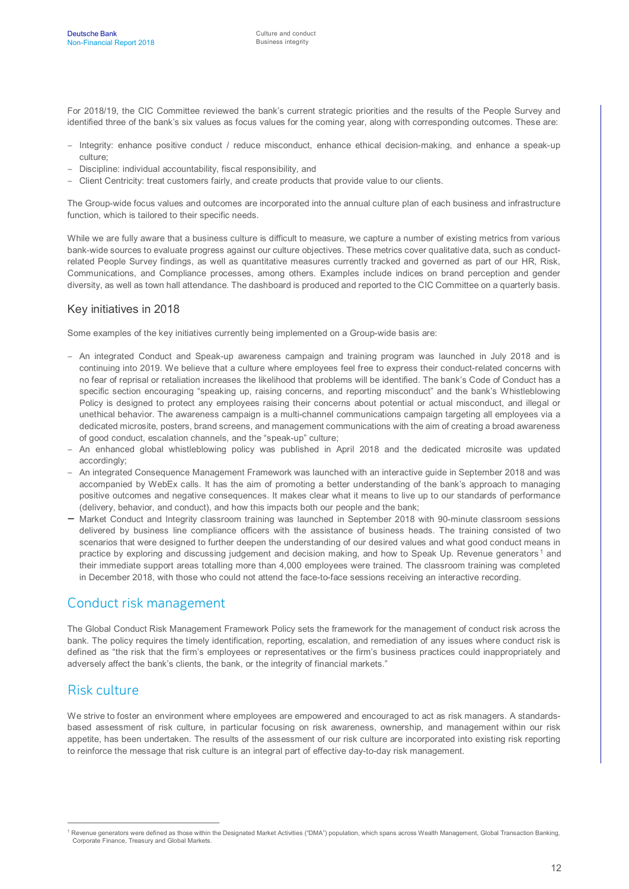For 2018/19, the CIC Committee reviewed the bank's current strategic priorities and the results of the People Survey and identified three of the bank's six values as focus values for the coming year, along with corresponding outcomes. These are:

- Integrity: enhance positive conduct / reduce misconduct, enhance ethical decision-making, and enhance a speak-up culture;
- Discipline: individual accountability, fiscal responsibility, and
- Client Centricity: treat customers fairly, and create products that provide value to our clients.

The Group-wide focus values and outcomes are incorporated into the annual culture plan of each business and infrastructure function, which is tailored to their specific needs.

While we are fully aware that a business culture is difficult to measure, we capture a number of existing metrics from various bank-wide sources to evaluate progress against our culture objectives. These metrics cover qualitative data, such as conduct-related People Survey findings, as well as quantitative measures currently tracked and governed as part of our HR, Risk, Communications, and Compliance processes, among others. Examples include indices on brand perception and gender diversity, as well as town hall attendance. The dashboard is produced and reported to the CIC Committee on a quarterly basis.

### Key initiatives in 2018

Some examples of the key initiatives currently being implemented on a Group-wide basis are:

- An integrated Conduct and Speak-up awareness campaign and training program was launched in July 2018 and is continuing into 2019. We believe that a culture where employees feel free to express their conduct-related concerns with no fear of reprisal or retaliation increases the likelihood that problems will be identified. The bank's Code of Conduct has a specific section encouraging "speaking up, raising concerns, and reporting misconduct" and the bank's Whistleblowing Policy is designed to protect any employees raising their concerns about potential or actual misconduct, and illegal or unethical behavior. The awareness campaign is a multi-channel communications campaign targeting all employees via a dedicated microsite, posters, brand screens, and management communications with the aim of creating a broad awareness of good conduct, escalation channels, and the "speak-up" culture;
- An enhanced global whistleblowing policy was published in April 2018 and the dedicated microsite was updated accordingly;
- An integrated Consequence Management Framework was launched with an interactive guide in September 2018 and was accompanied by WebEx calls. It has the aim of promoting a better understanding of the bank's approach to managing positive outcomes and negative consequences. It makes clear what it means to live up to our standards of performance (delivery, behavior, and conduct), and how this impacts both our people and the bank;
- Market Conduct and Integrity classroom training was launched in September 2018 with 90-minute classroom sessions delivered by business line compliance officers with the assistance of business heads. The training consisted of two scenarios that were designed to further deepen the understanding of our desired values and what good conduct means in practice by exploring and discussing judgement and decision making, and how to Speak Up. Revenue generators [1] and their immediate support areas totalling more than 4,000 employees were trained. The classroom training was completed in December 2018, with those who could not attend the face-to-face sessions receiving an interactive recording.

## Conduct risk management

The Global Conduct Risk Management Framework Policy sets the framework for the management of conduct risk across the bank. The policy requires the timely identification, reporting, escalation, and remediation of any issues where conduct risk is defined as "the risk that the firm's employees or representatives or the firm's business practices could inappropriately and adversely affect the bank's clients, the bank, or the integrity of financial markets."

## Risk culture

We strive to foster an environment where employees are empowered and encouraged to act as risk managers. A standards-based assessment of risk culture, in particular focusing on risk awareness, ownership, and management within our risk appetite, has been undertaken. The results of the assessment of our risk culture are incorporated into existing risk reporting to reinforce the message that risk culture is an integral part of effective day-to-day risk management.

[1] Revenue generators were defined as those within the Designated Market Activities ("DMA") population, which spans across Wealth Management, Global Transaction Banking, Corporate Finance, Treasury and Global Markets.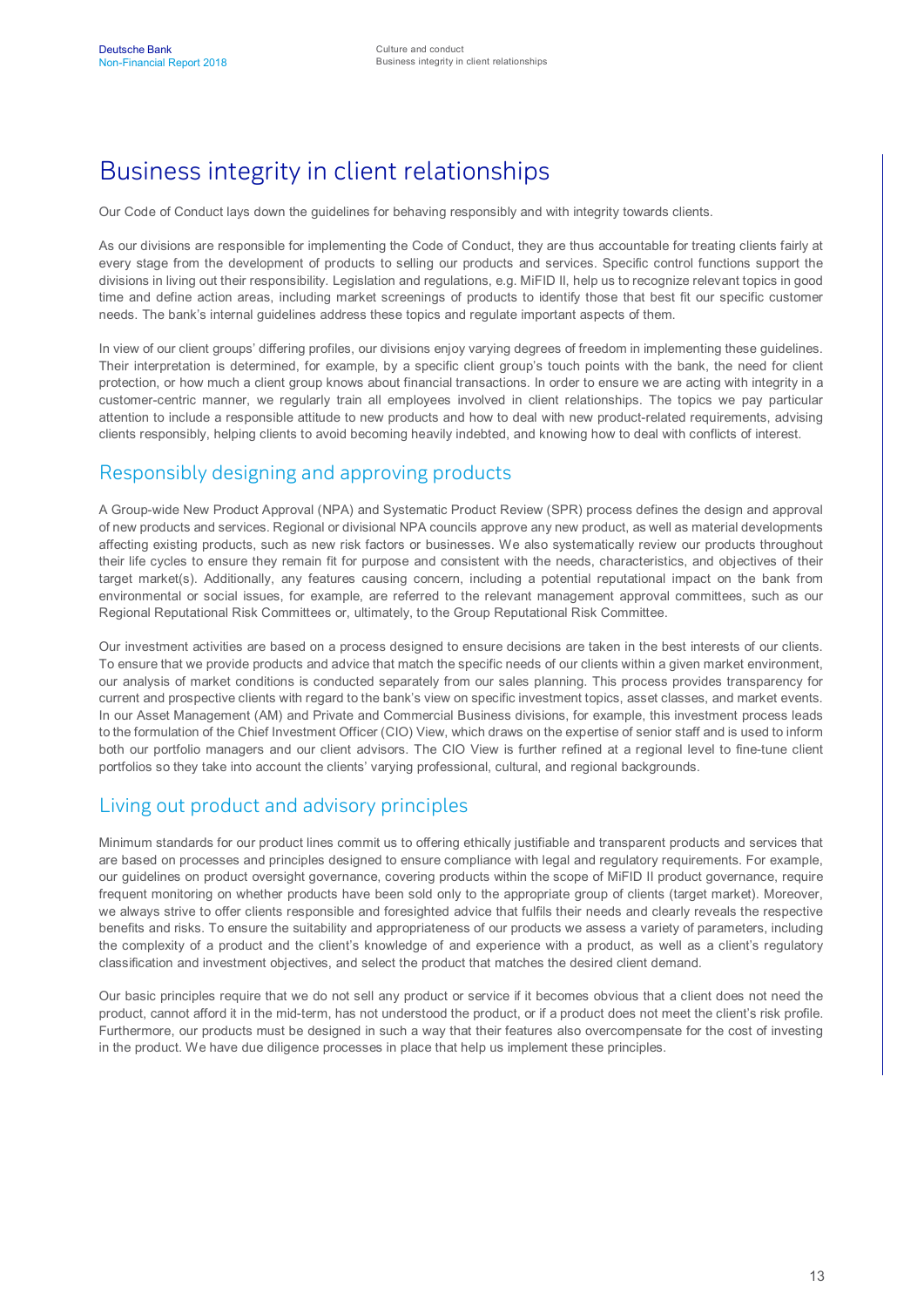# Business integrity in client relationships

Our Code of Conduct lays down the guidelines for behaving responsibly and with integrity towards clients.

As our divisions are responsible for implementing the Code of Conduct, they are thus accountable for treating clients fairly at every stage from the development of products to selling our products and services. Specific control functions support the divisions in living out their responsibility. Legislation and regulations, e.g. MiFID II, help us to recognize relevant topics in good time and define action areas, including market screenings of products to identify those that best fit our specific customer needs. The bank's internal guidelines address these topics and regulate important aspects of them.

In view of our client groups' differing profiles, our divisions enjoy varying degrees of freedom in implementing these guidelines. Their interpretation is determined, for example, by a specific client group's touch points with the bank, the need for client protection, or how much a client group knows about financial transactions. In order to ensure we are acting with integrity in a customer-centric manner, we regularly train all employees involved in client relationships. The topics we pay particular attention to include a responsible attitude to new products and how to deal with new product-related requirements, advising clients responsibly, helping clients to avoid becoming heavily indebted, and knowing how to deal with conflicts of interest.

## Responsibly designing and approving products

A Group-wide New Product Approval (NPA) and Systematic Product Review (SPR) process defines the design and approval of new products and services. Regional or divisional NPA councils approve any new product, as well as material developments affecting existing products, such as new risk factors or businesses. We also systematically review our products throughout their life cycles to ensure they remain fit for purpose and consistent with the needs, characteristics, and objectives of their target market(s). Additionally, any features causing concern, including a potential reputational impact on the bank from environmental or social issues, for example, are referred to the relevant management approval committees, such as our Regional Reputational Risk Committees or, ultimately, to the Group Reputational Risk Committee.

Our investment activities are based on a process designed to ensure decisions are taken in the best interests of our clients. To ensure that we provide products and advice that match the specific needs of our clients within a given market environment, our analysis of market conditions is conducted separately from our sales planning. This process provides transparency for current and prospective clients with regard to the bank's view on specific investment topics, asset classes, and market events. In our Asset Management (AM) and Private and Commercial Business divisions, for example, this investment process leads to the formulation of the Chief Investment Officer (CIO) View, which draws on the expertise of senior staff and is used to inform both our portfolio managers and our client advisors. The CIO View is further refined at a regional level to fine-tune client portfolios so they take into account the clients' varying professional, cultural, and regional backgrounds.

## Living out product and advisory principles

Minimum standards for our product lines commit us to offering ethically justifiable and transparent products and services that are based on processes and principles designed to ensure compliance with legal and regulatory requirements. For example, our guidelines on product oversight governance, covering products within the scope of MiFID II product governance, require frequent monitoring on whether products have been sold only to the appropriate group of clients (target market). Moreover, we always strive to offer clients responsible and foresighted advice that fulfils their needs and clearly reveals the respective benefits and risks. To ensure the suitability and appropriateness of our products we assess a variety of parameters, including the complexity of a product and the client's knowledge of and experience with a product, as well as a client's regulatory classification and investment objectives, and select the product that matches the desired client demand.

Our basic principles require that we do not sell any product or service if it becomes obvious that a client does not need the product, cannot afford it in the mid-term, has not understood the product, or if a product does not meet the client's risk profile. Furthermore, our products must be designed in such a way that their features also overcompensate for the cost of investing in the product. We have due diligence processes in place that help us implement these principles.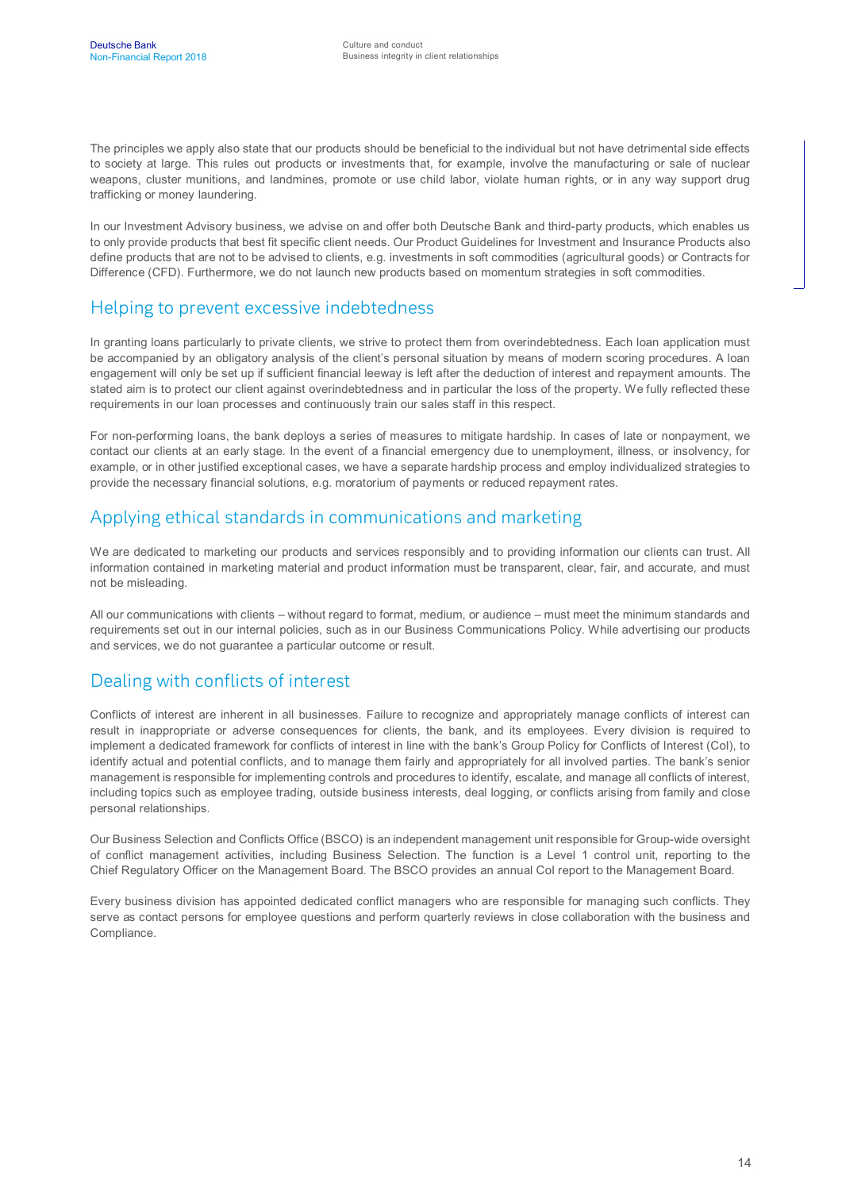The principles we apply also state that our products should be beneficial to the individual but not have detrimental side effects to society at large. This rules out products or investments that, for example, involve the manufacturing or sale of nuclear weapons, cluster munitions, and landmines, promote or use child labor, violate human rights, or in any way support drug trafficking or money laundering.

In our Investment Advisory business, we advise on and offer both Deutsche Bank and third-party products, which enables us to only provide products that best fit specific client needs. Our Product Guidelines for Investment and Insurance Products also define products that are not to be advised to clients, e.g. investments in soft commodities (agricultural goods) or Contracts for Difference (CFD). Furthermore, we do not launch new products based on momentum strategies in soft commodities.

## Helping to prevent excessive indebtedness

In granting loans particularly to private clients, we strive to protect them from overindebtedness. Each loan application must be accompanied by an obligatory analysis of the client's personal situation by means of modern scoring procedures. A loan engagement will only be set up if sufficient financial leeway is left after the deduction of interest and repayment amounts. The stated aim is to protect our client against overindebtedness and in particular the loss of the property. We fully reflected these requirements in our loan processes and continuously train our sales staff in this respect.

For non-performing loans, the bank deploys a series of measures to mitigate hardship. In cases of late or nonpayment, we contact our clients at an early stage. In the event of a financial emergency due to unemployment, illness, or insolvency, for example, or in other justified exceptional cases, we have a separate hardship process and employ individualized strategies to provide the necessary financial solutions, e.g. moratorium of payments or reduced repayment rates.

## Applying ethical standards in communications and marketing

We are dedicated to marketing our products and services responsibly and to providing information our clients can trust. All information contained in marketing material and product information must be transparent, clear, fair, and accurate, and must not be misleading.

All our communications with clients – without regard to format, medium, or audience – must meet the minimum standards and requirements set out in our internal policies, such as in our Business Communications Policy. While advertising our products and services, we do not guarantee a particular outcome or result.

## Dealing with conflicts of interest

Conflicts of interest are inherent in all businesses. Failure to recognize and appropriately manage conflicts of interest can result in inappropriate or adverse consequences for clients, the bank, and its employees. Every division is required to implement a dedicated framework for conflicts of interest in line with the bank's Group Policy for Conflicts of Interest (CoI), to identify actual and potential conflicts, and to manage them fairly and appropriately for all involved parties. The bank's senior management is responsible for implementing controls and procedures to identify, escalate, and manage all conflicts of interest, including topics such as employee trading, outside business interests, deal logging, or conflicts arising from family and close personal relationships.

Our Business Selection and Conflicts Office (BSCO) is an independent management unit responsible for Group-wide oversight of conflict management activities, including Business Selection. The function is a Level 1 control unit, reporting to the Chief Regulatory Officer on the Management Board. The BSCO provides an annual CoI report to the Management Board.

Every business division has appointed dedicated conflict managers who are responsible for managing such conflicts. They serve as contact persons for employee questions and perform quarterly reviews in close collaboration with the business and Compliance.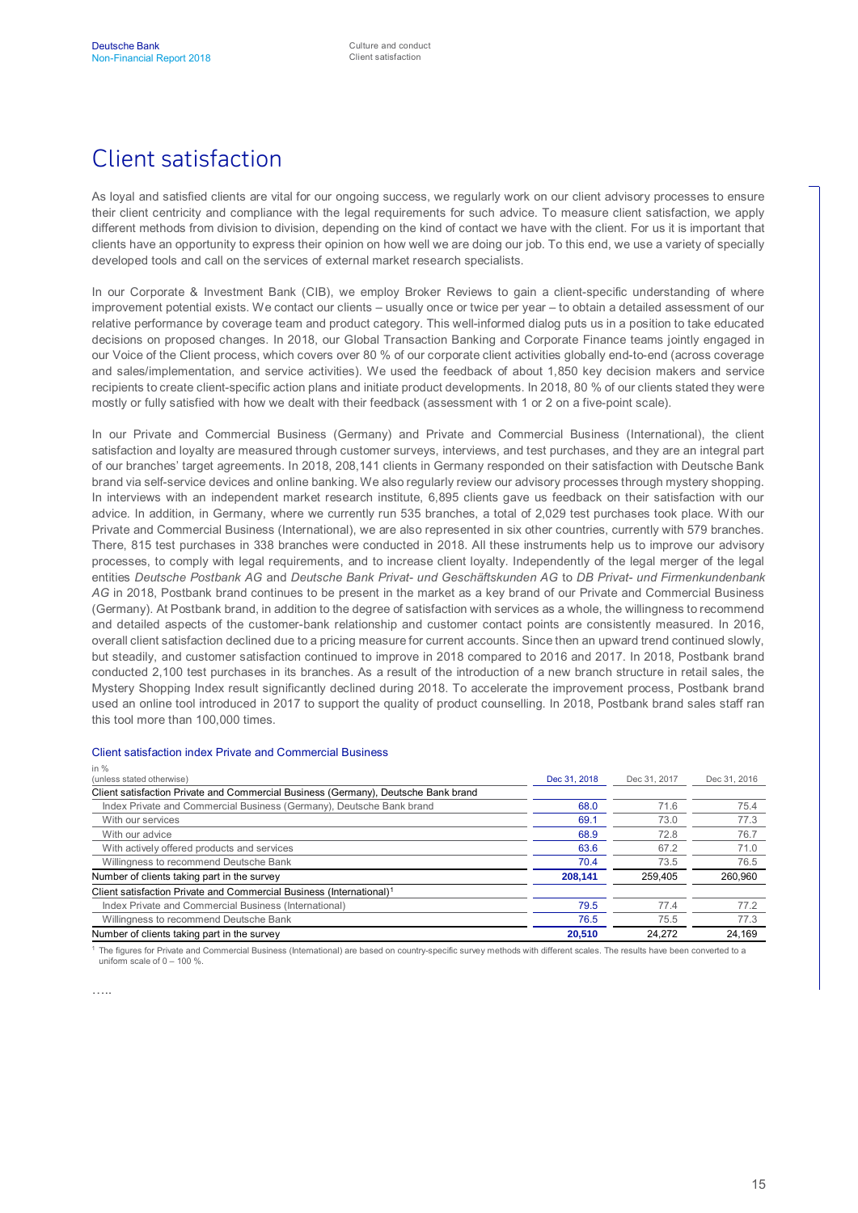# Client satisfaction

As loyal and satisfied clients are vital for our ongoing success, we regularly work on our client advisory processes to ensure their client centricity and compliance with the legal requirements for such advice. To measure client satisfaction, we apply different methods from division to division, depending on the kind of contact we have with the client. For us it is important that clients have an opportunity to express their opinion on how well we are doing our job. To this end, we use a variety of specially developed tools and call on the services of external market research specialists.

In our Corporate & Investment Bank (CIB), we employ Broker Reviews to gain a client-specific understanding of where improvement potential exists. We contact our clients – usually once or twice per year – to obtain a detailed assessment of our relative performance by coverage team and product category. This well-informed dialog puts us in a position to take educated decisions on proposed changes. In 2018, our Global Transaction Banking and Corporate Finance teams jointly engaged in our Voice of the Client process, which covers over 80 % of our corporate client activities globally end-to-end (across coverage and sales/implementation, and service activities). We used the feedback of about 1,850 key decision makers and service recipients to create client-specific action plans and initiate product developments. In 2018, 80 % of our clients stated they were mostly or fully satisfied with how we dealt with their feedback (assessment with 1 or 2 on a five-point scale).

In our Private and Commercial Business (Germany) and Private and Commercial Business (International), the client satisfaction and loyalty are measured through customer surveys, interviews, and test purchases, and they are an integral part of our branches' target agreements. In 2018, 208,141 clients in Germany responded on their satisfaction with Deutsche Bank brand via self-service devices and online banking. We also regularly review our advisory processes through mystery shopping. In interviews with an independent market research institute, 6,895 clients gave us feedback on their satisfaction with our advice. In addition, in Germany, where we currently run 535 branches, a total of 2,029 test purchases took place. With our Private and Commercial Business (International), we are also represented in six other countries, currently with 579 branches. There, 815 test purchases in 338 branches were conducted in 2018. All these instruments help us to improve our advisory processes, to comply with legal requirements, and to increase client loyalty. Independently of the legal merger of the legal entities *Deutsche Postbank AG* and *Deutsche Bank Privat- und Geschäftskunden AG* to *DB Privat- und Firmenkundenbank AG* in 2018, Postbank brand continues to be present in the market as a key brand of our Private and Commercial Business (Germany). At Postbank brand, in addition to the degree of satisfaction with services as a whole, the willingness to recommend and detailed aspects of the customer-bank relationship and customer contact points are consistently measured. In 2016, overall client satisfaction declined due to a pricing measure for current accounts. Since then an upward trend continued slowly, but steadily, and customer satisfaction continued to improve in 2018 compared to 2016 and 2017. In 2018, Postbank brand conducted 2,100 test purchases in its branches. As a result of the introduction of a new branch structure in retail sales, the Mystery Shopping Index result significantly declined during 2018. To accelerate the improvement process, Postbank brand used an online tool introduced in 2017 to support the quality of product counselling. In 2018, Postbank brand sales staff ran this tool more than 100,000 times.

### Client satisfaction index Private and Commercial Business

| in % (unless stated otherwise) | Dec 31, 2018 | Dec 31, 2017 | Dec 31, 2016 |
|---|---|---|---|
| Client satisfaction Private and Commercial Business (Germany), Deutsche Bank brand | | | |
| Index Private and Commercial Business (Germany), Deutsche Bank brand | 68.0 | 71.6 | 75.4 |
| With our services | 69.1 | 73.0 | 77.3 |
| With our advice | 68.9 | 72.8 | 76.7 |
| With actively offered products and services | 63.6 | 67.2 | 71.0 |
| Willingness to recommend Deutsche Bank | 70.4 | 73.5 | 76.5 |
| Number of clients taking part in the survey | **208,141** | 259,405 | 260,960 |
| Client satisfaction Private and Commercial Business (International)[1] | | | |
| Index Private and Commercial Business (International) | 79.5 | 77.4 | 77.2 |
| Willingness to recommend Deutsche Bank | 76.5 | 75.5 | 77.3 |
| Number of clients taking part in the survey | **20,510** | 24,272 | 24,169 |

[1] The figures for Private and Commercial Business (International) are based on country-specific survey methods with different scales. The results have been converted to a uniform scale of 0 – 100 %.

…..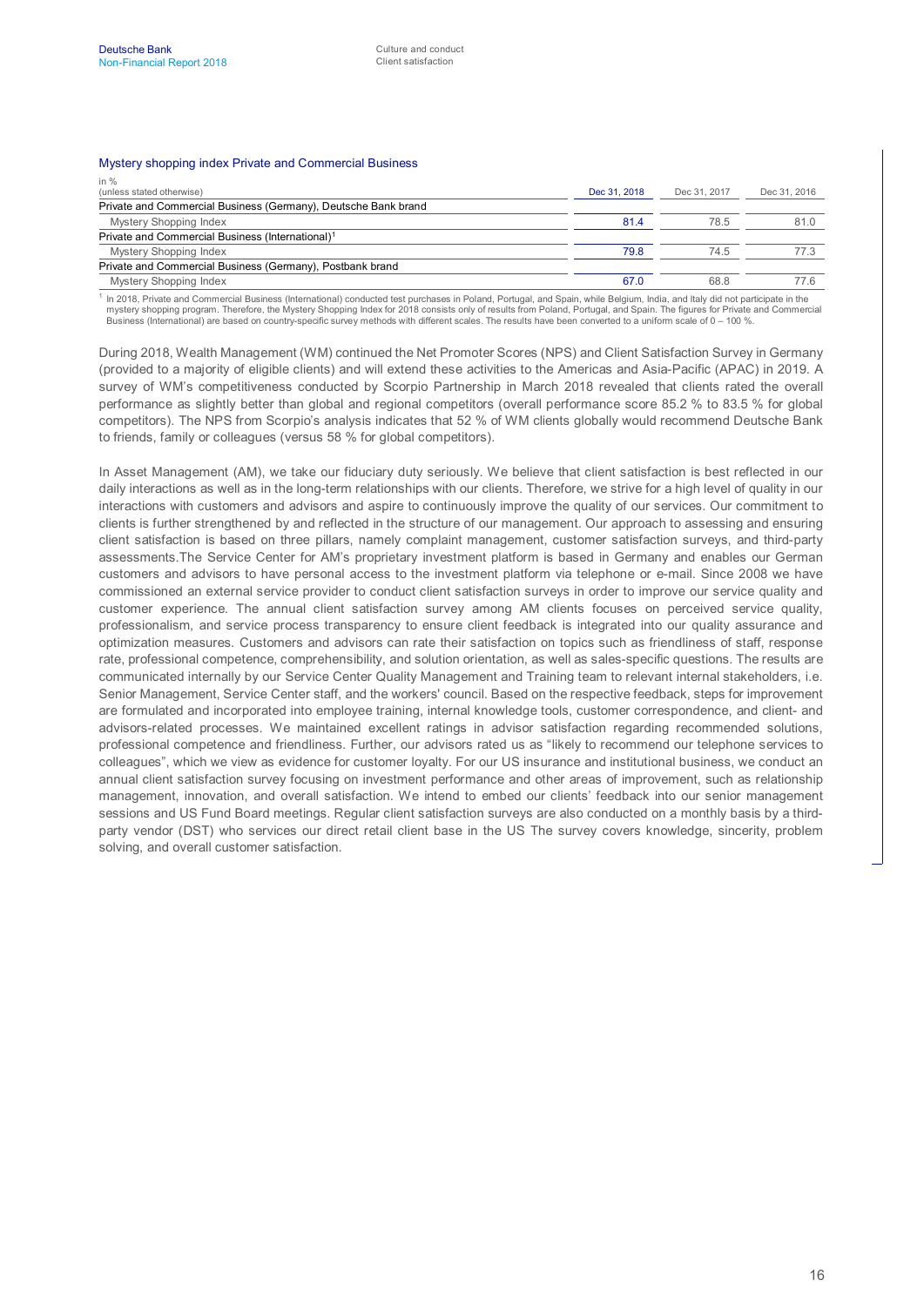### Mystery shopping index Private and Commercial Business

| in %<br>(unless stated otherwise) | Dec 31, 2018 | Dec 31, 2017 | Dec 31, 2016 |
|---|---|---|---|
| Private and Commercial Business (Germany), Deutsche Bank brand | | | |
| Mystery Shopping Index | 81.4 | 78.5 | 81.0 |
| Private and Commercial Business (International)[1] | | | |
| Mystery Shopping Index | 79.8 | 74.5 | 77.3 |
| Private and Commercial Business (Germany), Postbank brand | | | |
| Mystery Shopping Index | 67.0 | 68.8 | 77.6 |

[1] In 2018, Private and Commercial Business (International) conducted test purchases in Poland, Portugal, and Spain, while Belgium, India, and Italy did not participate in the mystery shopping program. Therefore, the Mystery Shopping Index for 2018 consists only of results from Poland, Portugal, and Spain. The figures for Private and Commercial Business (International) are based on country-specific survey methods with different scales. The results have been converted to a uniform scale of 0 – 100 %.

During 2018, Wealth Management (WM) continued the Net Promoter Scores (NPS) and Client Satisfaction Survey in Germany (provided to a majority of eligible clients) and will extend these activities to the Americas and Asia-Pacific (APAC) in 2019. A survey of WM's competitiveness conducted by Scorpio Partnership in March 2018 revealed that clients rated the overall performance as slightly better than global and regional competitors (overall performance score 85.2 % to 83.5 % for global competitors). The NPS from Scorpio's analysis indicates that 52 % of WM clients globally would recommend Deutsche Bank to friends, family or colleagues (versus 58 % for global competitors).

In Asset Management (AM), we take our fiduciary duty seriously. We believe that client satisfaction is best reflected in our daily interactions as well as in the long-term relationships with our clients. Therefore, we strive for a high level of quality in our interactions with customers and advisors and aspire to continuously improve the quality of our services. Our commitment to clients is further strengthened by and reflected in the structure of our management. Our approach to assessing and ensuring client satisfaction is based on three pillars, namely complaint management, customer satisfaction surveys, and third-party assessments.The Service Center for AM's proprietary investment platform is based in Germany and enables our German customers and advisors to have personal access to the investment platform via telephone or e-mail. Since 2008 we have commissioned an external service provider to conduct client satisfaction surveys in order to improve our service quality and customer experience. The annual client satisfaction survey among AM clients focuses on perceived service quality, professionalism, and service process transparency to ensure client feedback is integrated into our quality assurance and optimization measures. Customers and advisors can rate their satisfaction on topics such as friendliness of staff, response rate, professional competence, comprehensibility, and solution orientation, as well as sales-specific questions. The results are communicated internally by our Service Center Quality Management and Training team to relevant internal stakeholders, i.e. Senior Management, Service Center staff, and the workers' council. Based on the respective feedback, steps for improvement are formulated and incorporated into employee training, internal knowledge tools, customer correspondence, and client- and advisors-related processes. We maintained excellent ratings in advisor satisfaction regarding recommended solutions, professional competence and friendliness. Further, our advisors rated us as "likely to recommend our telephone services to colleagues", which we view as evidence for customer loyalty. For our US insurance and institutional business, we conduct an annual client satisfaction survey focusing on investment performance and other areas of improvement, such as relationship management, innovation, and overall satisfaction. We intend to embed our clients' feedback into our senior management sessions and US Fund Board meetings. Regular client satisfaction surveys are also conducted on a monthly basis by a third-party vendor (DST) who services our direct retail client base in the US The survey covers knowledge, sincerity, problem solving, and overall customer satisfaction.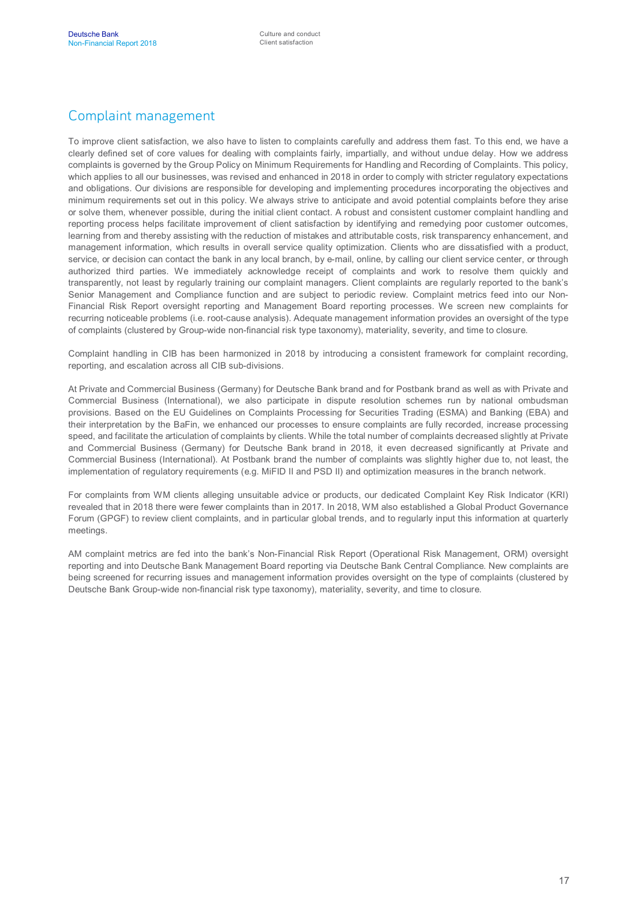## Complaint management

To improve client satisfaction, we also have to listen to complaints carefully and address them fast. To this end, we have a clearly defined set of core values for dealing with complaints fairly, impartially, and without undue delay. How we address complaints is governed by the Group Policy on Minimum Requirements for Handling and Recording of Complaints. This policy, which applies to all our businesses, was revised and enhanced in 2018 in order to comply with stricter regulatory expectations and obligations. Our divisions are responsible for developing and implementing procedures incorporating the objectives and minimum requirements set out in this policy. We always strive to anticipate and avoid potential complaints before they arise or solve them, whenever possible, during the initial client contact. A robust and consistent customer complaint handling and reporting process helps facilitate improvement of client satisfaction by identifying and remedying poor customer outcomes, learning from and thereby assisting with the reduction of mistakes and attributable costs, risk transparency enhancement, and management information, which results in overall service quality optimization. Clients who are dissatisfied with a product, service, or decision can contact the bank in any local branch, by e-mail, online, by calling our client service center, or through authorized third parties. We immediately acknowledge receipt of complaints and work to resolve them quickly and transparently, not least by regularly training our complaint managers. Client complaints are regularly reported to the bank's Senior Management and Compliance function and are subject to periodic review. Complaint metrics feed into our Non-Financial Risk Report oversight reporting and Management Board reporting processes. We screen new complaints for recurring noticeable problems (i.e. root-cause analysis). Adequate management information provides an oversight of the type of complaints (clustered by Group-wide non-financial risk type taxonomy), materiality, severity, and time to closure.

Complaint handling in CIB has been harmonized in 2018 by introducing a consistent framework for complaint recording, reporting, and escalation across all CIB sub-divisions.

At Private and Commercial Business (Germany) for Deutsche Bank brand and for Postbank brand as well as with Private and Commercial Business (International), we also participate in dispute resolution schemes run by national ombudsman provisions. Based on the EU Guidelines on Complaints Processing for Securities Trading (ESMA) and Banking (EBA) and their interpretation by the BaFin, we enhanced our processes to ensure complaints are fully recorded, increase processing speed, and facilitate the articulation of complaints by clients. While the total number of complaints decreased slightly at Private and Commercial Business (Germany) for Deutsche Bank brand in 2018, it even decreased significantly at Private and Commercial Business (International). At Postbank brand the number of complaints was slightly higher due to, not least, the implementation of regulatory requirements (e.g. MiFID II and PSD II) and optimization measures in the branch network.

For complaints from WM clients alleging unsuitable advice or products, our dedicated Complaint Key Risk Indicator (KRI) revealed that in 2018 there were fewer complaints than in 2017. In 2018, WM also established a Global Product Governance Forum (GPGF) to review client complaints, and in particular global trends, and to regularly input this information at quarterly meetings.

AM complaint metrics are fed into the bank's Non-Financial Risk Report (Operational Risk Management, ORM) oversight reporting and into Deutsche Bank Management Board reporting via Deutsche Bank Central Compliance. New complaints are being screened for recurring issues and management information provides oversight on the type of complaints (clustered by Deutsche Bank Group-wide non-financial risk type taxonomy), materiality, severity, and time to closure.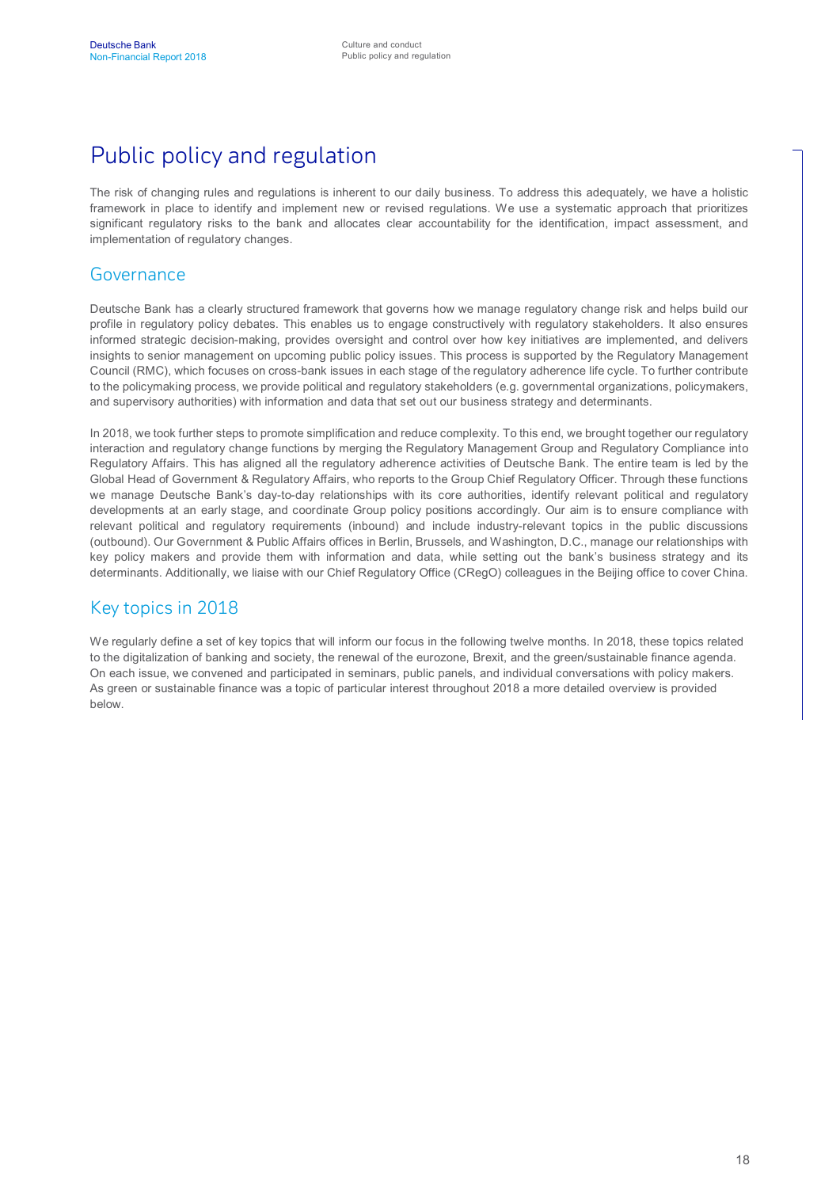# Public policy and regulation

The risk of changing rules and regulations is inherent to our daily business. To address this adequately, we have a holistic framework in place to identify and implement new or revised regulations. We use a systematic approach that prioritizes significant regulatory risks to the bank and allocates clear accountability for the identification, impact assessment, and implementation of regulatory changes.

## Governance

Deutsche Bank has a clearly structured framework that governs how we manage regulatory change risk and helps build our profile in regulatory policy debates. This enables us to engage constructively with regulatory stakeholders. It also ensures informed strategic decision-making, provides oversight and control over how key initiatives are implemented, and delivers insights to senior management on upcoming public policy issues. This process is supported by the Regulatory Management Council (RMC), which focuses on cross-bank issues in each stage of the regulatory adherence life cycle. To further contribute to the policymaking process, we provide political and regulatory stakeholders (e.g. governmental organizations, policymakers, and supervisory authorities) with information and data that set out our business strategy and determinants.

In 2018, we took further steps to promote simplification and reduce complexity. To this end, we brought together our regulatory interaction and regulatory change functions by merging the Regulatory Management Group and Regulatory Compliance into Regulatory Affairs. This has aligned all the regulatory adherence activities of Deutsche Bank. The entire team is led by the Global Head of Government & Regulatory Affairs, who reports to the Group Chief Regulatory Officer. Through these functions we manage Deutsche Bank's day-to-day relationships with its core authorities, identify relevant political and regulatory developments at an early stage, and coordinate Group policy positions accordingly. Our aim is to ensure compliance with relevant political and regulatory requirements (inbound) and include industry-relevant topics in the public discussions (outbound). Our Government & Public Affairs offices in Berlin, Brussels, and Washington, D.C., manage our relationships with key policy makers and provide them with information and data, while setting out the bank's business strategy and its determinants. Additionally, we liaise with our Chief Regulatory Office (CRegO) colleagues in the Beijing office to cover China.

## Key topics in 2018

We regularly define a set of key topics that will inform our focus in the following twelve months. In 2018, these topics related to the digitalization of banking and society, the renewal of the eurozone, Brexit, and the green/sustainable finance agenda. On each issue, we convened and participated in seminars, public panels, and individual conversations with policy makers. As green or sustainable finance was a topic of particular interest throughout 2018 a more detailed overview is provided below.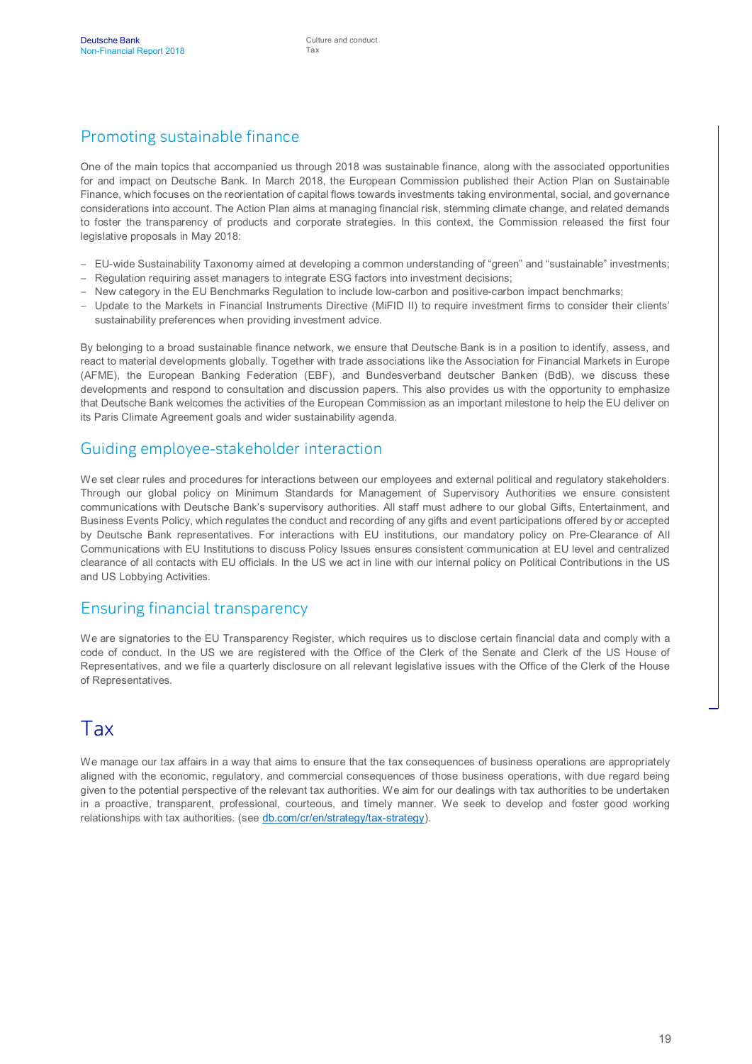## Promoting sustainable finance

One of the main topics that accompanied us through 2018 was sustainable finance, along with the associated opportunities for and impact on Deutsche Bank. In March 2018, the European Commission published their Action Plan on Sustainable Finance, which focuses on the reorientation of capital flows towards investments taking environmental, social, and governance considerations into account. The Action Plan aims at managing financial risk, stemming climate change, and related demands to foster the transparency of products and corporate strategies. In this context, the Commission released the first four legislative proposals in May 2018:

- EU-wide Sustainability Taxonomy aimed at developing a common understanding of "green" and "sustainable" investments;
- Regulation requiring asset managers to integrate ESG factors into investment decisions;
- New category in the EU Benchmarks Regulation to include low-carbon and positive-carbon impact benchmarks;
- Update to the Markets in Financial Instruments Directive (MiFID II) to require investment firms to consider their clients' sustainability preferences when providing investment advice.

By belonging to a broad sustainable finance network, we ensure that Deutsche Bank is in a position to identify, assess, and react to material developments globally. Together with trade associations like the Association for Financial Markets in Europe (AFME), the European Banking Federation (EBF), and Bundesverband deutscher Banken (BdB), we discuss these developments and respond to consultation and discussion papers. This also provides us with the opportunity to emphasize that Deutsche Bank welcomes the activities of the European Commission as an important milestone to help the EU deliver on its Paris Climate Agreement goals and wider sustainability agenda.

## Guiding employee-stakeholder interaction

We set clear rules and procedures for interactions between our employees and external political and regulatory stakeholders. Through our global policy on Minimum Standards for Management of Supervisory Authorities we ensure consistent communications with Deutsche Bank's supervisory authorities. All staff must adhere to our global Gifts, Entertainment, and Business Events Policy, which regulates the conduct and recording of any gifts and event participations offered by or accepted by Deutsche Bank representatives. For interactions with EU institutions, our mandatory policy on Pre-Clearance of All Communications with EU Institutions to discuss Policy Issues ensures consistent communication at EU level and centralized clearance of all contacts with EU officials. In the US we act in line with our internal policy on Political Contributions in the US and US Lobbying Activities.

## Ensuring financial transparency

We are signatories to the EU Transparency Register, which requires us to disclose certain financial data and comply with a code of conduct. In the US we are registered with the Office of the Clerk of the Senate and Clerk of the US House of Representatives, and we file a quarterly disclosure on all relevant legislative issues with the Office of the Clerk of the House of Representatives.

# Tax

We manage our tax affairs in a way that aims to ensure that the tax consequences of business operations are appropriately aligned with the economic, regulatory, and commercial consequences of those business operations, with due regard being given to the potential perspective of the relevant tax authorities. We aim for our dealings with tax authorities to be undertaken in a proactive, transparent, professional, courteous, and timely manner. We seek to develop and foster good working relationships with tax authorities. (see db.com/cr/en/strategy/tax-strategy).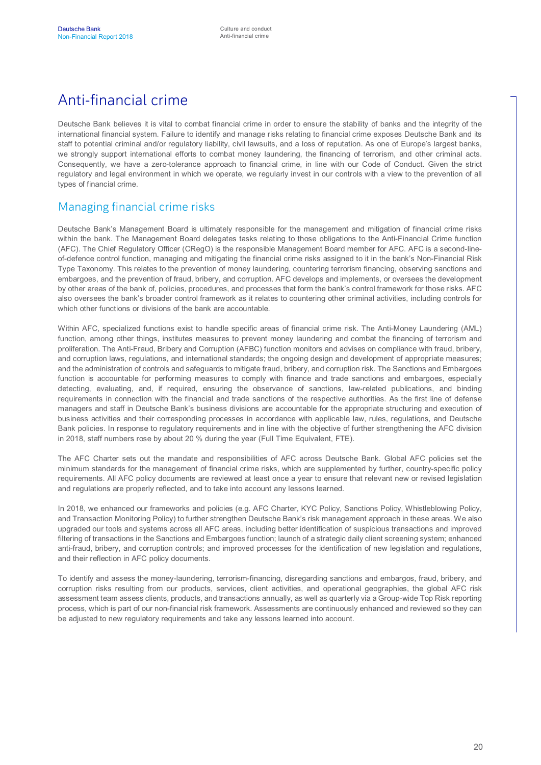# Anti-financial crime

Deutsche Bank believes it is vital to combat financial crime in order to ensure the stability of banks and the integrity of the international financial system. Failure to identify and manage risks relating to financial crime exposes Deutsche Bank and its staff to potential criminal and/or regulatory liability, civil lawsuits, and a loss of reputation. As one of Europe's largest banks, we strongly support international efforts to combat money laundering, the financing of terrorism, and other criminal acts. Consequently, we have a zero-tolerance approach to financial crime, in line with our Code of Conduct. Given the strict regulatory and legal environment in which we operate, we regularly invest in our controls with a view to the prevention of all types of financial crime.

## Managing financial crime risks

Deutsche Bank's Management Board is ultimately responsible for the management and mitigation of financial crime risks within the bank. The Management Board delegates tasks relating to those obligations to the Anti-Financial Crime function (AFC). The Chief Regulatory Officer (CRegO) is the responsible Management Board member for AFC. AFC is a second-line-of-defence control function, managing and mitigating the financial crime risks assigned to it in the bank's Non-Financial Risk Type Taxonomy. This relates to the prevention of money laundering, countering terrorism financing, observing sanctions and embargoes, and the prevention of fraud, bribery, and corruption. AFC develops and implements, or oversees the development by other areas of the bank of, policies, procedures, and processes that form the bank's control framework for those risks. AFC also oversees the bank's broader control framework as it relates to countering other criminal activities, including controls for which other functions or divisions of the bank are accountable.

Within AFC, specialized functions exist to handle specific areas of financial crime risk. The Anti-Money Laundering (AML) function, among other things, institutes measures to prevent money laundering and combat the financing of terrorism and proliferation. The Anti-Fraud, Bribery and Corruption (AFBC) function monitors and advises on compliance with fraud, bribery, and corruption laws, regulations, and international standards; the ongoing design and development of appropriate measures; and the administration of controls and safeguards to mitigate fraud, bribery, and corruption risk. The Sanctions and Embargoes function is accountable for performing measures to comply with finance and trade sanctions and embargoes, especially detecting, evaluating, and, if required, ensuring the observance of sanctions, law-related publications, and binding requirements in connection with the financial and trade sanctions of the respective authorities. As the first line of defense managers and staff in Deutsche Bank's business divisions are accountable for the appropriate structuring and execution of business activities and their corresponding processes in accordance with applicable law, rules, regulations, and Deutsche Bank policies. In response to regulatory requirements and in line with the objective of further strengthening the AFC division in 2018, staff numbers rose by about 20 % during the year (Full Time Equivalent, FTE).

The AFC Charter sets out the mandate and responsibilities of AFC across Deutsche Bank. Global AFC policies set the minimum standards for the management of financial crime risks, which are supplemented by further, country-specific policy requirements. All AFC policy documents are reviewed at least once a year to ensure that relevant new or revised legislation and regulations are properly reflected, and to take into account any lessons learned.

In 2018, we enhanced our frameworks and policies (e.g. AFC Charter, KYC Policy, Sanctions Policy, Whistleblowing Policy, and Transaction Monitoring Policy) to further strengthen Deutsche Bank's risk management approach in these areas. We also upgraded our tools and systems across all AFC areas, including better identification of suspicious transactions and improved filtering of transactions in the Sanctions and Embargoes function; launch of a strategic daily client screening system; enhanced anti-fraud, bribery, and corruption controls; and improved processes for the identification of new legislation and regulations, and their reflection in AFC policy documents.

To identify and assess the money-laundering, terrorism-financing, disregarding sanctions and embargos, fraud, bribery, and corruption risks resulting from our products, services, client activities, and operational geographies, the global AFC risk assessment team assess clients, products, and transactions annually, as well as quarterly via a Group-wide Top Risk reporting process, which is part of our non-financial risk framework. Assessments are continuously enhanced and reviewed so they can be adjusted to new regulatory requirements and take any lessons learned into account.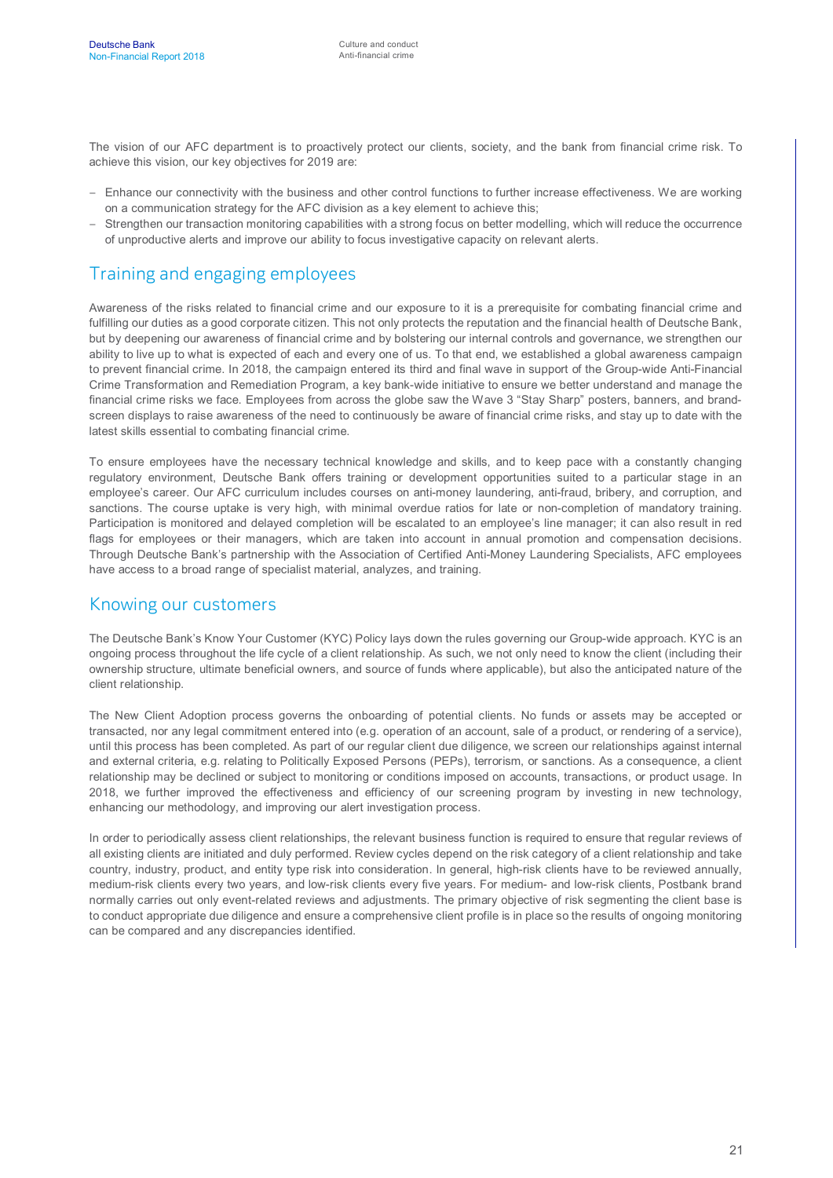The vision of our AFC department is to proactively protect our clients, society, and the bank from financial crime risk. To achieve this vision, our key objectives for 2019 are:

- Enhance our connectivity with the business and other control functions to further increase effectiveness. We are working on a communication strategy for the AFC division as a key element to achieve this;
- Strengthen our transaction monitoring capabilities with a strong focus on better modelling, which will reduce the occurrence of unproductive alerts and improve our ability to focus investigative capacity on relevant alerts.

## Training and engaging employees

Awareness of the risks related to financial crime and our exposure to it is a prerequisite for combating financial crime and fulfilling our duties as a good corporate citizen. This not only protects the reputation and the financial health of Deutsche Bank, but by deepening our awareness of financial crime and by bolstering our internal controls and governance, we strengthen our ability to live up to what is expected of each and every one of us. To that end, we established a global awareness campaign to prevent financial crime. In 2018, the campaign entered its third and final wave in support of the Group-wide Anti-Financial Crime Transformation and Remediation Program, a key bank-wide initiative to ensure we better understand and manage the financial crime risks we face. Employees from across the globe saw the Wave 3 "Stay Sharp" posters, banners, and brand-screen displays to raise awareness of the need to continuously be aware of financial crime risks, and stay up to date with the latest skills essential to combating financial crime.

To ensure employees have the necessary technical knowledge and skills, and to keep pace with a constantly changing regulatory environment, Deutsche Bank offers training or development opportunities suited to a particular stage in an employee's career. Our AFC curriculum includes courses on anti-money laundering, anti-fraud, bribery, and corruption, and sanctions. The course uptake is very high, with minimal overdue ratios for late or non-completion of mandatory training. Participation is monitored and delayed completion will be escalated to an employee's line manager; it can also result in red flags for employees or their managers, which are taken into account in annual promotion and compensation decisions. Through Deutsche Bank's partnership with the Association of Certified Anti-Money Laundering Specialists, AFC employees have access to a broad range of specialist material, analyzes, and training.

## Knowing our customers

The Deutsche Bank's Know Your Customer (KYC) Policy lays down the rules governing our Group-wide approach. KYC is an ongoing process throughout the life cycle of a client relationship. As such, we not only need to know the client (including their ownership structure, ultimate beneficial owners, and source of funds where applicable), but also the anticipated nature of the client relationship.

The New Client Adoption process governs the onboarding of potential clients. No funds or assets may be accepted or transacted, nor any legal commitment entered into (e.g. operation of an account, sale of a product, or rendering of a service), until this process has been completed. As part of our regular client due diligence, we screen our relationships against internal and external criteria, e.g. relating to Politically Exposed Persons (PEPs), terrorism, or sanctions. As a consequence, a client relationship may be declined or subject to monitoring or conditions imposed on accounts, transactions, or product usage. In 2018, we further improved the effectiveness and efficiency of our screening program by investing in new technology, enhancing our methodology, and improving our alert investigation process.

In order to periodically assess client relationships, the relevant business function is required to ensure that regular reviews of all existing clients are initiated and duly performed. Review cycles depend on the risk category of a client relationship and take country, industry, product, and entity type risk into consideration. In general, high-risk clients have to be reviewed annually, medium-risk clients every two years, and low-risk clients every five years. For medium- and low-risk clients, Postbank brand normally carries out only event-related reviews and adjustments. The primary objective of risk segmenting the client base is to conduct appropriate due diligence and ensure a comprehensive client profile is in place so the results of ongoing monitoring can be compared and any discrepancies identified.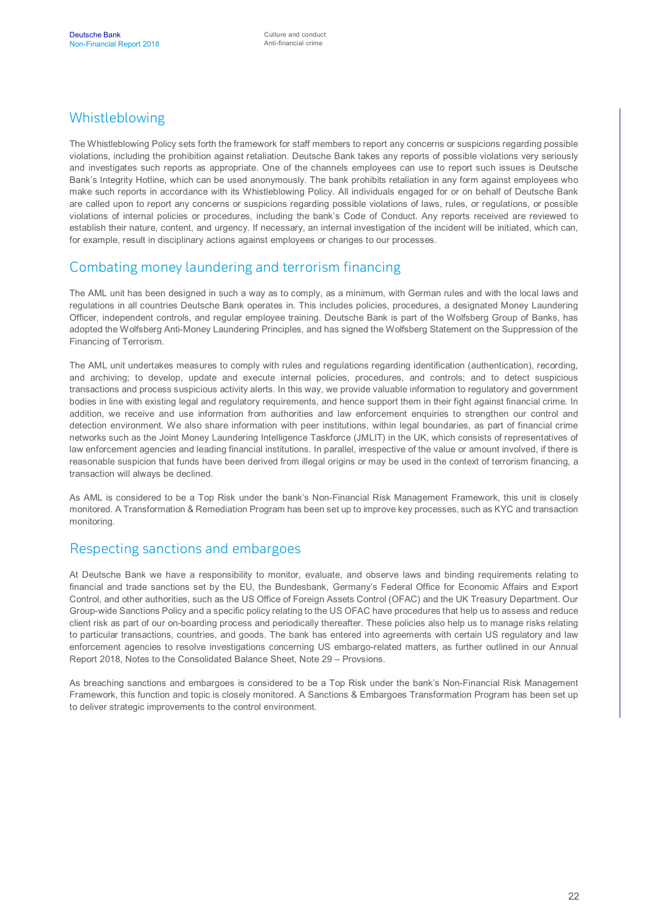## Whistleblowing

The Whistleblowing Policy sets forth the framework for staff members to report any concerns or suspicions regarding possible violations, including the prohibition against retaliation. Deutsche Bank takes any reports of possible violations very seriously and investigates such reports as appropriate. One of the channels employees can use to report such issues is Deutsche Bank's Integrity Hotline, which can be used anonymously. The bank prohibits retaliation in any form against employees who make such reports in accordance with its Whistleblowing Policy. All individuals engaged for or on behalf of Deutsche Bank are called upon to report any concerns or suspicions regarding possible violations of laws, rules, or regulations, or possible violations of internal policies or procedures, including the bank's Code of Conduct. Any reports received are reviewed to establish their nature, content, and urgency. If necessary, an internal investigation of the incident will be initiated, which can, for example, result in disciplinary actions against employees or changes to our processes.

## Combating money laundering and terrorism financing

The AML unit has been designed in such a way as to comply, as a minimum, with German rules and with the local laws and regulations in all countries Deutsche Bank operates in. This includes policies, procedures, a designated Money Laundering Officer, independent controls, and regular employee training. Deutsche Bank is part of the Wolfsberg Group of Banks, has adopted the Wolfsberg Anti-Money Laundering Principles, and has signed the Wolfsberg Statement on the Suppression of the Financing of Terrorism.

The AML unit undertakes measures to comply with rules and regulations regarding identification (authentication), recording, and archiving; to develop, update and execute internal policies, procedures, and controls; and to detect suspicious transactions and process suspicious activity alerts. In this way, we provide valuable information to regulatory and government bodies in line with existing legal and regulatory requirements, and hence support them in their fight against financial crime. In addition, we receive and use information from authorities and law enforcement enquiries to strengthen our control and detection environment. We also share information with peer institutions, within legal boundaries, as part of financial crime networks such as the Joint Money Laundering Intelligence Taskforce (JMLIT) in the UK, which consists of representatives of law enforcement agencies and leading financial institutions. In parallel, irrespective of the value or amount involved, if there is reasonable suspicion that funds have been derived from illegal origins or may be used in the context of terrorism financing, a transaction will always be declined.

As AML is considered to be a Top Risk under the bank's Non-Financial Risk Management Framework, this unit is closely monitored. A Transformation & Remediation Program has been set up to improve key processes, such as KYC and transaction monitoring.

## Respecting sanctions and embargoes

At Deutsche Bank we have a responsibility to monitor, evaluate, and observe laws and binding requirements relating to financial and trade sanctions set by the EU, the Bundesbank, Germany's Federal Office for Economic Affairs and Export Control, and other authorities, such as the US Office of Foreign Assets Control (OFAC) and the UK Treasury Department. Our Group-wide Sanctions Policy and a specific policy relating to the US OFAC have procedures that help us to assess and reduce client risk as part of our on-boarding process and periodically thereafter. These policies also help us to manage risks relating to particular transactions, countries, and goods. The bank has entered into agreements with certain US regulatory and law enforcement agencies to resolve investigations concerning US embargo-related matters, as further outlined in our Annual Report 2018, Notes to the Consolidated Balance Sheet, Note 29 – Provsions.

As breaching sanctions and embargoes is considered to be a Top Risk under the bank's Non-Financial Risk Management Framework, this function and topic is closely monitored. A Sanctions & Embargoes Transformation Program has been set up to deliver strategic improvements to the control environment.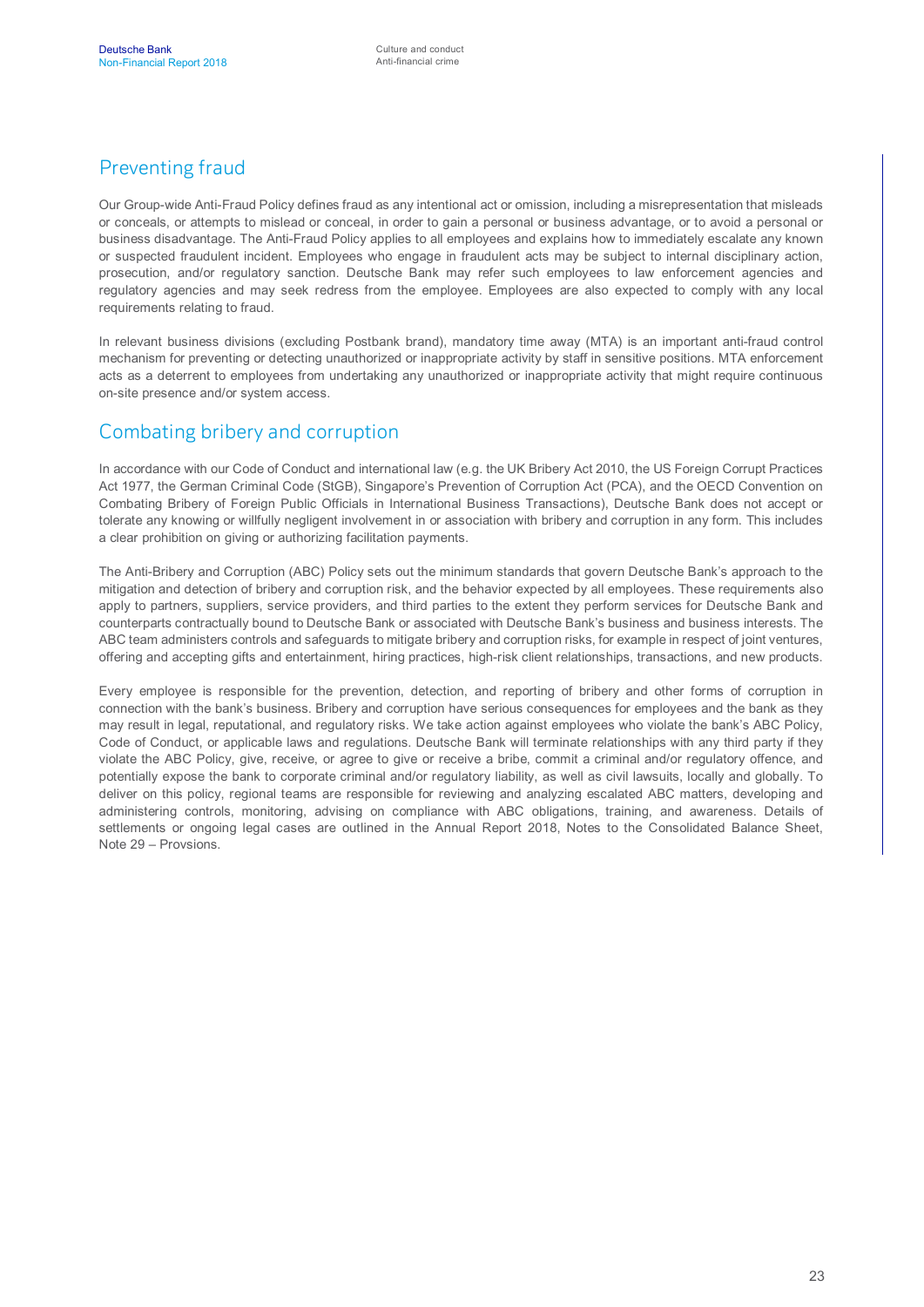## Preventing fraud

Our Group-wide Anti-Fraud Policy defines fraud as any intentional act or omission, including a misrepresentation that misleads or conceals, or attempts to mislead or conceal, in order to gain a personal or business advantage, or to avoid a personal or business disadvantage. The Anti-Fraud Policy applies to all employees and explains how to immediately escalate any known or suspected fraudulent incident. Employees who engage in fraudulent acts may be subject to internal disciplinary action, prosecution, and/or regulatory sanction. Deutsche Bank may refer such employees to law enforcement agencies and regulatory agencies and may seek redress from the employee. Employees are also expected to comply with any local requirements relating to fraud.

In relevant business divisions (excluding Postbank brand), mandatory time away (MTA) is an important anti-fraud control mechanism for preventing or detecting unauthorized or inappropriate activity by staff in sensitive positions. MTA enforcement acts as a deterrent to employees from undertaking any unauthorized or inappropriate activity that might require continuous on-site presence and/or system access.

## Combating bribery and corruption

In accordance with our Code of Conduct and international law (e.g. the UK Bribery Act 2010, the US Foreign Corrupt Practices Act 1977, the German Criminal Code (StGB), Singapore's Prevention of Corruption Act (PCA), and the OECD Convention on Combating Bribery of Foreign Public Officials in International Business Transactions), Deutsche Bank does not accept or tolerate any knowing or willfully negligent involvement in or association with bribery and corruption in any form. This includes a clear prohibition on giving or authorizing facilitation payments.

The Anti-Bribery and Corruption (ABC) Policy sets out the minimum standards that govern Deutsche Bank's approach to the mitigation and detection of bribery and corruption risk, and the behavior expected by all employees. These requirements also apply to partners, suppliers, service providers, and third parties to the extent they perform services for Deutsche Bank and counterparts contractually bound to Deutsche Bank or associated with Deutsche Bank's business and business interests. The ABC team administers controls and safeguards to mitigate bribery and corruption risks, for example in respect of joint ventures, offering and accepting gifts and entertainment, hiring practices, high-risk client relationships, transactions, and new products.

Every employee is responsible for the prevention, detection, and reporting of bribery and other forms of corruption in connection with the bank's business. Bribery and corruption have serious consequences for employees and the bank as they may result in legal, reputational, and regulatory risks. We take action against employees who violate the bank's ABC Policy, Code of Conduct, or applicable laws and regulations. Deutsche Bank will terminate relationships with any third party if they violate the ABC Policy, give, receive, or agree to give or receive a bribe, commit a criminal and/or regulatory offence, and potentially expose the bank to corporate criminal and/or regulatory liability, as well as civil lawsuits, locally and globally. To deliver on this policy, regional teams are responsible for reviewing and analyzing escalated ABC matters, developing and administering controls, monitoring, advising on compliance with ABC obligations, training, and awareness. Details of settlements or ongoing legal cases are outlined in the Annual Report 2018, Notes to the Consolidated Balance Sheet, Note 29 – Provsions.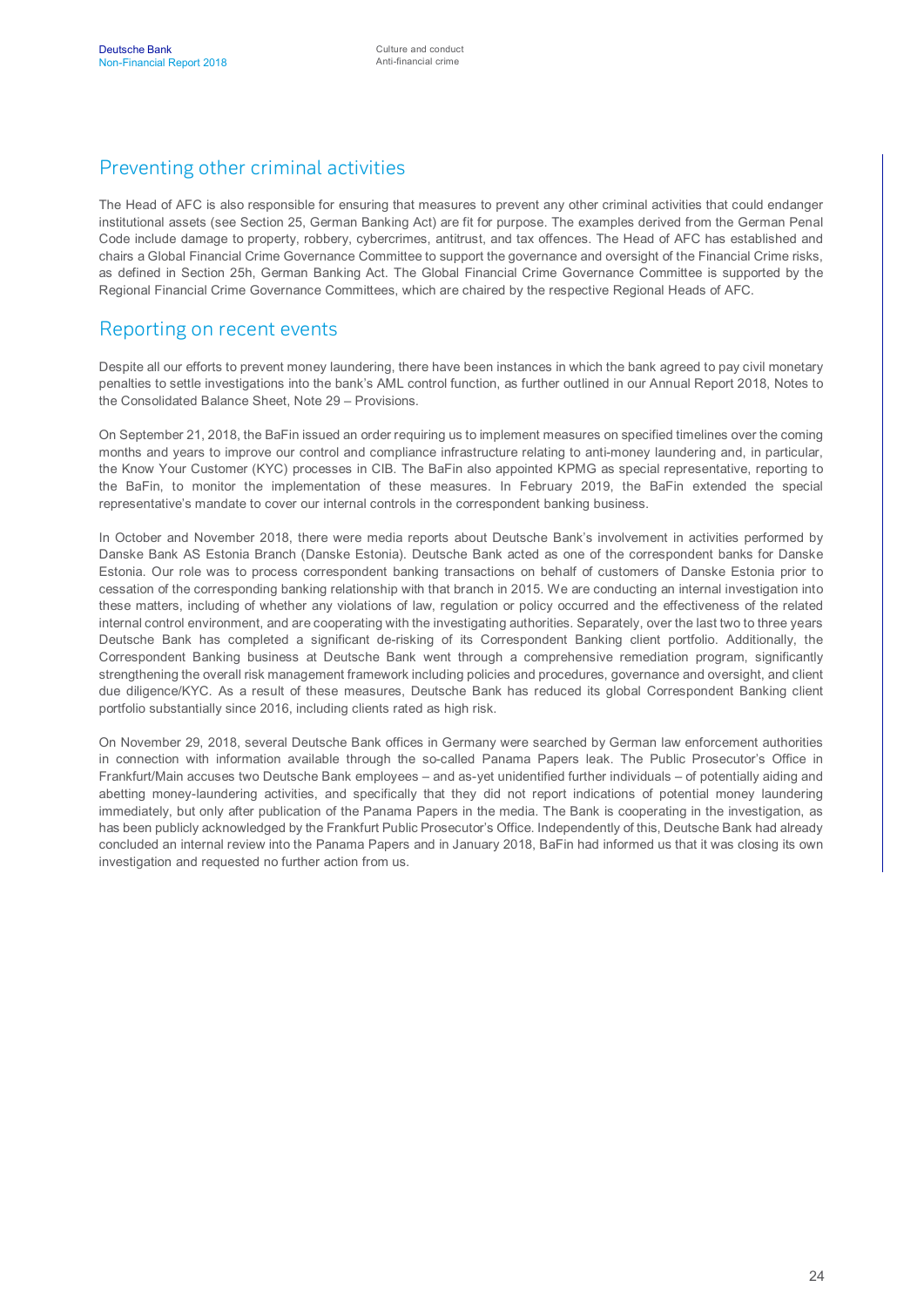## Preventing other criminal activities

The Head of AFC is also responsible for ensuring that measures to prevent any other criminal activities that could endanger institutional assets (see Section 25, German Banking Act) are fit for purpose. The examples derived from the German Penal Code include damage to property, robbery, cybercrimes, antitrust, and tax offences. The Head of AFC has established and chairs a Global Financial Crime Governance Committee to support the governance and oversight of the Financial Crime risks, as defined in Section 25h, German Banking Act. The Global Financial Crime Governance Committee is supported by the Regional Financial Crime Governance Committees, which are chaired by the respective Regional Heads of AFC.

## Reporting on recent events

Despite all our efforts to prevent money laundering, there have been instances in which the bank agreed to pay civil monetary penalties to settle investigations into the bank's AML control function, as further outlined in our Annual Report 2018, Notes to the Consolidated Balance Sheet, Note 29 – Provisions.

On September 21, 2018, the BaFin issued an order requiring us to implement measures on specified timelines over the coming months and years to improve our control and compliance infrastructure relating to anti-money laundering and, in particular, the Know Your Customer (KYC) processes in CIB. The BaFin also appointed KPMG as special representative, reporting to the BaFin, to monitor the implementation of these measures. In February 2019, the BaFin extended the special representative's mandate to cover our internal controls in the correspondent banking business.

In October and November 2018, there were media reports about Deutsche Bank's involvement in activities performed by Danske Bank AS Estonia Branch (Danske Estonia). Deutsche Bank acted as one of the correspondent banks for Danske Estonia. Our role was to process correspondent banking transactions on behalf of customers of Danske Estonia prior to cessation of the corresponding banking relationship with that branch in 2015. We are conducting an internal investigation into these matters, including of whether any violations of law, regulation or policy occurred and the effectiveness of the related internal control environment, and are cooperating with the investigating authorities. Separately, over the last two to three years Deutsche Bank has completed a significant de-risking of its Correspondent Banking client portfolio. Additionally, the Correspondent Banking business at Deutsche Bank went through a comprehensive remediation program, significantly strengthening the overall risk management framework including policies and procedures, governance and oversight, and client due diligence/KYC. As a result of these measures, Deutsche Bank has reduced its global Correspondent Banking client portfolio substantially since 2016, including clients rated as high risk.

On November 29, 2018, several Deutsche Bank offices in Germany were searched by German law enforcement authorities in connection with information available through the so-called Panama Papers leak. The Public Prosecutor's Office in Frankfurt/Main accuses two Deutsche Bank employees – and as-yet unidentified further individuals – of potentially aiding and abetting money-laundering activities, and specifically that they did not report indications of potential money laundering immediately, but only after publication of the Panama Papers in the media. The Bank is cooperating in the investigation, as has been publicly acknowledged by the Frankfurt Public Prosecutor's Office. Independently of this, Deutsche Bank had already concluded an internal review into the Panama Papers and in January 2018, BaFin had informed us that it was closing its own investigation and requested no further action from us.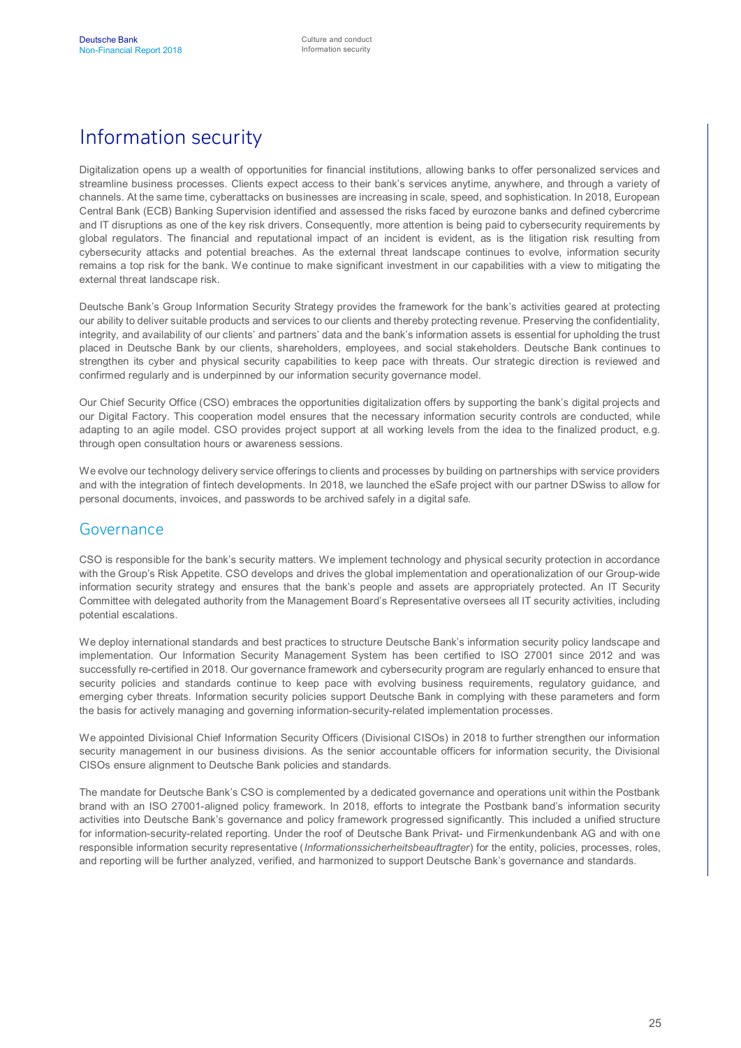# Information security

Digitalization opens up a wealth of opportunities for financial institutions, allowing banks to offer personalized services and streamline business processes. Clients expect access to their bank's services anytime, anywhere, and through a variety of channels. At the same time, cyberattacks on businesses are increasing in scale, speed, and sophistication. In 2018, European Central Bank (ECB) Banking Supervision identified and assessed the risks faced by eurozone banks and defined cybercrime and IT disruptions as one of the key risk drivers. Consequently, more attention is being paid to cybersecurity requirements by global regulators. The financial and reputational impact of an incident is evident, as is the litigation risk resulting from cybersecurity attacks and potential breaches. As the external threat landscape continues to evolve, information security remains a top risk for the bank. We continue to make significant investment in our capabilities with a view to mitigating the external threat landscape risk.

Deutsche Bank's Group Information Security Strategy provides the framework for the bank's activities geared at protecting our ability to deliver suitable products and services to our clients and thereby protecting revenue. Preserving the confidentiality, integrity, and availability of our clients' and partners' data and the bank's information assets is essential for upholding the trust placed in Deutsche Bank by our clients, shareholders, employees, and social stakeholders. Deutsche Bank continues to strengthen its cyber and physical security capabilities to keep pace with threats. Our strategic direction is reviewed and confirmed regularly and is underpinned by our information security governance model.

Our Chief Security Office (CSO) embraces the opportunities digitalization offers by supporting the bank's digital projects and our Digital Factory. This cooperation model ensures that the necessary information security controls are conducted, while adapting to an agile model. CSO provides project support at all working levels from the idea to the finalized product, e.g. through open consultation hours or awareness sessions.

We evolve our technology delivery service offerings to clients and processes by building on partnerships with service providers and with the integration of fintech developments. In 2018, we launched the eSafe project with our partner DSwiss to allow for personal documents, invoices, and passwords to be archived safely in a digital safe.

## Governance

CSO is responsible for the bank's security matters. We implement technology and physical security protection in accordance with the Group's Risk Appetite. CSO develops and drives the global implementation and operationalization of our Group-wide information security strategy and ensures that the bank's people and assets are appropriately protected. An IT Security Committee with delegated authority from the Management Board's Representative oversees all IT security activities, including potential escalations.

We deploy international standards and best practices to structure Deutsche Bank's information security policy landscape and implementation. Our Information Security Management System has been certified to ISO 27001 since 2012 and was successfully re-certified in 2018. Our governance framework and cybersecurity program are regularly enhanced to ensure that security policies and standards continue to keep pace with evolving business requirements, regulatory guidance, and emerging cyber threats. Information security policies support Deutsche Bank in complying with these parameters and form the basis for actively managing and governing information-security-related implementation processes.

We appointed Divisional Chief Information Security Officers (Divisional CISOs) in 2018 to further strengthen our information security management in our business divisions. As the senior accountable officers for information security, the Divisional CISOs ensure alignment to Deutsche Bank policies and standards.

The mandate for Deutsche Bank's CSO is complemented by a dedicated governance and operations unit within the Postbank brand with an ISO 27001-aligned policy framework. In 2018, efforts to integrate the Postbank band's information security activities into Deutsche Bank's governance and policy framework progressed significantly. This included a unified structure for information-security-related reporting. Under the roof of Deutsche Bank Privat- und Firmenkundenbank AG and with one responsible information security representative (*Informationssicherheitsbeauftragter*) for the entity, policies, processes, roles, and reporting will be further analyzed, verified, and harmonized to support Deutsche Bank's governance and standards.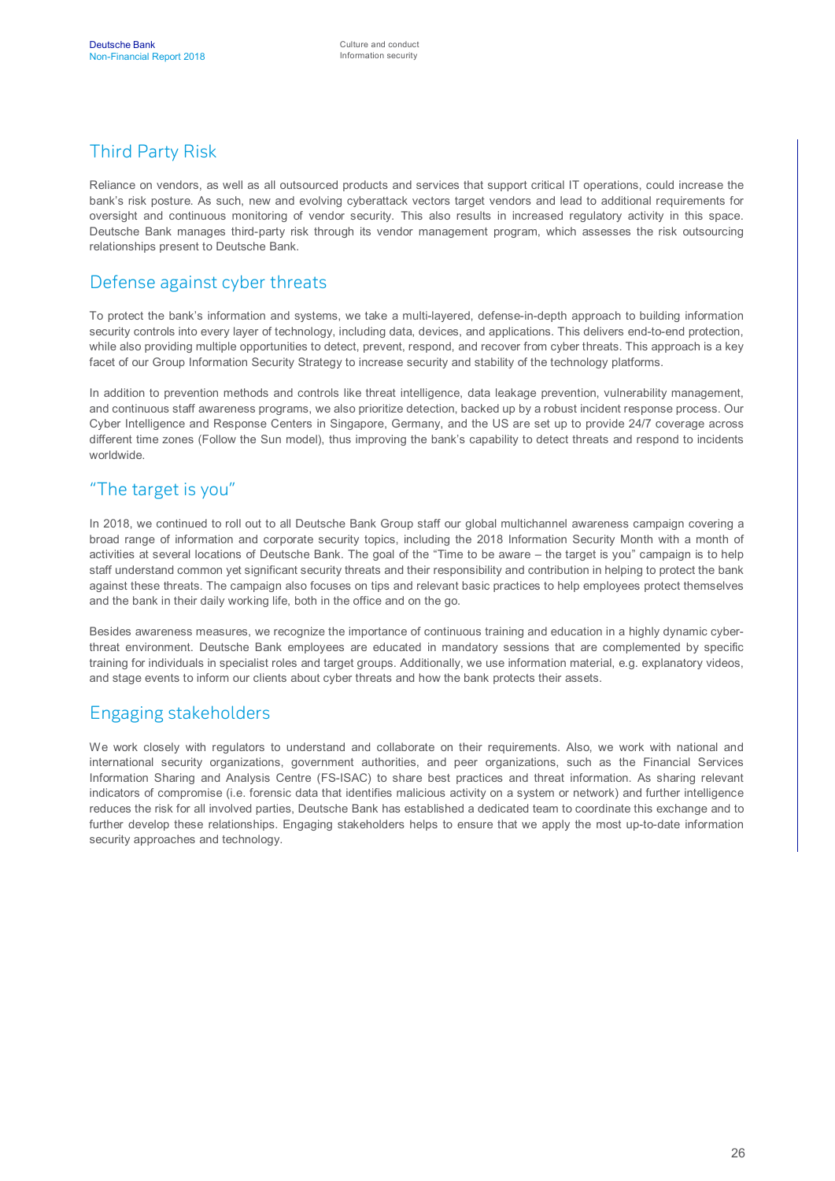## Third Party Risk

Reliance on vendors, as well as all outsourced products and services that support critical IT operations, could increase the bank's risk posture. As such, new and evolving cyberattack vectors target vendors and lead to additional requirements for oversight and continuous monitoring of vendor security. This also results in increased regulatory activity in this space. Deutsche Bank manages third-party risk through its vendor management program, which assesses the risk outsourcing relationships present to Deutsche Bank.

## Defense against cyber threats

To protect the bank's information and systems, we take a multi-layered, defense-in-depth approach to building information security controls into every layer of technology, including data, devices, and applications. This delivers end-to-end protection, while also providing multiple opportunities to detect, prevent, respond, and recover from cyber threats. This approach is a key facet of our Group Information Security Strategy to increase security and stability of the technology platforms.

In addition to prevention methods and controls like threat intelligence, data leakage prevention, vulnerability management, and continuous staff awareness programs, we also prioritize detection, backed up by a robust incident response process. Our Cyber Intelligence and Response Centers in Singapore, Germany, and the US are set up to provide 24/7 coverage across different time zones (Follow the Sun model), thus improving the bank's capability to detect threats and respond to incidents worldwide.

## "The target is you"

In 2018, we continued to roll out to all Deutsche Bank Group staff our global multichannel awareness campaign covering a broad range of information and corporate security topics, including the 2018 Information Security Month with a month of activities at several locations of Deutsche Bank. The goal of the "Time to be aware – the target is you" campaign is to help staff understand common yet significant security threats and their responsibility and contribution in helping to protect the bank against these threats. The campaign also focuses on tips and relevant basic practices to help employees protect themselves and the bank in their daily working life, both in the office and on the go.

Besides awareness measures, we recognize the importance of continuous training and education in a highly dynamic cyber-threat environment. Deutsche Bank employees are educated in mandatory sessions that are complemented by specific training for individuals in specialist roles and target groups. Additionally, we use information material, e.g. explanatory videos, and stage events to inform our clients about cyber threats and how the bank protects their assets.

## Engaging stakeholders

We work closely with regulators to understand and collaborate on their requirements. Also, we work with national and international security organizations, government authorities, and peer organizations, such as the Financial Services Information Sharing and Analysis Centre (FS-ISAC) to share best practices and threat information. As sharing relevant indicators of compromise (i.e. forensic data that identifies malicious activity on a system or network) and further intelligence reduces the risk for all involved parties, Deutsche Bank has established a dedicated team to coordinate this exchange and to further develop these relationships. Engaging stakeholders helps to ensure that we apply the most up-to-date information security approaches and technology.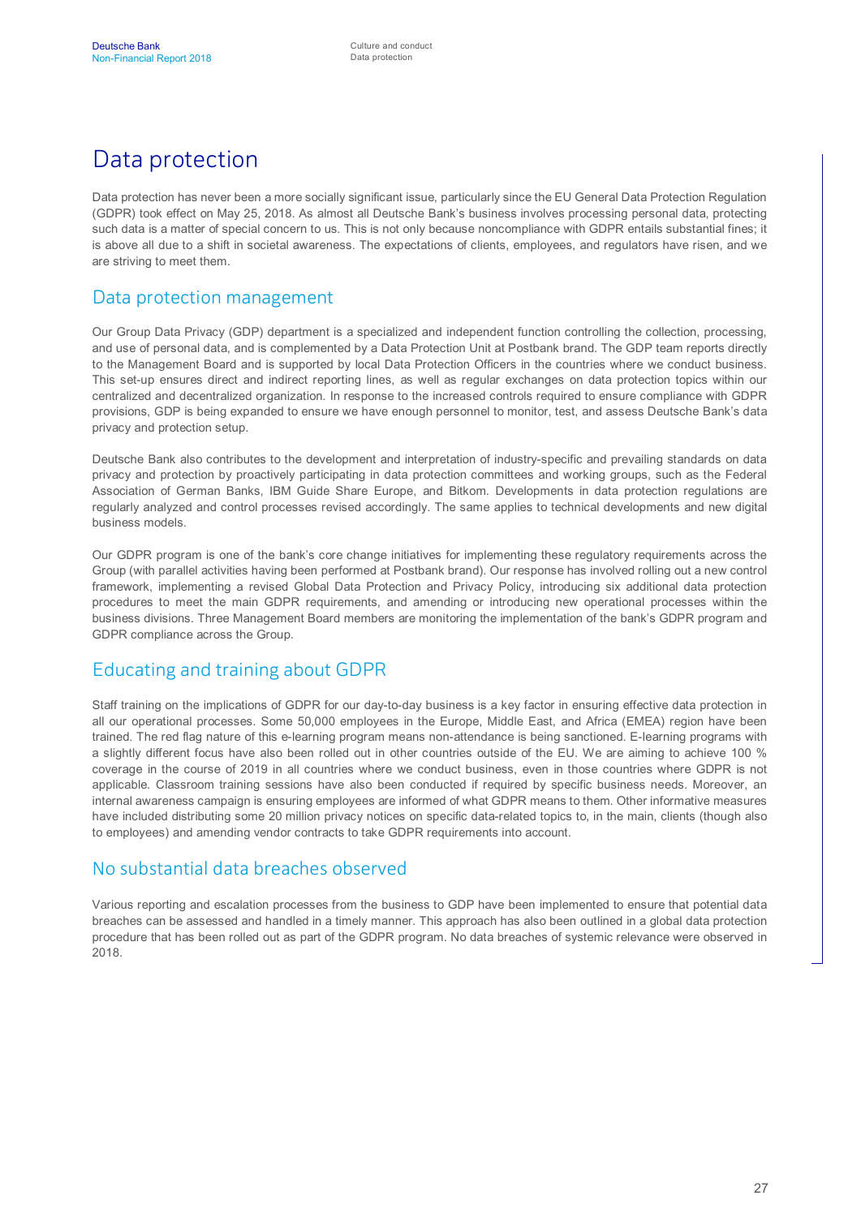# Data protection

Data protection has never been a more socially significant issue, particularly since the EU General Data Protection Regulation (GDPR) took effect on May 25, 2018. As almost all Deutsche Bank's business involves processing personal data, protecting such data is a matter of special concern to us. This is not only because noncompliance with GDPR entails substantial fines; it is above all due to a shift in societal awareness. The expectations of clients, employees, and regulators have risen, and we are striving to meet them.

## Data protection management

Our Group Data Privacy (GDP) department is a specialized and independent function controlling the collection, processing, and use of personal data, and is complemented by a Data Protection Unit at Postbank brand. The GDP team reports directly to the Management Board and is supported by local Data Protection Officers in the countries where we conduct business. This set-up ensures direct and indirect reporting lines, as well as regular exchanges on data protection topics within our centralized and decentralized organization. In response to the increased controls required to ensure compliance with GDPR provisions, GDP is being expanded to ensure we have enough personnel to monitor, test, and assess Deutsche Bank's data privacy and protection setup.

Deutsche Bank also contributes to the development and interpretation of industry-specific and prevailing standards on data privacy and protection by proactively participating in data protection committees and working groups, such as the Federal Association of German Banks, IBM Guide Share Europe, and Bitkom. Developments in data protection regulations are regularly analyzed and control processes revised accordingly. The same applies to technical developments and new digital business models.

Our GDPR program is one of the bank's core change initiatives for implementing these regulatory requirements across the Group (with parallel activities having been performed at Postbank brand). Our response has involved rolling out a new control framework, implementing a revised Global Data Protection and Privacy Policy, introducing six additional data protection procedures to meet the main GDPR requirements, and amending or introducing new operational processes within the business divisions. Three Management Board members are monitoring the implementation of the bank's GDPR program and GDPR compliance across the Group.

## Educating and training about GDPR

Staff training on the implications of GDPR for our day-to-day business is a key factor in ensuring effective data protection in all our operational processes. Some 50,000 employees in the Europe, Middle East, and Africa (EMEA) region have been trained. The red flag nature of this e-learning program means non-attendance is being sanctioned. E-learning programs with a slightly different focus have also been rolled out in other countries outside of the EU. We are aiming to achieve 100 % coverage in the course of 2019 in all countries where we conduct business, even in those countries where GDPR is not applicable. Classroom training sessions have also been conducted if required by specific business needs. Moreover, an internal awareness campaign is ensuring employees are informed of what GDPR means to them. Other informative measures have included distributing some 20 million privacy notices on specific data-related topics to, in the main, clients (though also to employees) and amending vendor contracts to take GDPR requirements into account.

## No substantial data breaches observed

Various reporting and escalation processes from the business to GDP have been implemented to ensure that potential data breaches can be assessed and handled in a timely manner. This approach has also been outlined in a global data protection procedure that has been rolled out as part of the GDPR program. No data breaches of systemic relevance were observed in 2018.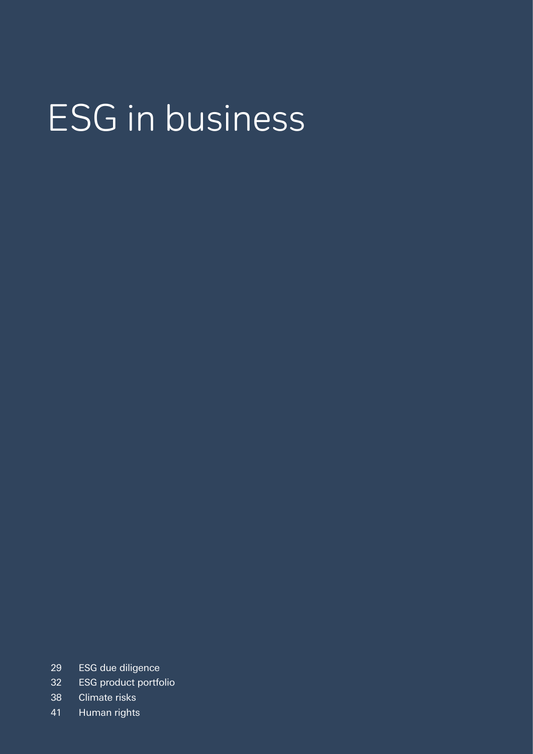# ESG in business

29 ESG due diligence

32 ESG product portfolio

38 Climate risks

41 Human rights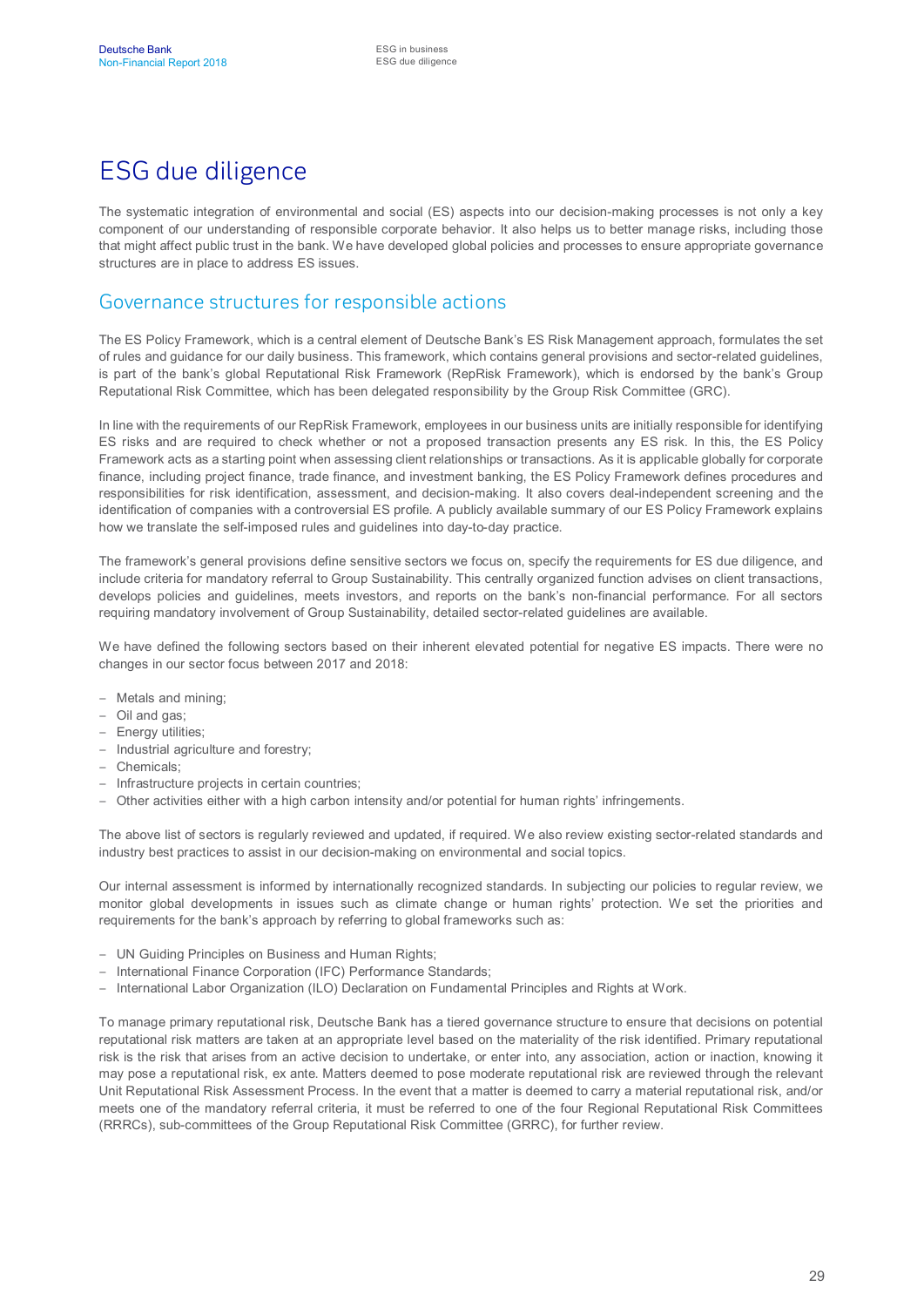# ESG due diligence

The systematic integration of environmental and social (ES) aspects into our decision-making processes is not only a key component of our understanding of responsible corporate behavior. It also helps us to better manage risks, including those that might affect public trust in the bank. We have developed global policies and processes to ensure appropriate governance structures are in place to address ES issues.

## Governance structures for responsible actions

The ES Policy Framework, which is a central element of Deutsche Bank's ES Risk Management approach, formulates the set of rules and guidance for our daily business. This framework, which contains general provisions and sector-related guidelines, is part of the bank's global Reputational Risk Framework (RepRisk Framework), which is endorsed by the bank's Group Reputational Risk Committee, which has been delegated responsibility by the Group Risk Committee (GRC).

In line with the requirements of our RepRisk Framework, employees in our business units are initially responsible for identifying ES risks and are required to check whether or not a proposed transaction presents any ES risk. In this, the ES Policy Framework acts as a starting point when assessing client relationships or transactions. As it is applicable globally for corporate finance, including project finance, trade finance, and investment banking, the ES Policy Framework defines procedures and responsibilities for risk identification, assessment, and decision-making. It also covers deal-independent screening and the identification of companies with a controversial ES profile. A publicly available summary of our ES Policy Framework explains how we translate the self-imposed rules and guidelines into day-to-day practice.

The framework's general provisions define sensitive sectors we focus on, specify the requirements for ES due diligence, and include criteria for mandatory referral to Group Sustainability. This centrally organized function advises on client transactions, develops policies and guidelines, meets investors, and reports on the bank's non-financial performance. For all sectors requiring mandatory involvement of Group Sustainability, detailed sector-related guidelines are available.

We have defined the following sectors based on their inherent elevated potential for negative ES impacts. There were no changes in our sector focus between 2017 and 2018:

- Metals and mining;
- Oil and gas;
- Energy utilities;
- Industrial agriculture and forestry;
- Chemicals;
- Infrastructure projects in certain countries;
- Other activities either with a high carbon intensity and/or potential for human rights' infringements.

The above list of sectors is regularly reviewed and updated, if required. We also review existing sector-related standards and industry best practices to assist in our decision-making on environmental and social topics.

Our internal assessment is informed by internationally recognized standards. In subjecting our policies to regular review, we monitor global developments in issues such as climate change or human rights' protection. We set the priorities and requirements for the bank's approach by referring to global frameworks such as:

- UN Guiding Principles on Business and Human Rights;
- International Finance Corporation (IFC) Performance Standards;
- International Labor Organization (ILO) Declaration on Fundamental Principles and Rights at Work.

To manage primary reputational risk, Deutsche Bank has a tiered governance structure to ensure that decisions on potential reputational risk matters are taken at an appropriate level based on the materiality of the risk identified. Primary reputational risk is the risk that arises from an active decision to undertake, or enter into, any association, action or inaction, knowing it may pose a reputational risk, ex ante. Matters deemed to pose moderate reputational risk are reviewed through the relevant Unit Reputational Risk Assessment Process. In the event that a matter is deemed to carry a material reputational risk, and/or meets one of the mandatory referral criteria, it must be referred to one of the four Regional Reputational Risk Committees (RRRCs), sub-committees of the Group Reputational Risk Committee (GRRC), for further review.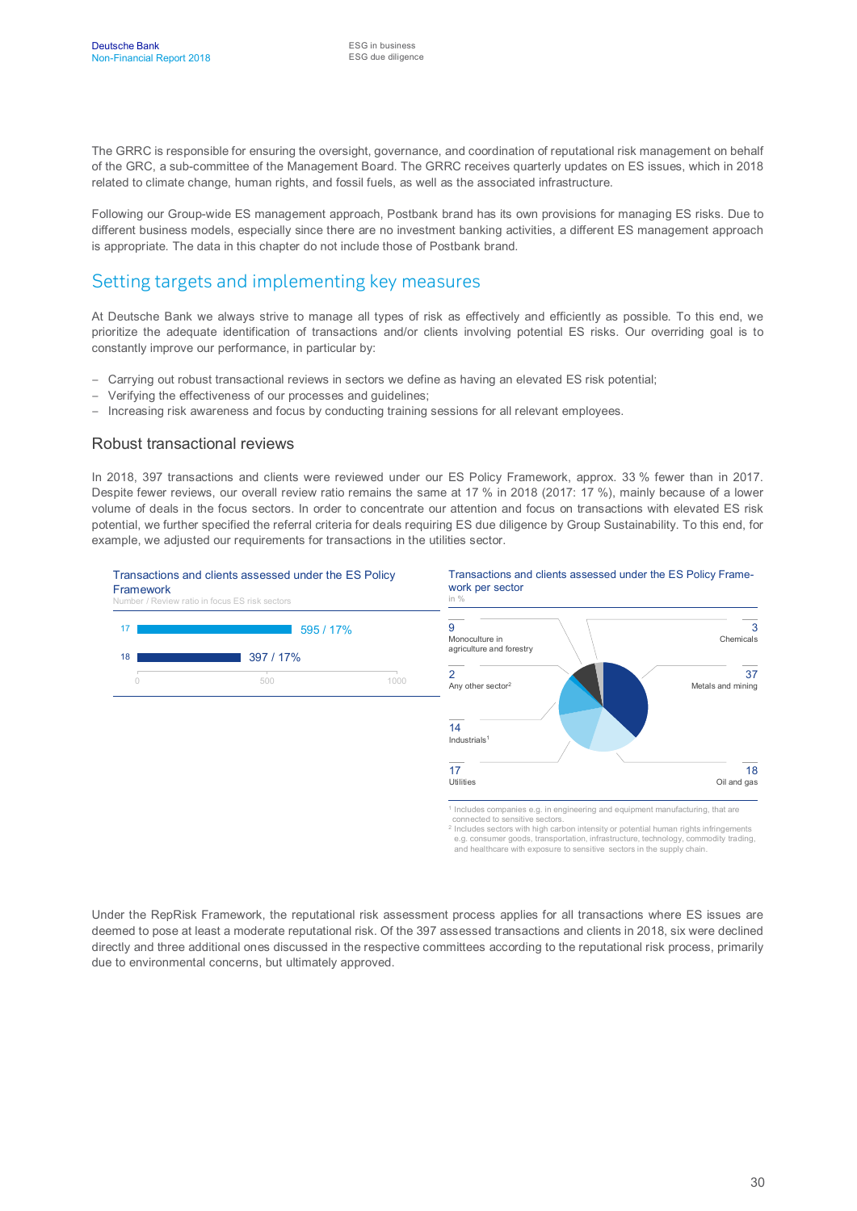The GRRC is responsible for ensuring the oversight, governance, and coordination of reputational risk management on behalf of the GRC, a sub-committee of the Management Board. The GRRC receives quarterly updates on ES issues, which in 2018 related to climate change, human rights, and fossil fuels, as well as the associated infrastructure.

Following our Group-wide ES management approach, Postbank brand has its own provisions for managing ES risks. Due to different business models, especially since there are no investment banking activities, a different ES management approach is appropriate. The data in this chapter do not include those of Postbank brand.

## Setting targets and implementing key measures

At Deutsche Bank we always strive to manage all types of risk as effectively and efficiently as possible. To this end, we prioritize the adequate identification of transactions and/or clients involving potential ES risks. Our overriding goal is to constantly improve our performance, in particular by:

- Carrying out robust transactional reviews in sectors we define as having an elevated ES risk potential;
- Verifying the effectiveness of our processes and guidelines;
- Increasing risk awareness and focus by conducting training sessions for all relevant employees.

### Robust transactional reviews

In 2018, 397 transactions and clients were reviewed under our ES Policy Framework, approx. 33 % fewer than in 2017. Despite fewer reviews, our overall review ratio remains the same at 17 % in 2018 (2017: 17 %), mainly because of a lower volume of deals in the focus sectors. In order to concentrate our attention and focus on transactions with elevated ES risk potential, we further specified the referral criteria for deals requiring ES due diligence by Group Sustainability. To this end, for example, we adjusted our requirements for transactions in the utilities sector.

**Transactions and clients assessed under the ES Policy Framework**
Number / Review ratio in focus ES risk sectors

| Year | Number / Review ratio |
|---|---|
| 17 | 595 / 17% |
| 18 | 397 / 17% |

**Transactions and clients assessed under the ES Policy Framework per sector**
in %

| Sector | % |
|---|---|
| Metals and mining | 37 |
| Oil and gas | 18 |
| Utilities | 17 |
| Industrials[1] | 14 |
| Monoculture in agriculture and forestry | 9 |
| Chemicals | 3 |
| Any other sector[2] | 2 |

[1] Includes companies e.g. in engineering and equipment manufacturing, that are connected to sensitive sectors.
[2] Includes sectors with high carbon intensity or potential human rights infringements e.g. consumer goods, transportation, infrastructure, technology, commodity trading, and healthcare with exposure to sensitive sectors in the supply chain.

Under the RepRisk Framework, the reputational risk assessment process applies for all transactions where ES issues are deemed to pose at least a moderate reputational risk. Of the 397 assessed transactions and clients in 2018, six were declined directly and three additional ones discussed in the respective committees according to the reputational risk process, primarily due to environmental concerns, but ultimately approved.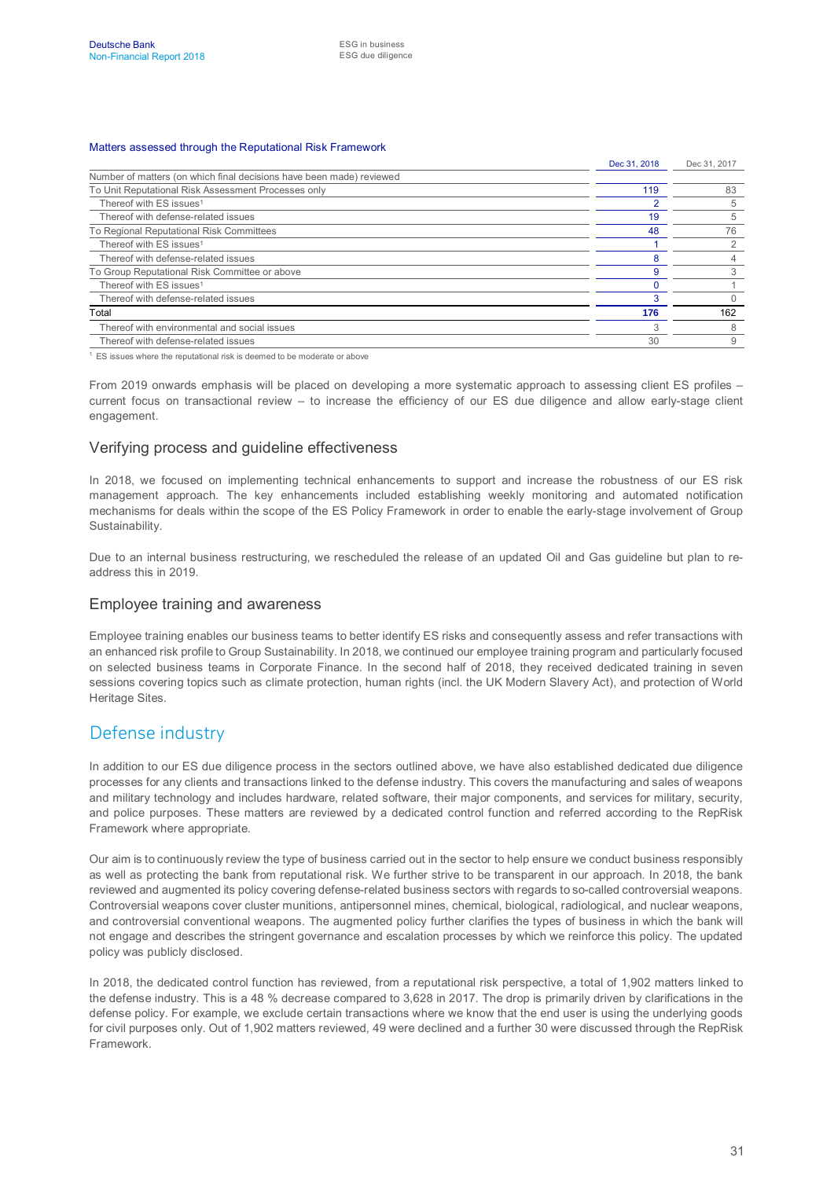Matters assessed through the Reputational Risk Framework

| | Dec 31, 2018 | Dec 31, 2017 |
|---|---|---|
| Number of matters (on which final decisions have been made) reviewed | | |
| To Unit Reputational Risk Assessment Processes only | 119 | 83 |
| Thereof with ES issues[1] | 2 | 5 |
| Thereof with defense-related issues | 19 | 5 |
| To Regional Reputational Risk Committees | 48 | 76 |
| Thereof with ES issues[1] | 1 | 2 |
| Thereof with defense-related issues | 8 | 4 |
| To Group Reputational Risk Committee or above | 9 | 3 |
| Thereof with ES issues[1] | 0 | 1 |
| Thereof with defense-related issues | 3 | 0 |
| Total | 176 | 162 |
| Thereof with environmental and social issues | 3 | 8 |
| Thereof with defense-related issues | 30 | 9 |

[1] ES issues where the reputational risk is deemed to be moderate or above

From 2019 onwards emphasis will be placed on developing a more systematic approach to assessing client ES profiles – current focus on transactional review – to increase the efficiency of our ES due diligence and allow early-stage client engagement.

### Verifying process and guideline effectiveness

In 2018, we focused on implementing technical enhancements to support and increase the robustness of our ES risk management approach. The key enhancements included establishing weekly monitoring and automated notification mechanisms for deals within the scope of the ES Policy Framework in order to enable the early-stage involvement of Group Sustainability.

Due to an internal business restructuring, we rescheduled the release of an updated Oil and Gas guideline but plan to re-address this in 2019.

### Employee training and awareness

Employee training enables our business teams to better identify ES risks and consequently assess and refer transactions with an enhanced risk profile to Group Sustainability. In 2018, we continued our employee training program and particularly focused on selected business teams in Corporate Finance. In the second half of 2018, they received dedicated training in seven sessions covering topics such as climate protection, human rights (incl. the UK Modern Slavery Act), and protection of World Heritage Sites.

## Defense industry

In addition to our ES due diligence process in the sectors outlined above, we have also established dedicated due diligence processes for any clients and transactions linked to the defense industry. This covers the manufacturing and sales of weapons and military technology and includes hardware, related software, their major components, and services for military, security, and police purposes. These matters are reviewed by a dedicated control function and referred according to the RepRisk Framework where appropriate.

Our aim is to continuously review the type of business carried out in the sector to help ensure we conduct business responsibly as well as protecting the bank from reputational risk. We further strive to be transparent in our approach. In 2018, the bank reviewed and augmented its policy covering defense-related business sectors with regards to so-called controversial weapons. Controversial weapons cover cluster munitions, antipersonnel mines, chemical, biological, radiological, and nuclear weapons, and controversial conventional weapons. The augmented policy further clarifies the types of business in which the bank will not engage and describes the stringent governance and escalation processes by which we reinforce this policy. The updated policy was publicly disclosed.

In 2018, the dedicated control function has reviewed, from a reputational risk perspective, a total of 1,902 matters linked to the defense industry. This is a 48 % decrease compared to 3,628 in 2017. The drop is primarily driven by clarifications in the defense policy. For example, we exclude certain transactions where we know that the end user is using the underlying goods for civil purposes only. Out of 1,902 matters reviewed, 49 were declined and a further 30 were discussed through the RepRisk Framework.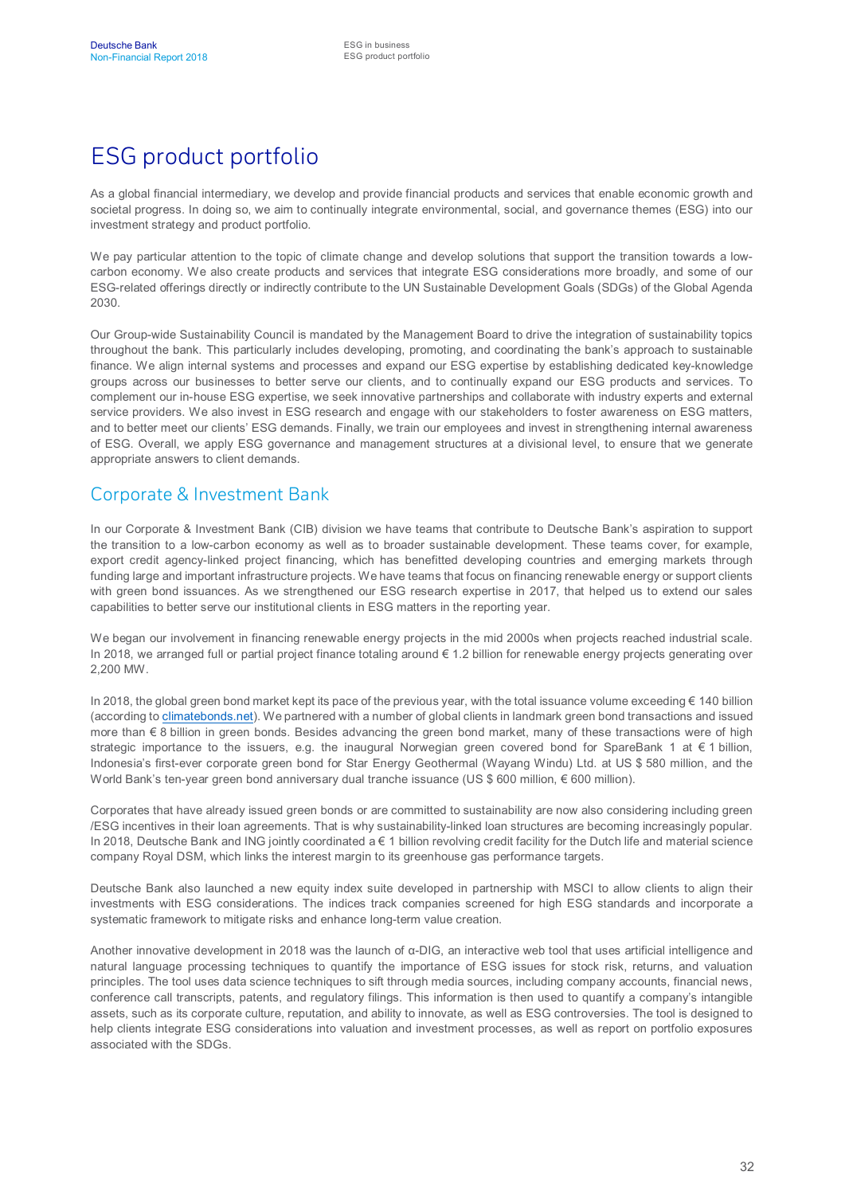# ESG product portfolio

As a global financial intermediary, we develop and provide financial products and services that enable economic growth and societal progress. In doing so, we aim to continually integrate environmental, social, and governance themes (ESG) into our investment strategy and product portfolio.

We pay particular attention to the topic of climate change and develop solutions that support the transition towards a low-carbon economy. We also create products and services that integrate ESG considerations more broadly, and some of our ESG-related offerings directly or indirectly contribute to the UN Sustainable Development Goals (SDGs) of the Global Agenda 2030.

Our Group-wide Sustainability Council is mandated by the Management Board to drive the integration of sustainability topics throughout the bank. This particularly includes developing, promoting, and coordinating the bank's approach to sustainable finance. We align internal systems and processes and expand our ESG expertise by establishing dedicated key-knowledge groups across our businesses to better serve our clients, and to continually expand our ESG products and services. To complement our in-house ESG expertise, we seek innovative partnerships and collaborate with industry experts and external service providers. We also invest in ESG research and engage with our stakeholders to foster awareness on ESG matters, and to better meet our clients' ESG demands. Finally, we train our employees and invest in strengthening internal awareness of ESG. Overall, we apply ESG governance and management structures at a divisional level, to ensure that we generate appropriate answers to client demands.

## Corporate & Investment Bank

In our Corporate & Investment Bank (CIB) division we have teams that contribute to Deutsche Bank's aspiration to support the transition to a low-carbon economy as well as to broader sustainable development. These teams cover, for example, export credit agency-linked project financing, which has benefitted developing countries and emerging markets through funding large and important infrastructure projects. We have teams that focus on financing renewable energy or support clients with green bond issuances. As we strengthened our ESG research expertise in 2017, that helped us to extend our sales capabilities to better serve our institutional clients in ESG matters in the reporting year.

We began our involvement in financing renewable energy projects in the mid 2000s when projects reached industrial scale. In 2018, we arranged full or partial project finance totaling around € 1.2 billion for renewable energy projects generating over 2,200 MW.

In 2018, the global green bond market kept its pace of the previous year, with the total issuance volume exceeding € 140 billion (according to climatebonds.net). We partnered with a number of global clients in landmark green bond transactions and issued more than € 8 billion in green bonds. Besides advancing the green bond market, many of these transactions were of high strategic importance to the issuers, e.g. the inaugural Norwegian green covered bond for SpareBank 1 at € 1 billion, Indonesia's first-ever corporate green bond for Star Energy Geothermal (Wayang Windu) Ltd. at US $ 580 million, and the World Bank's ten-year green bond anniversary dual tranche issuance (US $ 600 million, € 600 million).

Corporates that have already issued green bonds or are committed to sustainability are now also considering including green /ESG incentives in their loan agreements. That is why sustainability-linked loan structures are becoming increasingly popular. In 2018, Deutsche Bank and ING jointly coordinated a € 1 billion revolving credit facility for the Dutch life and material science company Royal DSM, which links the interest margin to its greenhouse gas performance targets.

Deutsche Bank also launched a new equity index suite developed in partnership with MSCI to allow clients to align their investments with ESG considerations. The indices track companies screened for high ESG standards and incorporate a systematic framework to mitigate risks and enhance long-term value creation.

Another innovative development in 2018 was the launch of α-DIG, an interactive web tool that uses artificial intelligence and natural language processing techniques to quantify the importance of ESG issues for stock risk, returns, and valuation principles. The tool uses data science techniques to sift through media sources, including company accounts, financial news, conference call transcripts, patents, and regulatory filings. This information is then used to quantify a company's intangible assets, such as its corporate culture, reputation, and ability to innovate, as well as ESG controversies. The tool is designed to help clients integrate ESG considerations into valuation and investment processes, as well as report on portfolio exposures associated with the SDGs.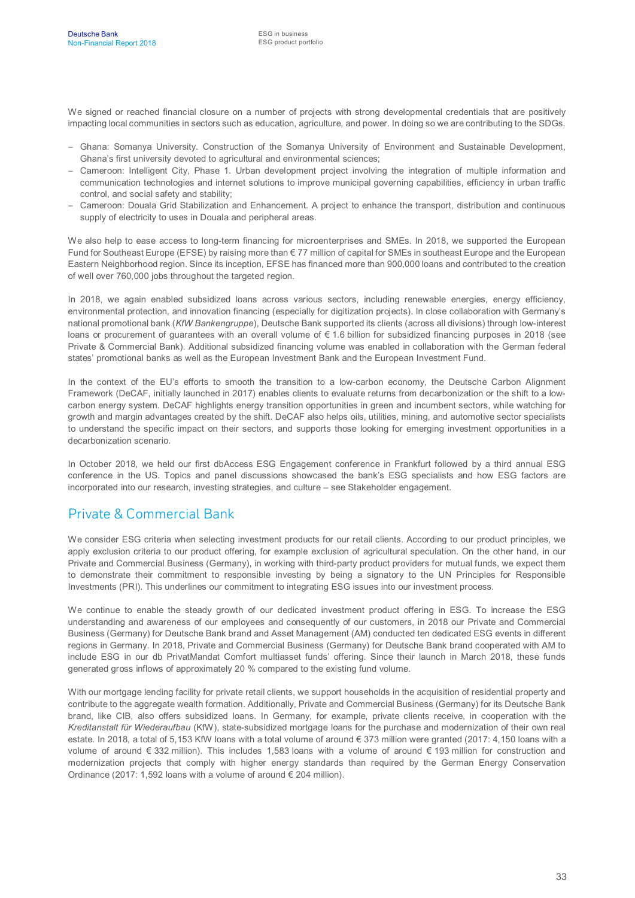We signed or reached financial closure on a number of projects with strong developmental credentials that are positively impacting local communities in sectors such as education, agriculture, and power. In doing so we are contributing to the SDGs.

- Ghana: Somanya University. Construction of the Somanya University of Environment and Sustainable Development, Ghana's first university devoted to agricultural and environmental sciences;
- Cameroon: Intelligent City, Phase 1. Urban development project involving the integration of multiple information and communication technologies and internet solutions to improve municipal governing capabilities, efficiency in urban traffic control, and social safety and stability;
- Cameroon: Douala Grid Stabilization and Enhancement. A project to enhance the transport, distribution and continuous supply of electricity to uses in Douala and peripheral areas.

We also help to ease access to long-term financing for microenterprises and SMEs. In 2018, we supported the European Fund for Southeast Europe (EFSE) by raising more than € 77 million of capital for SMEs in southeast Europe and the European Eastern Neighborhood region. Since its inception, EFSE has financed more than 900,000 loans and contributed to the creation of well over 760,000 jobs throughout the targeted region.

In 2018, we again enabled subsidized loans across various sectors, including renewable energies, energy efficiency, environmental protection, and innovation financing (especially for digitization projects). In close collaboration with Germany's national promotional bank (*KfW Bankengruppe*), Deutsche Bank supported its clients (across all divisions) through low-interest loans or procurement of guarantees with an overall volume of € 1.6 billion for subsidized financing purposes in 2018 (see Private & Commercial Bank). Additional subsidized financing volume was enabled in collaboration with the German federal states' promotional banks as well as the European Investment Bank and the European Investment Fund.

In the context of the EU's efforts to smooth the transition to a low-carbon economy, the Deutsche Carbon Alignment Framework (DeCAF, initially launched in 2017) enables clients to evaluate returns from decarbonization or the shift to a low-carbon energy system. DeCAF highlights energy transition opportunities in green and incumbent sectors, while watching for growth and margin advantages created by the shift. DeCAF also helps oils, utilities, mining, and automotive sector specialists to understand the specific impact on their sectors, and supports those looking for emerging investment opportunities in a decarbonization scenario.

In October 2018, we held our first dbAccess ESG Engagement conference in Frankfurt followed by a third annual ESG conference in the US. Topics and panel discussions showcased the bank's ESG specialists and how ESG factors are incorporated into our research, investing strategies, and culture – see Stakeholder engagement.

## Private & Commercial Bank

We consider ESG criteria when selecting investment products for our retail clients. According to our product principles, we apply exclusion criteria to our product offering, for example exclusion of agricultural speculation. On the other hand, in our Private and Commercial Business (Germany), in working with third-party product providers for mutual funds, we expect them to demonstrate their commitment to responsible investing by being a signatory to the UN Principles for Responsible Investments (PRI). This underlines our commitment to integrating ESG issues into our investment process.

We continue to enable the steady growth of our dedicated investment product offering in ESG. To increase the ESG understanding and awareness of our employees and consequently of our customers, in 2018 our Private and Commercial Business (Germany) for Deutsche Bank brand and Asset Management (AM) conducted ten dedicated ESG events in different regions in Germany. In 2018, Private and Commercial Business (Germany) for Deutsche Bank brand cooperated with AM to include ESG in our db PrivatMandat Comfort multiasset funds' offering. Since their launch in March 2018, these funds generated gross inflows of approximately 20 % compared to the existing fund volume.

With our mortgage lending facility for private retail clients, we support households in the acquisition of residential property and contribute to the aggregate wealth formation. Additionally, Private and Commercial Business (Germany) for its Deutsche Bank brand, like CIB, also offers subsidized loans. In Germany, for example, private clients receive, in cooperation with the *Kreditanstalt für Wiederaufbau* (KfW), state-subsidized mortgage loans for the purchase and modernization of their own real estate. In 2018, a total of 5,153 KfW loans with a total volume of around € 373 million were granted (2017: 4,150 loans with a volume of around € 332 million). This includes 1,583 loans with a volume of around € 193 million for construction and modernization projects that comply with higher energy standards than required by the German Energy Conservation Ordinance (2017: 1,592 loans with a volume of around € 204 million).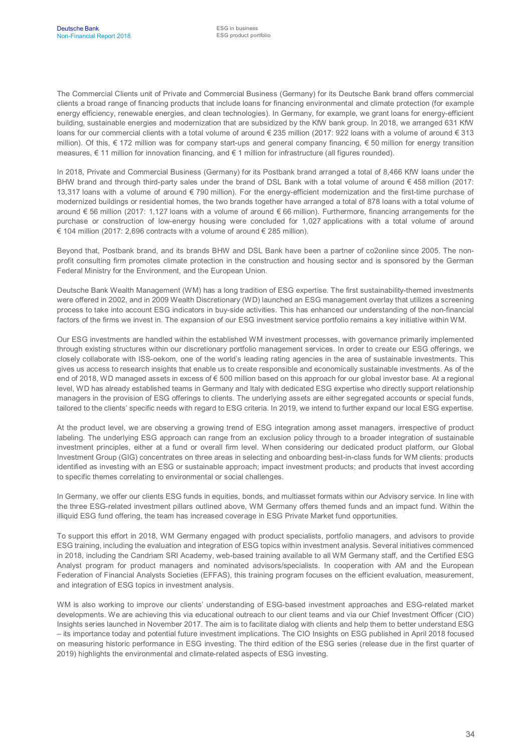The Commercial Clients unit of Private and Commercial Business (Germany) for its Deutsche Bank brand offers commercial clients a broad range of financing products that include loans for financing environmental and climate protection (for example energy efficiency, renewable energies, and clean technologies). In Germany, for example, we grant loans for energy-efficient building, sustainable energies and modernization that are subsidized by the KfW bank group. In 2018, we arranged 631 KfW loans for our commercial clients with a total volume of around € 235 million (2017: 922 loans with a volume of around € 313 million). Of this, € 172 million was for company start-ups and general company financing, € 50 million for energy transition measures, € 11 million for innovation financing, and € 1 million for infrastructure (all figures rounded).

In 2018, Private and Commercial Business (Germany) for its Postbank brand arranged a total of 8,466 KfW loans under the BHW brand and through third-party sales under the brand of DSL Bank with a total volume of around € 458 million (2017: 13,317 loans with a volume of around € 790 million). For the energy-efficient modernization and the first-time purchase of modernized buildings or residential homes, the two brands together have arranged a total of 878 loans with a total volume of around € 56 million (2017: 1,127 loans with a volume of around € 66 million). Furthermore, financing arrangements for the purchase or construction of low-energy housing were concluded for 1,027 applications with a total volume of around € 104 million (2017: 2,696 contracts with a volume of around € 285 million).

Beyond that, Postbank brand, and its brands BHW and DSL Bank have been a partner of co2online since 2005. The non-profit consulting firm promotes climate protection in the construction and housing sector and is sponsored by the German Federal Ministry for the Environment, and the European Union.

Deutsche Bank Wealth Management (WM) has a long tradition of ESG expertise. The first sustainability-themed investments were offered in 2002, and in 2009 Wealth Discretionary (WD) launched an ESG management overlay that utilizes a screening process to take into account ESG indicators in buy-side activities. This has enhanced our understanding of the non-financial factors of the firms we invest in. The expansion of our ESG investment service portfolio remains a key initiative within WM.

Our ESG investments are handled within the established WM investment processes, with governance primarily implemented through existing structures within our discretionary portfolio management services. In order to create our ESG offerings, we closely collaborate with ISS-oekom, one of the world's leading rating agencies in the area of sustainable investments. This gives us access to research insights that enable us to create responsible and economically sustainable investments. As of the end of 2018, WD managed assets in excess of € 500 million based on this approach for our global investor base. At a regional level, WD has already established teams in Germany and Italy with dedicated ESG expertise who directly support relationship managers in the provision of ESG offerings to clients. The underlying assets are either segregated accounts or special funds, tailored to the clients' specific needs with regard to ESG criteria. In 2019, we intend to further expand our local ESG expertise.

At the product level, we are observing a growing trend of ESG integration among asset managers, irrespective of product labeling. The underlying ESG approach can range from an exclusion policy through to a broader integration of sustainable investment principles, either at a fund or overall firm level. When considering our dedicated product platform, our Global Investment Group (GIG) concentrates on three areas in selecting and onboarding best-in-class funds for WM clients: products identified as investing with an ESG or sustainable approach; impact investment products; and products that invest according to specific themes correlating to environmental or social challenges.

In Germany, we offer our clients ESG funds in equities, bonds, and multiasset formats within our Advisory service. In line with the three ESG-related investment pillars outlined above, WM Germany offers themed funds and an impact fund. Within the illiquid ESG fund offering, the team has increased coverage in ESG Private Market fund opportunities.

To support this effort in 2018, WM Germany engaged with product specialists, portfolio managers, and advisors to provide ESG training, including the evaluation and integration of ESG topics within investment analysis. Several initiatives commenced in 2018, including the Candriam SRI Academy, web-based training available to all WM Germany staff, and the Certified ESG Analyst program for product managers and nominated advisors/specialists. In cooperation with AM and the European Federation of Financial Analysts Societies (EFFAS), this training program focuses on the efficient evaluation, measurement, and integration of ESG topics in investment analysis.

WM is also working to improve our clients' understanding of ESG-based investment approaches and ESG-related market developments. We are achieving this via educational outreach to our client teams and via our Chief Investment Officer (CIO) Insights series launched in November 2017. The aim is to facilitate dialog with clients and help them to better understand ESG – its importance today and potential future investment implications. The CIO Insights on ESG published in April 2018 focused on measuring historic performance in ESG investing. The third edition of the ESG series (release due in the first quarter of 2019) highlights the environmental and climate-related aspects of ESG investing.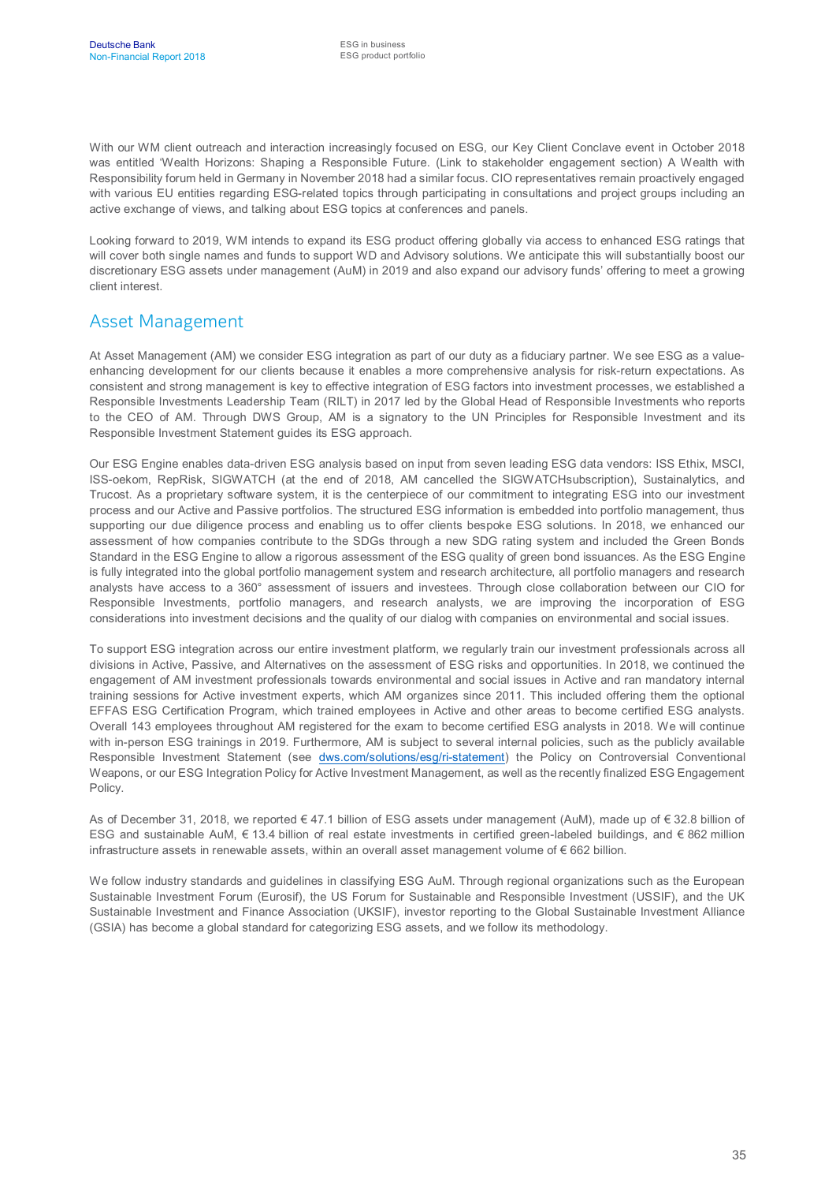With our WM client outreach and interaction increasingly focused on ESG, our Key Client Conclave event in October 2018 was entitled 'Wealth Horizons: Shaping a Responsible Future. (Link to stakeholder engagement section) A Wealth with Responsibility forum held in Germany in November 2018 had a similar focus. CIO representatives remain proactively engaged with various EU entities regarding ESG-related topics through participating in consultations and project groups including an active exchange of views, and talking about ESG topics at conferences and panels.

Looking forward to 2019, WM intends to expand its ESG product offering globally via access to enhanced ESG ratings that will cover both single names and funds to support WD and Advisory solutions. We anticipate this will substantially boost our discretionary ESG assets under management (AuM) in 2019 and also expand our advisory funds' offering to meet a growing client interest.

## Asset Management

At Asset Management (AM) we consider ESG integration as part of our duty as a fiduciary partner. We see ESG as a value-enhancing development for our clients because it enables a more comprehensive analysis for risk-return expectations. As consistent and strong management is key to effective integration of ESG factors into investment processes, we established a Responsible Investments Leadership Team (RILT) in 2017 led by the Global Head of Responsible Investments who reports to the CEO of AM. Through DWS Group, AM is a signatory to the UN Principles for Responsible Investment and its Responsible Investment Statement guides its ESG approach.

Our ESG Engine enables data-driven ESG analysis based on input from seven leading ESG data vendors: ISS Ethix, MSCI, ISS-oekom, RepRisk, SIGWATCH (at the end of 2018, AM cancelled the SIGWATCHsubscription), Sustainalytics, and Trucost. As a proprietary software system, it is the centerpiece of our commitment to integrating ESG into our investment process and our Active and Passive portfolios. The structured ESG information is embedded into portfolio management, thus supporting our due diligence process and enabling us to offer clients bespoke ESG solutions. In 2018, we enhanced our assessment of how companies contribute to the SDGs through a new SDG rating system and included the Green Bonds Standard in the ESG Engine to allow a rigorous assessment of the ESG quality of green bond issuances. As the ESG Engine is fully integrated into the global portfolio management system and research architecture, all portfolio managers and research analysts have access to a 360° assessment of issuers and investees. Through close collaboration between our CIO for Responsible Investments, portfolio managers, and research analysts, we are improving the incorporation of ESG considerations into investment decisions and the quality of our dialog with companies on environmental and social issues.

To support ESG integration across our entire investment platform, we regularly train our investment professionals across all divisions in Active, Passive, and Alternatives on the assessment of ESG risks and opportunities. In 2018, we continued the engagement of AM investment professionals towards environmental and social issues in Active and ran mandatory internal training sessions for Active investment experts, which AM organizes since 2011. This included offering them the optional EFFAS ESG Certification Program, which trained employees in Active and other areas to become certified ESG analysts. Overall 143 employees throughout AM registered for the exam to become certified ESG analysts in 2018. We will continue with in-person ESG trainings in 2019. Furthermore, AM is subject to several internal policies, such as the publicly available Responsible Investment Statement (see dws.com/solutions/esg/ri-statement) the Policy on Controversial Conventional Weapons, or our ESG Integration Policy for Active Investment Management, as well as the recently finalized ESG Engagement Policy.

As of December 31, 2018, we reported € 47.1 billion of ESG assets under management (AuM), made up of € 32.8 billion of ESG and sustainable AuM, € 13.4 billion of real estate investments in certified green-labeled buildings, and € 862 million infrastructure assets in renewable assets, within an overall asset management volume of € 662 billion.

We follow industry standards and guidelines in classifying ESG AuM. Through regional organizations such as the European Sustainable Investment Forum (Eurosif), the US Forum for Sustainable and Responsible Investment (USSIF), and the UK Sustainable Investment and Finance Association (UKSIF), investor reporting to the Global Sustainable Investment Alliance (GSIA) has become a global standard for categorizing ESG assets, and we follow its methodology.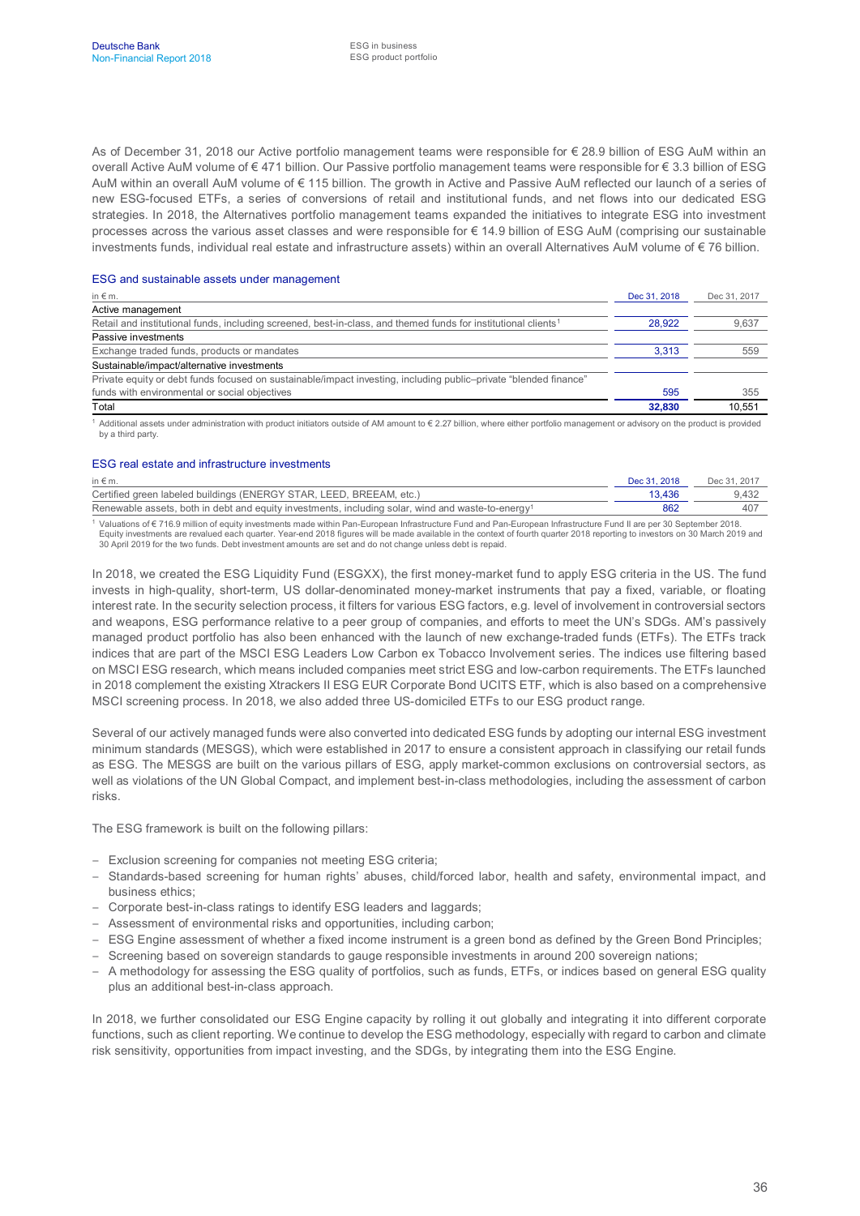As of December 31, 2018 our Active portfolio management teams were responsible for € 28.9 billion of ESG AuM within an overall Active AuM volume of € 471 billion. Our Passive portfolio management teams were responsible for € 3.3 billion of ESG AuM within an overall AuM volume of € 115 billion. The growth in Active and Passive AuM reflected our launch of a series of new ESG-focused ETFs, a series of conversions of retail and institutional funds, and net flows into our dedicated ESG strategies. In 2018, the Alternatives portfolio management teams expanded the initiatives to integrate ESG into investment processes across the various asset classes and were responsible for € 14.9 billion of ESG AuM (comprising our sustainable investments funds, individual real estate and infrastructure assets) within an overall Alternatives AuM volume of € 76 billion.

### ESG and sustainable assets under management

| in € m. | Dec 31, 2018 | Dec 31, 2017 |
|---|---|---|
| **Active management** | | |
| Retail and institutional funds, including screened, best-in-class, and themed funds for institutional clients[1] | 28,922 | 9,637 |
| **Passive investments** | | |
| Exchange traded funds, products or mandates | 3,313 | 559 |
| **Sustainable/impact/alternative investments** | | |
| Private equity or debt funds focused on sustainable/impact investing, including public–private "blended finance" funds with environmental or social objectives | 595 | 355 |
| **Total** | **32,830** | 10,551 |

[1] Additional assets under administration with product initiators outside of AM amount to € 2.27 billion, where either portfolio management or advisory on the product is provided by a third party.

### ESG real estate and infrastructure investments

| in € m. | Dec 31, 2018 | Dec 31, 2017 |
|---|---|---|
| Certified green labeled buildings (ENERGY STAR, LEED, BREEAM, etc.) | 13,436 | 9,432 |
| Renewable assets, both in debt and equity investments, including solar, wind and waste-to-energy[1] | 862 | 407 |

[1] Valuations of € 716.9 million of equity investments made within Pan-European Infrastructure Fund and Pan-European Infrastructure Fund II are per 30 September 2018. Equity investments are revalued each quarter. Year-end 2018 figures will be made available in the context of fourth quarter 2018 reporting to investors on 30 March 2019 and 30 April 2019 for the two funds. Debt investment amounts are set and do not change unless debt is repaid.

In 2018, we created the ESG Liquidity Fund (ESGXX), the first money-market fund to apply ESG criteria in the US. The fund invests in high-quality, short-term, US dollar-denominated money-market instruments that pay a fixed, variable, or floating interest rate. In the security selection process, it filters for various ESG factors, e.g. level of involvement in controversial sectors and weapons, ESG performance relative to a peer group of companies, and efforts to meet the UN's SDGs. AM's passively managed product portfolio has also been enhanced with the launch of new exchange-traded funds (ETFs). The ETFs track indices that are part of the MSCI ESG Leaders Low Carbon ex Tobacco Involvement series. The indices use filtering based on MSCI ESG research, which means included companies meet strict ESG and low-carbon requirements. The ETFs launched in 2018 complement the existing Xtrackers II ESG EUR Corporate Bond UCITS ETF, which is also based on a comprehensive MSCI screening process. In 2018, we also added three US-domiciled ETFs to our ESG product range.

Several of our actively managed funds were also converted into dedicated ESG funds by adopting our internal ESG investment minimum standards (MESGS), which were established in 2017 to ensure a consistent approach in classifying our retail funds as ESG. The MESGS are built on the various pillars of ESG, apply market-common exclusions on controversial sectors, as well as violations of the UN Global Compact, and implement best-in-class methodologies, including the assessment of carbon risks.

The ESG framework is built on the following pillars:

- Exclusion screening for companies not meeting ESG criteria;
- Standards-based screening for human rights' abuses, child/forced labor, health and safety, environmental impact, and business ethics;
- Corporate best-in-class ratings to identify ESG leaders and laggards;
- Assessment of environmental risks and opportunities, including carbon;
- ESG Engine assessment of whether a fixed income instrument is a green bond as defined by the Green Bond Principles;
- Screening based on sovereign standards to gauge responsible investments in around 200 sovereign nations;
- A methodology for assessing the ESG quality of portfolios, such as funds, ETFs, or indices based on general ESG quality plus an additional best-in-class approach.

In 2018, we further consolidated our ESG Engine capacity by rolling it out globally and integrating it into different corporate functions, such as client reporting. We continue to develop the ESG methodology, especially with regard to carbon and climate risk sensitivity, opportunities from impact investing, and the SDGs, by integrating them into the ESG Engine.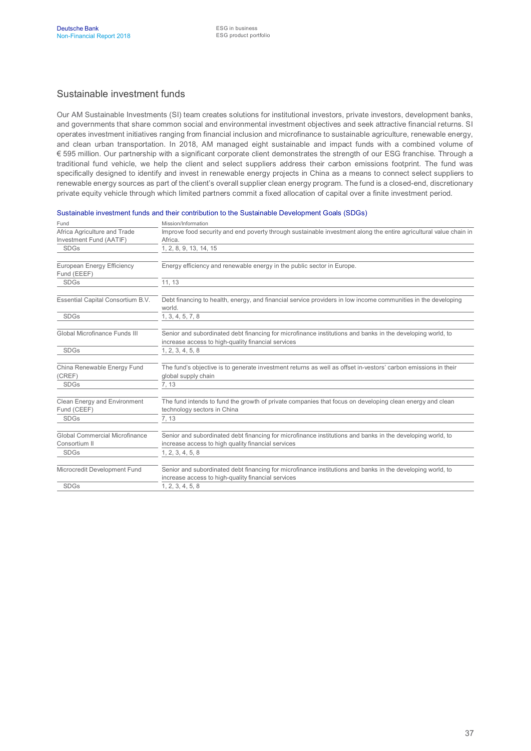## Sustainable investment funds

Our AM Sustainable Investments (SI) team creates solutions for institutional investors, private investors, development banks, and governments that share common social and environmental investment objectives and seek attractive financial returns. SI operates investment initiatives ranging from financial inclusion and microfinance to sustainable agriculture, renewable energy, and clean urban transportation. In 2018, AM managed eight sustainable and impact funds with a combined volume of € 595 million. Our partnership with a significant corporate client demonstrates the strength of our ESG franchise. Through a traditional fund vehicle, we help the client and select suppliers address their carbon emissions footprint. The fund was specifically designed to identify and invest in renewable energy projects in China as a means to connect select suppliers to renewable energy sources as part of the client's overall supplier clean energy program. The fund is a closed-end, discretionary private equity vehicle through which limited partners commit a fixed allocation of capital over a finite investment period.

### Sustainable investment funds and their contribution to the Sustainable Development Goals (SDGs)

| Fund | Mission/Information |
|---|---|
| Africa Agriculture and Trade Investment Fund (AATIF) | Improve food security and end poverty through sustainable investment along the entire agricultural value chain in Africa. |
| SDGs | 1, 2, 8, 9, 13, 14, 15 |
| European Energy Efficiency Fund (EEEF) | Energy efficiency and renewable energy in the public sector in Europe. |
| SDGs | 11, 13 |
| Essential Capital Consortium B.V. | Debt financing to health, energy, and financial service providers in low income communities in the developing world. |
| SDGs | 1, 3, 4, 5, 7, 8 |
| Global Microfinance Funds III | Senior and subordinated debt financing for microfinance institutions and banks in the developing world, to increase access to high-quality financial services |
| SDGs | 1, 2, 3, 4, 5, 8 |
| China Renewable Energy Fund (CREF) | The fund's objective is to generate investment returns as well as offset in-vestors' carbon emissions in their global supply chain |
| SDGs | 7, 13 |
| Clean Energy and Environment Fund (CEEF) | The fund intends to fund the growth of private companies that focus on developing clean energy and clean technology sectors in China |
| SDGs | 7, 13 |
| Global Commercial Microfinance Consortium II | Senior and subordinated debt financing for microfinance institutions and banks in the developing world, to increase access to high quality financial services |
| SDGs | 1, 2, 3, 4, 5, 8 |
| Microcredit Development Fund | Senior and subordinated debt financing for microfinance institutions and banks in the developing world, to increase access to high-quality financial services |
| SDGs | 1, 2, 3, 4, 5, 8 |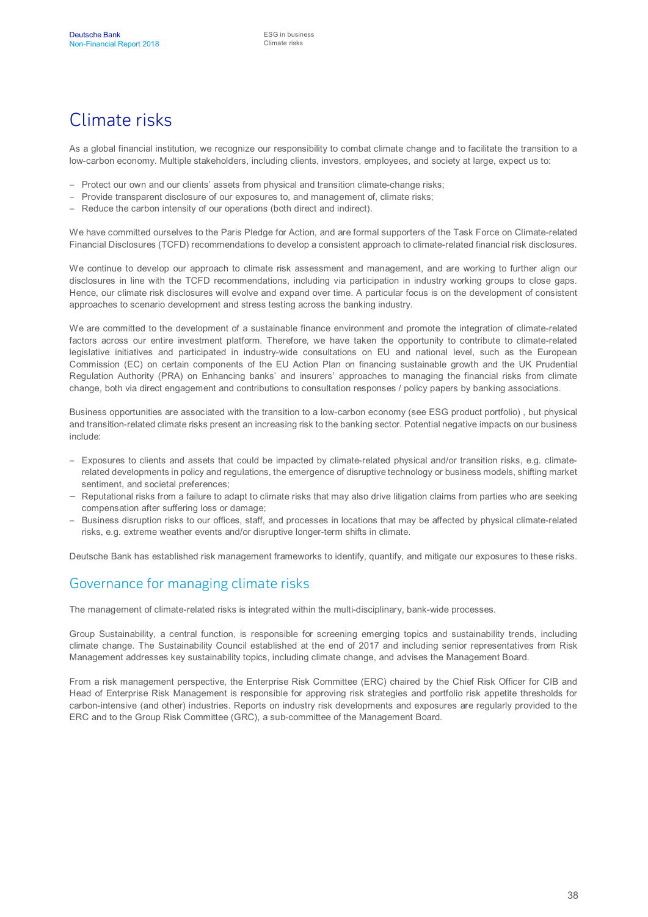# Climate risks

As a global financial institution, we recognize our responsibility to combat climate change and to facilitate the transition to a low-carbon economy. Multiple stakeholders, including clients, investors, employees, and society at large, expect us to:

- Protect our own and our clients' assets from physical and transition climate-change risks;
- Provide transparent disclosure of our exposures to, and management of, climate risks;
- Reduce the carbon intensity of our operations (both direct and indirect).

We have committed ourselves to the Paris Pledge for Action, and are formal supporters of the Task Force on Climate-related Financial Disclosures (TCFD) recommendations to develop a consistent approach to climate-related financial risk disclosures.

We continue to develop our approach to climate risk assessment and management, and are working to further align our disclosures in line with the TCFD recommendations, including via participation in industry working groups to close gaps. Hence, our climate risk disclosures will evolve and expand over time. A particular focus is on the development of consistent approaches to scenario development and stress testing across the banking industry.

We are committed to the development of a sustainable finance environment and promote the integration of climate-related factors across our entire investment platform. Therefore, we have taken the opportunity to contribute to climate-related legislative initiatives and participated in industry-wide consultations on EU and national level, such as the European Commission (EC) on certain components of the EU Action Plan on financing sustainable growth and the UK Prudential Regulation Authority (PRA) on Enhancing banks' and insurers' approaches to managing the financial risks from climate change, both via direct engagement and contributions to consultation responses / policy papers by banking associations.

Business opportunities are associated with the transition to a low-carbon economy (see ESG product portfolio) , but physical and transition-related climate risks present an increasing risk to the banking sector. Potential negative impacts on our business include:

- Exposures to clients and assets that could be impacted by climate-related physical and/or transition risks, e.g. climate-related developments in policy and regulations, the emergence of disruptive technology or business models, shifting market sentiment, and societal preferences;
- Reputational risks from a failure to adapt to climate risks that may also drive litigation claims from parties who are seeking compensation after suffering loss or damage;
- Business disruption risks to our offices, staff, and processes in locations that may be affected by physical climate-related risks, e.g. extreme weather events and/or disruptive longer-term shifts in climate.

Deutsche Bank has established risk management frameworks to identify, quantify, and mitigate our exposures to these risks.

## Governance for managing climate risks

The management of climate-related risks is integrated within the multi-disciplinary, bank-wide processes.

Group Sustainability, a central function, is responsible for screening emerging topics and sustainability trends, including climate change. The Sustainability Council established at the end of 2017 and including senior representatives from Risk Management addresses key sustainability topics, including climate change, and advises the Management Board.

From a risk management perspective, the Enterprise Risk Committee (ERC) chaired by the Chief Risk Officer for CIB and Head of Enterprise Risk Management is responsible for approving risk strategies and portfolio risk appetite thresholds for carbon-intensive (and other) industries. Reports on industry risk developments and exposures are regularly provided to the ERC and to the Group Risk Committee (GRC), a sub-committee of the Management Board.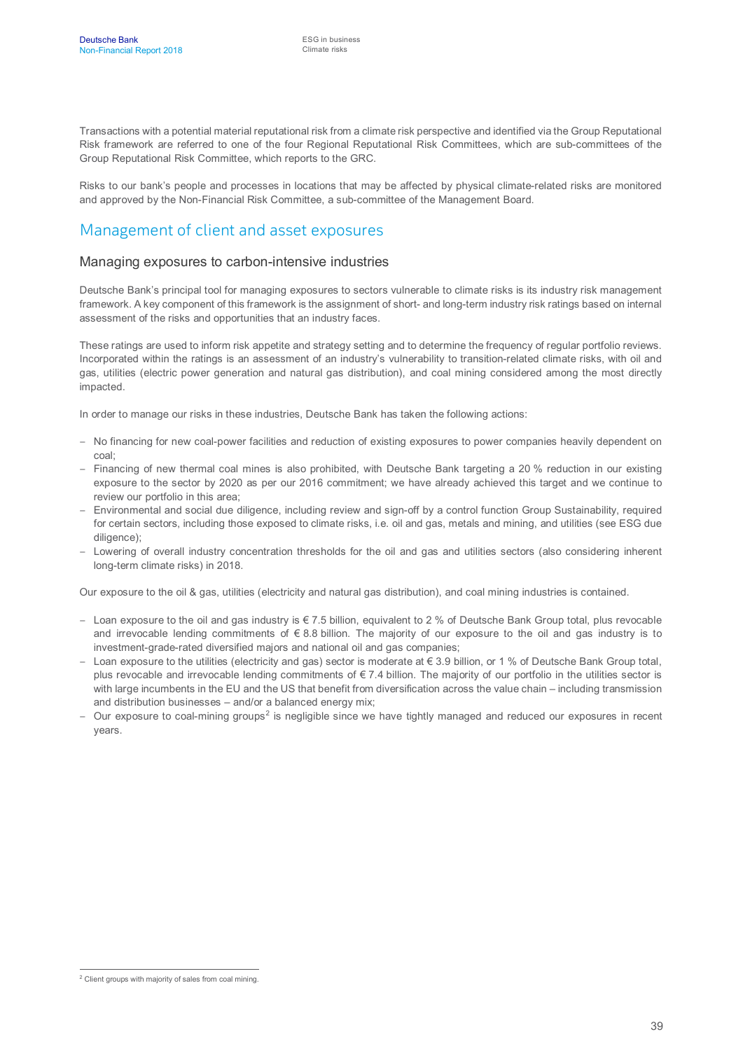Transactions with a potential material reputational risk from a climate risk perspective and identified via the Group Reputational Risk framework are referred to one of the four Regional Reputational Risk Committees, which are sub-committees of the Group Reputational Risk Committee, which reports to the GRC.

Risks to our bank's people and processes in locations that may be affected by physical climate-related risks are monitored and approved by the Non-Financial Risk Committee, a sub-committee of the Management Board.

## Management of client and asset exposures

### Managing exposures to carbon-intensive industries

Deutsche Bank's principal tool for managing exposures to sectors vulnerable to climate risks is its industry risk management framework. A key component of this framework is the assignment of short- and long-term industry risk ratings based on internal assessment of the risks and opportunities that an industry faces.

These ratings are used to inform risk appetite and strategy setting and to determine the frequency of regular portfolio reviews. Incorporated within the ratings is an assessment of an industry's vulnerability to transition-related climate risks, with oil and gas, utilities (electric power generation and natural gas distribution), and coal mining considered among the most directly impacted.

In order to manage our risks in these industries, Deutsche Bank has taken the following actions:

- No financing for new coal-power facilities and reduction of existing exposures to power companies heavily dependent on coal;
- Financing of new thermal coal mines is also prohibited, with Deutsche Bank targeting a 20 % reduction in our existing exposure to the sector by 2020 as per our 2016 commitment; we have already achieved this target and we continue to review our portfolio in this area;
- Environmental and social due diligence, including review and sign-off by a control function Group Sustainability, required for certain sectors, including those exposed to climate risks, i.e. oil and gas, metals and mining, and utilities (see ESG due diligence);
- Lowering of overall industry concentration thresholds for the oil and gas and utilities sectors (also considering inherent long-term climate risks) in 2018.

Our exposure to the oil & gas, utilities (electricity and natural gas distribution), and coal mining industries is contained.

- Loan exposure to the oil and gas industry is € 7.5 billion, equivalent to 2 % of Deutsche Bank Group total, plus revocable and irrevocable lending commitments of € 8.8 billion. The majority of our exposure to the oil and gas industry is to investment-grade-rated diversified majors and national oil and gas companies;
- Loan exposure to the utilities (electricity and gas) sector is moderate at € 3.9 billion, or 1 % of Deutsche Bank Group total, plus revocable and irrevocable lending commitments of € 7.4 billion. The majority of our portfolio in the utilities sector is with large incumbents in the EU and the US that benefit from diversification across the value chain – including transmission and distribution businesses – and/or a balanced energy mix;
- Our exposure to coal-mining groups[2] is negligible since we have tightly managed and reduced our exposures in recent years.

[2] Client groups with majority of sales from coal mining.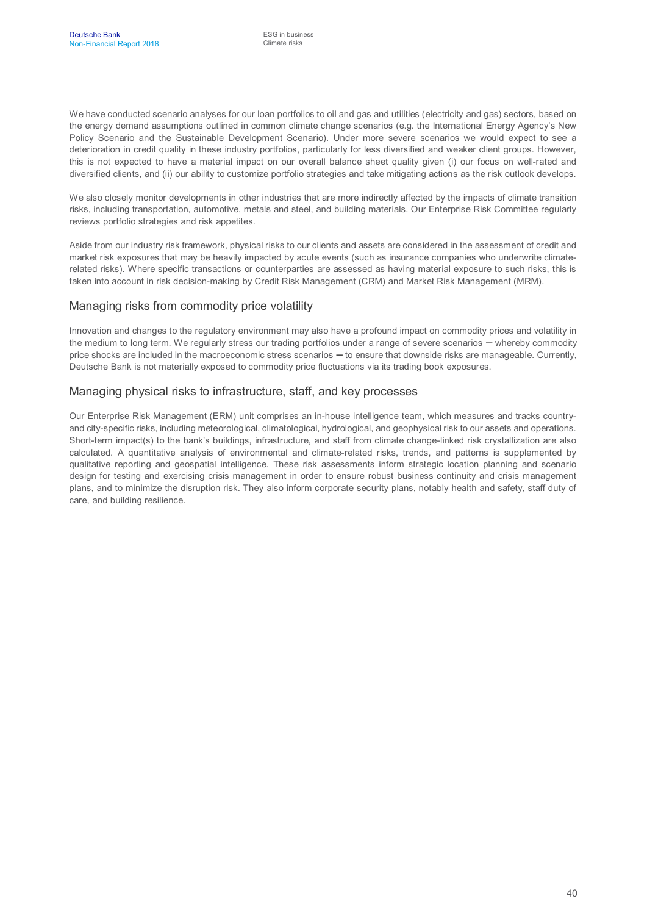We have conducted scenario analyses for our loan portfolios to oil and gas and utilities (electricity and gas) sectors, based on the energy demand assumptions outlined in common climate change scenarios (e.g. the International Energy Agency's New Policy Scenario and the Sustainable Development Scenario). Under more severe scenarios we would expect to see a deterioration in credit quality in these industry portfolios, particularly for less diversified and weaker client groups. However, this is not expected to have a material impact on our overall balance sheet quality given (i) our focus on well-rated and diversified clients, and (ii) our ability to customize portfolio strategies and take mitigating actions as the risk outlook develops.

We also closely monitor developments in other industries that are more indirectly affected by the impacts of climate transition risks, including transportation, automotive, metals and steel, and building materials. Our Enterprise Risk Committee regularly reviews portfolio strategies and risk appetites.

Aside from our industry risk framework, physical risks to our clients and assets are considered in the assessment of credit and market risk exposures that may be heavily impacted by acute events (such as insurance companies who underwrite climate-related risks). Where specific transactions or counterparties are assessed as having material exposure to such risks, this is taken into account in risk decision-making by Credit Risk Management (CRM) and Market Risk Management (MRM).

## Managing risks from commodity price volatility

Innovation and changes to the regulatory environment may also have a profound impact on commodity prices and volatility in the medium to long term. We regularly stress our trading portfolios under a range of severe scenarios ─ whereby commodity price shocks are included in the macroeconomic stress scenarios ─ to ensure that downside risks are manageable. Currently, Deutsche Bank is not materially exposed to commodity price fluctuations via its trading book exposures.

## Managing physical risks to infrastructure, staff, and key processes

Our Enterprise Risk Management (ERM) unit comprises an in-house intelligence team, which measures and tracks country- and city-specific risks, including meteorological, climatological, hydrological, and geophysical risk to our assets and operations. Short-term impact(s) to the bank's buildings, infrastructure, and staff from climate change-linked risk crystallization are also calculated. A quantitative analysis of environmental and climate-related risks, trends, and patterns is supplemented by qualitative reporting and geospatial intelligence. These risk assessments inform strategic location planning and scenario design for testing and exercising crisis management in order to ensure robust business continuity and crisis management plans, and to minimize the disruption risk. They also inform corporate security plans, notably health and safety, staff duty of care, and building resilience.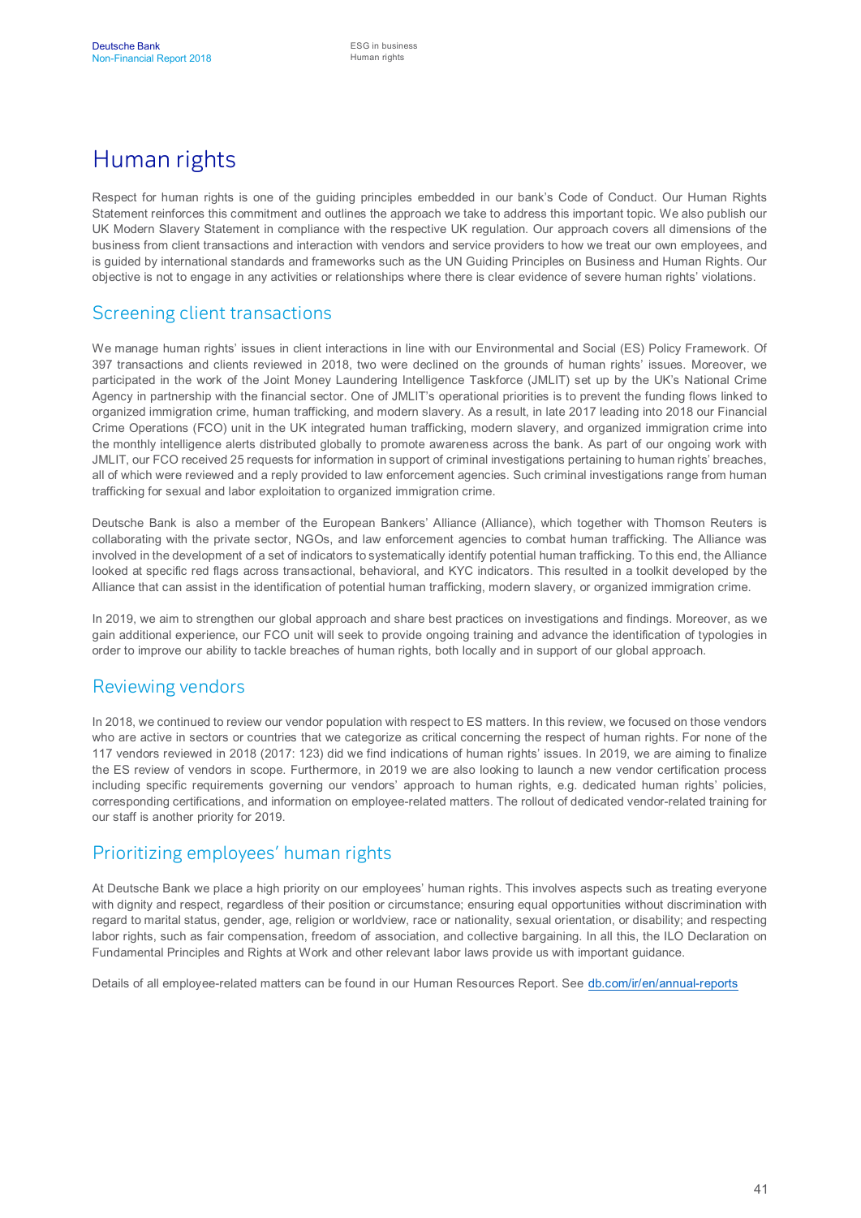# Human rights

Respect for human rights is one of the guiding principles embedded in our bank's Code of Conduct. Our Human Rights Statement reinforces this commitment and outlines the approach we take to address this important topic. We also publish our UK Modern Slavery Statement in compliance with the respective UK regulation. Our approach covers all dimensions of the business from client transactions and interaction with vendors and service providers to how we treat our own employees, and is guided by international standards and frameworks such as the UN Guiding Principles on Business and Human Rights. Our objective is not to engage in any activities or relationships where there is clear evidence of severe human rights' violations.

## Screening client transactions

We manage human rights' issues in client interactions in line with our Environmental and Social (ES) Policy Framework. Of 397 transactions and clients reviewed in 2018, two were declined on the grounds of human rights' issues. Moreover, we participated in the work of the Joint Money Laundering Intelligence Taskforce (JMLIT) set up by the UK's National Crime Agency in partnership with the financial sector. One of JMLIT's operational priorities is to prevent the funding flows linked to organized immigration crime, human trafficking, and modern slavery. As a result, in late 2017 leading into 2018 our Financial Crime Operations (FCO) unit in the UK integrated human trafficking, modern slavery, and organized immigration crime into the monthly intelligence alerts distributed globally to promote awareness across the bank. As part of our ongoing work with JMLIT, our FCO received 25 requests for information in support of criminal investigations pertaining to human rights' breaches, all of which were reviewed and a reply provided to law enforcement agencies. Such criminal investigations range from human trafficking for sexual and labor exploitation to organized immigration crime.

Deutsche Bank is also a member of the European Bankers' Alliance (Alliance), which together with Thomson Reuters is collaborating with the private sector, NGOs, and law enforcement agencies to combat human trafficking. The Alliance was involved in the development of a set of indicators to systematically identify potential human trafficking. To this end, the Alliance looked at specific red flags across transactional, behavioral, and KYC indicators. This resulted in a toolkit developed by the Alliance that can assist in the identification of potential human trafficking, modern slavery, or organized immigration crime.

In 2019, we aim to strengthen our global approach and share best practices on investigations and findings. Moreover, as we gain additional experience, our FCO unit will seek to provide ongoing training and advance the identification of typologies in order to improve our ability to tackle breaches of human rights, both locally and in support of our global approach.

## Reviewing vendors

In 2018, we continued to review our vendor population with respect to ES matters. In this review, we focused on those vendors who are active in sectors or countries that we categorize as critical concerning the respect of human rights. For none of the 117 vendors reviewed in 2018 (2017: 123) did we find indications of human rights' issues. In 2019, we are aiming to finalize the ES review of vendors in scope. Furthermore, in 2019 we are also looking to launch a new vendor certification process including specific requirements governing our vendors' approach to human rights, e.g. dedicated human rights' policies, corresponding certifications, and information on employee-related matters. The rollout of dedicated vendor-related training for our staff is another priority for 2019.

## Prioritizing employees' human rights

At Deutsche Bank we place a high priority on our employees' human rights. This involves aspects such as treating everyone with dignity and respect, regardless of their position or circumstance; ensuring equal opportunities without discrimination with regard to marital status, gender, age, religion or worldview, race or nationality, sexual orientation, or disability; and respecting labor rights, such as fair compensation, freedom of association, and collective bargaining. In all this, the ILO Declaration on Fundamental Principles and Rights at Work and other relevant labor laws provide us with important guidance.

Details of all employee-related matters can be found in our Human Resources Report. See db.com/ir/en/annual-reports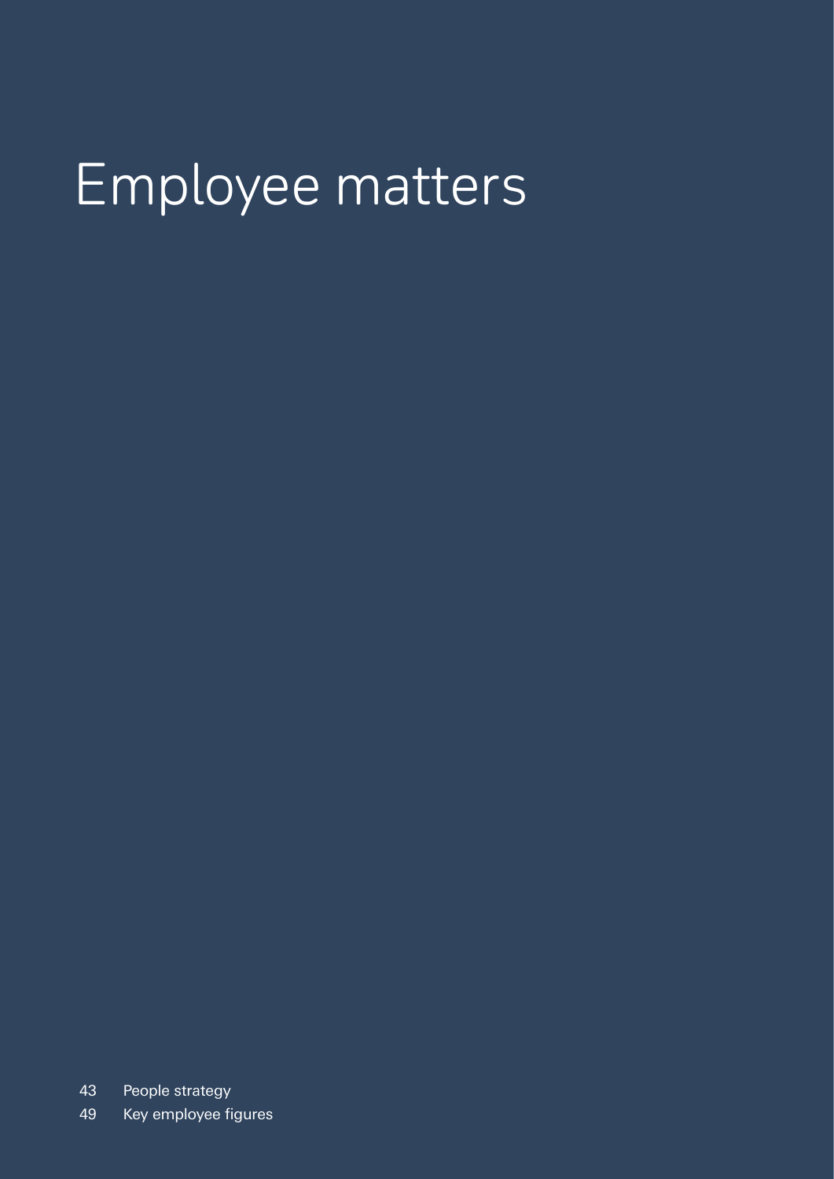# Employee matters

43 People strategy

49 Key employee figures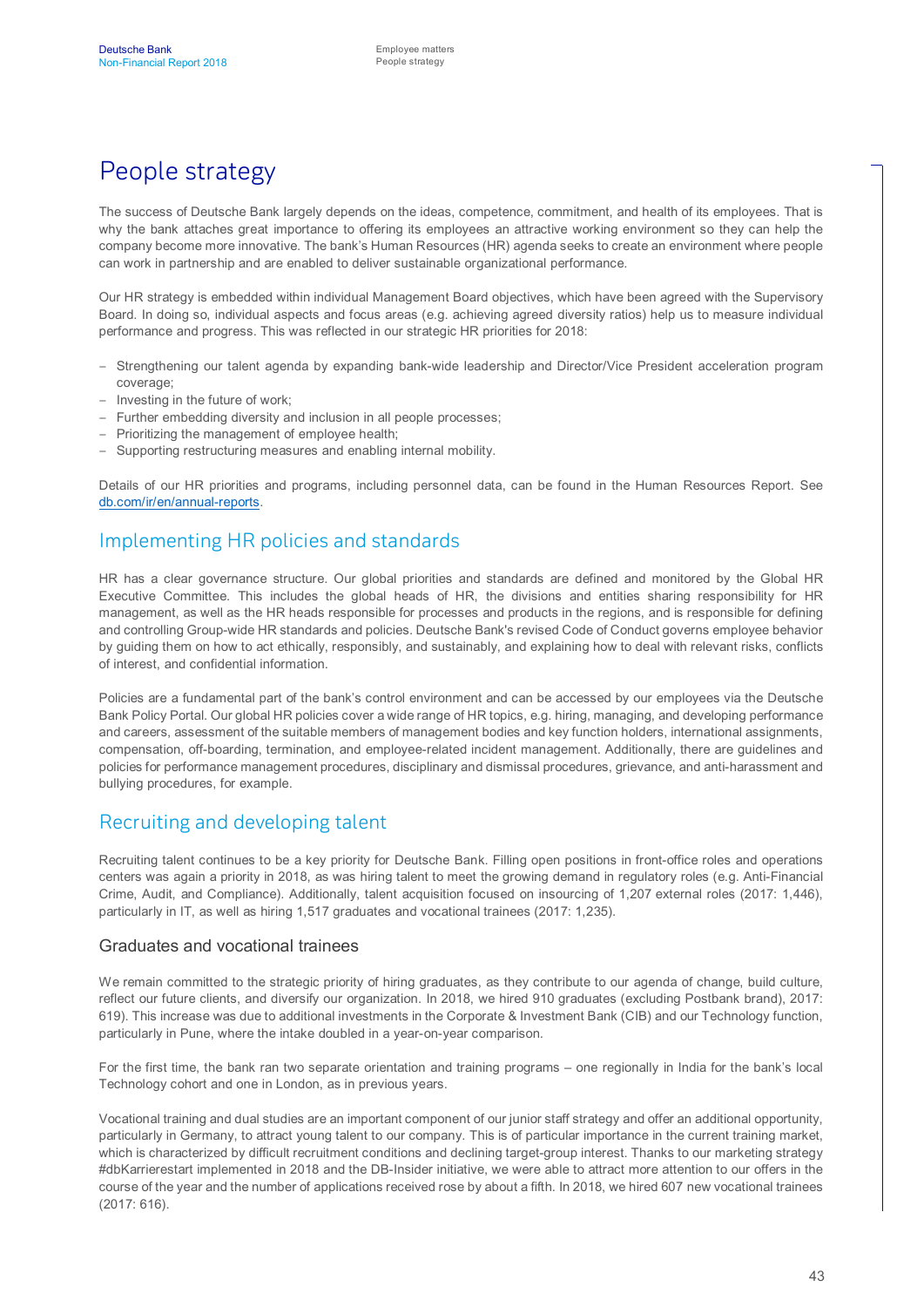# People strategy

The success of Deutsche Bank largely depends on the ideas, competence, commitment, and health of its employees. That is why the bank attaches great importance to offering its employees an attractive working environment so they can help the company become more innovative. The bank's Human Resources (HR) agenda seeks to create an environment where people can work in partnership and are enabled to deliver sustainable organizational performance.

Our HR strategy is embedded within individual Management Board objectives, which have been agreed with the Supervisory Board. In doing so, individual aspects and focus areas (e.g. achieving agreed diversity ratios) help us to measure individual performance and progress. This was reflected in our strategic HR priorities for 2018:

- Strengthening our talent agenda by expanding bank-wide leadership and Director/Vice President acceleration program coverage;
- Investing in the future of work;
- Further embedding diversity and inclusion in all people processes;
- Prioritizing the management of employee health;
- Supporting restructuring measures and enabling internal mobility.

Details of our HR priorities and programs, including personnel data, can be found in the Human Resources Report. See db.com/ir/en/annual-reports.

## Implementing HR policies and standards

HR has a clear governance structure. Our global priorities and standards are defined and monitored by the Global HR Executive Committee. This includes the global heads of HR, the divisions and entities sharing responsibility for HR management, as well as the HR heads responsible for processes and products in the regions, and is responsible for defining and controlling Group-wide HR standards and policies. Deutsche Bank's revised Code of Conduct governs employee behavior by guiding them on how to act ethically, responsibly, and sustainably, and explaining how to deal with relevant risks, conflicts of interest, and confidential information.

Policies are a fundamental part of the bank's control environment and can be accessed by our employees via the Deutsche Bank Policy Portal. Our global HR policies cover a wide range of HR topics, e.g. hiring, managing, and developing performance and careers, assessment of the suitable members of management bodies and key function holders, international assignments, compensation, off-boarding, termination, and employee-related incident management. Additionally, there are guidelines and policies for performance management procedures, disciplinary and dismissal procedures, grievance, and anti-harassment and bullying procedures, for example.

## Recruiting and developing talent

Recruiting talent continues to be a key priority for Deutsche Bank. Filling open positions in front-office roles and operations centers was again a priority in 2018, as was hiring talent to meet the growing demand in regulatory roles (e.g. Anti-Financial Crime, Audit, and Compliance). Additionally, talent acquisition focused on insourcing of 1,207 external roles (2017: 1,446), particularly in IT, as well as hiring 1,517 graduates and vocational trainees (2017: 1,235).

### Graduates and vocational trainees

We remain committed to the strategic priority of hiring graduates, as they contribute to our agenda of change, build culture, reflect our future clients, and diversify our organization. In 2018, we hired 910 graduates (excluding Postbank brand), 2017: 619). This increase was due to additional investments in the Corporate & Investment Bank (CIB) and our Technology function, particularly in Pune, where the intake doubled in a year-on-year comparison.

For the first time, the bank ran two separate orientation and training programs – one regionally in India for the bank's local Technology cohort and one in London, as in previous years.

Vocational training and dual studies are an important component of our junior staff strategy and offer an additional opportunity, particularly in Germany, to attract young talent to our company. This is of particular importance in the current training market, which is characterized by difficult recruitment conditions and declining target-group interest. Thanks to our marketing strategy #dbKarrierestart implemented in 2018 and the DB-Insider initiative, we were able to attract more attention to our offers in the course of the year and the number of applications received rose by about a fifth. In 2018, we hired 607 new vocational trainees (2017: 616).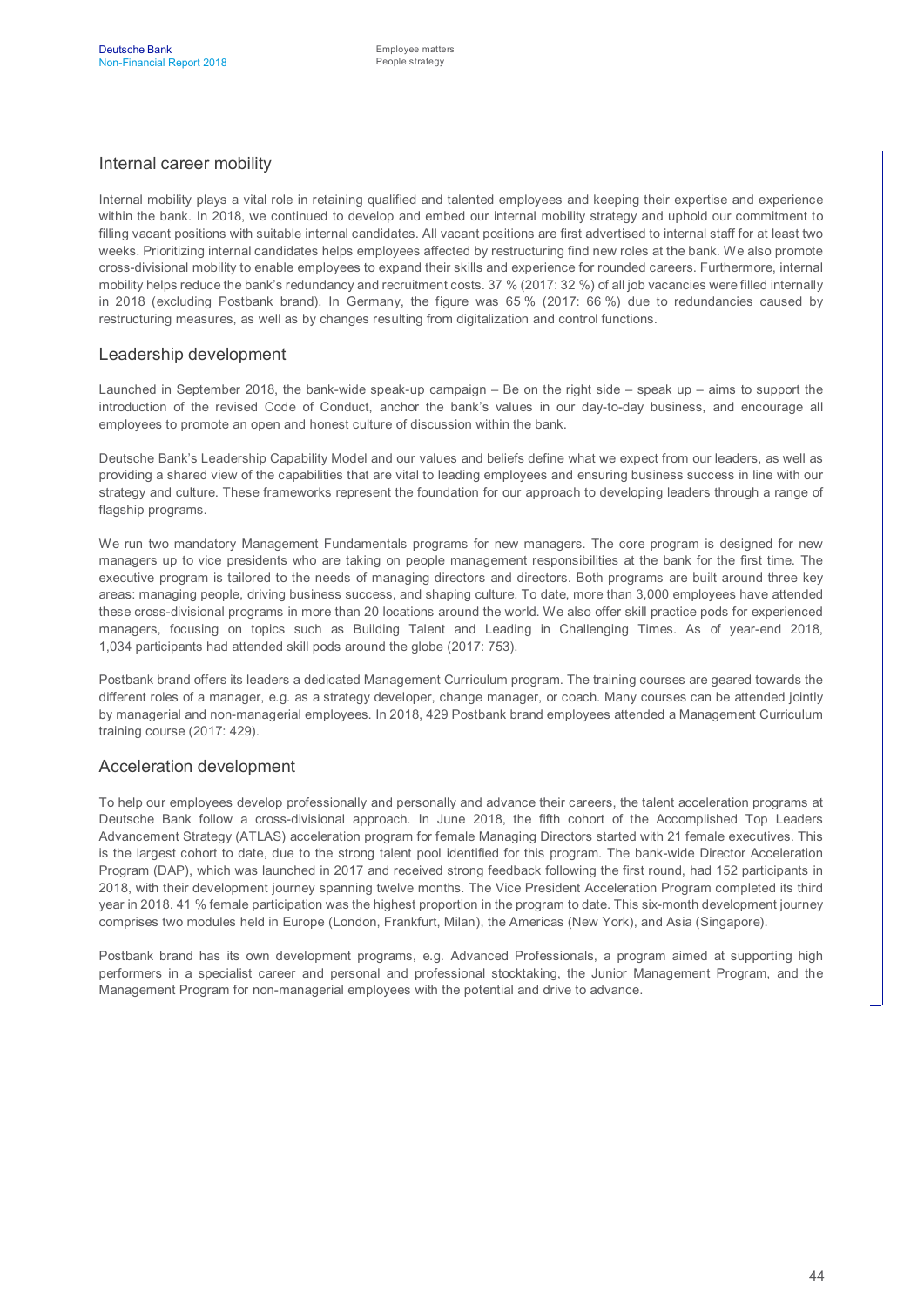## Internal career mobility

Internal mobility plays a vital role in retaining qualified and talented employees and keeping their expertise and experience within the bank. In 2018, we continued to develop and embed our internal mobility strategy and uphold our commitment to filling vacant positions with suitable internal candidates. All vacant positions are first advertised to internal staff for at least two weeks. Prioritizing internal candidates helps employees affected by restructuring find new roles at the bank. We also promote cross-divisional mobility to enable employees to expand their skills and experience for rounded careers. Furthermore, internal mobility helps reduce the bank's redundancy and recruitment costs. 37 % (2017: 32 %) of all job vacancies were filled internally in 2018 (excluding Postbank brand). In Germany, the figure was 65 % (2017: 66 %) due to redundancies caused by restructuring measures, as well as by changes resulting from digitalization and control functions.

## Leadership development

Launched in September 2018, the bank-wide speak-up campaign – Be on the right side – speak up – aims to support the introduction of the revised Code of Conduct, anchor the bank's values in our day-to-day business, and encourage all employees to promote an open and honest culture of discussion within the bank.

Deutsche Bank's Leadership Capability Model and our values and beliefs define what we expect from our leaders, as well as providing a shared view of the capabilities that are vital to leading employees and ensuring business success in line with our strategy and culture. These frameworks represent the foundation for our approach to developing leaders through a range of flagship programs.

We run two mandatory Management Fundamentals programs for new managers. The core program is designed for new managers up to vice presidents who are taking on people management responsibilities at the bank for the first time. The executive program is tailored to the needs of managing directors and directors. Both programs are built around three key areas: managing people, driving business success, and shaping culture. To date, more than 3,000 employees have attended these cross-divisional programs in more than 20 locations around the world. We also offer skill practice pods for experienced managers, focusing on topics such as Building Talent and Leading in Challenging Times. As of year-end 2018, 1,034 participants had attended skill pods around the globe (2017: 753).

Postbank brand offers its leaders a dedicated Management Curriculum program. The training courses are geared towards the different roles of a manager, e.g. as a strategy developer, change manager, or coach. Many courses can be attended jointly by managerial and non-managerial employees. In 2018, 429 Postbank brand employees attended a Management Curriculum training course (2017: 429).

## Acceleration development

To help our employees develop professionally and personally and advance their careers, the talent acceleration programs at Deutsche Bank follow a cross-divisional approach. In June 2018, the fifth cohort of the Accomplished Top Leaders Advancement Strategy (ATLAS) acceleration program for female Managing Directors started with 21 female executives. This is the largest cohort to date, due to the strong talent pool identified for this program. The bank-wide Director Acceleration Program (DAP), which was launched in 2017 and received strong feedback following the first round, had 152 participants in 2018, with their development journey spanning twelve months. The Vice President Acceleration Program completed its third year in 2018. 41 % female participation was the highest proportion in the program to date. This six-month development journey comprises two modules held in Europe (London, Frankfurt, Milan), the Americas (New York), and Asia (Singapore).

Postbank brand has its own development programs, e.g. Advanced Professionals, a program aimed at supporting high performers in a specialist career and personal and professional stocktaking, the Junior Management Program, and the Management Program for non-managerial employees with the potential and drive to advance.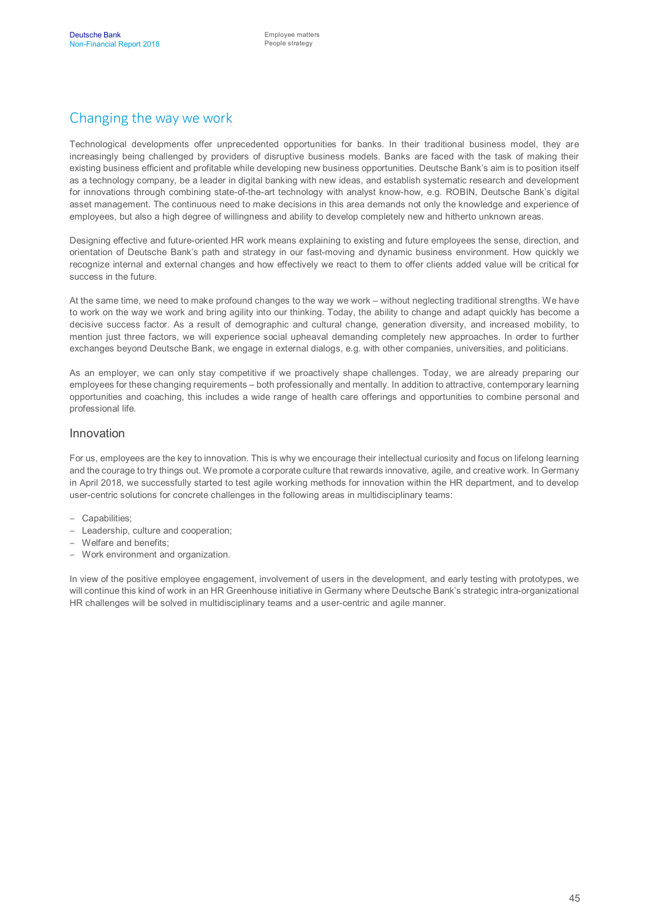## Changing the way we work

Technological developments offer unprecedented opportunities for banks. In their traditional business model, they are increasingly being challenged by providers of disruptive business models. Banks are faced with the task of making their existing business efficient and profitable while developing new business opportunities. Deutsche Bank's aim is to position itself as a technology company, be a leader in digital banking with new ideas, and establish systematic research and development for innovations through combining state-of-the-art technology with analyst know-how, e.g. ROBIN, Deutsche Bank's digital asset management. The continuous need to make decisions in this area demands not only the knowledge and experience of employees, but also a high degree of willingness and ability to develop completely new and hitherto unknown areas.

Designing effective and future-oriented HR work means explaining to existing and future employees the sense, direction, and orientation of Deutsche Bank's path and strategy in our fast-moving and dynamic business environment. How quickly we recognize internal and external changes and how effectively we react to them to offer clients added value will be critical for success in the future.

At the same time, we need to make profound changes to the way we work – without neglecting traditional strengths. We have to work on the way we work and bring agility into our thinking. Today, the ability to change and adapt quickly has become a decisive success factor. As a result of demographic and cultural change, generation diversity, and increased mobility, to mention just three factors, we will experience social upheaval demanding completely new approaches. In order to further exchanges beyond Deutsche Bank, we engage in external dialogs, e.g. with other companies, universities, and politicians.

As an employer, we can only stay competitive if we proactively shape challenges. Today, we are already preparing our employees for these changing requirements – both professionally and mentally. In addition to attractive, contemporary learning opportunities and coaching, this includes a wide range of health care offerings and opportunities to combine personal and professional life.

### Innovation

For us, employees are the key to innovation. This is why we encourage their intellectual curiosity and focus on lifelong learning and the courage to try things out. We promote a corporate culture that rewards innovative, agile, and creative work. In Germany in April 2018, we successfully started to test agile working methods for innovation within the HR department, and to develop user-centric solutions for concrete challenges in the following areas in multidisciplinary teams:

- Capabilities;
- Leadership, culture and cooperation;
- Welfare and benefits;
- Work environment and organization.

In view of the positive employee engagement, involvement of users in the development, and early testing with prototypes, we will continue this kind of work in an HR Greenhouse initiative in Germany where Deutsche Bank's strategic intra-organizational HR challenges will be solved in multidisciplinary teams and a user-centric and agile manner.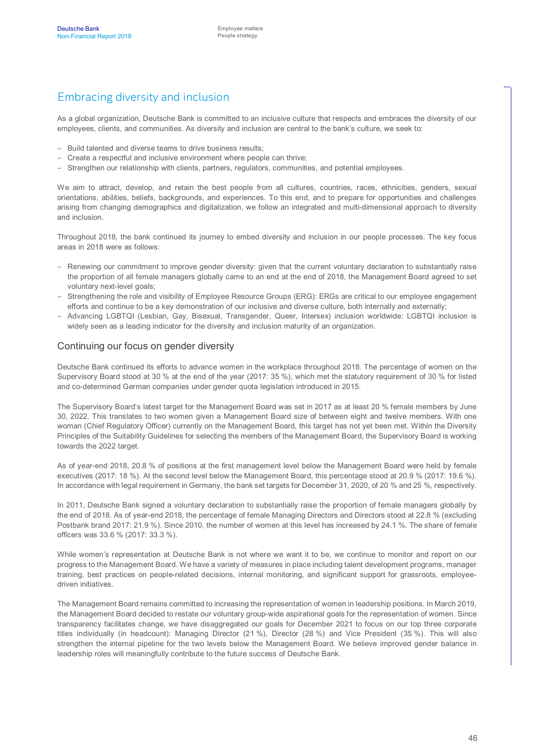## Embracing diversity and inclusion

As a global organization, Deutsche Bank is committed to an inclusive culture that respects and embraces the diversity of our employees, clients, and communities. As diversity and inclusion are central to the bank's culture, we seek to:

- Build talented and diverse teams to drive business results;
- Create a respectful and inclusive environment where people can thrive;
- Strengthen our relationship with clients, partners, regulators, communities, and potential employees.

We aim to attract, develop, and retain the best people from all cultures, countries, races, ethnicities, genders, sexual orientations, abilities, beliefs, backgrounds, and experiences. To this end, and to prepare for opportunities and challenges arising from changing demographics and digitalization, we follow an integrated and multi-dimensional approach to diversity and inclusion.

Throughout 2018, the bank continued its journey to embed diversity and inclusion in our people processes. The key focus areas in 2018 were as follows:

- Renewing our commitment to improve gender diversity: given that the current voluntary declaration to substantially raise the proportion of all female managers globally came to an end at the end of 2018, the Management Board agreed to set voluntary next-level goals;
- Strengthening the role and visibility of Employee Resource Groups (ERG): ERGs are critical to our employee engagement efforts and continue to be a key demonstration of our inclusive and diverse culture, both internally and externally;
- Advancing LGBTQI (Lesbian, Gay, Bisexual, Transgender, Queer, Intersex) inclusion worldwide: LGBTQI inclusion is widely seen as a leading indicator for the diversity and inclusion maturity of an organization.

### Continuing our focus on gender diversity

Deutsche Bank continued its efforts to advance women in the workplace throughout 2018. The percentage of women on the Supervisory Board stood at 30 % at the end of the year (2017: 35 %), which met the statutory requirement of 30 % for listed and co-determined German companies under gender quota legislation introduced in 2015.

The Supervisory Board's latest target for the Management Board was set in 2017 as at least 20 % female members by June 30, 2022. This translates to two women given a Management Board size of between eight and twelve members. With one woman (Chief Regulatory Officer) currently on the Management Board, this target has not yet been met. Within the Diversity Principles of the Suitability Guidelines for selecting the members of the Management Board, the Supervisory Board is working towards the 2022 target.

As of year-end 2018, 20.8 % of positions at the first management level below the Management Board were held by female executives (2017: 18 %). At the second level below the Management Board, this percentage stood at 20.9 % (2017: 19.6 %). In accordance with legal requirement in Germany, the bank set targets for December 31, 2020, of 20 % and 25 %, respectively.

In 2011, Deutsche Bank signed a voluntary declaration to substantially raise the proportion of female managers globally by the end of 2018. As of year-end 2018, the percentage of female Managing Directors and Directors stood at 22.8 % (excluding Postbank brand 2017: 21.9 %). Since 2010, the number of women at this level has increased by 24.1 %. The share of female officers was 33.6 % (2017: 33.3 %).

While women's representation at Deutsche Bank is not where we want it to be, we continue to monitor and report on our progress to the Management Board. We have a variety of measures in place including talent development programs, manager training, best practices on people-related decisions, internal monitoring, and significant support for grassroots, employee-driven initiatives.

The Management Board remains committed to increasing the representation of women in leadership positions. In March 2019, the Management Board decided to restate our voluntary group-wide aspirational goals for the representation of women. Since transparency facilitates change, we have disaggregated our goals for December 2021 to focus on our top three corporate titles individually (in headcount): Managing Director (21 %), Director (28 %) and Vice President (35 %). This will also strengthen the internal pipeline for the two levels below the Management Board. We believe improved gender balance in leadership roles will meaningfully contribute to the future success of Deutsche Bank.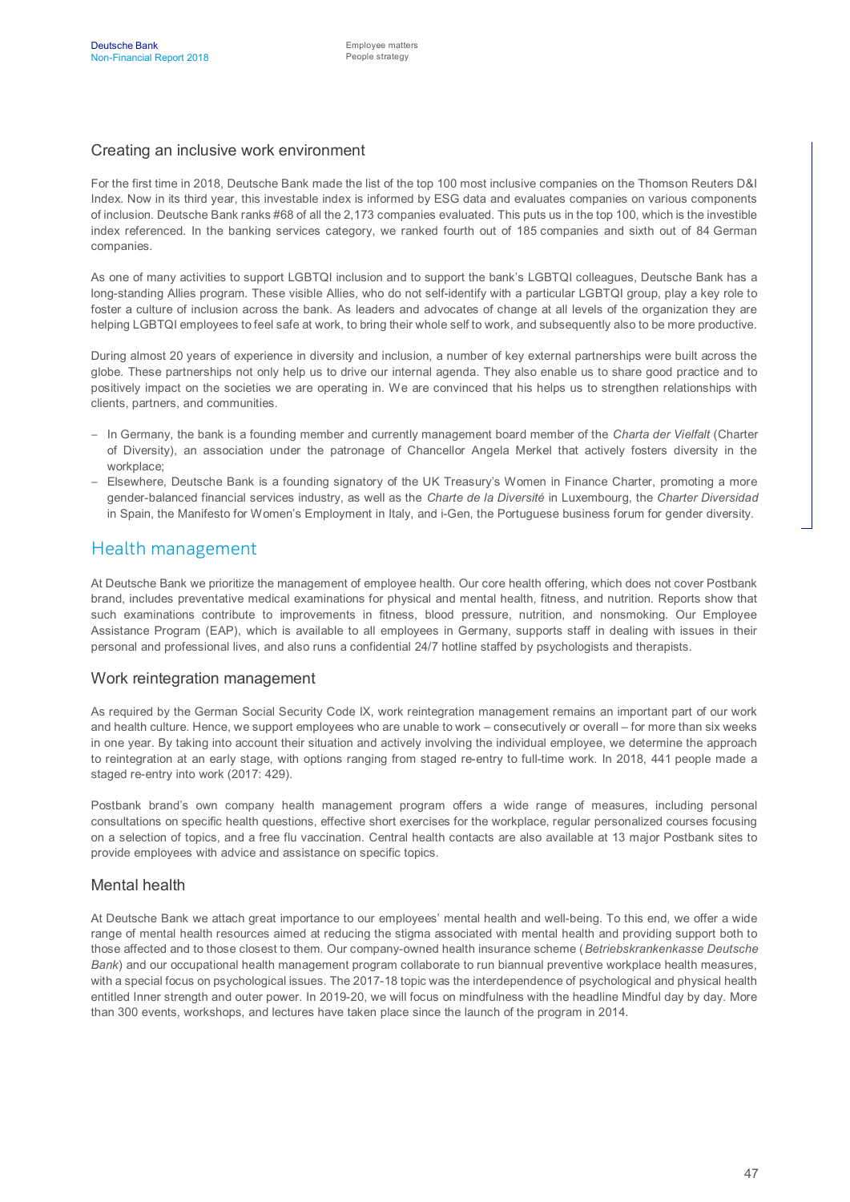### Creating an inclusive work environment

For the first time in 2018, Deutsche Bank made the list of the top 100 most inclusive companies on the Thomson Reuters D&I Index. Now in its third year, this investable index is informed by ESG data and evaluates companies on various components of inclusion. Deutsche Bank ranks #68 of all the 2,173 companies evaluated. This puts us in the top 100, which is the investible index referenced. In the banking services category, we ranked fourth out of 185 companies and sixth out of 84 German companies.

As one of many activities to support LGBTQI inclusion and to support the bank's LGBTQI colleagues, Deutsche Bank has a long-standing Allies program. These visible Allies, who do not self-identify with a particular LGBTQI group, play a key role to foster a culture of inclusion across the bank. As leaders and advocates of change at all levels of the organization they are helping LGBTQI employees to feel safe at work, to bring their whole self to work, and subsequently also to be more productive.

During almost 20 years of experience in diversity and inclusion, a number of key external partnerships were built across the globe. These partnerships not only help us to drive our internal agenda. They also enable us to share good practice and to positively impact on the societies we are operating in. We are convinced that his helps us to strengthen relationships with clients, partners, and communities.

- In Germany, the bank is a founding member and currently management board member of the *Charta der Vielfalt* (Charter of Diversity), an association under the patronage of Chancellor Angela Merkel that actively fosters diversity in the workplace;
- Elsewhere, Deutsche Bank is a founding signatory of the UK Treasury's Women in Finance Charter, promoting a more gender-balanced financial services industry, as well as the *Charte de la Diversité* in Luxembourg, the *Charter Diversidad* in Spain, the Manifesto for Women's Employment in Italy, and i-Gen, the Portuguese business forum for gender diversity.

## Health management

At Deutsche Bank we prioritize the management of employee health. Our core health offering, which does not cover Postbank brand, includes preventative medical examinations for physical and mental health, fitness, and nutrition. Reports show that such examinations contribute to improvements in fitness, blood pressure, nutrition, and nonsmoking. Our Employee Assistance Program (EAP), which is available to all employees in Germany, supports staff in dealing with issues in their personal and professional lives, and also runs a confidential 24/7 hotline staffed by psychologists and therapists.

### Work reintegration management

As required by the German Social Security Code IX, work reintegration management remains an important part of our work and health culture. Hence, we support employees who are unable to work – consecutively or overall – for more than six weeks in one year. By taking into account their situation and actively involving the individual employee, we determine the approach to reintegration at an early stage, with options ranging from staged re-entry to full-time work. In 2018, 441 people made a staged re-entry into work (2017: 429).

Postbank brand's own company health management program offers a wide range of measures, including personal consultations on specific health questions, effective short exercises for the workplace, regular personalized courses focusing on a selection of topics, and a free flu vaccination. Central health contacts are also available at 13 major Postbank sites to provide employees with advice and assistance on specific topics.

### Mental health

At Deutsche Bank we attach great importance to our employees' mental health and well-being. To this end, we offer a wide range of mental health resources aimed at reducing the stigma associated with mental health and providing support both to those affected and to those closest to them. Our company-owned health insurance scheme (*Betriebskrankenkasse Deutsche Bank*) and our occupational health management program collaborate to run biannual preventive workplace health measures, with a special focus on psychological issues. The 2017-18 topic was the interdependence of psychological and physical health entitled Inner strength and outer power. In 2019-20, we will focus on mindfulness with the headline Mindful day by day. More than 300 events, workshops, and lectures have taken place since the launch of the program in 2014.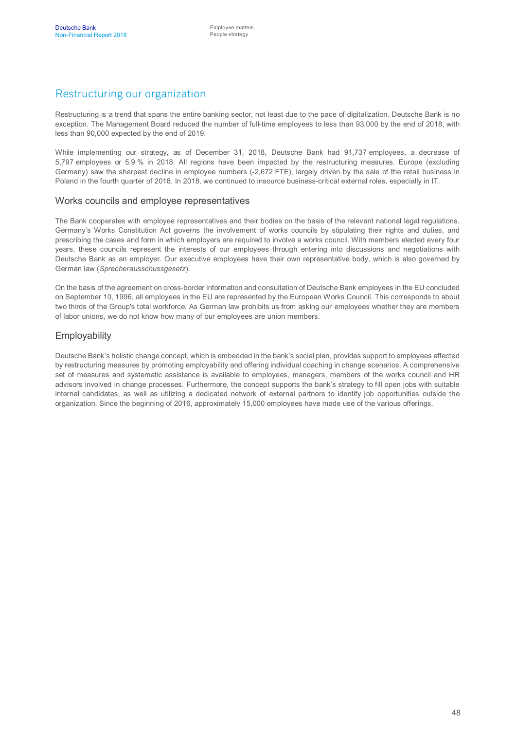## Restructuring our organization

Restructuring is a trend that spans the entire banking sector, not least due to the pace of digitalization. Deutsche Bank is no exception. The Management Board reduced the number of full-time employees to less than 93,000 by the end of 2018, with less than 90,000 expected by the end of 2019.

While implementing our strategy, as of December 31, 2018, Deutsche Bank had 91,737 employees, a decrease of 5,797 employees or 5.9 % in 2018. All regions have been impacted by the restructuring measures. Europe (excluding Germany) saw the sharpest decline in employee numbers (-2,672 FTE), largely driven by the sale of the retail business in Poland in the fourth quarter of 2018. In 2018, we continued to insource business-critical external roles, especially in IT.

### Works councils and employee representatives

The Bank cooperates with employee representatives and their bodies on the basis of the relevant national legal regulations. Germany's Works Constitution Act governs the involvement of works councils by stipulating their rights and duties, and prescribing the cases and form in which employers are required to involve a works council. With members elected every four years, these councils represent the interests of our employees through entering into discussions and negotiations with Deutsche Bank as an employer. Our executive employees have their own representative body, which is also governed by German law (*Sprecherausschussgesetz*).

On the basis of the agreement on cross-border information and consultation of Deutsche Bank employees in the EU concluded on September 10, 1996, all employees in the EU are represented by the European Works Council. This corresponds to about two thirds of the Group's total workforce. As German law prohibits us from asking our employees whether they are members of labor unions, we do not know how many of our employees are union members.

### Employability

Deutsche Bank's holistic change concept, which is embedded in the bank's social plan, provides support to employees affected by restructuring measures by promoting employability and offering individual coaching in change scenarios. A comprehensive set of measures and systematic assistance is available to employees, managers, members of the works council and HR advisors involved in change processes. Furthermore, the concept supports the bank's strategy to fill open jobs with suitable internal candidates, as well as utilizing a dedicated network of external partners to identify job opportunities outside the organization. Since the beginning of 2016, approximately 15,000 employees have made use of the various offerings.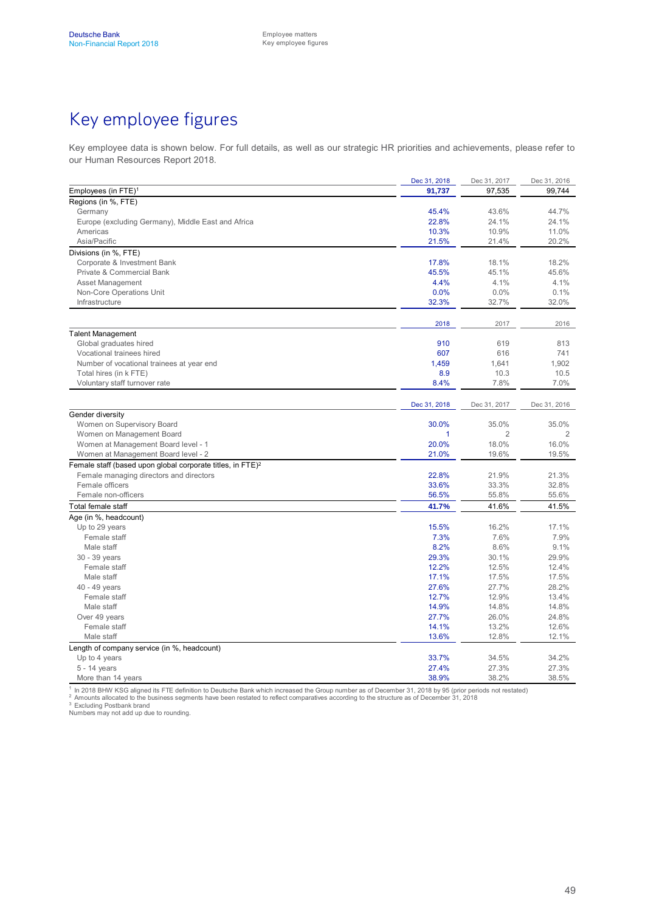# Key employee figures

Key employee data is shown below. For full details, as well as our strategic HR priorities and achievements, please refer to our Human Resources Report 2018.

| | Dec 31, 2018 | Dec 31, 2017 | Dec 31, 2016 |
|---|---|---|---|
| Employees (in FTE)[1] | **91,737** | 97,535 | 99,744 |
| Regions (in %, FTE) | | | |
| Germany | 45.4% | 43.6% | 44.7% |
| Europe (excluding Germany), Middle East and Africa | 22.8% | 24.1% | 24.1% |
| Americas | 10.3% | 10.9% | 11.0% |
| Asia/Pacific | 21.5% | 21.4% | 20.2% |
| Divisions (in %, FTE) | | | |
| Corporate & Investment Bank | 17.8% | 18.1% | 18.2% |
| Private & Commercial Bank | 45.5% | 45.1% | 45.6% |
| Asset Management | 4.4% | 4.1% | 4.1% |
| Non-Core Operations Unit | 0.0% | 0.0% | 0.1% |
| Infrastructure | 32.3% | 32.7% | 32.0% |

| | 2018 | 2017 | 2016 |
|---|---|---|---|
| Talent Management | | | |
| Global graduates hired | 910 | 619 | 813 |
| Vocational trainees hired | 607 | 616 | 741 |
| Number of vocational trainees at year end | 1,459 | 1,641 | 1,902 |
| Total hires (in k FTE) | 8.9 | 10.3 | 10.5 |
| Voluntary staff turnover rate | 8.4% | 7.8% | 7.0% |

| | Dec 31, 2018 | Dec 31, 2017 | Dec 31, 2016 |
|---|---|---|---|
| Gender diversity | | | |
| Women on Supervisory Board | 30.0% | 35.0% | 35.0% |
| Women on Management Board | 1 | 2 | 2 |
| Women at Management Board level - 1 | 20.0% | 18.0% | 16.0% |
| Women at Management Board level - 2 | 21.0% | 19.6% | 19.5% |
| Female staff (based upon global corporate titles, in FTE)[2] | | | |
| Female managing directors and directors | 22.8% | 21.9% | 21.3% |
| Female officers | 33.6% | 33.3% | 32.8% |
| Female non-officers | 56.5% | 55.8% | 55.6% |
| Total female staff | **41.7%** | 41.6% | 41.5% |
| Age (in %, headcount) | | | |
| Up to 29 years | 15.5% | 16.2% | 17.1% |
| Female staff | 7.3% | 7.6% | 7.9% |
| Male staff | 8.2% | 8.6% | 9.1% |
| 30 - 39 years | 29.3% | 30.1% | 29.9% |
| Female staff | 12.2% | 12.5% | 12.4% |
| Male staff | 17.1% | 17.5% | 17.5% |
| 40 - 49 years | 27.6% | 27.7% | 28.2% |
| Female staff | 12.7% | 12.9% | 13.4% |
| Male staff | 14.9% | 14.8% | 14.8% |
| Over 49 years | 27.7% | 26.0% | 24.8% |
| Female staff | 14.1% | 13.2% | 12.6% |
| Male staff | 13.6% | 12.8% | 12.1% |
| Length of company service (in %, headcount) | | | |
| Up to 4 years | 33.7% | 34.5% | 34.2% |
| 5 - 14 years | 27.4% | 27.3% | 27.3% |
| More than 14 years | 38.9% | 38.2% | 38.5% |

[1] In 2018 BHW KSG aligned its FTE definition to Deutsche Bank which increased the Group number as of December 31, 2018 by 95 (prior periods not restated)
[2] Amounts allocated to the business segments have been restated to reflect comparatives according to the structure as of December 31, 2018
[3] Excluding Postbank brand
Numbers may not add up due to rounding.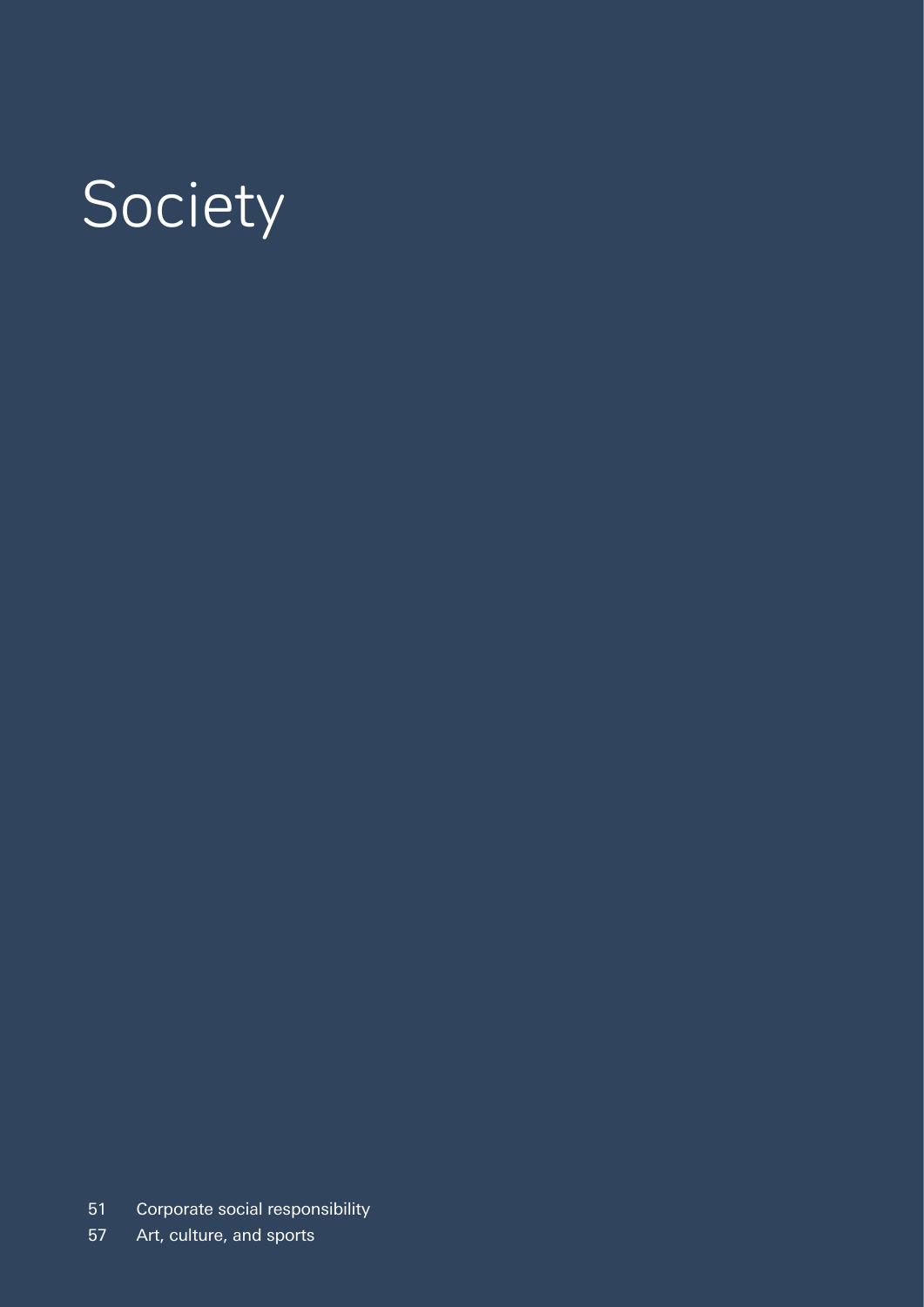# Society

51 Corporate social responsibility

57 Art, culture, and sports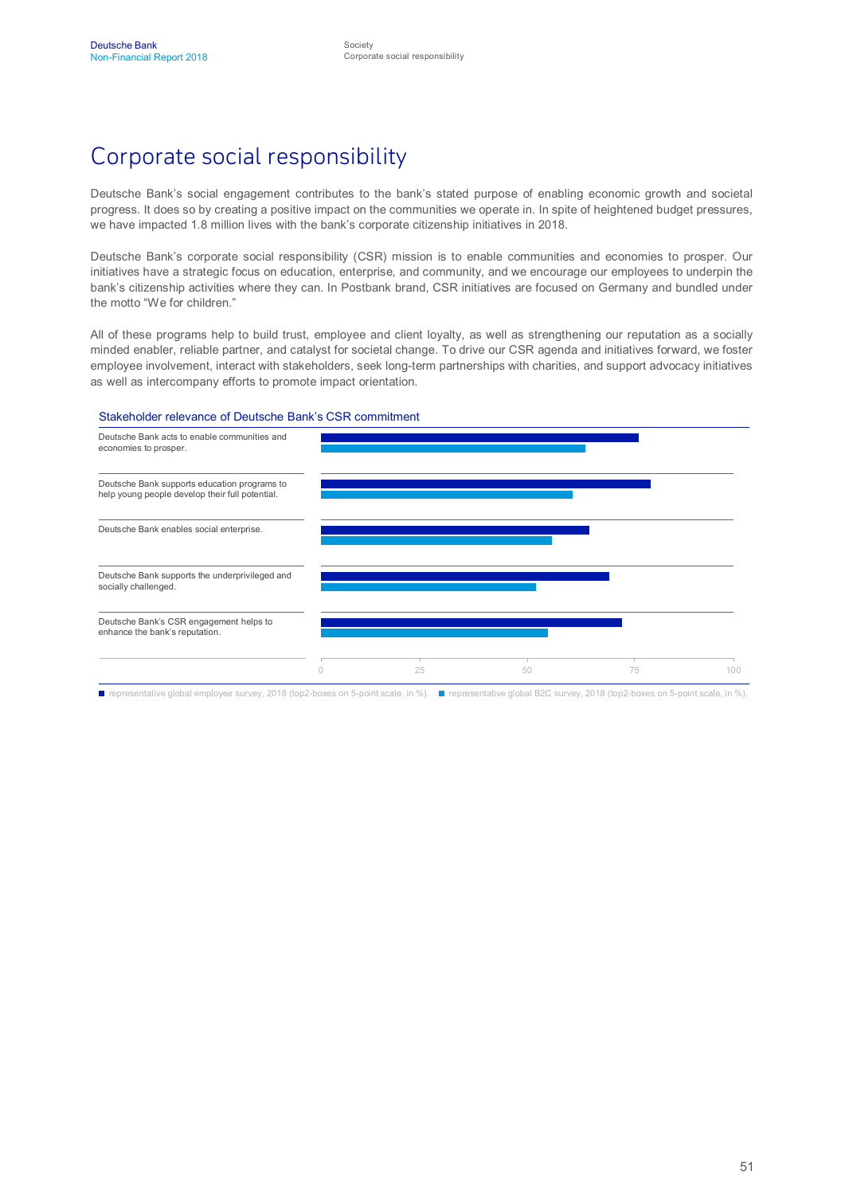# Corporate social responsibility

Deutsche Bank's social engagement contributes to the bank's stated purpose of enabling economic growth and societal progress. It does so by creating a positive impact on the communities we operate in. In spite of heightened budget pressures, we have impacted 1.8 million lives with the bank's corporate citizenship initiatives in 2018.

Deutsche Bank's corporate social responsibility (CSR) mission is to enable communities and economies to prosper. Our initiatives have a strategic focus on education, enterprise, and community, and we encourage our employees to underpin the bank's citizenship activities where they can. In Postbank brand, CSR initiatives are focused on Germany and bundled under the motto "We for children."

All of these programs help to build trust, employee and client loyalty, as well as strengthening our reputation as a socially minded enabler, reliable partner, and catalyst for societal change. To drive our CSR agenda and initiatives forward, we foster employee involvement, interact with stakeholders, seek long-term partnerships with charities, and support advocacy initiatives as well as intercompany efforts to promote impact orientation.

**Stakeholder relevance of Deutsche Bank's CSR commitment**

Chart statements (horizontal bar chart, scale 0–100):

- Deutsche Bank acts to enable communities and economies to prosper.
- Deutsche Bank supports education programs to help young people develop their full potential.
- Deutsche Bank enables social enterprise.
- Deutsche Bank supports the underprivileged and socially challenged.
- Deutsche Bank's CSR engagement helps to enhance the bank's reputation.

Legend:
- ■ representative global employee survey, 2018 (top2-boxes on 5-point scale, in %).
- ■ representative global B2C survey, 2018 (top2-boxes on 5-point scale, in %).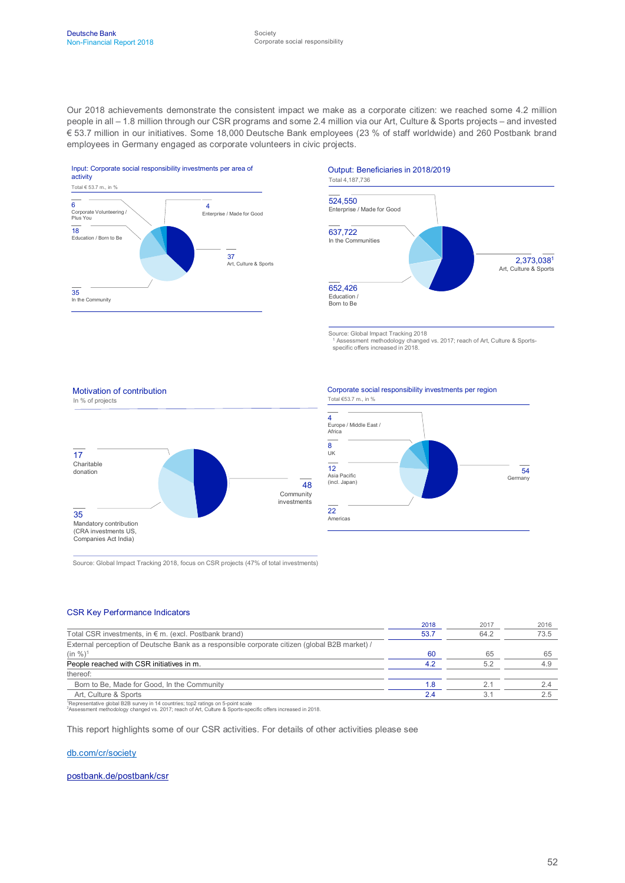Our 2018 achievements demonstrate the consistent impact we make as a corporate citizen: we reached some 4.2 million people in all – 1.8 million through our CSR programs and some 2.4 million via our Art, Culture & Sports projects – and invested € 53.7 million in our initiatives. Some 18,000 Deutsche Bank employees (23 % of staff worldwide) and 260 Postbank brand employees in Germany engaged as corporate volunteers in civic projects.

**Input: Corporate social responsibility investments per area of activity**

Total € 53.7 m., in %

| Area | % |
|---|---|
| Art, Culture & Sports | 37 |
| In the Community | 35 |
| Education / Born to Be | 18 |
| Corporate Volunteering / Plus You | 6 |
| Enterprise / Made for Good | 4 |

**Output: Beneficiaries in 2018/2019**

Total 4,187,736

| Area | Beneficiaries |
|---|---|
| Art, Culture & Sports | 2,373,038[1] |
| Education / Born to Be | 652,426 |
| In the Communities | 637,722 |
| Enterprise / Made for Good | 524,550 |

Source: Global Impact Tracking 2018
[1] Assessment methodology changed vs. 2017; reach of Art, Culture & Sports-specific offers increased in 2018.

**Motivation of contribution**

In % of projects

| Motivation | % |
|---|---|
| Community investments | 48 |
| Mandatory contribution (CRA investments US, Companies Act India) | 35 |
| Charitable donation | 17 |

Source: Global Impact Tracking 2018, focus on CSR projects (47% of total investments)

**Corporate social responsibility investments per region**

Total €53.7 m., in %

| Region | % |
|---|---|
| Germany | 54 |
| Americas | 22 |
| Asia Pacific (incl. Japan) | 12 |
| UK | 8 |
| Europe / Middle East / Africa | 4 |

### CSR Key Performance Indicators

| | 2018 | 2017 | 2016 |
|---|---|---|---|
| Total CSR investments, in € m. (excl. Postbank brand) | 53.7 | 64.2 | 73.5 |
| External perception of Deutsche Bank as a responsible corporate citizen (global B2B market) / (in %)[1] | 60 | 65 | 65 |
| People reached with CSR initiatives in m. | 4.2 | 5.2 | 4.9 |
| thereof: | | | |
| Born to Be, Made for Good, In the Community | 1.8 | 2.1 | 2.4 |
| Art, Culture & Sports | 2.4 | 3.1 | 2.5 |

[1] Representative global B2B survey in 14 countries; top2 ratings on 5-point scale
[2] Assessment methodology changed vs. 2017; reach of Art, Culture & Sports-specific offers increased in 2018.

This report highlights some of our CSR activities. For details of other activities please see

db.com/cr/society

postbank.de/postbank/csr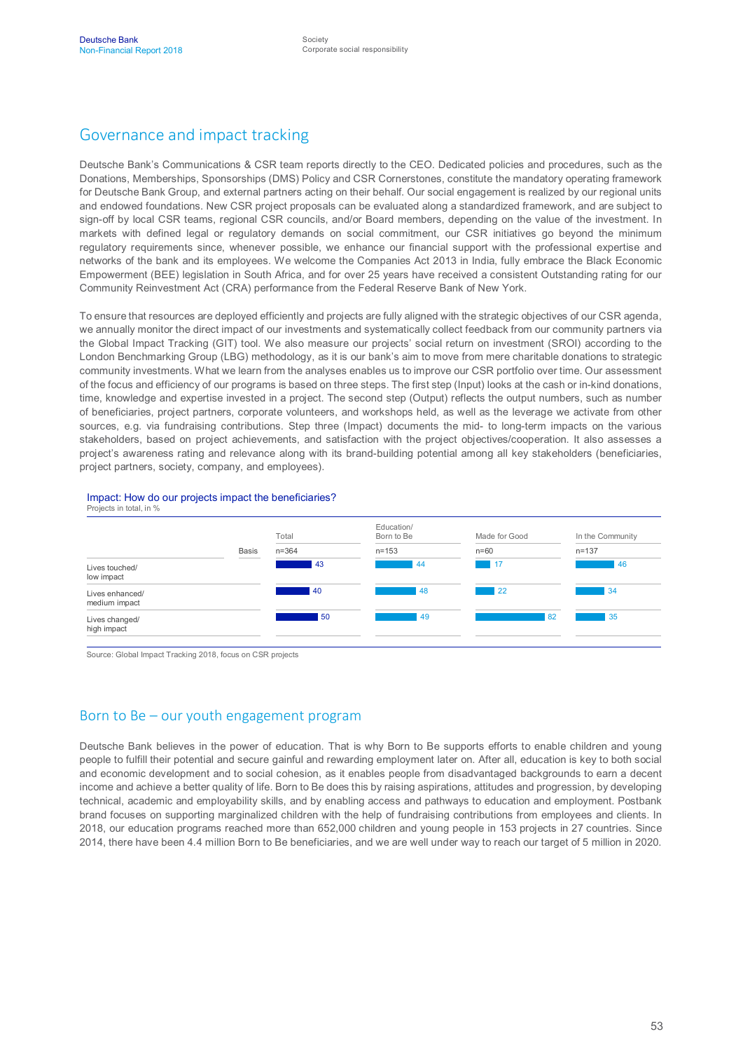## Governance and impact tracking

Deutsche Bank's Communications & CSR team reports directly to the CEO. Dedicated policies and procedures, such as the Donations, Memberships, Sponsorships (DMS) Policy and CSR Cornerstones, constitute the mandatory operating framework for Deutsche Bank Group, and external partners acting on their behalf. Our social engagement is realized by our regional units and endowed foundations. New CSR project proposals can be evaluated along a standardized framework, and are subject to sign-off by local CSR teams, regional CSR councils, and/or Board members, depending on the value of the investment. In markets with defined legal or regulatory demands on social commitment, our CSR initiatives go beyond the minimum regulatory requirements since, whenever possible, we enhance our financial support with the professional expertise and networks of the bank and its employees. We welcome the Companies Act 2013 in India, fully embrace the Black Economic Empowerment (BEE) legislation in South Africa, and for over 25 years have received a consistent Outstanding rating for our Community Reinvestment Act (CRA) performance from the Federal Reserve Bank of New York.

To ensure that resources are deployed efficiently and projects are fully aligned with the strategic objectives of our CSR agenda, we annually monitor the direct impact of our investments and systematically collect feedback from our community partners via the Global Impact Tracking (GIT) tool. We also measure our projects' social return on investment (SROI) according to the London Benchmarking Group (LBG) methodology, as it is our bank's aim to move from mere charitable donations to strategic community investments. What we learn from the analyses enables us to improve our CSR portfolio over time. Our assessment of the focus and efficiency of our programs is based on three steps. The first step (Input) looks at the cash or in-kind donations, time, knowledge and expertise invested in a project. The second step (Output) reflects the output numbers, such as number of beneficiaries, project partners, corporate volunteers, and workshops held, as well as the leverage we activate from other sources, e.g. via fundraising contributions. Step three (Impact) documents the mid- to long-term impacts on the various stakeholders, based on project achievements, and satisfaction with the project objectives/cooperation. It also assesses a project's awareness rating and relevance along with its brand-building potential among all key stakeholders (beneficiaries, project partners, society, company, and employees).

**Impact: How do our projects impact the beneficiaries?**
Projects in total, in %

| | Total | Education/ Born to Be | Made for Good | In the Community |
|---|---|---|---|---|
| Basis | n=364 | n=153 | n=60 | n=137 |
| Lives touched/ low impact | 43 | 44 | 17 | 46 |
| Lives enhanced/ medium impact | 40 | 48 | 22 | 34 |
| Lives changed/ high impact | 50 | 49 | 82 | 35 |

Source: Global Impact Tracking 2018, focus on CSR projects

## Born to Be – our youth engagement program

Deutsche Bank believes in the power of education. That is why Born to Be supports efforts to enable children and young people to fulfill their potential and secure gainful and rewarding employment later on. After all, education is key to both social and economic development and to social cohesion, as it enables people from disadvantaged backgrounds to earn a decent income and achieve a better quality of life. Born to Be does this by raising aspirations, attitudes and progression, by developing technical, academic and employability skills, and by enabling access and pathways to education and employment. Postbank brand focuses on supporting marginalized children with the help of fundraising contributions from employees and clients. In 2018, our education programs reached more than 652,000 children and young people in 153 projects in 27 countries. Since 2014, there have been 4.4 million Born to Be beneficiaries, and we are well under way to reach our target of 5 million in 2020.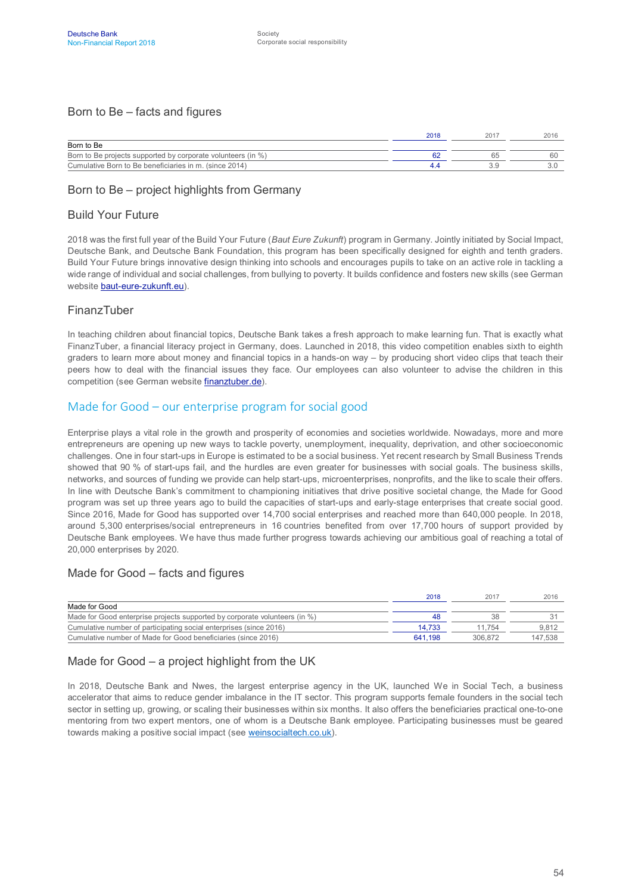## Born to Be – facts and figures

| | 2018 | 2017 | 2016 |
|---|---|---|---|
| Born to Be | | | |
| Born to Be projects supported by corporate volunteers (in %) | 62 | 65 | 60 |
| Cumulative Born to Be beneficiaries in m. (since 2014) | 4.4 | 3.9 | 3.0 |

## Born to Be – project highlights from Germany

### Build Your Future

2018 was the first full year of the Build Your Future (*Baut Eure Zukunft*) program in Germany. Jointly initiated by Social Impact, Deutsche Bank, and Deutsche Bank Foundation, this program has been specifically designed for eighth and tenth graders. Build Your Future brings innovative design thinking into schools and encourages pupils to take on an active role in tackling a wide range of individual and social challenges, from bullying to poverty. It builds confidence and fosters new skills (see German website baut-eure-zukunft.eu).

### FinanzTuber

In teaching children about financial topics, Deutsche Bank takes a fresh approach to make learning fun. That is exactly what FinanzTuber, a financial literacy project in Germany, does. Launched in 2018, this video competition enables sixth to eighth graders to learn more about money and financial topics in a hands-on way – by producing short video clips that teach their peers how to deal with the financial issues they face. Our employees can also volunteer to advise the children in this competition (see German website finanztuber.de).

## Made for Good – our enterprise program for social good

Enterprise plays a vital role in the growth and prosperity of economies and societies worldwide. Nowadays, more and more entrepreneurs are opening up new ways to tackle poverty, unemployment, inequality, deprivation, and other socioeconomic challenges. One in four start-ups in Europe is estimated to be a social business. Yet recent research by Small Business Trends showed that 90 % of start-ups fail, and the hurdles are even greater for businesses with social goals. The business skills, networks, and sources of funding we provide can help start-ups, microenterprises, nonprofits, and the like to scale their offers. In line with Deutsche Bank's commitment to championing initiatives that drive positive societal change, the Made for Good program was set up three years ago to build the capacities of start-ups and early-stage enterprises that create social good. Since 2016, Made for Good has supported over 14,700 social enterprises and reached more than 640,000 people. In 2018, around 5,300 enterprises/social entrepreneurs in 16 countries benefited from over 17,700 hours of support provided by Deutsche Bank employees. We have thus made further progress towards achieving our ambitious goal of reaching a total of 20,000 enterprises by 2020.

## Made for Good – facts and figures

| | 2018 | 2017 | 2016 |
|---|---|---|---|
| Made for Good | | | |
| Made for Good enterprise projects supported by corporate volunteers (in %) | 48 | 38 | 31 |
| Cumulative number of participating social enterprises (since 2016) | 14,733 | 11,754 | 9,812 |
| Cumulative number of Made for Good beneficiaries (since 2016) | 641,198 | 306,872 | 147,538 |

## Made for Good – a project highlight from the UK

In 2018, Deutsche Bank and Nwes, the largest enterprise agency in the UK, launched We in Social Tech, a business accelerator that aims to reduce gender imbalance in the IT sector. This program supports female founders in the social tech sector in setting up, growing, or scaling their businesses within six months. It also offers the beneficiaries practical one-to-one mentoring from two expert mentors, one of whom is a Deutsche Bank employee. Participating businesses must be geared towards making a positive social impact (see weinsocialtech.co.uk).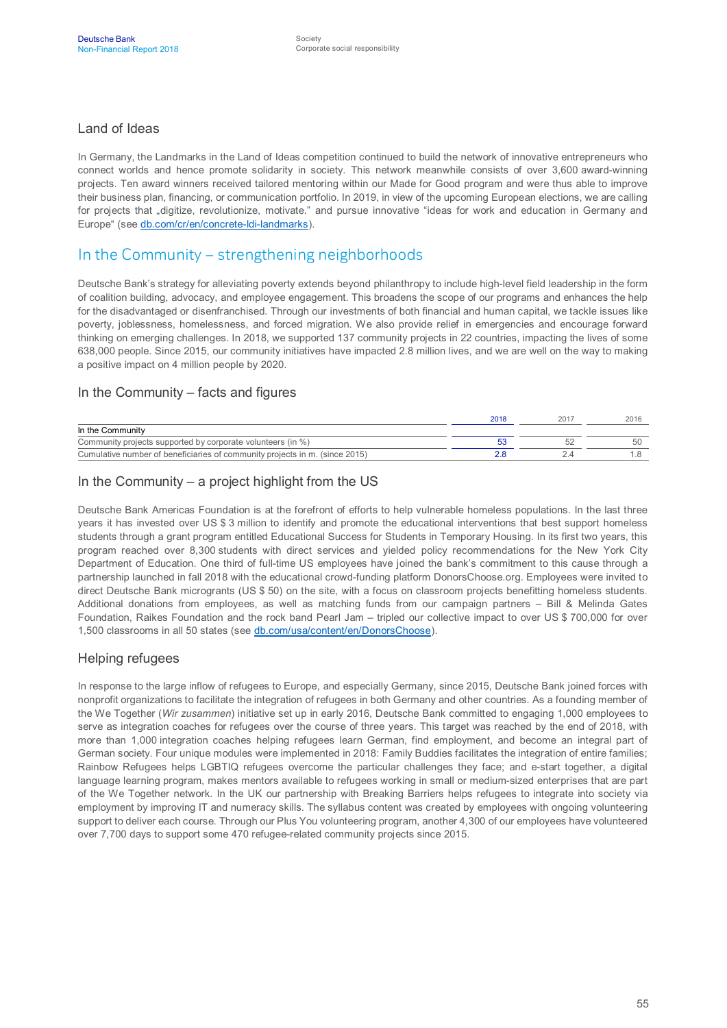### Land of Ideas

In Germany, the Landmarks in the Land of Ideas competition continued to build the network of innovative entrepreneurs who connect worlds and hence promote solidarity in society. This network meanwhile consists of over 3,600 award-winning projects. Ten award winners received tailored mentoring within our Made for Good program and were thus able to improve their business plan, financing, or communication portfolio. In 2019, in view of the upcoming European elections, we are calling for projects that „digitize, revolutionize, motivate." and pursue innovative "ideas for work and education in Germany and Europe" (see db.com/cr/en/concrete-ldi-landmarks).

## In the Community – strengthening neighborhoods

Deutsche Bank's strategy for alleviating poverty extends beyond philanthropy to include high-level field leadership in the form of coalition building, advocacy, and employee engagement. This broadens the scope of our programs and enhances the help for the disadvantaged or disenfranchised. Through our investments of both financial and human capital, we tackle issues like poverty, joblessness, homelessness, and forced migration. We also provide relief in emergencies and encourage forward thinking on emerging challenges. In 2018, we supported 137 community projects in 22 countries, impacting the lives of some 638,000 people. Since 2015, our community initiatives have impacted 2.8 million lives, and we are well on the way to making a positive impact on 4 million people by 2020.

### In the Community – facts and figures

| | 2018 | 2017 | 2016 |
|---|---|---|---|
| In the Community | | | |
| Community projects supported by corporate volunteers (in %) | 53 | 52 | 50 |
| Cumulative number of beneficiaries of community projects in m. (since 2015) | 2.8 | 2.4 | 1.8 |

### In the Community – a project highlight from the US

Deutsche Bank Americas Foundation is at the forefront of efforts to help vulnerable homeless populations. In the last three years it has invested over US $ 3 million to identify and promote the educational interventions that best support homeless students through a grant program entitled Educational Success for Students in Temporary Housing. In its first two years, this program reached over 8,300 students with direct services and yielded policy recommendations for the New York City Department of Education. One third of full-time US employees have joined the bank's commitment to this cause through a partnership launched in fall 2018 with the educational crowd-funding platform DonorsChoose.org. Employees were invited to direct Deutsche Bank microgrants (US $ 50) on the site, with a focus on classroom projects benefitting homeless students. Additional donations from employees, as well as matching funds from our campaign partners – Bill & Melinda Gates Foundation, Raikes Foundation and the rock band Pearl Jam – tripled our collective impact to over US $ 700,000 for over 1,500 classrooms in all 50 states (see db.com/usa/content/en/DonorsChoose).

### Helping refugees

In response to the large inflow of refugees to Europe, and especially Germany, since 2015, Deutsche Bank joined forces with nonprofit organizations to facilitate the integration of refugees in both Germany and other countries. As a founding member of the We Together (*Wir zusammen*) initiative set up in early 2016, Deutsche Bank committed to engaging 1,000 employees to serve as integration coaches for refugees over the course of three years. This target was reached by the end of 2018, with more than 1,000 integration coaches helping refugees learn German, find employment, and become an integral part of German society. Four unique modules were implemented in 2018: Family Buddies facilitates the integration of entire families; Rainbow Refugees helps LGBTIQ refugees overcome the particular challenges they face; and e-start together, a digital language learning program, makes mentors available to refugees working in small or medium-sized enterprises that are part of the We Together network. In the UK our partnership with Breaking Barriers helps refugees to integrate into society via employment by improving IT and numeracy skills. The syllabus content was created by employees with ongoing volunteering support to deliver each course. Through our Plus You volunteering program, another 4,300 of our employees have volunteered over 7,700 days to support some 470 refugee-related community projects since 2015.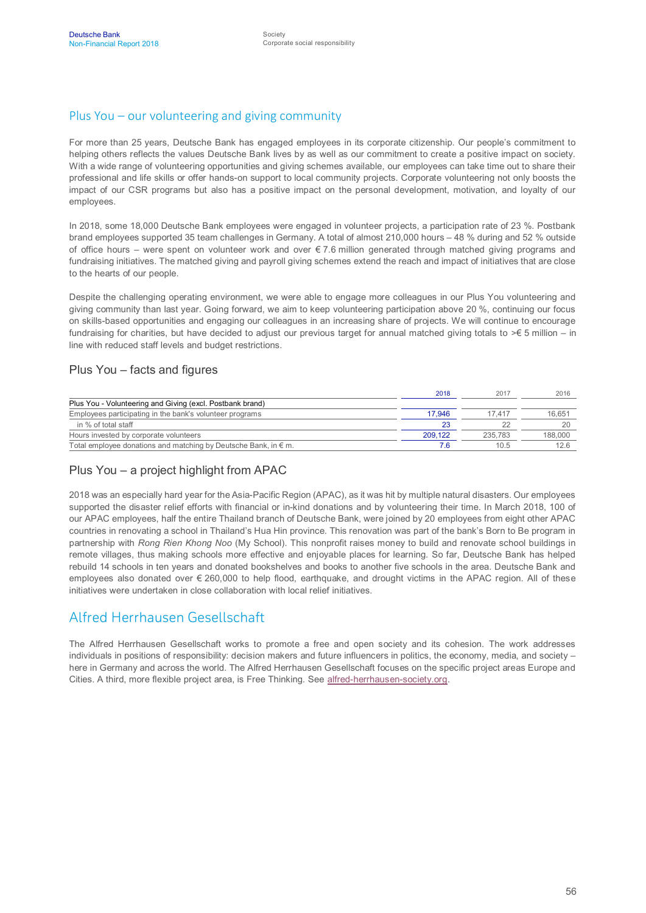## Plus You – our volunteering and giving community

For more than 25 years, Deutsche Bank has engaged employees in its corporate citizenship. Our people's commitment to helping others reflects the values Deutsche Bank lives by as well as our commitment to create a positive impact on society. With a wide range of volunteering opportunities and giving schemes available, our employees can take time out to share their professional and life skills or offer hands-on support to local community projects. Corporate volunteering not only boosts the impact of our CSR programs but also has a positive impact on the personal development, motivation, and loyalty of our employees.

In 2018, some 18,000 Deutsche Bank employees were engaged in volunteer projects, a participation rate of 23 %. Postbank brand employees supported 35 team challenges in Germany. A total of almost 210,000 hours – 48 % during and 52 % outside of office hours – were spent on volunteer work and over € 7.6 million generated through matched giving programs and fundraising initiatives. The matched giving and payroll giving schemes extend the reach and impact of initiatives that are close to the hearts of our people.

Despite the challenging operating environment, we were able to engage more colleagues in our Plus You volunteering and giving community than last year. Going forward, we aim to keep volunteering participation above 20 %, continuing our focus on skills-based opportunities and engaging our colleagues in an increasing share of projects. We will continue to encourage fundraising for charities, but have decided to adjust our previous target for annual matched giving totals to >€ 5 million – in line with reduced staff levels and budget restrictions.

### Plus You – facts and figures

| | 2018 | 2017 | 2016 |
|---|---|---|---|
| Plus You - Volunteering and Giving (excl. Postbank brand) | | | |
| Employees participating in the bank's volunteer programs | 17,946 | 17,417 | 16,651 |
| in % of total staff | 23 | 22 | 20 |
| Hours invested by corporate volunteers | 209,122 | 235,783 | 188,000 |
| Total employee donations and matching by Deutsche Bank, in € m. | 7.6 | 10.5 | 12.6 |

### Plus You – a project highlight from APAC

2018 was an especially hard year for the Asia-Pacific Region (APAC), as it was hit by multiple natural disasters. Our employees supported the disaster relief efforts with financial or in-kind donations and by volunteering their time. In March 2018, 100 of our APAC employees, half the entire Thailand branch of Deutsche Bank, were joined by 20 employees from eight other APAC countries in renovating a school in Thailand's Hua Hin province. This renovation was part of the bank's Born to Be program in partnership with *Rong Rien Khong Noo* (My School). This nonprofit raises money to build and renovate school buildings in remote villages, thus making schools more effective and enjoyable places for learning. So far, Deutsche Bank has helped rebuild 14 schools in ten years and donated bookshelves and books to another five schools in the area. Deutsche Bank and employees also donated over € 260,000 to help flood, earthquake, and drought victims in the APAC region. All of these initiatives were undertaken in close collaboration with local relief initiatives.

## Alfred Herrhausen Gesellschaft

The Alfred Herrhausen Gesellschaft works to promote a free and open society and its cohesion. The work addresses individuals in positions of responsibility: decision makers and future influencers in politics, the economy, media, and society – here in Germany and across the world. The Alfred Herrhausen Gesellschaft focuses on the specific project areas Europe and Cities. A third, more flexible project area, is Free Thinking. See alfred-herrhausen-society.org.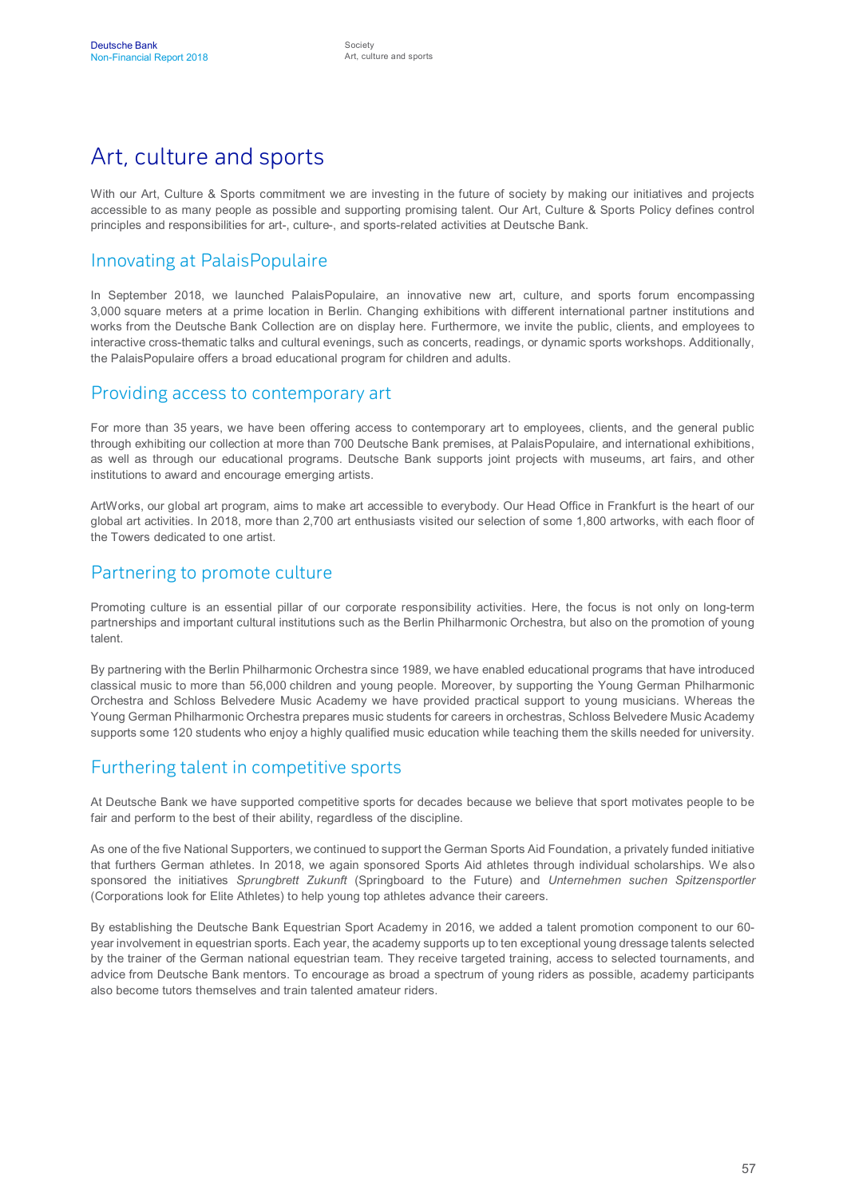# Art, culture and sports

With our Art, Culture & Sports commitment we are investing in the future of society by making our initiatives and projects accessible to as many people as possible and supporting promising talent. Our Art, Culture & Sports Policy defines control principles and responsibilities for art-, culture-, and sports-related activities at Deutsche Bank.

## Innovating at PalaisPopulaire

In September 2018, we launched PalaisPopulaire, an innovative new art, culture, and sports forum encompassing 3,000 square meters at a prime location in Berlin. Changing exhibitions with different international partner institutions and works from the Deutsche Bank Collection are on display here. Furthermore, we invite the public, clients, and employees to interactive cross-thematic talks and cultural evenings, such as concerts, readings, or dynamic sports workshops. Additionally, the PalaisPopulaire offers a broad educational program for children and adults.

## Providing access to contemporary art

For more than 35 years, we have been offering access to contemporary art to employees, clients, and the general public through exhibiting our collection at more than 700 Deutsche Bank premises, at PalaisPopulaire, and international exhibitions, as well as through our educational programs. Deutsche Bank supports joint projects with museums, art fairs, and other institutions to award and encourage emerging artists.

ArtWorks, our global art program, aims to make art accessible to everybody. Our Head Office in Frankfurt is the heart of our global art activities. In 2018, more than 2,700 art enthusiasts visited our selection of some 1,800 artworks, with each floor of the Towers dedicated to one artist.

## Partnering to promote culture

Promoting culture is an essential pillar of our corporate responsibility activities. Here, the focus is not only on long-term partnerships and important cultural institutions such as the Berlin Philharmonic Orchestra, but also on the promotion of young talent.

By partnering with the Berlin Philharmonic Orchestra since 1989, we have enabled educational programs that have introduced classical music to more than 56,000 children and young people. Moreover, by supporting the Young German Philharmonic Orchestra and Schloss Belvedere Music Academy we have provided practical support to young musicians. Whereas the Young German Philharmonic Orchestra prepares music students for careers in orchestras, Schloss Belvedere Music Academy supports some 120 students who enjoy a highly qualified music education while teaching them the skills needed for university.

## Furthering talent in competitive sports

At Deutsche Bank we have supported competitive sports for decades because we believe that sport motivates people to be fair and perform to the best of their ability, regardless of the discipline.

As one of the five National Supporters, we continued to support the German Sports Aid Foundation, a privately funded initiative that furthers German athletes. In 2018, we again sponsored Sports Aid athletes through individual scholarships. We also sponsored the initiatives *Sprungbrett Zukunft* (Springboard to the Future) and *Unternehmen suchen Spitzensportler* (Corporations look for Elite Athletes) to help young top athletes advance their careers.

By establishing the Deutsche Bank Equestrian Sport Academy in 2016, we added a talent promotion component to our 60-year involvement in equestrian sports. Each year, the academy supports up to ten exceptional young dressage talents selected by the trainer of the German national equestrian team. They receive targeted training, access to selected tournaments, and advice from Deutsche Bank mentors. To encourage as broad a spectrum of young riders as possible, academy participants also become tutors themselves and train talented amateur riders.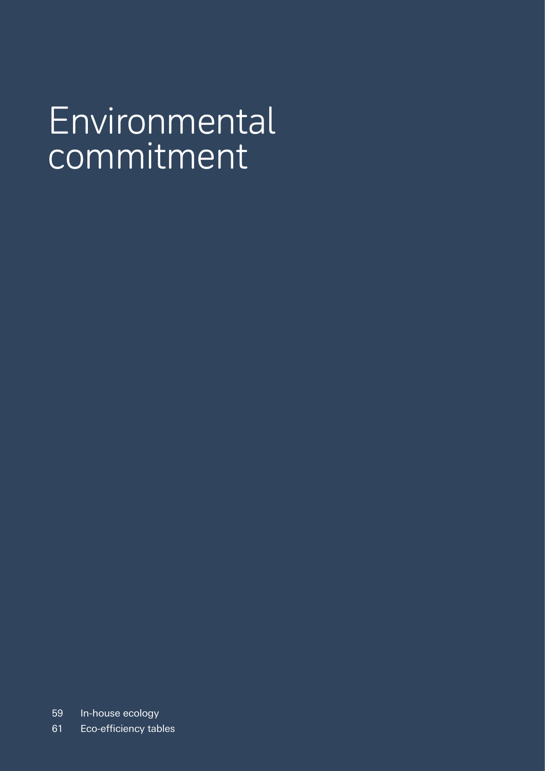# Environmental commitment

59 In-house ecology

61 Eco-efficiency tables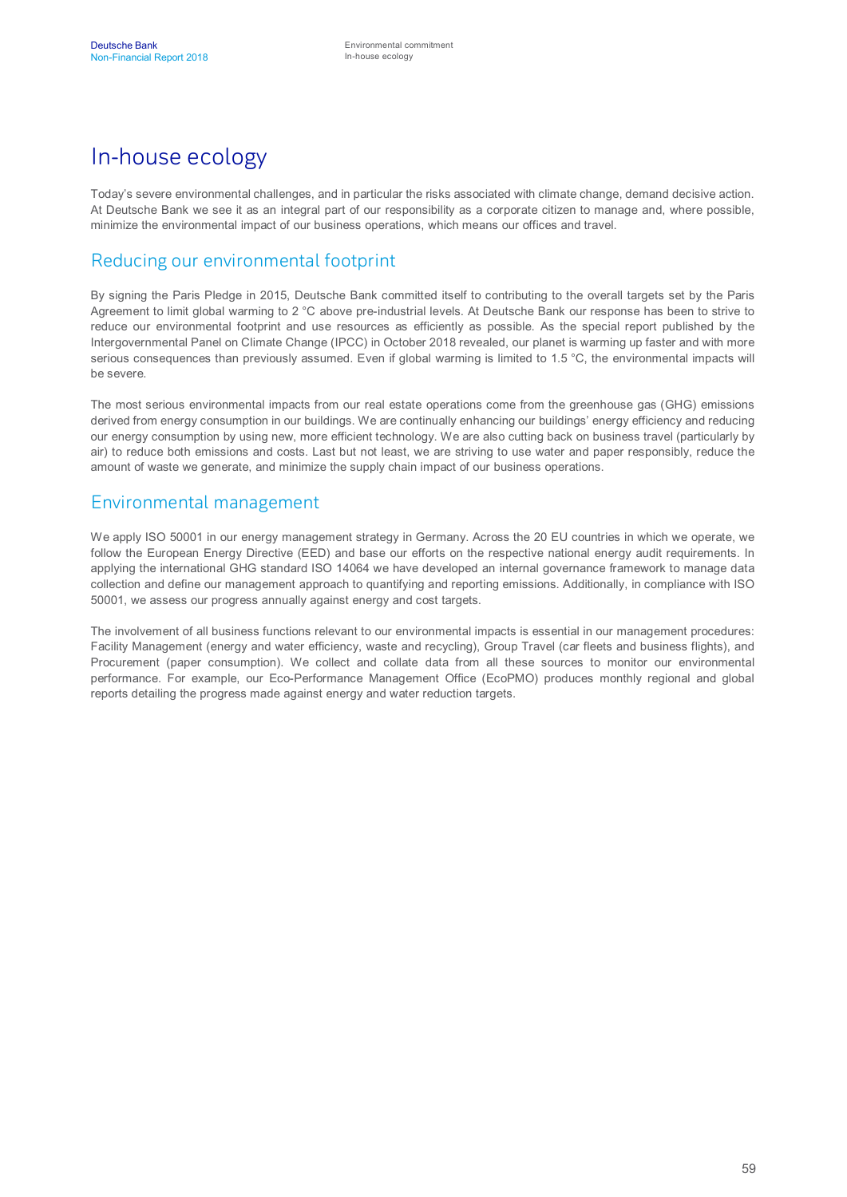# In-house ecology

Today's severe environmental challenges, and in particular the risks associated with climate change, demand decisive action. At Deutsche Bank we see it as an integral part of our responsibility as a corporate citizen to manage and, where possible, minimize the environmental impact of our business operations, which means our offices and travel.

## Reducing our environmental footprint

By signing the Paris Pledge in 2015, Deutsche Bank committed itself to contributing to the overall targets set by the Paris Agreement to limit global warming to 2 °C above pre-industrial levels. At Deutsche Bank our response has been to strive to reduce our environmental footprint and use resources as efficiently as possible. As the special report published by the Intergovernmental Panel on Climate Change (IPCC) in October 2018 revealed, our planet is warming up faster and with more serious consequences than previously assumed. Even if global warming is limited to 1.5 °C, the environmental impacts will be severe.

The most serious environmental impacts from our real estate operations come from the greenhouse gas (GHG) emissions derived from energy consumption in our buildings. We are continually enhancing our buildings' energy efficiency and reducing our energy consumption by using new, more efficient technology. We are also cutting back on business travel (particularly by air) to reduce both emissions and costs. Last but not least, we are striving to use water and paper responsibly, reduce the amount of waste we generate, and minimize the supply chain impact of our business operations.

## Environmental management

We apply ISO 50001 in our energy management strategy in Germany. Across the 20 EU countries in which we operate, we follow the European Energy Directive (EED) and base our efforts on the respective national energy audit requirements. In applying the international GHG standard ISO 14064 we have developed an internal governance framework to manage data collection and define our management approach to quantifying and reporting emissions. Additionally, in compliance with ISO 50001, we assess our progress annually against energy and cost targets.

The involvement of all business functions relevant to our environmental impacts is essential in our management procedures: Facility Management (energy and water efficiency, waste and recycling), Group Travel (car fleets and business flights), and Procurement (paper consumption). We collect and collate data from all these sources to monitor our environmental performance. For example, our Eco-Performance Management Office (EcoPMO) produces monthly regional and global reports detailing the progress made against energy and water reduction targets.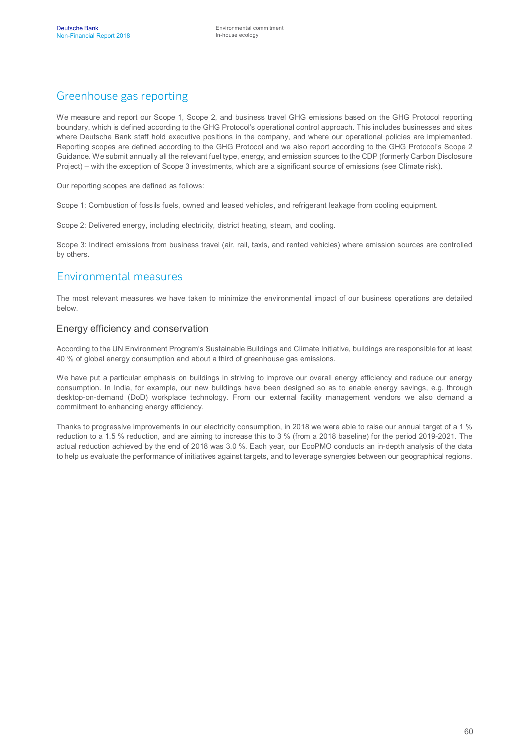## Greenhouse gas reporting

We measure and report our Scope 1, Scope 2, and business travel GHG emissions based on the GHG Protocol reporting boundary, which is defined according to the GHG Protocol's operational control approach. This includes businesses and sites where Deutsche Bank staff hold executive positions in the company, and where our operational policies are implemented. Reporting scopes are defined according to the GHG Protocol and we also report according to the GHG Protocol's Scope 2 Guidance. We submit annually all the relevant fuel type, energy, and emission sources to the CDP (formerly Carbon Disclosure Project) – with the exception of Scope 3 investments, which are a significant source of emissions (see Climate risk).

Our reporting scopes are defined as follows:

Scope 1: Combustion of fossils fuels, owned and leased vehicles, and refrigerant leakage from cooling equipment.

Scope 2: Delivered energy, including electricity, district heating, steam, and cooling.

Scope 3: Indirect emissions from business travel (air, rail, taxis, and rented vehicles) where emission sources are controlled by others.

## Environmental measures

The most relevant measures we have taken to minimize the environmental impact of our business operations are detailed below.

### Energy efficiency and conservation

According to the UN Environment Program's Sustainable Buildings and Climate Initiative, buildings are responsible for at least 40 % of global energy consumption and about a third of greenhouse gas emissions.

We have put a particular emphasis on buildings in striving to improve our overall energy efficiency and reduce our energy consumption. In India, for example, our new buildings have been designed so as to enable energy savings, e.g. through desktop-on-demand (DoD) workplace technology. From our external facility management vendors we also demand a commitment to enhancing energy efficiency.

Thanks to progressive improvements in our electricity consumption, in 2018 we were able to raise our annual target of a 1 % reduction to a 1.5 % reduction, and are aiming to increase this to 3 % (from a 2018 baseline) for the period 2019-2021. The actual reduction achieved by the end of 2018 was 3.0 %. Each year, our EcoPMO conducts an in-depth analysis of the data to help us evaluate the performance of initiatives against targets, and to leverage synergies between our geographical regions.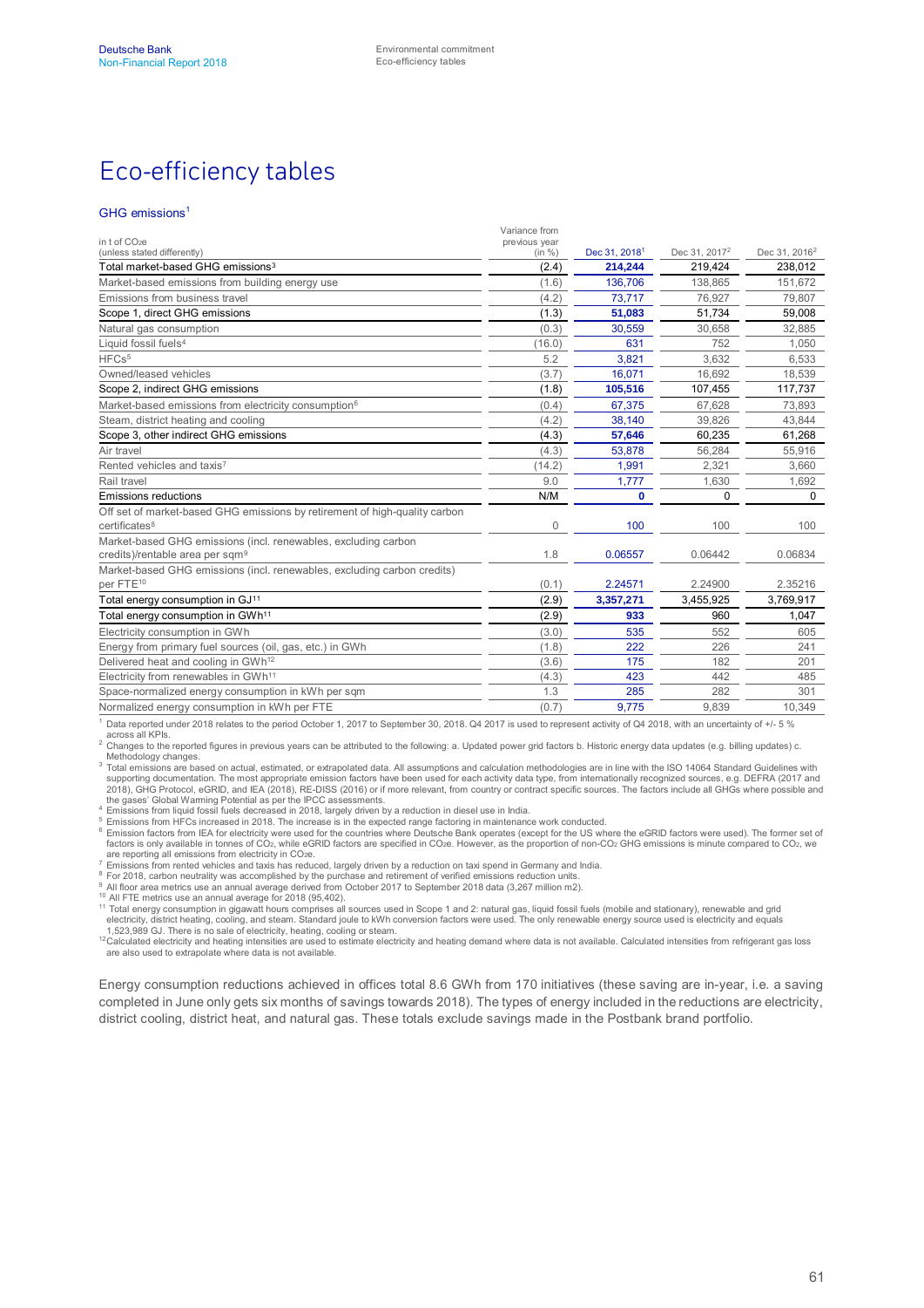# Eco-efficiency tables

### GHG emissions[1]

| in t of $CO_2e$ (unless stated differently) | Variance from previous year (in %) | Dec 31, 2018[1] | Dec 31, 2017[2] | Dec 31, 2016[2] |
|---|---|---|---|---|
| Total market-based GHG emissions[3] | (2.4) | **214,244** | 219,424 | 238,012 |
| Market-based emissions from building energy use | (1.6) | 136,706 | 138,865 | 151,672 |
| Emissions from business travel | (4.2) | 73,717 | 76,927 | 79,807 |
| Scope 1, direct GHG emissions | (1.3) | **51,083** | 51,734 | 59,008 |
| Natural gas consumption | (0.3) | 30,559 | 30,658 | 32,885 |
| Liquid fossil fuels[4] | (16.0) | 631 | 752 | 1,050 |
| HFCs[5] | 5.2 | 3,821 | 3,632 | 6,533 |
| Owned/leased vehicles | (3.7) | 16,071 | 16,692 | 18,539 |
| Scope 2, indirect GHG emissions | (1.8) | **105,516** | 107,455 | 117,737 |
| Market-based emissions from electricity consumption[6] | (0.4) | 67,375 | 67,628 | 73,893 |
| Steam, district heating and cooling | (4.2) | 38,140 | 39,826 | 43,844 |
| Scope 3, other indirect GHG emissions | (4.3) | **57,646** | 60,235 | 61,268 |
| Air travel | (4.3) | 53,878 | 56,284 | 55,916 |
| Rented vehicles and taxis[7] | (14.2) | 1,991 | 2,321 | 3,660 |
| Rail travel | 9.0 | 1,777 | 1,630 | 1,692 |
| Emissions reductions | N/M | **0** | 0 | 0 |
| Off set of market-based GHG emissions by retirement of high-quality carbon certificates[8] | 0 | 100 | 100 | 100 |
| Market-based GHG emissions (incl. renewables, excluding carbon credits)/rentable area per sqm[9] | 1.8 | 0.06557 | 0.06442 | 0.06834 |
| Market-based GHG emissions (incl. renewables, excluding carbon credits) per FTE[10] | (0.1) | 2.24571 | 2.24900 | 2.35216 |
| Total energy consumption in GJ[11] | (2.9) | **3,357,271** | 3,455,925 | 3,769,917 |
| Total energy consumption in GWh[11] | (2.9) | **933** | 960 | 1,047 |
| Electricity consumption in GWh | (3.0) | 535 | 552 | 605 |
| Energy from primary fuel sources (oil, gas, etc.) in GWh | (1.8) | 222 | 226 | 241 |
| Delivered heat and cooling in GWh[12] | (3.6) | 175 | 182 | 201 |
| Electricity from renewables in GWh[11] | (4.3) | 423 | 442 | 485 |
| Space-normalized energy consumption in kWh per sqm | 1.3 | 285 | 282 | 301 |
| Normalized energy consumption in kWh per FTE | (0.7) | 9,775 | 9,839 | 10,349 |

[1] Data reported under 2018 relates to the period October 1, 2017 to September 30, 2018. Q4 2017 is used to represent activity of Q4 2018, with an uncertainty of +/- 5 % across all KPIs.
[2] Changes to the reported figures in previous years can be attributed to the following: a. Updated power grid factors b. Historic energy data updates (e.g. billing updates) c. Methodology changes.
[3] Total emissions are based on actual, estimated, or extrapolated data. All assumptions and calculation methodologies are in line with the ISO 14064 Standard Guidelines with supporting documentation. The most appropriate emission factors have been used for each activity data type, from internationally recognized sources, e.g. DEFRA (2017 and 2018), GHG Protocol, eGRID, and IEA (2018), RE-DISS (2016) or if more relevant, from country or contract specific sources. The factors include all GHGs where possible and the gases' Global Warming Potential as per the IPCC assessments.
[4] Emissions from liquid fossil fuels decreased in 2018, largely driven by a reduction in diesel use in India.
[5] Emissions from HFCs increased in 2018. The increase is in the expected range factoring in maintenance work conducted.
[6] Emission factors from IEA for electricity were used for the countries where Deutsche Bank operates (except for the US where the eGRID factors were used). The former set of factors is only available in tonnes of $CO_2$, while eGRID factors are specified in $CO_2e$. However, as the proportion of non-$CO_2$ GHG emissions is minute compared to $CO_2$, we are reporting all emissions from electricity in $CO_2e$.
[7] Emissions from rented vehicles and taxis has reduced, largely driven by a reduction on taxi spend in Germany and India.
[8] For 2018, carbon neutrality was accomplished by the purchase and retirement of verified emissions reduction units.
[9] All floor area metrics use an annual average derived from October 2017 to September 2018 data (3,267 million m2).
[10] All FTE metrics use an annual average for 2018 (95,402).
[11] Total energy consumption in gigawatt hours comprises all sources used in Scope 1 and 2: natural gas, liquid fossil fuels (mobile and stationary), renewable and grid electricity, district heating, cooling, and steam. Standard joule to kWh conversion factors were used. The only renewable energy source used is electricity and equals 1,523,989 GJ. There is no sale of electricity, heating, cooling or steam.
[12] Calculated electricity and heating intensities are used to estimate electricity and heating demand where data is not available. Calculated intensities from refrigerant gas loss are also used to extrapolate where data is not available.

Energy consumption reductions achieved in offices total 8.6 GWh from 170 initiatives (these saving are in-year, i.e. a saving completed in June only gets six months of savings towards 2018). The types of energy included in the reductions are electricity, district cooling, district heat, and natural gas. These totals exclude savings made in the Postbank brand portfolio.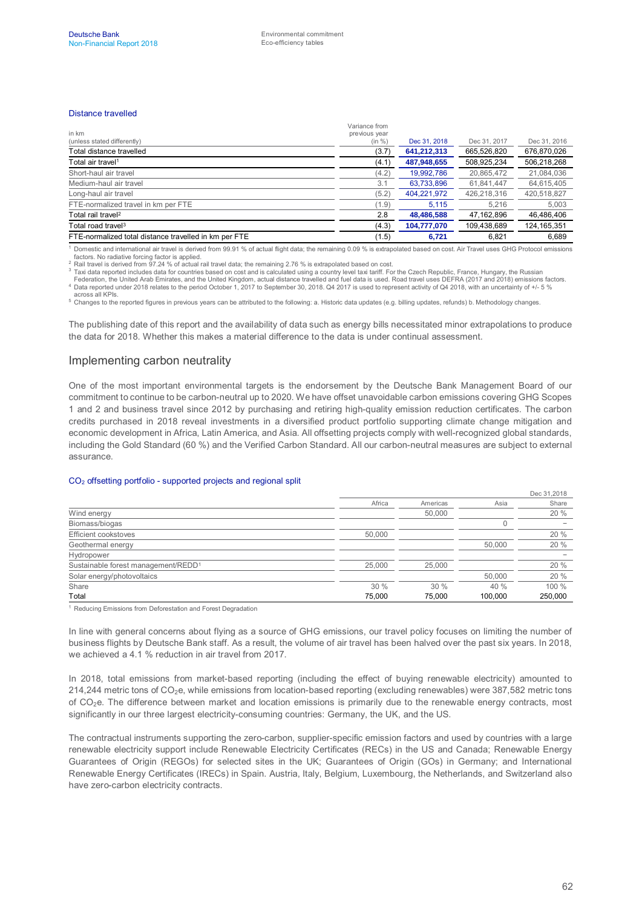### Distance travelled

| in km (unless stated differently) | Variance from previous year (in %) | Dec 31, 2018 | Dec 31, 2017 | Dec 31, 2016 |
|---|---|---|---|---|
| Total distance travelled | (3.7) | **641,212,313** | 665,526,820 | 676,870,026 |
| Total air travel[1] | (4.1) | **487,948,655** | 508,925,234 | 506,218,268 |
| Short-haul air travel | (4.2) | 19,992,786 | 20,865,472 | 21,084,036 |
| Medium-haul air travel | 3.1 | 63,733,896 | 61,841,447 | 64,615,405 |
| Long-haul air travel | (5.2) | 404,221,972 | 426,218,316 | 420,518,827 |
| FTE-normalized travel in km per FTE | (1.9) | 5,115 | 5,216 | 5,003 |
| Total rail travel[2] | 2.8 | **48,486,588** | 47,162,896 | 46,486,406 |
| Total road travel[3] | (4.3) | **104,777,070** | 109,438,689 | 124,165,351 |
| FTE-normalized total distance travelled in km per FTE | (1.5) | **6,721** | 6,821 | 6,689 |

[1] Domestic and international air travel is derived from 99.91 % of actual flight data; the remaining 0.09 % is extrapolated based on cost. Air Travel uses GHG Protocol emissions factors. No radiative forcing factor is applied.
[2] Rail travel is derived from 97.24 % of actual rail travel data; the remaining 2.76 % is extrapolated based on cost.
[3] Taxi data reported includes data for countries based on cost and is calculated using a country level taxi tariff. For the Czech Republic, France, Hungary, the Russian Federation, the United Arab Emirates, and the United Kingdom, actual distance travelled and fuel data is used. Road travel uses DEFRA (2017 and 2018) emissions factors.
[4] Data reported under 2018 relates to the period October 1, 2017 to September 30, 2018. Q4 2017 is used to represent activity of Q4 2018, with an uncertainty of +/- 5 % across all KPIs.
[5] Changes to the reported figures in previous years can be attributed to the following: a. Historic data updates (e.g. billing updates, refunds) b. Methodology changes.

The publishing date of this report and the availability of data such as energy bills necessitated minor extrapolations to produce the data for 2018. Whether this makes a material difference to the data is under continual assessment.

## Implementing carbon neutrality

One of the most important environmental targets is the endorsement by the Deutsche Bank Management Board of our commitment to continue to be carbon-neutral up to 2020. We have offset unavoidable carbon emissions covering GHG Scopes 1 and 2 and business travel since 2012 by purchasing and retiring high-quality emission reduction certificates. The carbon credits purchased in 2018 reveal investments in a diversified product portfolio supporting climate change mitigation and economic development in Africa, Latin America, and Asia. All offsetting projects comply with well-recognized global standards, including the Gold Standard (60 %) and the Verified Carbon Standard. All our carbon-neutral measures are subject to external assurance.

### $CO_2$ offsetting portfolio - supported projects and regional split

| | Africa | Americas | Asia | Dec 31,2018 Share |
|---|---|---|---|---|
| Wind energy | | 50,000 | | 20 % |
| Biomass/biogas | | | 0 | – |
| Efficient cookstoves | 50,000 | | | 20 % |
| Geothermal energy | | | 50,000 | 20 % |
| Hydropower | | | | – |
| Sustainable forest management/REDD[1] | 25,000 | 25,000 | | 20 % |
| Solar energy/photovoltaics | | | 50,000 | 20 % |
| Share | 30 % | 30 % | 40 % | 100 % |
| Total | 75,000 | 75,000 | 100,000 | 250,000 |

[1] Reducing Emissions from Deforestation and Forest Degradation

In line with general concerns about flying as a source of GHG emissions, our travel policy focuses on limiting the number of business flights by Deutsche Bank staff. As a result, the volume of air travel has been halved over the past six years. In 2018, we achieved a 4.1 % reduction in air travel from 2017.

In 2018, total emissions from market-based reporting (including the effect of buying renewable electricity) amounted to 214,244 metric tons of $CO_2e$, while emissions from location-based reporting (excluding renewables) were 387,582 metric tons of $CO_2e$. The difference between market and location emissions is primarily due to the renewable energy contracts, most significantly in our three largest electricity-consuming countries: Germany, the UK, and the US.

The contractual instruments supporting the zero-carbon, supplier-specific emission factors and used by countries with a large renewable electricity support include Renewable Electricity Certificates (RECs) in the US and Canada; Renewable Energy Guarantees of Origin (REGOs) for selected sites in the UK; Guarantees of Origin (GOs) in Germany; and International Renewable Energy Certificates (IRECs) in Spain. Austria, Italy, Belgium, Luxembourg, the Netherlands, and Switzerland also have zero-carbon electricity contracts.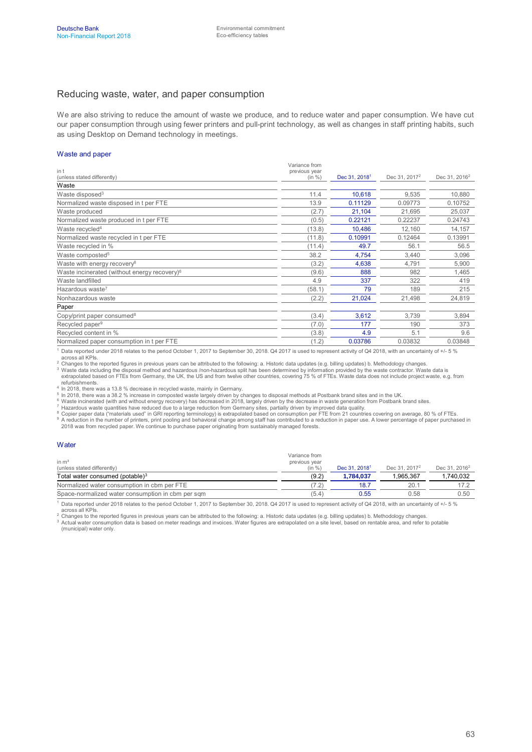## Reducing waste, water, and paper consumption

We are also striving to reduce the amount of waste we produce, and to reduce water and paper consumption. We have cut our paper consumption through using fewer printers and pull-print technology, as well as changes in staff printing habits, such as using Desktop on Demand technology in meetings.

### Waste and paper

| in t<br>(unless stated differently) | Variance from previous year (in %) | Dec 31, 2018[1] | Dec 31, 2017[2] | Dec 31, 2016[2] |
|---|---|---|---|---|
| **Waste** | | | | |
| Waste disposed[3] | 11.4 | 10,618 | 9,535 | 10,880 |
| Normalized waste disposed in t per FTE | 13.9 | 0.11129 | 0.09773 | 0.10752 |
| Waste produced | (2.7) | 21,104 | 21,695 | 25,037 |
| Normalized waste produced in t per FTE | (0.5) | 0.22121 | 0.22237 | 0.24743 |
| Waste recycled[4] | (13.8) | 10,486 | 12,160 | 14,157 |
| Normalized waste recycled in t per FTE | (11.8) | 0.10991 | 0.12464 | 0.13991 |
| Waste recycled in % | (11.4) | 49.7 | 56.1 | 56.5 |
| Waste composted[5] | 38.2 | 4,754 | 3,440 | 3,096 |
| Waste with energy recovery[6] | (3.2) | 4,638 | 4,791 | 5,900 |
| Waste incinerated (without energy recovery)[6] | (9.6) | 888 | 982 | 1,465 |
| Waste landfilled | 4.9 | 337 | 322 | 419 |
| Hazardous waste[7] | (58.1) | 79 | 189 | 215 |
| Nonhazardous waste | (2.2) | 21,024 | 21,498 | 24,819 |
| **Paper** | | | | |
| Copy/print paper consumed[8] | (3.4) | 3,612 | 3,739 | 3,894 |
| Recycled paper[9] | (7.0) | 177 | 190 | 373 |
| Recycled content in % | (3.8) | 4.9 | 5.1 | 9.6 |
| Normalized paper consumption in t per FTE | (1.2) | 0.03786 | 0.03832 | 0.03848 |

[1] Data reported under 2018 relates to the period October 1, 2017 to September 30, 2018. Q4 2017 is used to represent activity of Q4 2018, with an uncertainty of +/- 5 % across all KPIs.
[2] Changes to the reported figures in previous years can be attributed to the following: a. Historic data updates (e.g. billing updates) b. Methodology changes.
[3] Waste data including the disposal method and hazardous /non-hazardous split has been determined by information provided by the waste contractor. Waste data is extrapolated based on FTEs from Germany, the UK, the US and from twelve other countries, covering 75 % of FTEs. Waste data does not include project waste, e.g. from refurbishments.
[4] In 2018, there was a 13.8 % decrease in recycled waste, mainly in Germany.
[5] In 2018, there was a 38.2 % increase in composted waste largely driven by changes to disposal methods at Postbank brand sites and in the UK.
[6] Waste incinerated (with and without energy recovery) has decreased in 2018, largely driven by the decrease in waste generation from Postbank brand sites.
[7] Hazardous waste quantities have reduced due to a large reduction from Germany sites, partially driven by improved data quality.
[8] Copier paper data ("materials used" in GRI reporting terminology) is extrapolated based on consumption per FTE from 21 countries covering on average, 80 % of FTEs.
[9] A reduction in the number of printers, print pooling and behavioral change among staff has contributed to a reduction in paper use. A lower percentage of paper purchased in 2018 was from recycled paper. We continue to purchase paper originating from sustainably managed forests.

### Water

| in m³<br>(unless stated differently) | Variance from previous year (in %) | Dec 31, 2018[1] | Dec 31, 2017[2] | Dec 31, 2016[2] |
|---|---|---|---|---|
| Total water consumed (potable)[3] | (9.2) | **1,784,037** | 1,965,367 | 1,740,032 |
| Normalized water consumption in cbm per FTE | (7.2) | 18.7 | 20.1 | 17.2 |
| Space-normalized water consumption in cbm per sqm | (5.4) | 0.55 | 0.58 | 0.50 |

[1] Data reported under 2018 relates to the period October 1, 2017 to September 30, 2018. Q4 2017 is used to represent activity of Q4 2018, with an uncertainty of +/- 5 % across all KPIs.
[2] Changes to the reported figures in previous years can be attributed to the following: a. Historic data updates (e.g. billing updates) b. Methodology changes.
[3] Actual water consumption data is based on meter readings and invoices. Water figures are extrapolated on a site level, based on rentable area, and refer to potable (municipal) water only.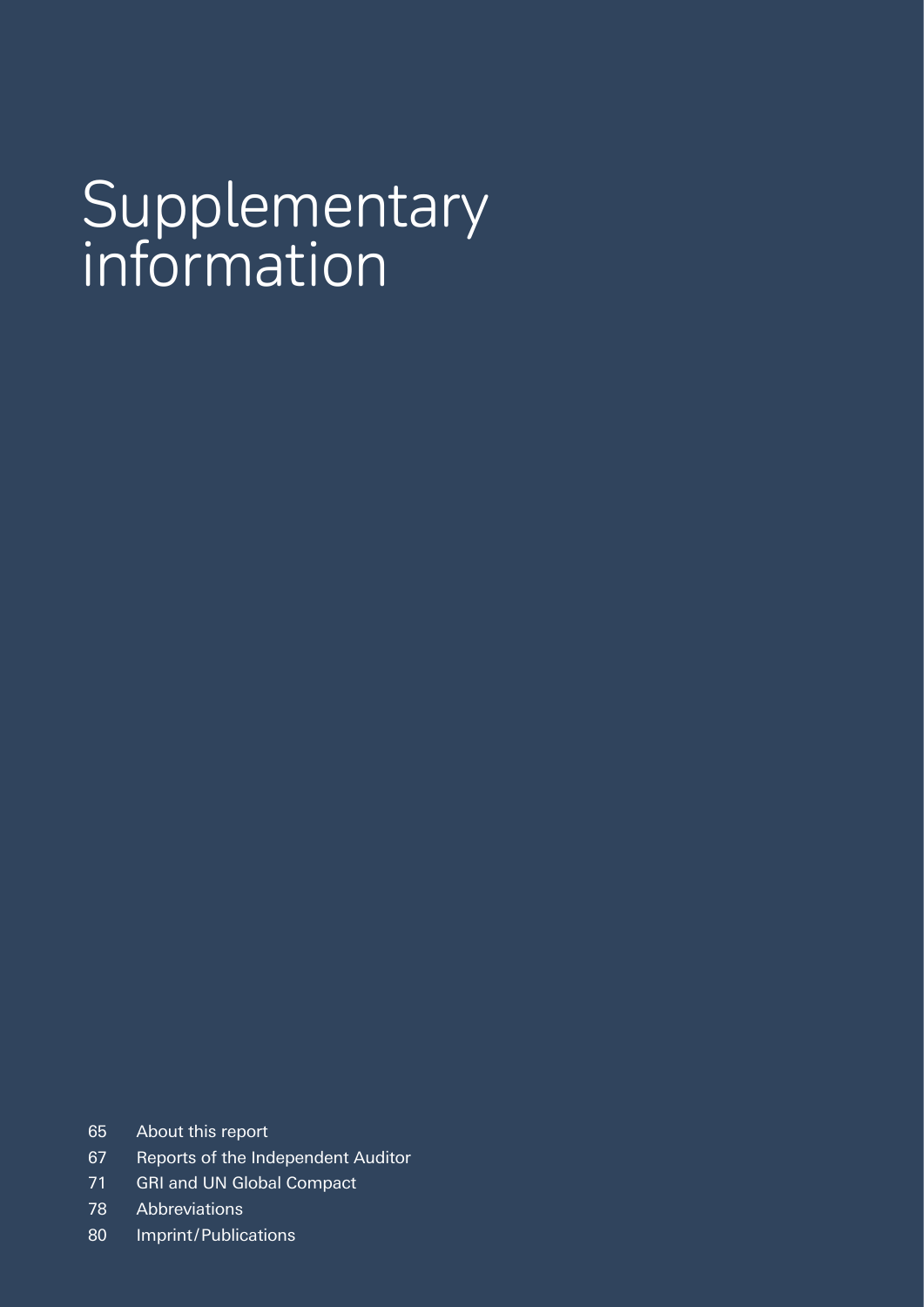# Supplementary information

65 About this report
67 Reports of the Independent Auditor
71 GRI and UN Global Compact
78 Abbreviations
80 Imprint/Publications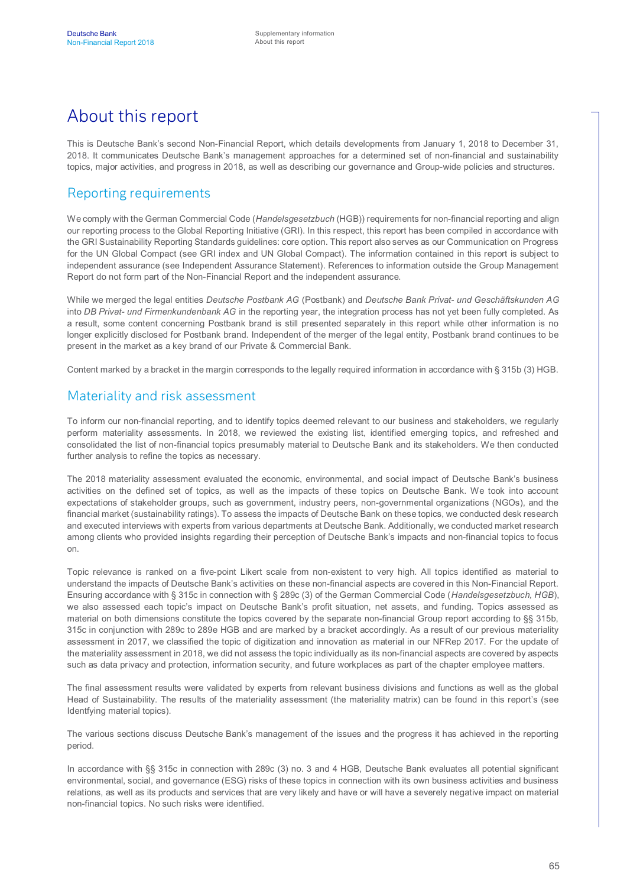# About this report

This is Deutsche Bank's second Non-Financial Report, which details developments from January 1, 2018 to December 31, 2018. It communicates Deutsche Bank's management approaches for a determined set of non-financial and sustainability topics, major activities, and progress in 2018, as well as describing our governance and Group-wide policies and structures.

## Reporting requirements

We comply with the German Commercial Code (*Handelsgesetzbuch* (HGB)) requirements for non-financial reporting and align our reporting process to the Global Reporting Initiative (GRI). In this respect, this report has been compiled in accordance with the GRI Sustainability Reporting Standards guidelines: core option. This report also serves as our Communication on Progress for the UN Global Compact (see GRI index and UN Global Compact). The information contained in this report is subject to independent assurance (see Independent Assurance Statement). References to information outside the Group Management Report do not form part of the Non-Financial Report and the independent assurance.

While we merged the legal entities *Deutsche Postbank AG* (Postbank) and *Deutsche Bank Privat- und Geschäftskunden AG* into *DB Privat- und Firmenkundenbank AG* in the reporting year, the integration process has not yet been fully completed. As a result, some content concerning Postbank brand is still presented separately in this report while other information is no longer explicitly disclosed for Postbank brand. Independent of the merger of the legal entity, Postbank brand continues to be present in the market as a key brand of our Private & Commercial Bank.

Content marked by a bracket in the margin corresponds to the legally required information in accordance with § 315b (3) HGB.

## Materiality and risk assessment

To inform our non-financial reporting, and to identify topics deemed relevant to our business and stakeholders, we regularly perform materiality assessments. In 2018, we reviewed the existing list, identified emerging topics, and refreshed and consolidated the list of non-financial topics presumably material to Deutsche Bank and its stakeholders. We then conducted further analysis to refine the topics as necessary.

The 2018 materiality assessment evaluated the economic, environmental, and social impact of Deutsche Bank's business activities on the defined set of topics, as well as the impacts of these topics on Deutsche Bank. We took into account expectations of stakeholder groups, such as government, industry peers, non-governmental organizations (NGOs), and the financial market (sustainability ratings). To assess the impacts of Deutsche Bank on these topics, we conducted desk research and executed interviews with experts from various departments at Deutsche Bank. Additionally, we conducted market research among clients who provided insights regarding their perception of Deutsche Bank's impacts and non-financial topics to focus on.

Topic relevance is ranked on a five-point Likert scale from non-existent to very high. All topics identified as material to understand the impacts of Deutsche Bank's activities on these non-financial aspects are covered in this Non-Financial Report. Ensuring accordance with § 315c in connection with § 289c (3) of the German Commercial Code (*Handelsgesetzbuch, HGB*), we also assessed each topic's impact on Deutsche Bank's profit situation, net assets, and funding. Topics assessed as material on both dimensions constitute the topics covered by the separate non-financial Group report according to §§ 315b, 315c in conjunction with 289c to 289e HGB and are marked by a bracket accordingly. As a result of our previous materiality assessment in 2017, we classified the topic of digitization and innovation as material in our NFRep 2017. For the update of the materiality assessment in 2018, we did not assess the topic individually as its non-financial aspects are covered by aspects such as data privacy and protection, information security, and future workplaces as part of the chapter employee matters.

The final assessment results were validated by experts from relevant business divisions and functions as well as the global Head of Sustainability. The results of the materiality assessment (the materiality matrix) can be found in this report's (see Identfying material topics).

The various sections discuss Deutsche Bank's management of the issues and the progress it has achieved in the reporting period.

In accordance with §§ 315c in connection with 289c (3) no. 3 and 4 HGB, Deutsche Bank evaluates all potential significant environmental, social, and governance (ESG) risks of these topics in connection with its own business activities and business relations, as well as its products and services that are very likely and have or will have a severely negative impact on material non-financial topics. No such risks were identified.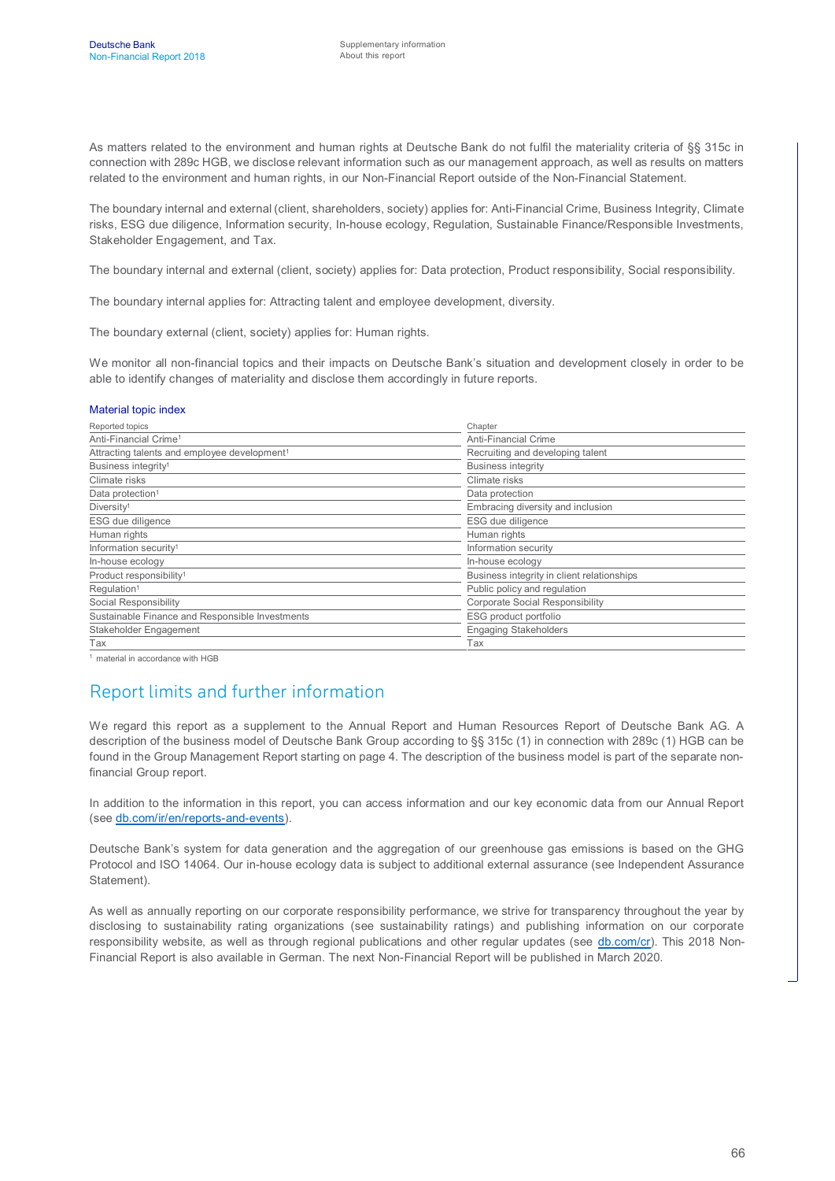As matters related to the environment and human rights at Deutsche Bank do not fulfil the materiality criteria of §§ 315c in connection with 289c HGB, we disclose relevant information such as our management approach, as well as results on matters related to the environment and human rights, in our Non-Financial Report outside of the Non-Financial Statement.

The boundary internal and external (client, shareholders, society) applies for: Anti-Financial Crime, Business Integrity, Climate risks, ESG due diligence, Information security, In-house ecology, Regulation, Sustainable Finance/Responsible Investments, Stakeholder Engagement, and Tax.

The boundary internal and external (client, society) applies for: Data protection, Product responsibility, Social responsibility.

The boundary internal applies for: Attracting talent and employee development, diversity.

The boundary external (client, society) applies for: Human rights.

We monitor all non-financial topics and their impacts on Deutsche Bank's situation and development closely in order to be able to identify changes of materiality and disclose them accordingly in future reports.

### Material topic index

| Reported topics | Chapter |
|---|---|
| Anti-Financial Crime[1] | Anti-Financial Crime |
| Attracting talents and employee development[1] | Recruiting and developing talent |
| Business integrity[1] | Business integrity |
| Climate risks | Climate risks |
| Data protection[1] | Data protection |
| Diversity[1] | Embracing diversity and inclusion |
| ESG due diligence | ESG due diligence |
| Human rights | Human rights |
| Information security[1] | Information security |
| In-house ecology | In-house ecology |
| Product responsibility[1] | Business integrity in client relationships |
| Regulation[1] | Public policy and regulation |
| Social Responsibility | Corporate Social Responsibility |
| Sustainable Finance and Responsible Investments | ESG product portfolio |
| Stakeholder Engagement | Engaging Stakeholders |
| Tax | Tax |

[1] material in accordance with HGB

## Report limits and further information

We regard this report as a supplement to the Annual Report and Human Resources Report of Deutsche Bank AG. A description of the business model of Deutsche Bank Group according to §§ 315c (1) in connection with 289c (1) HGB can be found in the Group Management Report starting on page 4. The description of the business model is part of the separate non-financial Group report.

In addition to the information in this report, you can access information and our key economic data from our Annual Report (see db.com/ir/en/reports-and-events).

Deutsche Bank's system for data generation and the aggregation of our greenhouse gas emissions is based on the GHG Protocol and ISO 14064. Our in-house ecology data is subject to additional external assurance (see Independent Assurance Statement).

As well as annually reporting on our corporate responsibility performance, we strive for transparency throughout the year by disclosing to sustainability rating organizations (see sustainability ratings) and publishing information on our corporate responsibility website, as well as through regional publications and other regular updates (see db.com/cr). This 2018 Non-Financial Report is also available in German. The next Non-Financial Report will be published in March 2020.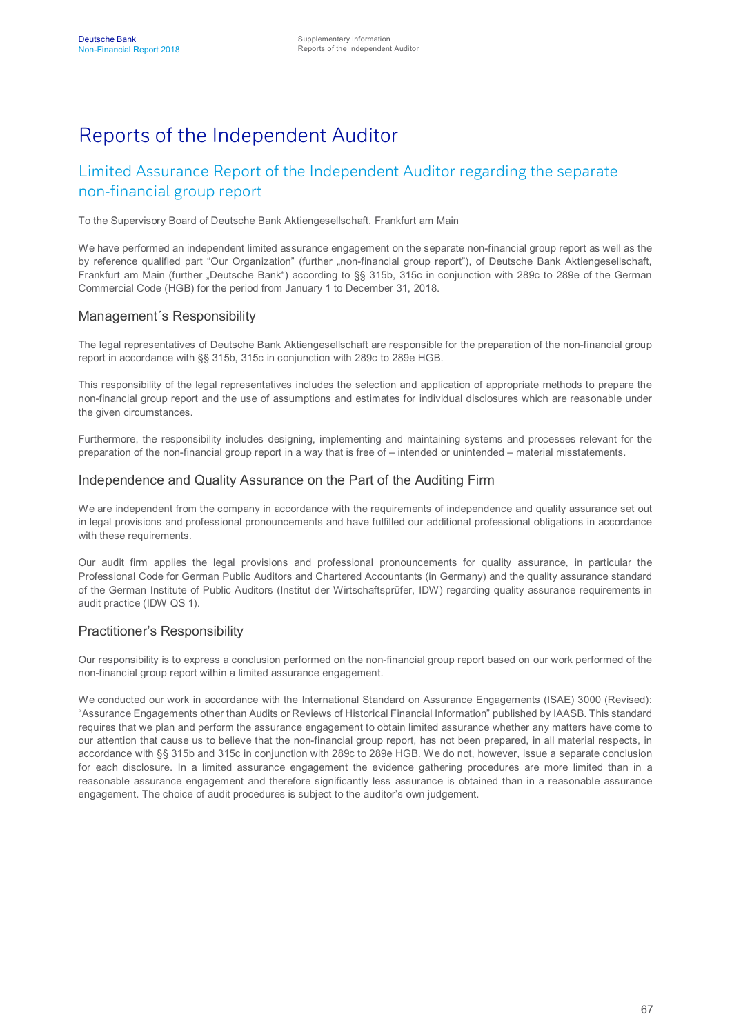# Reports of the Independent Auditor

## Limited Assurance Report of the Independent Auditor regarding the separate non-financial group report

To the Supervisory Board of Deutsche Bank Aktiengesellschaft, Frankfurt am Main

We have performed an independent limited assurance engagement on the separate non-financial group report as well as the by reference qualified part "Our Organization" (further „non-financial group report"), of Deutsche Bank Aktiengesellschaft, Frankfurt am Main (further „Deutsche Bank") according to §§ 315b, 315c in conjunction with 289c to 289e of the German Commercial Code (HGB) for the period from January 1 to December 31, 2018.

### Management´s Responsibility

The legal representatives of Deutsche Bank Aktiengesellschaft are responsible for the preparation of the non-financial group report in accordance with §§ 315b, 315c in conjunction with 289c to 289e HGB.

This responsibility of the legal representatives includes the selection and application of appropriate methods to prepare the non-financial group report and the use of assumptions and estimates for individual disclosures which are reasonable under the given circumstances.

Furthermore, the responsibility includes designing, implementing and maintaining systems and processes relevant for the preparation of the non-financial group report in a way that is free of – intended or unintended – material misstatements.

### Independence and Quality Assurance on the Part of the Auditing Firm

We are independent from the company in accordance with the requirements of independence and quality assurance set out in legal provisions and professional pronouncements and have fulfilled our additional professional obligations in accordance with these requirements.

Our audit firm applies the legal provisions and professional pronouncements for quality assurance, in particular the Professional Code for German Public Auditors and Chartered Accountants (in Germany) and the quality assurance standard of the German Institute of Public Auditors (Institut der Wirtschaftsprüfer, IDW) regarding quality assurance requirements in audit practice (IDW QS 1).

### Practitioner's Responsibility

Our responsibility is to express a conclusion performed on the non-financial group report based on our work performed of the non-financial group report within a limited assurance engagement.

We conducted our work in accordance with the International Standard on Assurance Engagements (ISAE) 3000 (Revised): "Assurance Engagements other than Audits or Reviews of Historical Financial Information" published by IAASB. This standard requires that we plan and perform the assurance engagement to obtain limited assurance whether any matters have come to our attention that cause us to believe that the non-financial group report, has not been prepared, in all material respects, in accordance with §§ 315b and 315c in conjunction with 289c to 289e HGB. We do not, however, issue a separate conclusion for each disclosure. In a limited assurance engagement the evidence gathering procedures are more limited than in a reasonable assurance engagement and therefore significantly less assurance is obtained than in a reasonable assurance engagement. The choice of audit procedures is subject to the auditor's own judgement.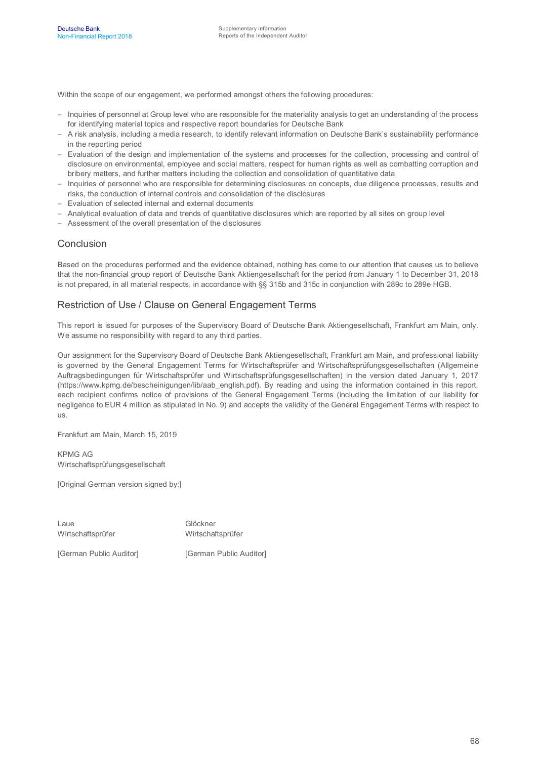Within the scope of our engagement, we performed amongst others the following procedures:

- Inquiries of personnel at Group level who are responsible for the materiality analysis to get an understanding of the process for identifying material topics and respective report boundaries for Deutsche Bank
- A risk analysis, including a media research, to identify relevant information on Deutsche Bank's sustainability performance in the reporting period
- Evaluation of the design and implementation of the systems and processes for the collection, processing and control of disclosure on environmental, employee and social matters, respect for human rights as well as combatting corruption and bribery matters, and further matters including the collection and consolidation of quantitative data
- Inquiries of personnel who are responsible for determining disclosures on concepts, due diligence processes, results and risks, the conduction of internal controls and consolidation of the disclosures
- Evaluation of selected internal and external documents
- Analytical evaluation of data and trends of quantitative disclosures which are reported by all sites on group level
- Assessment of the overall presentation of the disclosures

## Conclusion

Based on the procedures performed and the evidence obtained, nothing has come to our attention that causes us to believe that the non-financial group report of Deutsche Bank Aktiengesellschaft for the period from January 1 to December 31, 2018 is not prepared, in all material respects, in accordance with §§ 315b and 315c in conjunction with 289c to 289e HGB.

## Restriction of Use / Clause on General Engagement Terms

This report is issued for purposes of the Supervisory Board of Deutsche Bank Aktiengesellschaft, Frankfurt am Main, only. We assume no responsibility with regard to any third parties.

Our assignment for the Supervisory Board of Deutsche Bank Aktiengesellschaft, Frankfurt am Main, and professional liability is governed by the General Engagement Terms for Wirtschaftsprüfer and Wirtschaftsprüfungsgesellschaften (Allgemeine Auftragsbedingungen für Wirtschaftsprüfer und Wirtschaftsprüfungsgesellschaften) in the version dated January 1, 2017 (https://www.kpmg.de/bescheinigungen/lib/aab_english.pdf). By reading and using the information contained in this report, each recipient confirms notice of provisions of the General Engagement Terms (including the limitation of our liability for negligence to EUR 4 million as stipulated in No. 9) and accepts the validity of the General Engagement Terms with respect to us.

Frankfurt am Main, March 15, 2019

KPMG AG
Wirtschaftsprüfungsgesellschaft

[Original German version signed by:]

| Laue | Glöckner |
|---|---|
| Wirtschaftsprüfer | Wirtschaftsprüfer |
| [German Public Auditor] | [German Public Auditor] |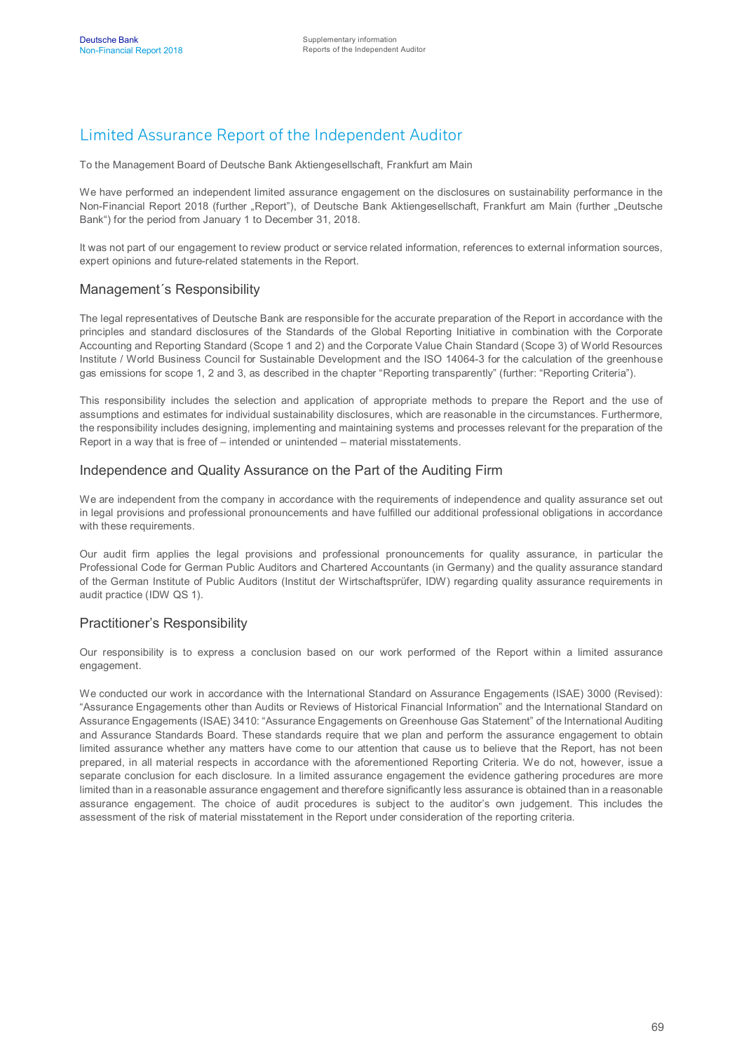# Limited Assurance Report of the Independent Auditor

To the Management Board of Deutsche Bank Aktiengesellschaft, Frankfurt am Main

We have performed an independent limited assurance engagement on the disclosures on sustainability performance in the Non-Financial Report 2018 (further „Report"), of Deutsche Bank Aktiengesellschaft, Frankfurt am Main (further „Deutsche Bank") for the period from January 1 to December 31, 2018.

It was not part of our engagement to review product or service related information, references to external information sources, expert opinions and future-related statements in the Report.

## Management´s Responsibility

The legal representatives of Deutsche Bank are responsible for the accurate preparation of the Report in accordance with the principles and standard disclosures of the Standards of the Global Reporting Initiative in combination with the Corporate Accounting and Reporting Standard (Scope 1 and 2) and the Corporate Value Chain Standard (Scope 3) of World Resources Institute / World Business Council for Sustainable Development and the ISO 14064-3 for the calculation of the greenhouse gas emissions for scope 1, 2 and 3, as described in the chapter "Reporting transparently" (further: "Reporting Criteria").

This responsibility includes the selection and application of appropriate methods to prepare the Report and the use of assumptions and estimates for individual sustainability disclosures, which are reasonable in the circumstances. Furthermore, the responsibility includes designing, implementing and maintaining systems and processes relevant for the preparation of the Report in a way that is free of – intended or unintended – material misstatements.

## Independence and Quality Assurance on the Part of the Auditing Firm

We are independent from the company in accordance with the requirements of independence and quality assurance set out in legal provisions and professional pronouncements and have fulfilled our additional professional obligations in accordance with these requirements.

Our audit firm applies the legal provisions and professional pronouncements for quality assurance, in particular the Professional Code for German Public Auditors and Chartered Accountants (in Germany) and the quality assurance standard of the German Institute of Public Auditors (Institut der Wirtschaftsprüfer, IDW) regarding quality assurance requirements in audit practice (IDW QS 1).

## Practitioner's Responsibility

Our responsibility is to express a conclusion based on our work performed of the Report within a limited assurance engagement.

We conducted our work in accordance with the International Standard on Assurance Engagements (ISAE) 3000 (Revised): "Assurance Engagements other than Audits or Reviews of Historical Financial Information" and the International Standard on Assurance Engagements (ISAE) 3410: "Assurance Engagements on Greenhouse Gas Statement" of the International Auditing and Assurance Standards Board. These standards require that we plan and perform the assurance engagement to obtain limited assurance whether any matters have come to our attention that cause us to believe that the Report, has not been prepared, in all material respects in accordance with the aforementioned Reporting Criteria. We do not, however, issue a separate conclusion for each disclosure. In a limited assurance engagement the evidence gathering procedures are more limited than in a reasonable assurance engagement and therefore significantly less assurance is obtained than in a reasonable assurance engagement. The choice of audit procedures is subject to the auditor's own judgement. This includes the assessment of the risk of material misstatement in the Report under consideration of the reporting criteria.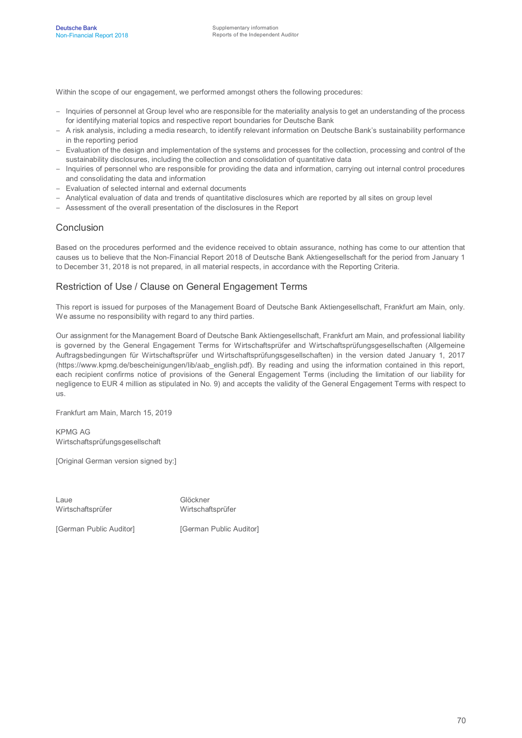Within the scope of our engagement, we performed amongst others the following procedures:

- Inquiries of personnel at Group level who are responsible for the materiality analysis to get an understanding of the process for identifying material topics and respective report boundaries for Deutsche Bank
- A risk analysis, including a media research, to identify relevant information on Deutsche Bank's sustainability performance in the reporting period
- Evaluation of the design and implementation of the systems and processes for the collection, processing and control of the sustainability disclosures, including the collection and consolidation of quantitative data
- Inquiries of personnel who are responsible for providing the data and information, carrying out internal control procedures and consolidating the data and information
- Evaluation of selected internal and external documents
- Analytical evaluation of data and trends of quantitative disclosures which are reported by all sites on group level
- Assessment of the overall presentation of the disclosures in the Report

## Conclusion

Based on the procedures performed and the evidence received to obtain assurance, nothing has come to our attention that causes us to believe that the Non-Financial Report 2018 of Deutsche Bank Aktiengesellschaft for the period from January 1 to December 31, 2018 is not prepared, in all material respects, in accordance with the Reporting Criteria.

## Restriction of Use / Clause on General Engagement Terms

This report is issued for purposes of the Management Board of Deutsche Bank Aktiengesellschaft, Frankfurt am Main, only. We assume no responsibility with regard to any third parties.

Our assignment for the Management Board of Deutsche Bank Aktiengesellschaft, Frankfurt am Main, and professional liability is governed by the General Engagement Terms for Wirtschaftsprüfer and Wirtschaftsprüfungsgesellschaften (Allgemeine Auftragsbedingungen für Wirtschaftsprüfer und Wirtschaftsprüfungsgesellschaften) in the version dated January 1, 2017 (https://www.kpmg.de/bescheinigungen/lib/aab_english.pdf). By reading and using the information contained in this report, each recipient confirms notice of provisions of the General Engagement Terms (including the limitation of our liability for negligence to EUR 4 million as stipulated in No. 9) and accepts the validity of the General Engagement Terms with respect to us.

Frankfurt am Main, March 15, 2019

KPMG AG
Wirtschaftsprüfungsgesellschaft

[Original German version signed by:]

| Laue | Glöckner |
|---|---|
| Wirtschaftsprüfer | Wirtschaftsprüfer |
| [German Public Auditor] | [German Public Auditor] |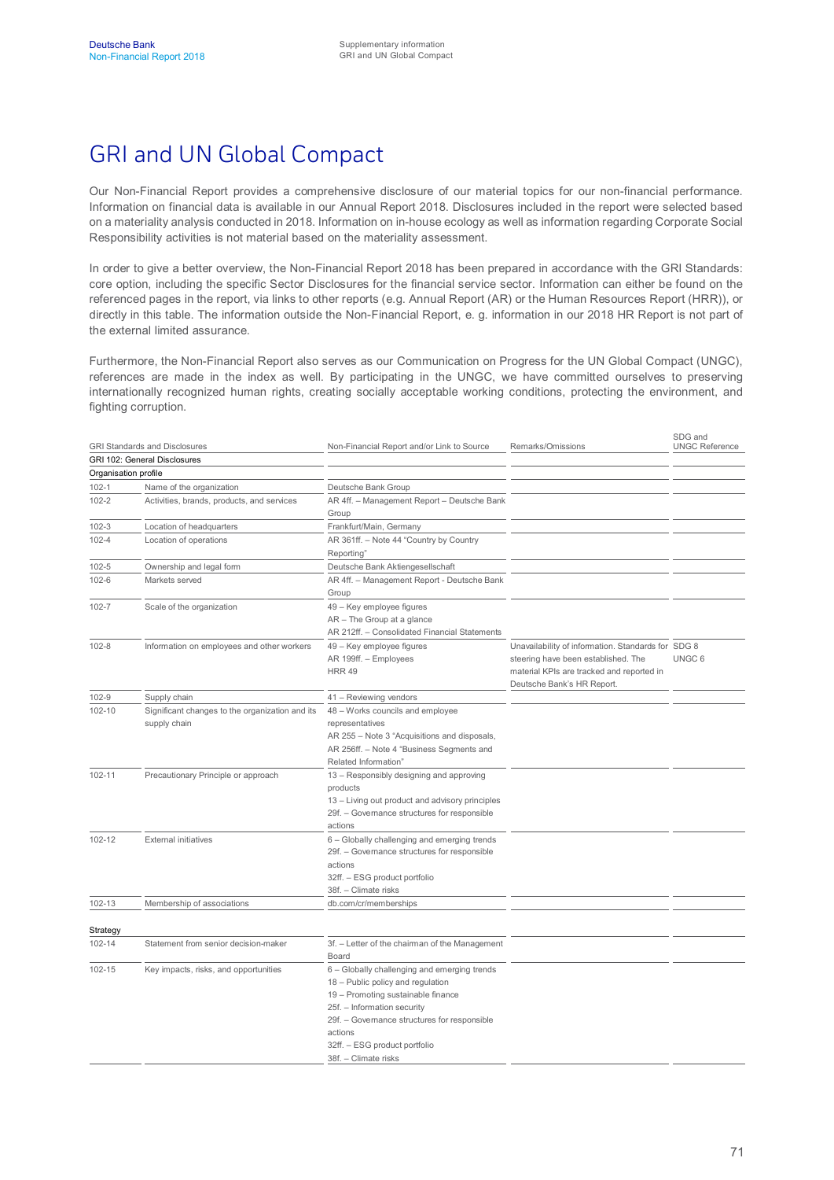# GRI and UN Global Compact

Our Non-Financial Report provides a comprehensive disclosure of our material topics for our non-financial performance. Information on financial data is available in our Annual Report 2018. Disclosures included in the report were selected based on a materiality analysis conducted in 2018. Information on in-house ecology as well as information regarding Corporate Social Responsibility activities is not material based on the materiality assessment.

In order to give a better overview, the Non-Financial Report 2018 has been prepared in accordance with the GRI Standards: core option, including the specific Sector Disclosures for the financial service sector. Information can either be found on the referenced pages in the report, via links to other reports (e.g. Annual Report (AR) or the Human Resources Report (HRR)), or directly in this table. The information outside the Non-Financial Report, e. g. information in our 2018 HR Report is not part of the external limited assurance.

Furthermore, the Non-Financial Report also serves as our Communication on Progress for the UN Global Compact (UNGC), references are made in the index as well. By participating in the UNGC, we have committed ourselves to preserving internationally recognized human rights, creating socially acceptable working conditions, protecting the environment, and fighting corruption.

| GRI Standards and Disclosures | | Non-Financial Report and/or Link to Source | Remarks/Omissions | SDG and UNGC Reference |
|---|---|---|---|---|
| GRI 102: General Disclosures | | | | |
| Organisation profile | | | | |
| 102-1 | Name of the organization | Deutsche Bank Group | | |
| 102-2 | Activities, brands, products, and services | AR 4ff. – Management Report – Deutsche Bank Group | | |
| 102-3 | Location of headquarters | Frankfurt/Main, Germany | | |
| 102-4 | Location of operations | AR 361ff. – Note 44 "Country by Country Reporting" | | |
| 102-5 | Ownership and legal form | Deutsche Bank Aktiengesellschaft | | |
| 102-6 | Markets served | AR 4ff. – Management Report - Deutsche Bank Group | | |
| 102-7 | Scale of the organization | 49 – Key employee figures<br>AR – The Group at a glance<br>AR 212ff. – Consolidated Financial Statements | | |
| 102-8 | Information on employees and other workers | 49 – Key employee figures<br>AR 199ff. – Employees<br>HRR 49 | Unavailability of information. Standards for steering have been established. The material KPIs are tracked and reported in Deutsche Bank's HR Report. | SDG 8<br>UNGC 6 |
| 102-9 | Supply chain | 41 – Reviewing vendors | | |
| 102-10 | Significant changes to the organization and its supply chain | 48 – Works councils and employee representatives<br>AR 255 – Note 3 "Acquisitions and disposals,<br>AR 256ff. – Note 4 "Business Segments and Related Information" | | |
| 102-11 | Precautionary Principle or approach | 13 – Responsibly designing and approving products<br>13 – Living out product and advisory principles<br>29f. – Governance structures for responsible actions | | |
| 102-12 | External initiatives | 6 – Globally challenging and emerging trends<br>29f. – Governance structures for responsible actions<br>32ff. – ESG product portfolio<br>38f. – Climate risks | | |
| 102-13 | Membership of associations | db.com/cr/memberships | | |
| Strategy | | | | |
| 102-14 | Statement from senior decision-maker | 3f. – Letter of the chairman of the Management Board | | |
| 102-15 | Key impacts, risks, and opportunities | 6 – Globally challenging and emerging trends<br>18 – Public policy and regulation<br>19 – Promoting sustainable finance<br>25f. – Information security<br>29f. – Governance structures for responsible actions<br>32ff. – ESG product portfolio<br>38f. – Climate risks | | |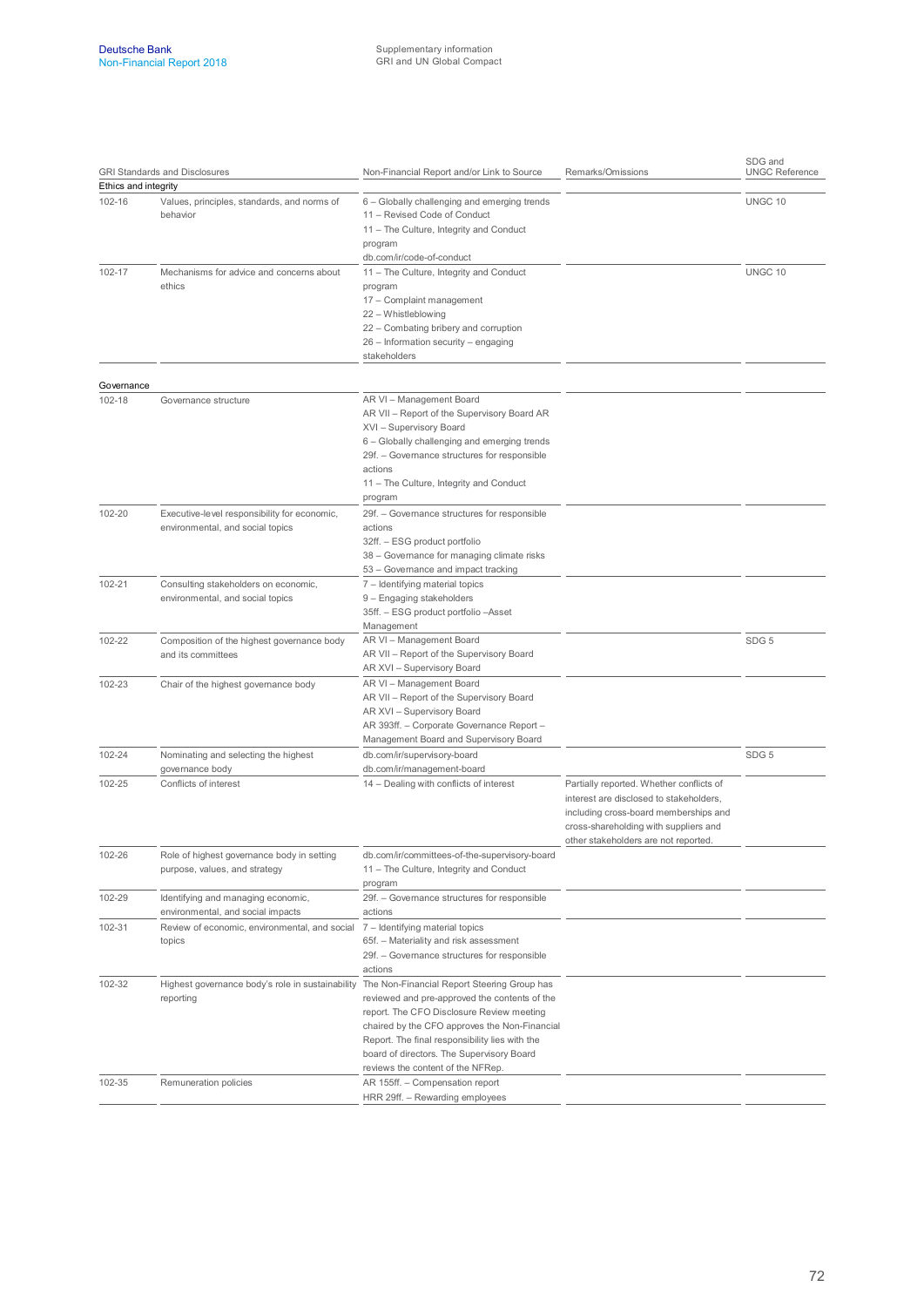| GRI Standards and Disclosures | | Non-Financial Report and/or Link to Source | Remarks/Omissions | SDG and UNGC Reference |
|---|---|---|---|---|
| **Ethics and integrity** | | | | |
| 102-16 | Values, principles, standards, and norms of behavior | 6 – Globally challenging and emerging trends<br>11 – Revised Code of Conduct<br>11 – The Culture, Integrity and Conduct program<br>db.com/ir/code-of-conduct | | UNGC 10 |
| 102-17 | Mechanisms for advice and concerns about ethics | 11 – The Culture, Integrity and Conduct program<br>17 – Complaint management<br>22 – Whistleblowing<br>22 – Combating bribery and corruption<br>26 – Information security – engaging stakeholders | | UNGC 10 |
| **Governance** | | | | |
| 102-18 | Governance structure | AR VI – Management Board<br>AR VII – Report of the Supervisory Board AR XVI – Supervisory Board<br>6 – Globally challenging and emerging trends<br>29f. – Governance structures for responsible actions<br>11 – The Culture, Integrity and Conduct program | | |
| 102-20 | Executive-level responsibility for economic, environmental, and social topics | 29f. – Governance structures for responsible actions<br>32ff. – ESG product portfolio<br>38 – Governance for managing climate risks<br>53 – Governance and impact tracking | | |
| 102-21 | Consulting stakeholders on economic, environmental, and social topics | 7 – Identifying material topics<br>9 – Engaging stakeholders<br>35ff. – ESG product portfolio –Asset Management | | |
| 102-22 | Composition of the highest governance body and its committees | AR VI – Management Board<br>AR VII – Report of the Supervisory Board<br>AR XVI – Supervisory Board | | SDG 5 |
| 102-23 | Chair of the highest governance body | AR VI – Management Board<br>AR VII – Report of the Supervisory Board<br>AR XVI – Supervisory Board<br>AR 393ff. – Corporate Governance Report – Management Board and Supervisory Board | | |
| 102-24 | Nominating and selecting the highest governance body | db.com/ir/supervisory-board<br>db.com/ir/management-board | | SDG 5 |
| 102-25 | Conflicts of interest | 14 – Dealing with conflicts of interest | Partially reported. Whether conflicts of interest are disclosed to stakeholders, including cross-board memberships and cross-shareholding with suppliers and other stakeholders are not reported. | |
| 102-26 | Role of highest governance body in setting purpose, values, and strategy | db.com/ir/committees-of-the-supervisory-board<br>11 – The Culture, Integrity and Conduct program | | |
| 102-29 | Identifying and managing economic, environmental, and social impacts | 29f. – Governance structures for responsible actions | | |
| 102-31 | Review of economic, environmental, and social topics | 7 – Identifying material topics<br>65f. – Materiality and risk assessment<br>29f. – Governance structures for responsible actions | | |
| 102-32 | Highest governance body's role in sustainability reporting | The Non-Financial Report Steering Group has reviewed and pre-approved the contents of the report. The CFO Disclosure Review meeting chaired by the CFO approves the Non-Financial Report. The final responsibility lies with the board of directors. The Supervisory Board reviews the content of the NFRep. | | |
| 102-35 | Remuneration policies | AR 155ff. – Compensation report<br>HRR 29ff. – Rewarding employees | | |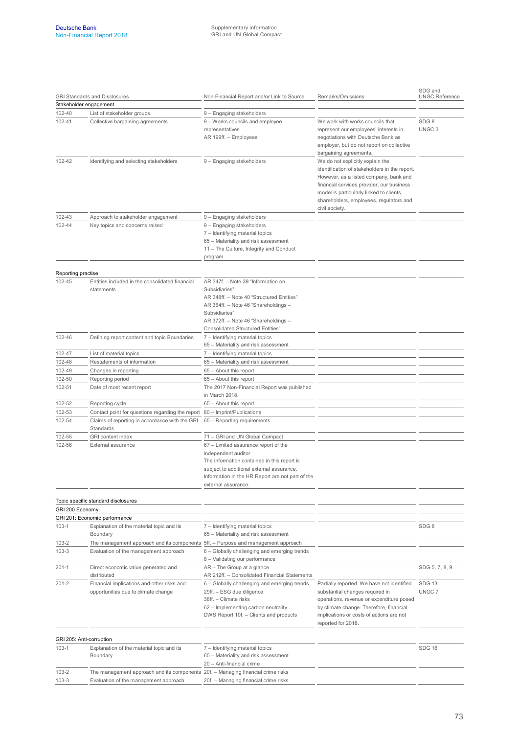| GRI Standards and Disclosures | | Non-Financial Report and/or Link to Source | Remarks/Omissions | SDG and UNGC Reference |
|---|---|---|---|---|
| **Stakeholder engagement** | | | | |
| 102-40 | List of stakeholder groups | 9 – Engaging stakeholders | | |
| 102-41 | Collective bargaining agreements | 9 – Works councils and employee representatives<br>AR 199ff. – Employees | We work with works councils that represent our employees' interests in negotiations with Deutsche Bank as employer, but do not report on collective bargaining agreements. | SDG 8<br>UNGC 3 |
| 102-42 | Identifying and selecting stakeholders | 9 – Engaging stakeholders | We do not explicitly explain the identification of stakeholders in the report. However, as a listed company, bank and financial services provider, our business model is particularly linked to clients, shareholders, employees, regulators and civil society. | |
| 102-43 | Approach to stakeholder engagement | 9 – Engaging stakeholders | | |
| 102-44 | Key topics and concerns raised | 9 – Engaging stakeholders<br>7 – Identifying material topics<br>65 – Materiality and risk assessment<br>11 – The Culture, Integrity and Conduct program | | |
| **Reporting practise** | | | | |
| 102-45 | Entities included in the consolidated financial statements | AR 347f. – Note 39 "Information on Subsidiaries"<br>AR 348ff. – Note 40 "Structured Entities"<br>AR 364ff. – Note 46 "Shareholdings – Subsidiaries"<br>AR 372ff. – Note 46 "Shareholdings – Consolidated Structured Entities" | | |
| 102-46 | Defining report content and topic Boundaries | 7 – Identifying material topics<br>65 – Materiality and risk assessment | | |
| 102-47 | List of material topics | 7 – Identifying material topics | | |
| 102-48 | Restatements of information | 65 – Materiality and risk assessment | | |
| 102-49 | Changes in reporting | 65 – About this report | | |
| 102-50 | Reporting period | 65 – About this report | | |
| 102-51 | Date of most recent report | The 2017 Non-Financial Report was published in March 2018. | | |
| 102-52 | Reporting cycle | 65 – About this report | | |
| 102-53 | Contact point for questions regarding the report | 80 – Imprint/Publications | | |
| 102-54 | Claims of reporting in accordance with the GRI Standards | 65 – Reporting requirements | | |
| 102-55 | GRI content index | 71 – GRI and UN Global Compact | | |
| 102-56 | External assurance | 67 – Limited assurance report of the independent auditor<br>The information contained in this report is subject to additional external assurance. Information in the HR Report are not part of the external assurance. | | |
| **Topic specific standard disclosures** | | | | |
| **GRI 200 Economy** | | | | |
| **GRI 201: Economic performance** | | | | |
| 103-1 | Explanation of the material topic and its Boundary | 7 – Identifying material topics<br>65 – Materiality and risk assessment | | SDG 8 |
| 103-2 | The management approach and its components | 5ff. – Purpose and management approach | | |
| 103-3 | Evaluation of the management approach | 6 – Globally challenging and emerging trends<br>8 – Validating our performance | | |
| 201-1 | Direct economic value generated and distributed | AR – The Group at a glance<br>AR 212ff. – Consolidated Financial Statements | | SDG 5, 7, 8, 9 |
| 201-2 | Financial implications and other risks and opportunities due to climate change | 6 – Globally challenging and emerging trends<br>29ff. – ESG due diligence<br>38ff. – Climate risks<br>62 – Implementing carbon neutrality<br>DWS Report 10f. – Clients and products | Partially reported. We have not identified substantial changes required in operations, revenue or expenditure posed by climate change. Therefore, financial implications or costs of actions are not reported for 2018. | SDG 13<br>UNGC 7 |
| **GRI 205: Anti-corruption** | | | | |
| 103-1 | Explanation of the material topic and its Boundary | 7 – Identifying material topics<br>65 – Materiality and risk assessment<br>20 – Anti-financial crime | | SDG 16 |
| 103-2 | The management approach and its components | 20f. – Managing financial crime risks | | |
| 103-3 | Evaluation of the management approach | 20f. – Managing financial crime risks | | |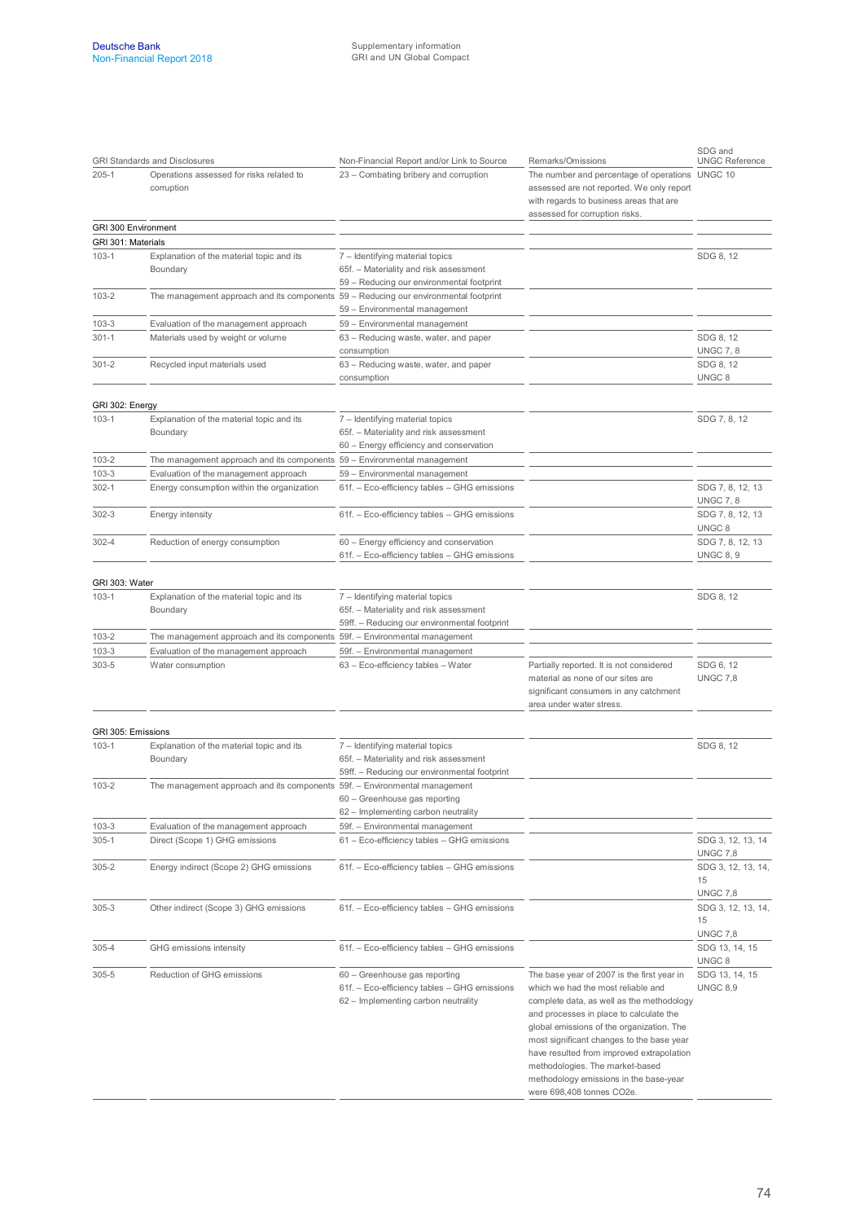| GRI Standards and Disclosures | | Non-Financial Report and/or Link to Source | Remarks/Omissions | SDG and UNGC Reference |
|---|---|---|---|---|
| 205-1 | Operations assessed for risks related to corruption | 23 – Combating bribery and corruption | The number and percentage of operations assessed are not reported. We only report with regards to business areas that are assessed for corruption risks. | UNGC 10 |
| **GRI 300 Environment** | | | | |
| **GRI 301: Materials** | | | | |
| 103-1 | Explanation of the material topic and its Boundary | 7 – Identifying material topics<br>65f. – Materiality and risk assessment<br>59 – Reducing our environmental footprint | | SDG 8, 12 |
| 103-2 | The management approach and its components | 59 – Reducing our environmental footprint<br>59 – Environmental management | | |
| 103-3 | Evaluation of the management approach | 59 – Environmental management | | |
| 301-1 | Materials used by weight or volume | 63 – Reducing waste, water, and paper consumption | | SDG 8, 12<br>UNGC 7, 8 |
| 301-2 | Recycled input materials used | 63 – Reducing waste, water, and paper consumption | | SDG 8, 12<br>UNGC 8 |
| **GRI 302: Energy** | | | | |
| 103-1 | Explanation of the material topic and its Boundary | 7 – Identifying material topics<br>65f. – Materiality and risk assessment<br>60 – Energy efficiency and conservation | | SDG 7, 8, 12 |
| 103-2 | The management approach and its components | 59 – Environmental management | | |
| 103-3 | Evaluation of the management approach | 59 – Environmental management | | |
| 302-1 | Energy consumption within the organization | 61f. – Eco-efficiency tables – GHG emissions | | SDG 7, 8, 12, 13<br>UNGC 7, 8 |
| 302-3 | Energy intensity | 61f. – Eco-efficiency tables – GHG emissions | | SDG 7, 8, 12, 13<br>UNGC 8 |
| 302-4 | Reduction of energy consumption | 60 – Energy efficiency and conservation<br>61f. – Eco-efficiency tables – GHG emissions | | SDG 7, 8, 12, 13<br>UNGC 8, 9 |
| **GRI 303: Water** | | | | |
| 103-1 | Explanation of the material topic and its Boundary | 7 – Identifying material topics<br>65f. – Materiality and risk assessment<br>59ff. – Reducing our environmental footprint | | SDG 8, 12 |
| 103-2 | The management approach and its components | 59f. – Environmental management | | |
| 103-3 | Evaluation of the management approach | 59f. – Environmental management | | |
| 303-5 | Water consumption | 63 – Eco-efficiency tables – Water | Partially reported. It is not considered material as none of our sites are significant consumers in any catchment area under water stress. | SDG 6, 12<br>UNGC 7,8 |
| **GRI 305: Emissions** | | | | |
| 103-1 | Explanation of the material topic and its Boundary | 7 – Identifying material topics<br>65f. – Materiality and risk assessment<br>59ff. – Reducing our environmental footprint | | SDG 8, 12 |
| 103-2 | The management approach and its components | 59f. – Environmental management<br>60 – Greenhouse gas reporting<br>62 – Implementing carbon neutrality | | |
| 103-3 | Evaluation of the management approach | 59f. – Environmental management | | |
| 305-1 | Direct (Scope 1) GHG emissions | 61 – Eco-efficiency tables – GHG emissions | | SDG 3, 12, 13, 14<br>UNGC 7,8 |
| 305-2 | Energy indirect (Scope 2) GHG emissions | 61f. – Eco-efficiency tables – GHG emissions | | SDG 3, 12, 13, 14, 15<br>UNGC 7,8 |
| 305-3 | Other indirect (Scope 3) GHG emissions | 61f. – Eco-efficiency tables – GHG emissions | | SDG 3, 12, 13, 14, 15<br>UNGC 7,8 |
| 305-4 | GHG emissions intensity | 61f. – Eco-efficiency tables – GHG emissions | | SDG 13, 14, 15<br>UNGC 8 |
| 305-5 | Reduction of GHG emissions | 60 – Greenhouse gas reporting<br>61f. – Eco-efficiency tables – GHG emissions<br>62 – Implementing carbon neutrality | The base year of 2007 is the first year in which we had the most reliable and complete data, as well as the methodology and processes in place to calculate the global emissions of the organization. The most significant changes to the base year have resulted from improved extrapolation methodologies. The market-based methodology emissions in the base-year were 698,408 tonnes CO2e. | SDG 13, 14, 15<br>UNGC 8,9 |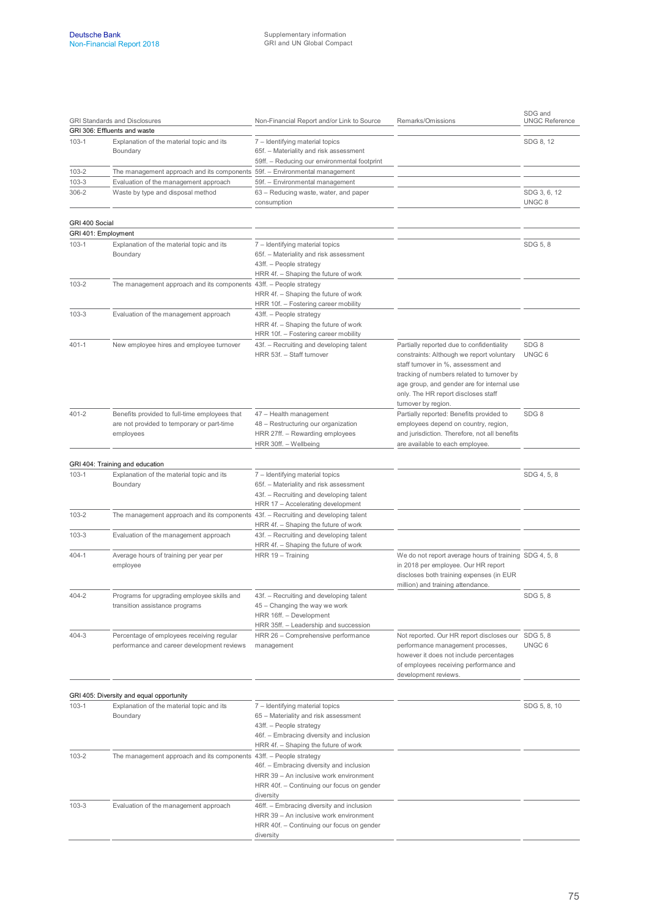| GRI Standards and Disclosures | | Non-Financial Report and/or Link to Source | Remarks/Omissions | SDG and UNGC Reference |
|---|---|---|---|---|
| GRI 306: Effluents and waste | | | | |
| 103-1 | Explanation of the material topic and its Boundary | 7 – Identifying material topics<br>65f. – Materiality and risk assessment<br>59ff. – Reducing our environmental footprint | | SDG 8, 12 |
| 103-2 | The management approach and its components | 59f. – Environmental management | | |
| 103-3 | Evaluation of the management approach | 59f. – Environmental management | | |
| 306-2 | Waste by type and disposal method | 63 – Reducing waste, water, and paper consumption | | SDG 3, 6, 12<br>UNGC 8 |
| GRI 400 Social | | | | |
| GRI 401: Employment | | | | |
| 103-1 | Explanation of the material topic and its Boundary | 7 – Identifying material topics<br>65f. – Materiality and risk assessment<br>43ff. – People strategy<br>HRR 4f. – Shaping the future of work | | SDG 5, 8 |
| 103-2 | The management approach and its components | 43ff. – People strategy<br>HRR 4f. – Shaping the future of work<br>HRR 10f. – Fostering career mobility | | |
| 103-3 | Evaluation of the management approach | 43ff. – People strategy<br>HRR 4f. – Shaping the future of work<br>HRR 10f. – Fostering career mobility | | |
| 401-1 | New employee hires and employee turnover | 43f. – Recruiting and developing talent<br>HRR 53f. – Staff turnover | Partially reported due to confidentiality constraints: Although we report voluntary staff turnover in %, assessment and tracking of numbers related to turnover by age group, and gender are for internal use only. The HR report discloses staff turnover by region. | SDG 8<br>UNGC 6 |
| 401-2 | Benefits provided to full-time employees that are not provided to temporary or part-time employees | 47 – Health management<br>48 – Restructuring our organization<br>HRR 27ff. – Rewarding employees<br>HRR 30ff. – Wellbeing | Partially reported: Benefits provided to employees depend on country, region, and jurisdiction. Therefore, not all benefits are available to each employee. | SDG 8 |
| GRI 404: Training and education | | | | |
| 103-1 | Explanation of the material topic and its Boundary | 7 – Identifying material topics<br>65f. – Materiality and risk assessment<br>43f. – Recruiting and developing talent<br>HRR 17 – Accelerating development | | SDG 4, 5, 8 |
| 103-2 | The management approach and its components | 43f. – Recruiting and developing talent<br>HRR 4f. – Shaping the future of work | | |
| 103-3 | Evaluation of the management approach | 43f. – Recruiting and developing talent<br>HRR 4f. – Shaping the future of work | | |
| 404-1 | Average hours of training per year per employee | HRR 19 – Training | We do not report average hours of training in 2018 per employee. Our HR report discloses both training expenses (in EUR million) and training attendance. | SDG 4, 5, 8 |
| 404-2 | Programs for upgrading employee skills and transition assistance programs | 43f. – Recruiting and developing talent<br>45 – Changing the way we work<br>HRR 16ff. – Development<br>HRR 35ff. – Leadership and succession | | SDG 5, 8 |
| 404-3 | Percentage of employees receiving regular performance and career development reviews | HRR 26 – Comprehensive performance management | Not reported. Our HR report discloses our performance management processes, however it does not include percentages of employees receiving performance and development reviews. | SDG 5, 8<br>UNGC 6 |
| GRI 405: Diversity and equal opportunity | | | | |
| 103-1 | Explanation of the material topic and its Boundary | 7 – Identifying material topics<br>65 – Materiality and risk assessment<br>43ff. – People strategy<br>46f. – Embracing diversity and inclusion<br>HRR 4f. – Shaping the future of work | | SDG 5, 8, 10 |
| 103-2 | The management approach and its components | 43ff. – People strategy<br>46f. – Embracing diversity and inclusion<br>HRR 39 – An inclusive work environment<br>HRR 40f. – Continuing our focus on gender diversity | | |
| 103-3 | Evaluation of the management approach | 46ff. – Embracing diversity and inclusion<br>HRR 39 – An inclusive work environment<br>HRR 40f. – Continuing our focus on gender diversity | | |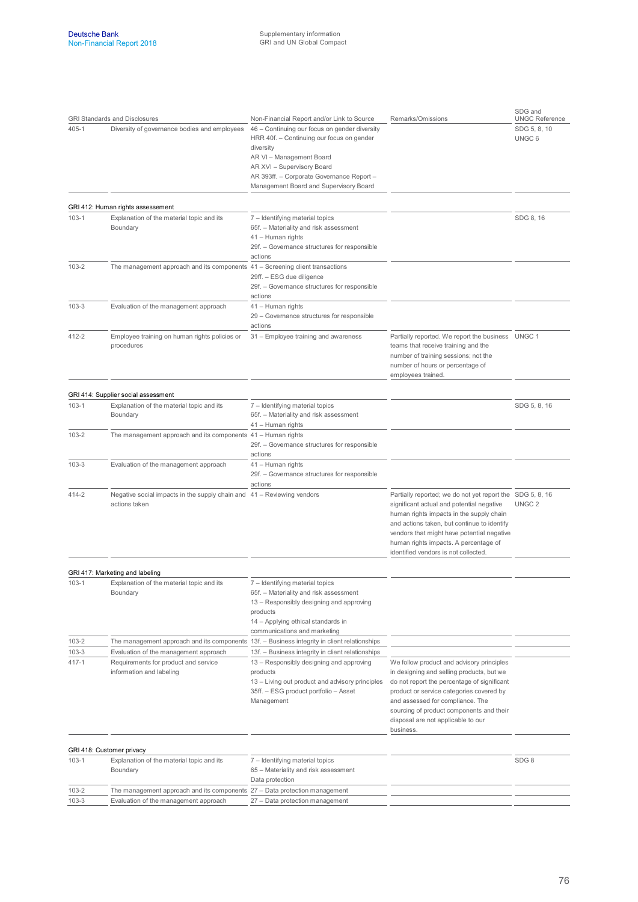| GRI Standards and Disclosures | | Non-Financial Report and/or Link to Source | Remarks/Omissions | SDG and UNGC Reference |
|---|---|---|---|---|
| 405-1 | Diversity of governance bodies and employees | 46 – Continuing our focus on gender diversity<br>HRR 40f. – Continuing our focus on gender diversity<br>AR VI – Management Board<br>AR XVI – Supervisory Board<br>AR 393ff. – Corporate Governance Report – Management Board and Supervisory Board | | SDG 5, 8, 10<br>UNGC 6 |
| **GRI 412: Human rights assessement** | | | | |
| 103-1 | Explanation of the material topic and its Boundary | 7 – Identifying material topics<br>65f. – Materiality and risk assessment<br>41 – Human rights<br>29f. – Governance structures for responsible actions | | SDG 8, 16 |
| 103-2 | The management approach and its components | 41 – Screening client transactions<br>29ff. – ESG due diligence<br>29f. – Governance structures for responsible actions | | |
| 103-3 | Evaluation of the management approach | 41 – Human rights<br>29 – Governance structures for responsible actions | | |
| 412-2 | Employee training on human rights policies or procedures | 31 – Employee training and awareness | Partially reported. We report the business teams that receive training and the number of training sessions; not the number of hours or percentage of employees trained. | UNGC 1 |
| **GRI 414: Supplier social assessment** | | | | |
| 103-1 | Explanation of the material topic and its Boundary | 7 – Identifying material topics<br>65f. – Materiality and risk assessment<br>41 – Human rights | | SDG 5, 8, 16 |
| 103-2 | The management approach and its components | 41 – Human rights<br>29f. – Governance structures for responsible actions | | |
| 103-3 | Evaluation of the management approach | 41 – Human rights<br>29f. – Governance structures for responsible actions | | |
| 414-2 | Negative social impacts in the supply chain and actions taken | 41 – Reviewing vendors | Partially reported; we do not yet report the significant actual and potential negative human rights impacts in the supply chain and actions taken, but continue to identify vendors that might have potential negative human rights impacts. A percentage of identified vendors is not collected. | SDG 5, 8, 16<br>UNGC 2 |
| **GRI 417: Marketing and labeling** | | | | |
| 103-1 | Explanation of the material topic and its Boundary | 7 – Identifying material topics<br>65f. – Materiality and risk assessment<br>13 – Responsibly designing and approving products<br>14 – Applying ethical standards in communications and marketing | | |
| 103-2 | The management approach and its components | 13f. – Business integrity in client relationships | | |
| 103-3 | Evaluation of the management approach | 13f. – Business integrity in client relationships | | |
| 417-1 | Requirements for product and service information and labeling | 13 – Responsibly designing and approving products<br>13 – Living out product and advisory principles<br>35ff. – ESG product portfolio – Asset Management | We follow product and advisory principles in designing and selling products, but we do not report the percentage of significant product or service categories covered by and assessed for compliance. The sourcing of product components and their disposal are not applicable to our business. | |
| **GRI 418: Customer privacy** | | | | |
| 103-1 | Explanation of the material topic and its Boundary | 7 – Identifying material topics<br>65 – Materiality and risk assessment Data protection | | SDG 8 |
| 103-2 | The management approach and its components | 27 – Data protection management | | |
| 103-3 | Evaluation of the management approach | 27 – Data protection management | | |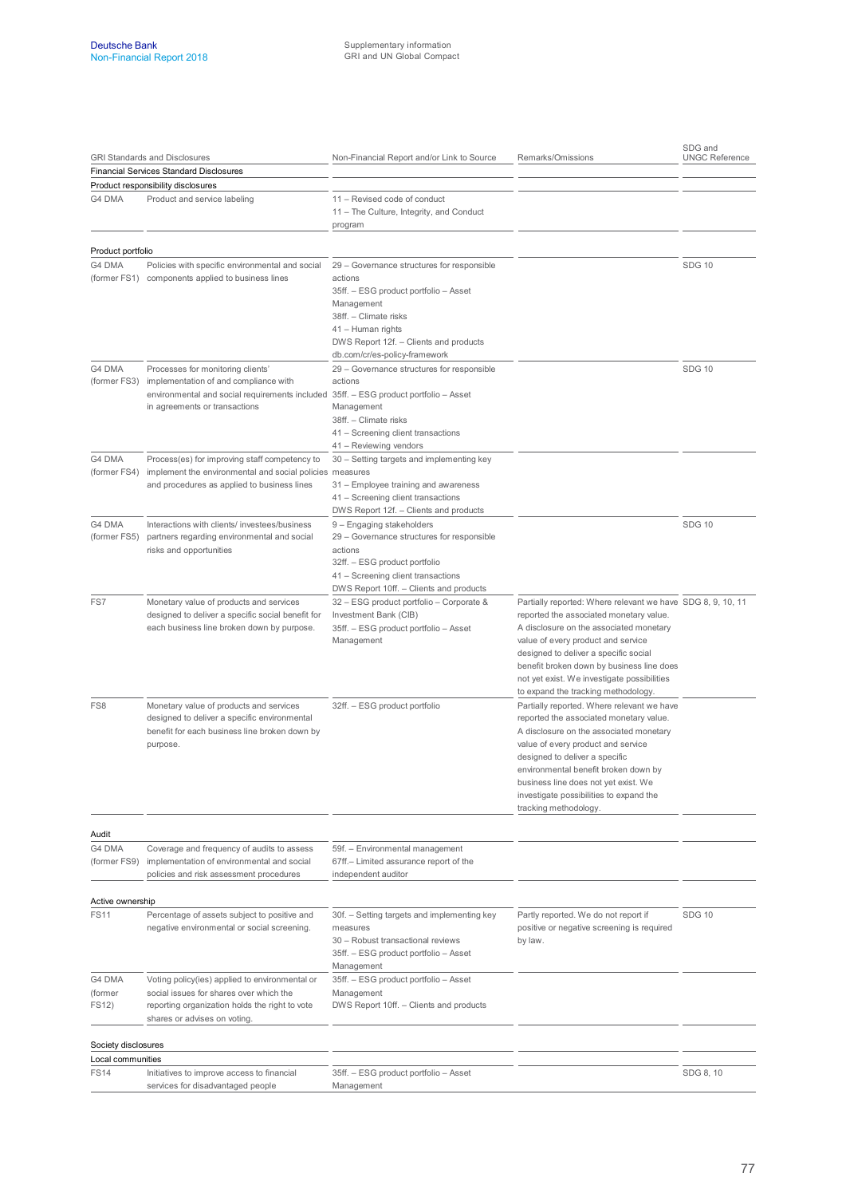| GRI Standards and Disclosures | | Non-Financial Report and/or Link to Source | Remarks/Omissions | SDG and UNGC Reference |
|---|---|---|---|---|
| **Financial Services Standard Disclosures** | | | | |
| **Product responsibility disclosures** | | | | |
| G4 DMA | Product and service labeling | 11 – Revised code of conduct<br>11 – The Culture, Integrity, and Conduct program | | |
| **Product portfolio** | | | | |
| G4 DMA (former FS1) | Policies with specific environmental and social components applied to business lines | 29 – Governance structures for responsible actions<br>35ff. – ESG product portfolio – Asset Management<br>38ff. – Climate risks<br>41 – Human rights<br>DWS Report 12f. – Clients and products<br>db.com/cr/es-policy-framework | | SDG 10 |
| G4 DMA (former FS3) | Processes for monitoring clients' implementation of and compliance with environmental and social requirements included in agreements or transactions | 29 – Governance structures for responsible actions<br>35ff. – ESG product portfolio – Asset Management<br>38ff. – Climate risks<br>41 – Screening client transactions<br>41 – Reviewing vendors | | SDG 10 |
| G4 DMA (former FS4) | Process(es) for improving staff competency to implement the environmental and social policies and procedures as applied to business lines | 30 – Setting targets and implementing key measures<br>31 – Employee training and awareness<br>41 – Screening client transactions<br>DWS Report 12f. – Clients and products | | |
| G4 DMA (former FS5) | Interactions with clients/ investees/business partners regarding environmental and social risks and opportunities | 9 – Engaging stakeholders<br>29 – Governance structures for responsible actions<br>32ff. – ESG product portfolio<br>41 – Screening client transactions<br>DWS Report 10ff. – Clients and products | | SDG 10 |
| FS7 | Monetary value of products and services designed to deliver a specific social benefit for each business line broken down by purpose. | 32 – ESG product portfolio – Corporate & Investment Bank (CIB)<br>35ff. – ESG product portfolio – Asset Management | Partially reported: Where relevant we have reported the associated monetary value. A disclosure on the associated monetary value of every product and service designed to deliver a specific social benefit broken down by business line does not yet exist. We investigate possibilities to expand the tracking methodology. | SDG 8, 9, 10, 11 |
| FS8 | Monetary value of products and services designed to deliver a specific environmental benefit for each business line broken down by purpose. | 32ff. – ESG product portfolio | Partially reported. Where relevant we have reported the associated monetary value. A disclosure on the associated monetary value of every product and service designed to deliver a specific environmental benefit broken down by business line does not yet exist. We investigate possibilities to expand the tracking methodology. | |
| **Audit** | | | | |
| G4 DMA (former FS9) | Coverage and frequency of audits to assess implementation of environmental and social policies and risk assessment procedures | 59f. – Environmental management<br>67ff.– Limited assurance report of the independent auditor | | |
| **Active ownership** | | | | |
| FS11 | Percentage of assets subject to positive and negative environmental or social screening. | 30f. – Setting targets and implementing key measures<br>30 – Robust transactional reviews<br>35ff. – ESG product portfolio – Asset Management | Partly reported. We do not report if positive or negative screening is required by law. | SDG 10 |
| G4 DMA (former FS12) | Voting policy(ies) applied to environmental or social issues for shares over which the reporting organization holds the right to vote shares or advises on voting. | 35ff. – ESG product portfolio – Asset Management<br>DWS Report 10ff. – Clients and products | | |
| **Society disclosures** | | | | |
| **Local communities** | | | | |
| FS14 | Initiatives to improve access to financial services for disadvantaged people | 35ff. – ESG product portfolio – Asset Management | | SDG 8, 10 |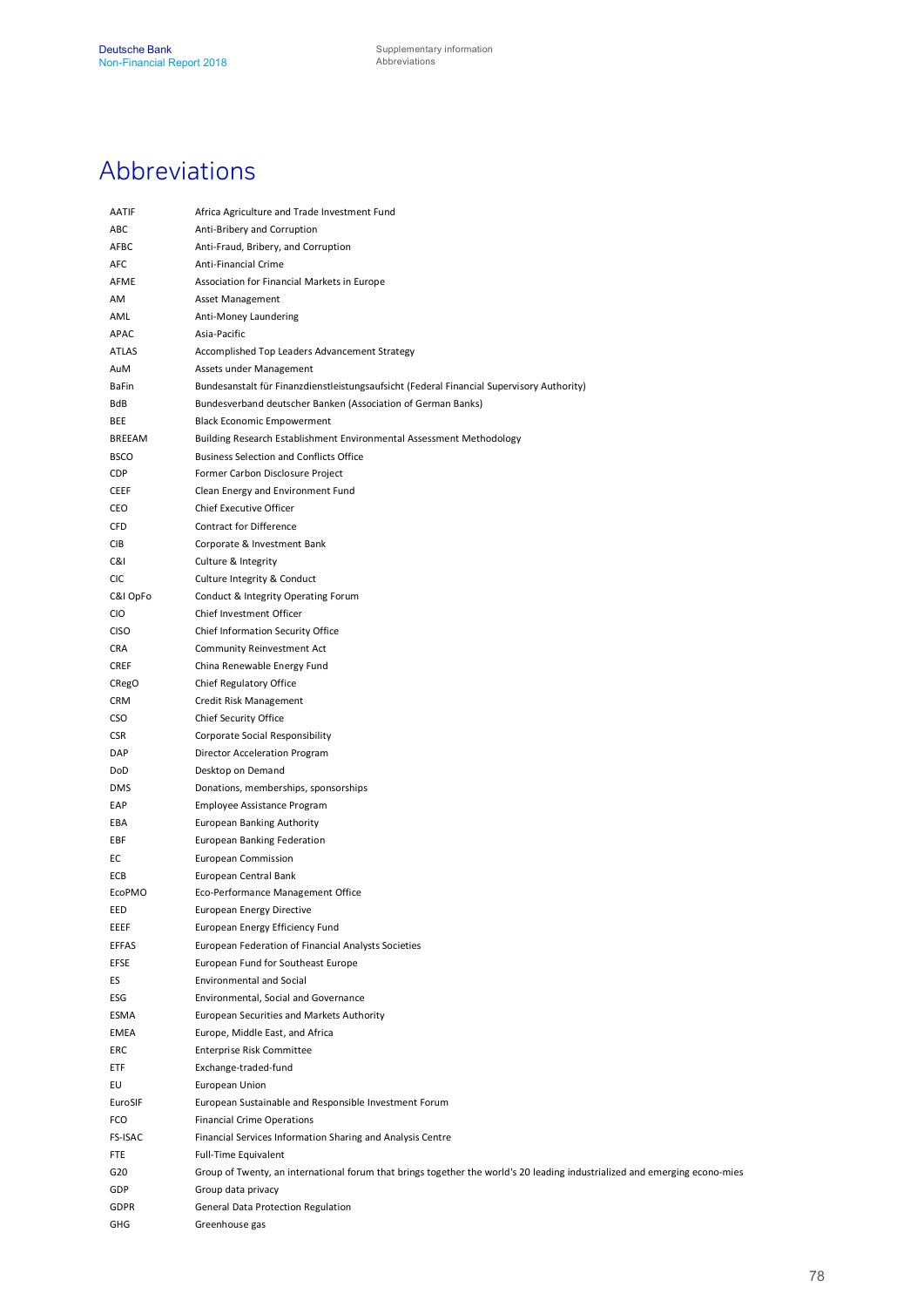# Abbreviations

| | |
|---|---|
| AATIF | Africa Agriculture and Trade Investment Fund |
| ABC | Anti-Bribery and Corruption |
| AFBC | Anti-Fraud, Bribery, and Corruption |
| AFC | Anti-Financial Crime |
| AFME | Association for Financial Markets in Europe |
| AM | Asset Management |
| AML | Anti-Money Laundering |
| APAC | Asia-Pacific |
| ATLAS | Accomplished Top Leaders Advancement Strategy |
| AuM | Assets under Management |
| BaFin | Bundesanstalt für Finanzdienstleistungsaufsicht (Federal Financial Supervisory Authority) |
| BdB | Bundesverband deutscher Banken (Association of German Banks) |
| BEE | Black Economic Empowerment |
| BREEAM | Building Research Establishment Environmental Assessment Methodology |
| BSCO | Business Selection and Conflicts Office |
| CDP | Former Carbon Disclosure Project |
| CEEF | Clean Energy and Environment Fund |
| CEO | Chief Executive Officer |
| CFD | Contract for Difference |
| CIB | Corporate & Investment Bank |
| C&I | Culture & Integrity |
| CIC | Culture Integrity & Conduct |
| C&I OpFo | Conduct & Integrity Operating Forum |
| CIO | Chief Investment Officer |
| CISO | Chief Information Security Office |
| CRA | Community Reinvestment Act |
| CREF | China Renewable Energy Fund |
| CRegO | Chief Regulatory Office |
| CRM | Credit Risk Management |
| CSO | Chief Security Office |
| CSR | Corporate Social Responsibility |
| DAP | Director Acceleration Program |
| DoD | Desktop on Demand |
| DMS | Donations, memberships, sponsorships |
| EAP | Employee Assistance Program |
| EBA | European Banking Authority |
| EBF | European Banking Federation |
| EC | European Commission |
| ECB | European Central Bank |
| EcoPMO | Eco-Performance Management Office |
| EED | European Energy Directive |
| EEEF | European Energy Efficiency Fund |
| EFFAS | European Federation of Financial Analysts Societies |
| EFSE | European Fund for Southeast Europe |
| ES | Environmental and Social |
| ESG | Environmental, Social and Governance |
| ESMA | European Securities and Markets Authority |
| EMEA | Europe, Middle East, and Africa |
| ERC | Enterprise Risk Committee |
| ETF | Exchange-traded-fund |
| EU | European Union |
| EuroSIF | European Sustainable and Responsible Investment Forum |
| FCO | Financial Crime Operations |
| FS-ISAC | Financial Services Information Sharing and Analysis Centre |
| FTE | Full-Time Equivalent |
| G20 | Group of Twenty, an international forum that brings together the world's 20 leading industrialized and emerging econo-mies |
| GDP | Group data privacy |
| GDPR | General Data Protection Regulation |
| GHG | Greenhouse gas |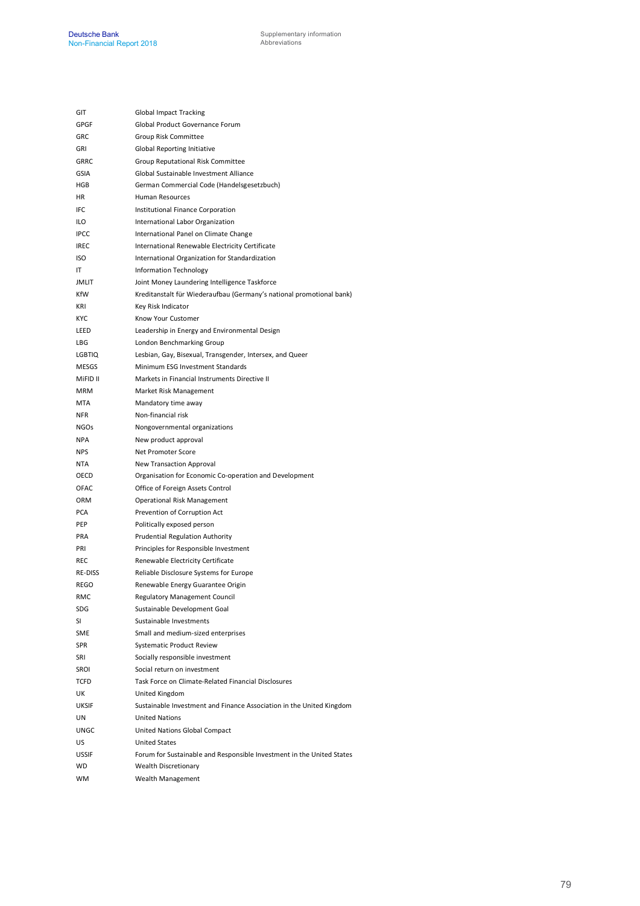| | |
|---|---|
| GIT | Global Impact Tracking |
| GPGF | Global Product Governance Forum |
| GRC | Group Risk Committee |
| GRI | Global Reporting Initiative |
| GRRC | Group Reputational Risk Committee |
| GSIA | Global Sustainable Investment Alliance |
| HGB | German Commercial Code (Handelsgesetzbuch) |
| HR | Human Resources |
| IFC | Institutional Finance Corporation |
| ILO | International Labor Organization |
| IPCC | International Panel on Climate Change |
| IREC | International Renewable Electricity Certificate |
| ISO | International Organization for Standardization |
| IT | Information Technology |
| JMLIT | Joint Money Laundering Intelligence Taskforce |
| KfW | Kreditanstalt für Wiederaufbau (Germany's national promotional bank) |
| KRI | Key Risk Indicator |
| KYC | Know Your Customer |
| LEED | Leadership in Energy and Environmental Design |
| LBG | London Benchmarking Group |
| LGBTIQ | Lesbian, Gay, Bisexual, Transgender, Intersex, and Queer |
| MESGS | Minimum ESG Investment Standards |
| MiFID II | Markets in Financial Instruments Directive II |
| MRM | Market Risk Management |
| MTA | Mandatory time away |
| NFR | Non-financial risk |
| NGOs | Nongovernmental organizations |
| NPA | New product approval |
| NPS | Net Promoter Score |
| NTA | New Transaction Approval |
| OECD | Organisation for Economic Co-operation and Development |
| OFAC | Office of Foreign Assets Control |
| ORM | Operational Risk Management |
| PCA | Prevention of Corruption Act |
| PEP | Politically exposed person |
| PRA | Prudential Regulation Authority |
| PRI | Principles for Responsible Investment |
| REC | Renewable Electricity Certificate |
| RE-DISS | Reliable Disclosure Systems for Europe |
| REGO | Renewable Energy Guarantee Origin |
| RMC | Regulatory Management Council |
| SDG | Sustainable Development Goal |
| SI | Sustainable Investments |
| SME | Small and medium-sized enterprises |
| SPR | Systematic Product Review |
| SRI | Socially responsible investment |
| SROI | Social return on investment |
| TCFD | Task Force on Climate-Related Financial Disclosures |
| UK | United Kingdom |
| UKSIF | Sustainable Investment and Finance Association in the United Kingdom |
| UN | United Nations |
| UNGC | United Nations Global Compact |
| US | United States |
| USSIF | Forum for Sustainable and Responsible Investment in the United States |
| WD | Wealth Discretionary |
| WM | Wealth Management |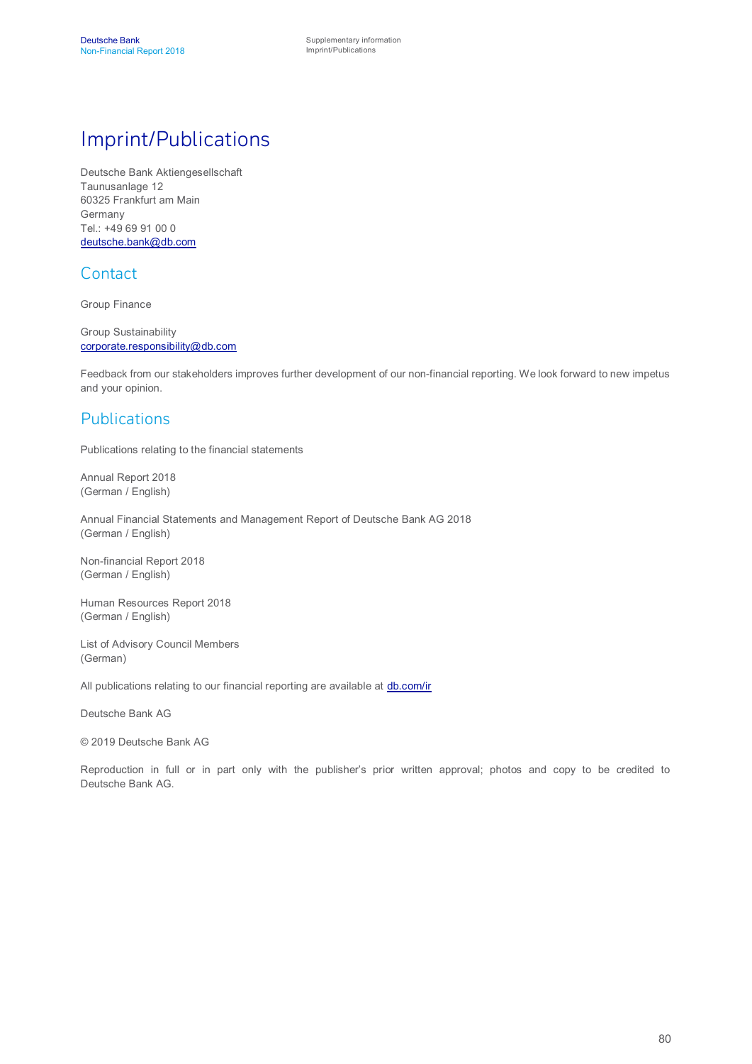# Imprint/Publications

Deutsche Bank Aktiengesellschaft
Taunusanlage 12
60325 Frankfurt am Main
Germany
Tel.: +49 69 91 00 0
deutsche.bank@db.com

## Contact

Group Finance

Group Sustainability
corporate.responsibility@db.com

Feedback from our stakeholders improves further development of our non-financial reporting. We look forward to new impetus and your opinion.

## Publications

Publications relating to the financial statements

Annual Report 2018
(German / English)

Annual Financial Statements and Management Report of Deutsche Bank AG 2018
(German / English)

Non-financial Report 2018
(German / English)

Human Resources Report 2018
(German / English)

List of Advisory Council Members
(German)

All publications relating to our financial reporting are available at db.com/ir

Deutsche Bank AG

© 2019 Deutsche Bank AG

Reproduction in full or in part only with the publisher's prior written approval; photos and copy to be credited to Deutsche Bank AG.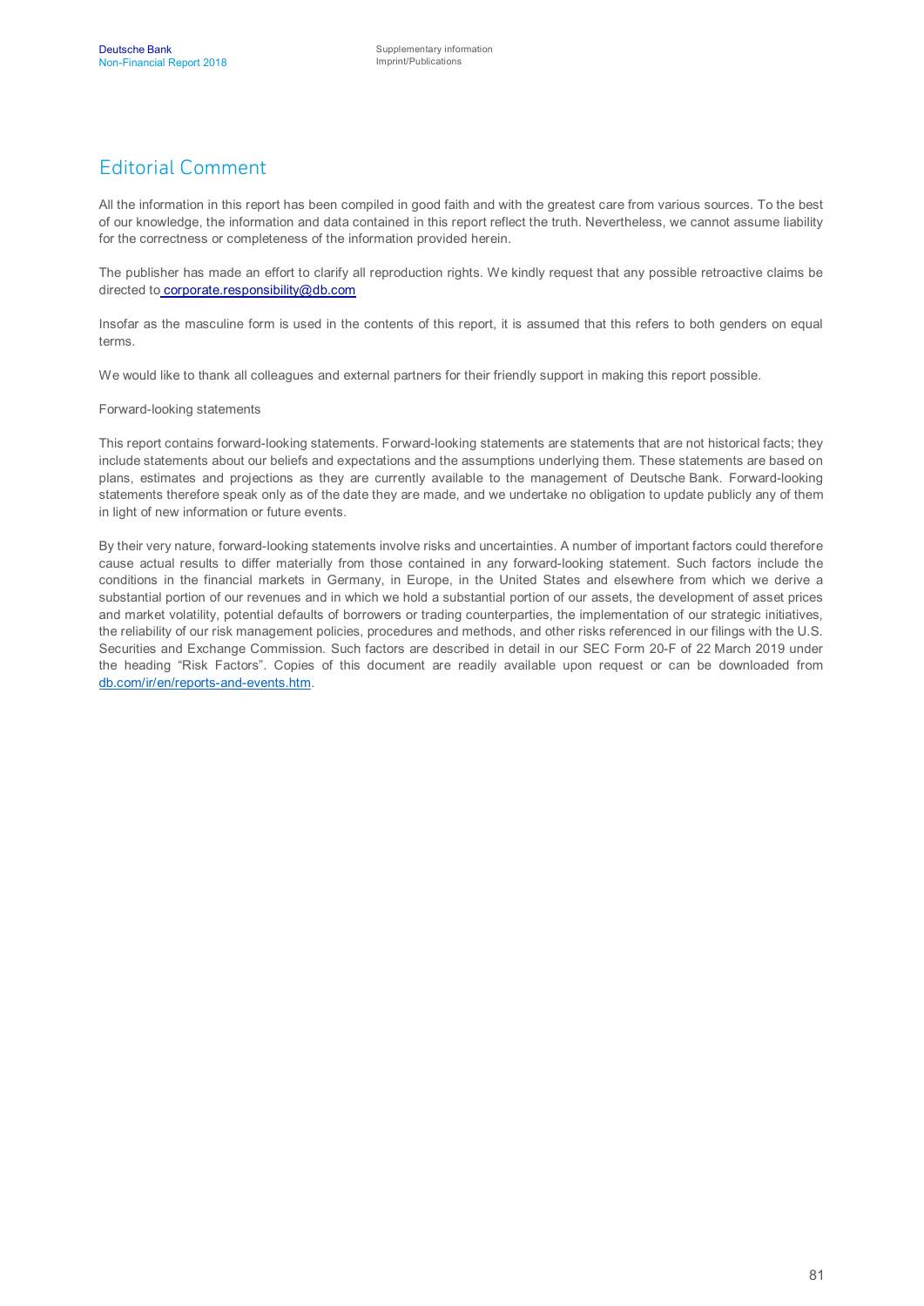# Editorial Comment

All the information in this report has been compiled in good faith and with the greatest care from various sources. To the best of our knowledge, the information and data contained in this report reflect the truth. Nevertheless, we cannot assume liability for the correctness or completeness of the information provided herein.

The publisher has made an effort to clarify all reproduction rights. We kindly request that any possible retroactive claims be directed to corporate.responsibility@db.com

Insofar as the masculine form is used in the contents of this report, it is assumed that this refers to both genders on equal terms.

We would like to thank all colleagues and external partners for their friendly support in making this report possible.

Forward-looking statements

This report contains forward-looking statements. Forward-looking statements are statements that are not historical facts; they include statements about our beliefs and expectations and the assumptions underlying them. These statements are based on plans, estimates and projections as they are currently available to the management of Deutsche Bank. Forward-looking statements therefore speak only as of the date they are made, and we undertake no obligation to update publicly any of them in light of new information or future events.

By their very nature, forward-looking statements involve risks and uncertainties. A number of important factors could therefore cause actual results to differ materially from those contained in any forward-looking statement. Such factors include the conditions in the financial markets in Germany, in Europe, in the United States and elsewhere from which we derive a substantial portion of our revenues and in which we hold a substantial portion of our assets, the development of asset prices and market volatility, potential defaults of borrowers or trading counterparties, the implementation of our strategic initiatives, the reliability of our risk management policies, procedures and methods, and other risks referenced in our filings with the U.S. Securities and Exchange Commission. Such factors are described in detail in our SEC Form 20-F of 22 March 2019 under the heading "Risk Factors". Copies of this document are readily available upon request or can be downloaded from db.com/ir/en/reports-and-events.htm.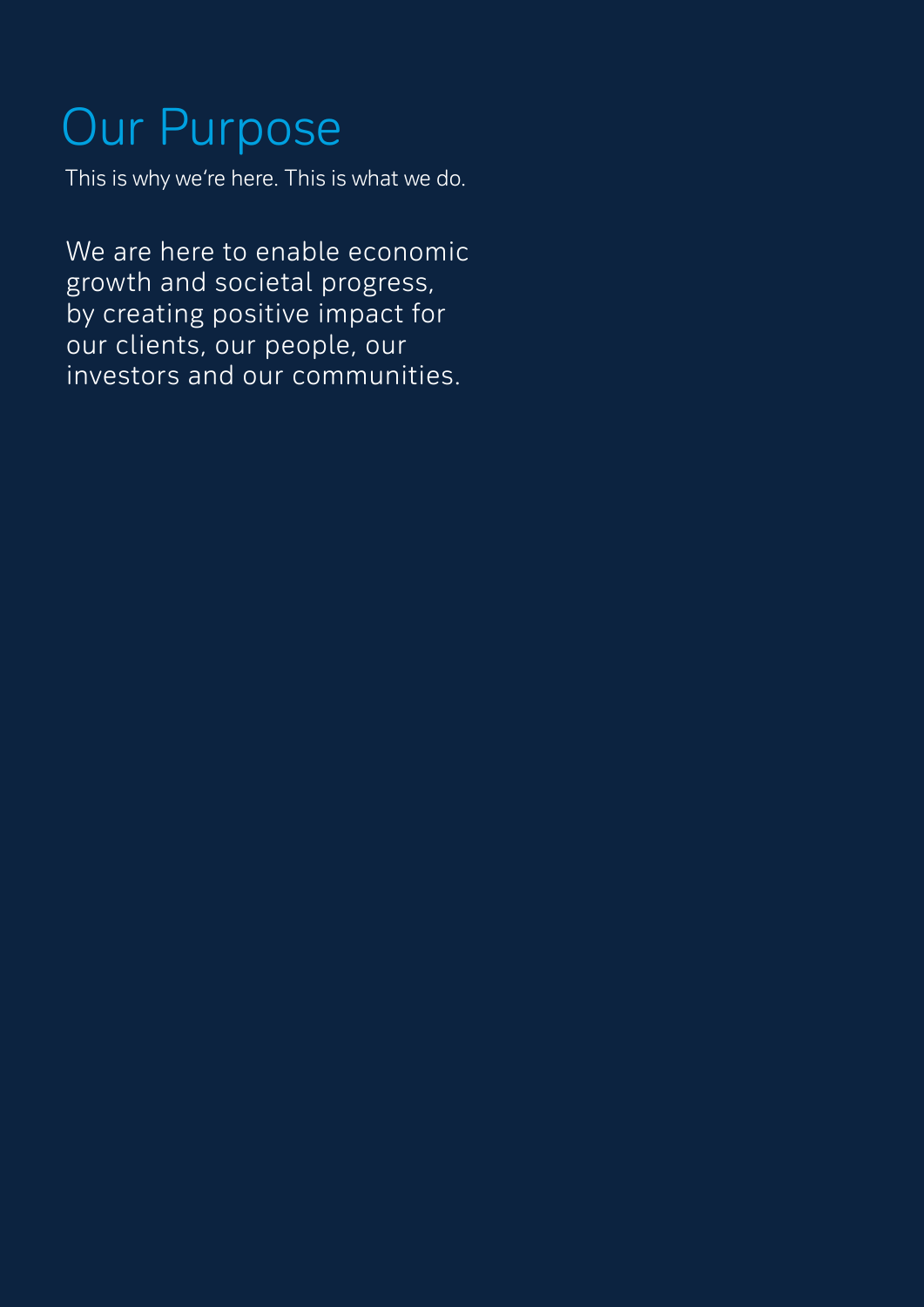# Our Purpose

This is why we're here. This is what we do.

We are here to enable economic growth and societal progress, by creating positive impact for our clients, our people, our investors and our communities.